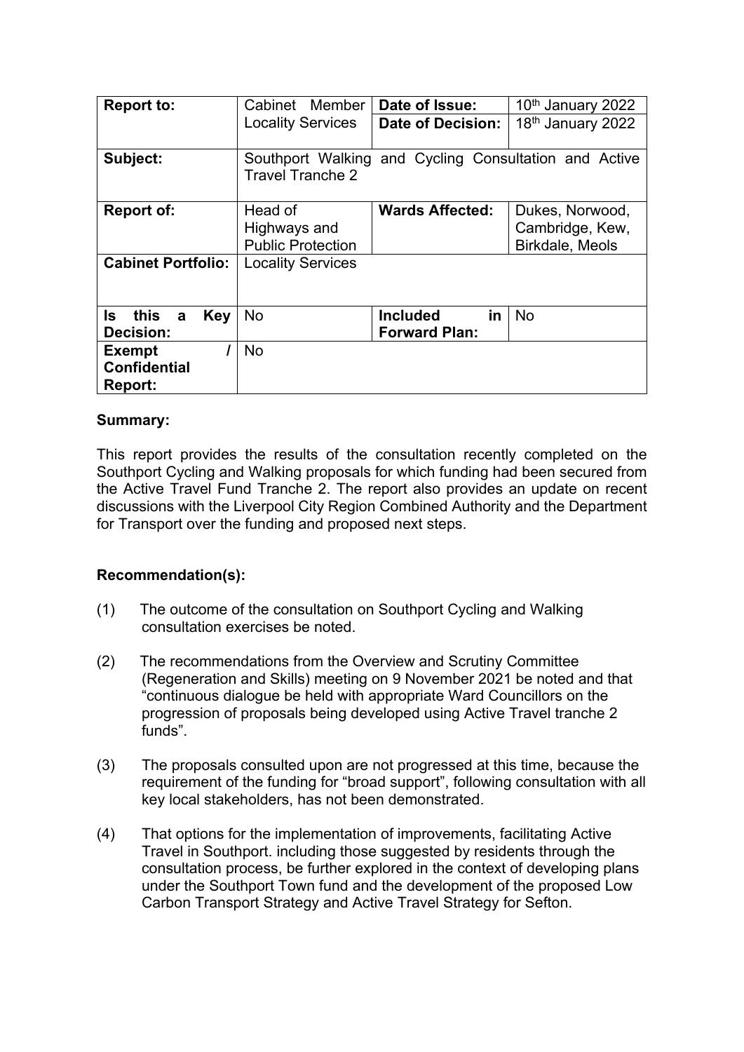| **Report to:** | Cabinet Member Locality Services | **Date of Issue:** | 10th January 2022 |
| --- | --- | --- | --- |
| | | **Date of Decision:** | 18th January 2022 |
| **Subject:** | Southport Walking and Cycling Consultation and Active Travel Tranche 2 | | |
| **Report of:** | Head of Highways and Public Protection | **Wards Affected:** | Dukes, Norwood, Cambridge, Kew, Birkdale, Meols |
| **Cabinet Portfolio:** | Locality Services | | |
| **Is this a Key Decision:** | No | **Included in Forward Plan:** | No |
| **Exempt / Confidential Report:** | No | | |

**Summary:**

This report provides the results of the consultation recently completed on the Southport Cycling and Walking proposals for which funding had been secured from the Active Travel Fund Tranche 2. The report also provides an update on recent discussions with the Liverpool City Region Combined Authority and the Department for Transport over the funding and proposed next steps.

**Recommendation(s):**

(1) The outcome of the consultation on Southport Cycling and Walking consultation exercises be noted.

(2) The recommendations from the Overview and Scrutiny Committee (Regeneration and Skills) meeting on 9 November 2021 be noted and that "continuous dialogue be held with appropriate Ward Councillors on the progression of proposals being developed using Active Travel tranche 2 funds".

(3) The proposals consulted upon are not progressed at this time, because the requirement of the funding for "broad support", following consultation with all key local stakeholders, has not been demonstrated.

(4) That options for the implementation of improvements, facilitating Active Travel in Southport. including those suggested by residents through the consultation process, be further explored in the context of developing plans under the Southport Town fund and the development of the proposed Low Carbon Transport Strategy and Active Travel Strategy for Sefton.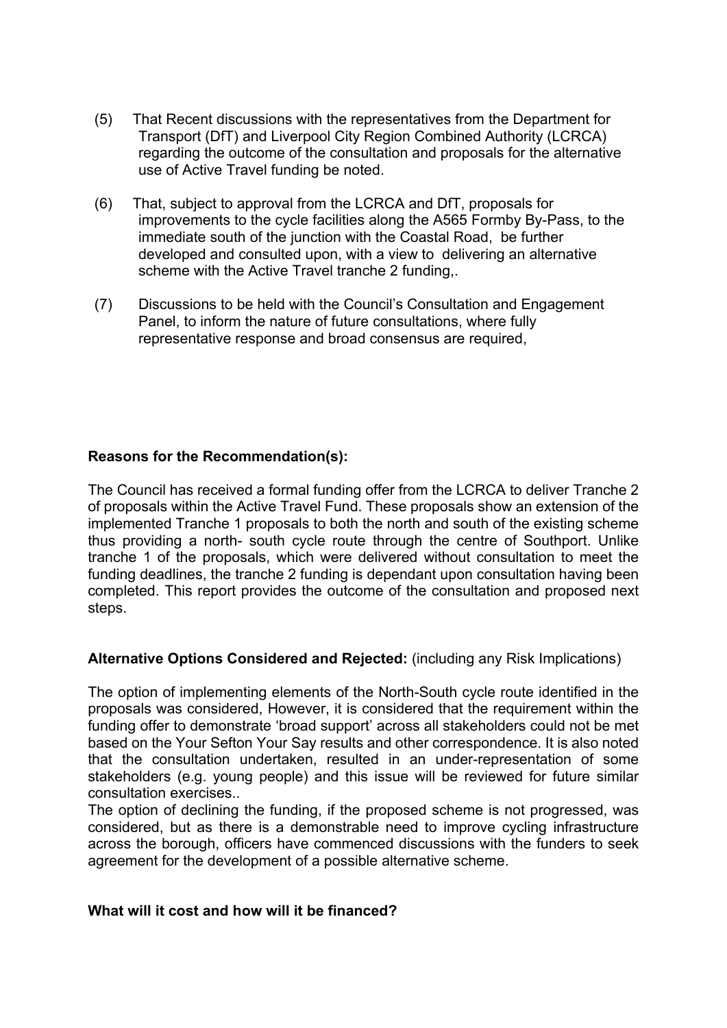(5) That Recent discussions with the representatives from the Department for Transport (DfT) and Liverpool City Region Combined Authority (LCRCA) regarding the outcome of the consultation and proposals for the alternative use of Active Travel funding be noted.

(6) That, subject to approval from the LCRCA and DfT, proposals for improvements to the cycle facilities along the A565 Formby By-Pass, to the immediate south of the junction with the Coastal Road, be further developed and consulted upon, with a view to delivering an alternative scheme with the Active Travel tranche 2 funding,.

(7) Discussions to be held with the Council's Consultation and Engagement Panel, to inform the nature of future consultations, where fully representative response and broad consensus are required,

**Reasons for the Recommendation(s):**

The Council has received a formal funding offer from the LCRCA to deliver Tranche 2 of proposals within the Active Travel Fund. These proposals show an extension of the implemented Tranche 1 proposals to both the north and south of the existing scheme thus providing a north- south cycle route through the centre of Southport. Unlike tranche 1 of the proposals, which were delivered without consultation to meet the funding deadlines, the tranche 2 funding is dependant upon consultation having been completed. This report provides the outcome of the consultation and proposed next steps.

**Alternative Options Considered and Rejected:** (including any Risk Implications)

The option of implementing elements of the North-South cycle route identified in the proposals was considered, However, it is considered that the requirement within the funding offer to demonstrate 'broad support' across all stakeholders could not be met based on the Your Sefton Your Say results and other correspondence. It is also noted that the consultation undertaken, resulted in an under-representation of some stakeholders (e.g. young people) and this issue will be reviewed for future similar consultation exercises..

The option of declining the funding, if the proposed scheme is not progressed, was considered, but as there is a demonstrable need to improve cycling infrastructure across the borough, officers have commenced discussions with the funders to seek agreement for the development of a possible alternative scheme.

**What will it cost and how will it be financed?**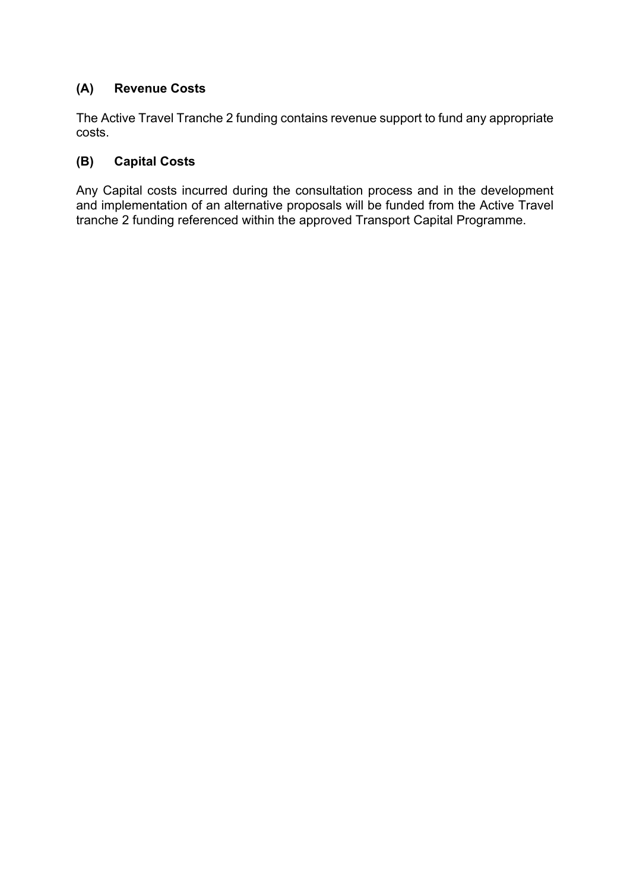### (A) Revenue Costs

The Active Travel Tranche 2 funding contains revenue support to fund any appropriate costs.

### (B) Capital Costs

Any Capital costs incurred during the consultation process and in the development and implementation of an alternative proposals will be funded from the Active Travel tranche 2 funding referenced within the approved Transport Capital Programme.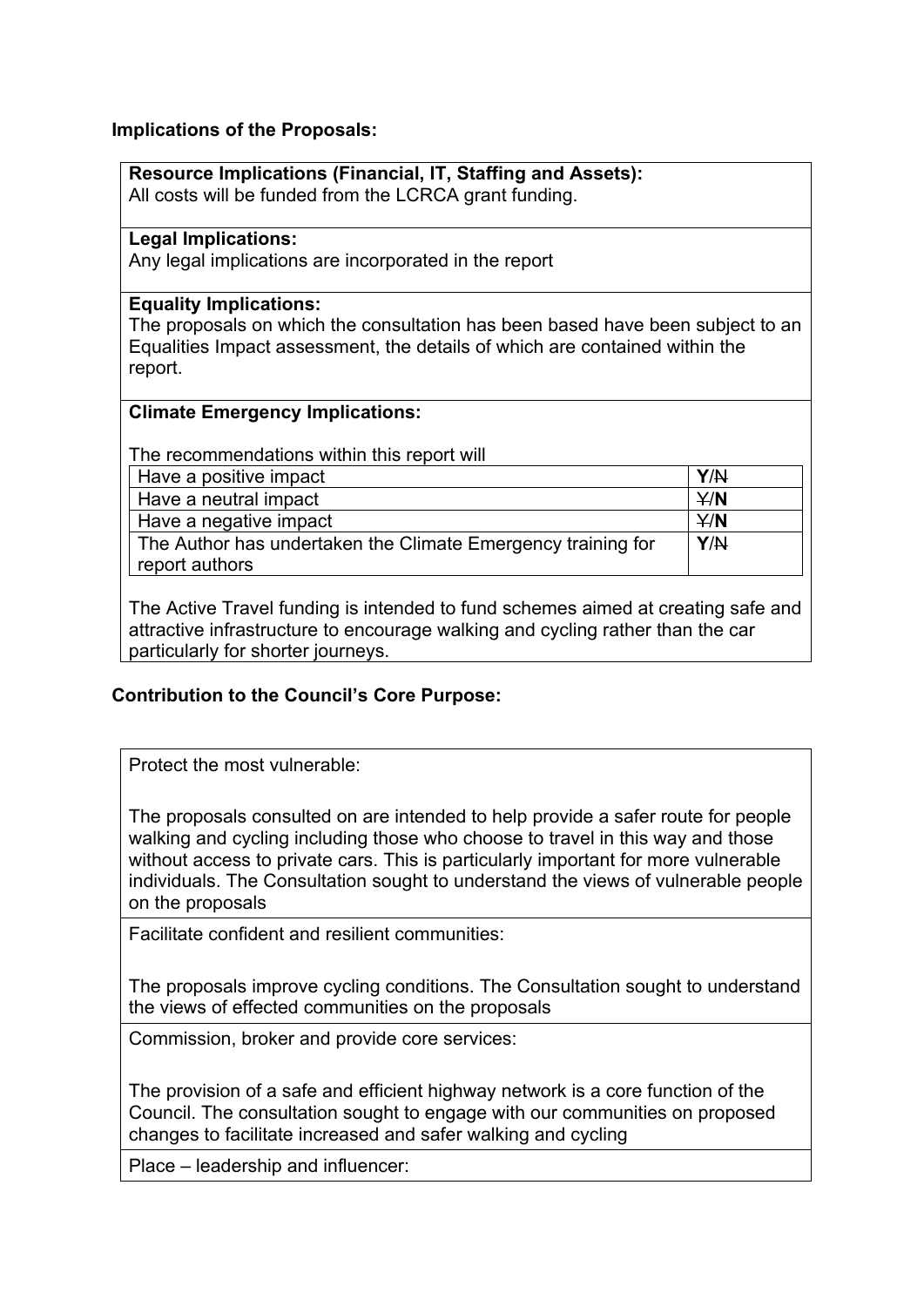**Implications of the Proposals:**

| **Resource Implications (Financial, IT, Staffing and Assets):**<br>All costs will be funded from the LCRCA grant funding. |
|---|
| **Legal Implications:**<br>Any legal implications are incorporated in the report |
| **Equality Implications:**<br>The proposals on which the consultation has been based have been subject to an Equalities Impact assessment, the details of which are contained within the report. |
| **Climate Emergency Implications:** |

The recommendations within this report will

| | |
|---|---|
| Have a positive impact | **Y**/~~N~~ |
| Have a neutral impact | ~~Y~~/**N** |
| Have a negative impact | ~~Y~~/**N** |
| The Author has undertaken the Climate Emergency training for report authors | **Y**/~~N~~ |

The Active Travel funding is intended to fund schemes aimed at creating safe and attractive infrastructure to encourage walking and cycling rather than the car particularly for shorter journeys.

**Contribution to the Council's Core Purpose:**

| Protect the most vulnerable:<br><br>The proposals consulted on are intended to help provide a safer route for people walking and cycling including those who choose to travel in this way and those without access to private cars. This is particularly important for more vulnerable individuals. The Consultation sought to understand the views of vulnerable people on the proposals |
|---|
| Facilitate confident and resilient communities:<br><br>The proposals improve cycling conditions. The Consultation sought to understand the views of effected communities on the proposals |
| Commission, broker and provide core services:<br><br>The provision of a safe and efficient highway network is a core function of the Council. The consultation sought to engage with our communities on proposed changes to facilitate increased and safer walking and cycling |
| Place – leadership and influencer: |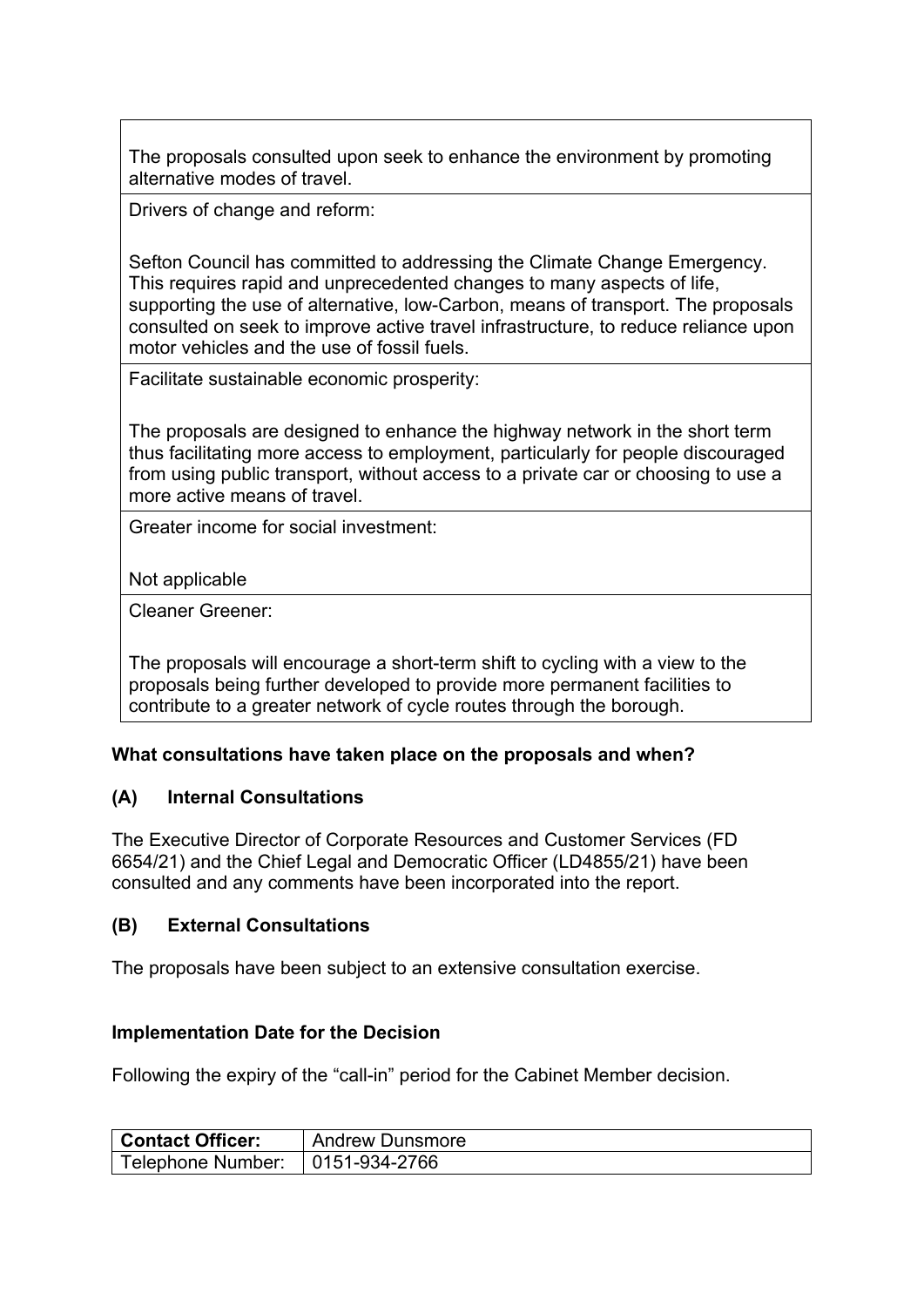| The proposals consulted upon seek to enhance the environment by promoting alternative modes of travel. |
|---|
| Drivers of change and reform:<br><br>Sefton Council has committed to addressing the Climate Change Emergency. This requires rapid and unprecedented changes to many aspects of life, supporting the use of alternative, low-Carbon, means of transport. The proposals consulted on seek to improve active travel infrastructure, to reduce reliance upon motor vehicles and the use of fossil fuels. |
| Facilitate sustainable economic prosperity:<br><br>The proposals are designed to enhance the highway network in the short term thus facilitating more access to employment, particularly for people discouraged from using public transport, without access to a private car or choosing to use a more active means of travel. |
| Greater income for social investment:<br><br>Not applicable |
| Cleaner Greener:<br><br>The proposals will encourage a short-term shift to cycling with a view to the proposals being further developed to provide more permanent facilities to contribute to a greater network of cycle routes through the borough. |

**What consultations have taken place on the proposals and when?**

**(A) Internal Consultations**

The Executive Director of Corporate Resources and Customer Services (FD 6654/21) and the Chief Legal and Democratic Officer (LD4855/21) have been consulted and any comments have been incorporated into the report.

**(B) External Consultations**

The proposals have been subject to an extensive consultation exercise.

**Implementation Date for the Decision**

Following the expiry of the "call-in" period for the Cabinet Member decision.

| **Contact Officer:** | Andrew Dunsmore |
|---|---|
| Telephone Number: | 0151-934-2766 |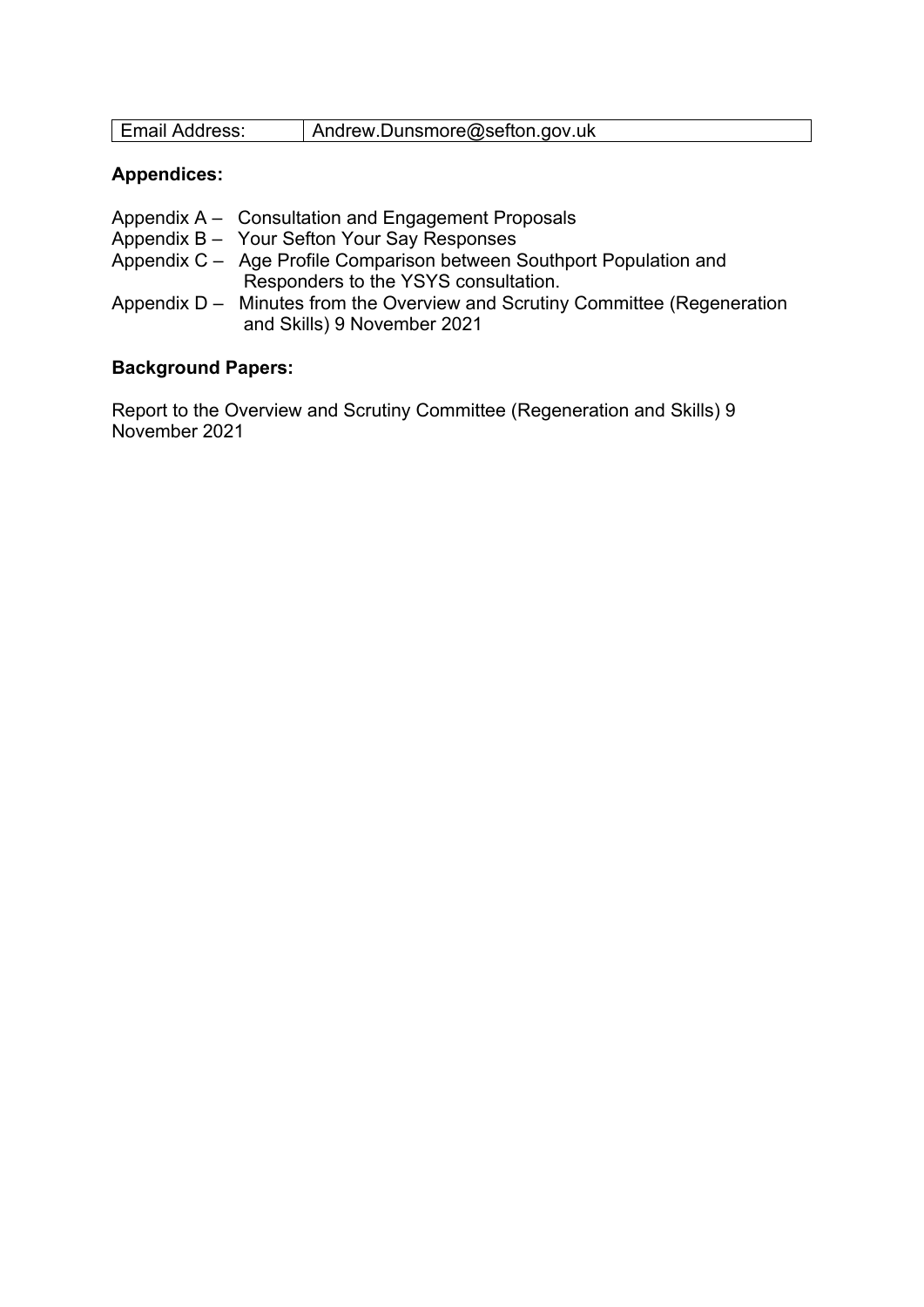| Email Address: | Andrew.Dunsmore@sefton.gov.uk |
|---|---|

**Appendices:**

Appendix A – Consultation and Engagement Proposals
Appendix B – Your Sefton Your Say Responses
Appendix C – Age Profile Comparison between Southport Population and Responders to the YSYS consultation.
Appendix D – Minutes from the Overview and Scrutiny Committee (Regeneration and Skills) 9 November 2021

**Background Papers:**

Report to the Overview and Scrutiny Committee (Regeneration and Skills) 9 November 2021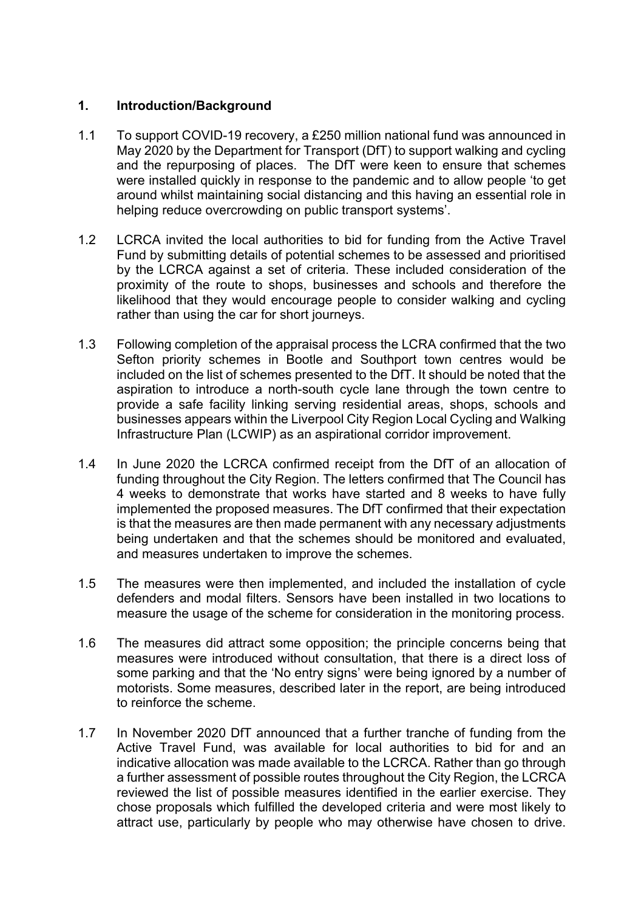## 1. Introduction/Background

1.1 To support COVID-19 recovery, a £250 million national fund was announced in May 2020 by the Department for Transport (DfT) to support walking and cycling and the repurposing of places. The DfT were keen to ensure that schemes were installed quickly in response to the pandemic and to allow people 'to get around whilst maintaining social distancing and this having an essential role in helping reduce overcrowding on public transport systems'.

1.2 LCRCA invited the local authorities to bid for funding from the Active Travel Fund by submitting details of potential schemes to be assessed and prioritised by the LCRCA against a set of criteria. These included consideration of the proximity of the route to shops, businesses and schools and therefore the likelihood that they would encourage people to consider walking and cycling rather than using the car for short journeys.

1.3 Following completion of the appraisal process the LCRA confirmed that the two Sefton priority schemes in Bootle and Southport town centres would be included on the list of schemes presented to the DfT. It should be noted that the aspiration to introduce a north-south cycle lane through the town centre to provide a safe facility linking serving residential areas, shops, schools and businesses appears within the Liverpool City Region Local Cycling and Walking Infrastructure Plan (LCWIP) as an aspirational corridor improvement.

1.4 In June 2020 the LCRCA confirmed receipt from the DfT of an allocation of funding throughout the City Region. The letters confirmed that The Council has 4 weeks to demonstrate that works have started and 8 weeks to have fully implemented the proposed measures. The DfT confirmed that their expectation is that the measures are then made permanent with any necessary adjustments being undertaken and that the schemes should be monitored and evaluated, and measures undertaken to improve the schemes.

1.5 The measures were then implemented, and included the installation of cycle defenders and modal filters. Sensors have been installed in two locations to measure the usage of the scheme for consideration in the monitoring process.

1.6 The measures did attract some opposition; the principle concerns being that measures were introduced without consultation, that there is a direct loss of some parking and that the 'No entry signs' were being ignored by a number of motorists. Some measures, described later in the report, are being introduced to reinforce the scheme.

1.7 In November 2020 DfT announced that a further tranche of funding from the Active Travel Fund, was available for local authorities to bid for and an indicative allocation was made available to the LCRCA. Rather than go through a further assessment of possible routes throughout the City Region, the LCRCA reviewed the list of possible measures identified in the earlier exercise. They chose proposals which fulfilled the developed criteria and were most likely to attract use, particularly by people who may otherwise have chosen to drive.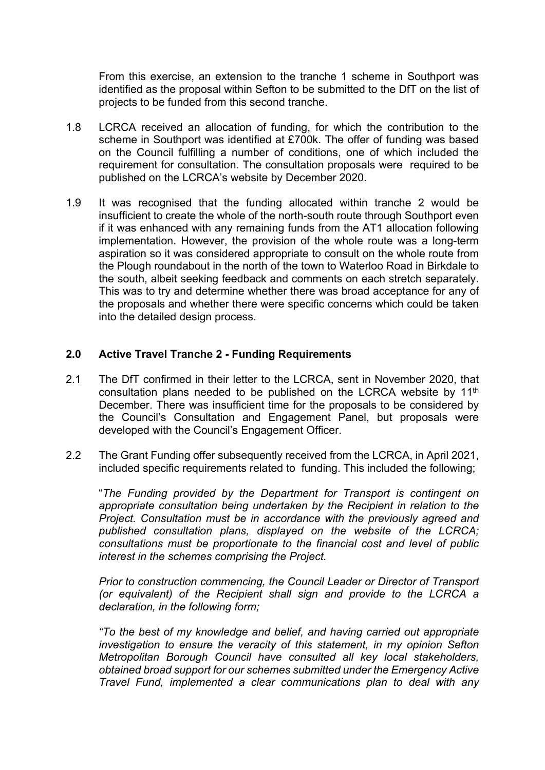From this exercise, an extension to the tranche 1 scheme in Southport was identified as the proposal within Sefton to be submitted to the DfT on the list of projects to be funded from this second tranche.

1.8 LCRCA received an allocation of funding, for which the contribution to the scheme in Southport was identified at £700k. The offer of funding was based on the Council fulfilling a number of conditions, one of which included the requirement for consultation. The consultation proposals were required to be published on the LCRCA's website by December 2020.

1.9 It was recognised that the funding allocated within tranche 2 would be insufficient to create the whole of the north-south route through Southport even if it was enhanced with any remaining funds from the AT1 allocation following implementation. However, the provision of the whole route was a long-term aspiration so it was considered appropriate to consult on the whole route from the Plough roundabout in the north of the town to Waterloo Road in Birkdale to the south, albeit seeking feedback and comments on each stretch separately. This was to try and determine whether there was broad acceptance for any of the proposals and whether there were specific concerns which could be taken into the detailed design process.

## 2.0 Active Travel Tranche 2 - Funding Requirements

2.1 The DfT confirmed in their letter to the LCRCA, sent in November 2020, that consultation plans needed to be published on the LCRCA website by 11th December. There was insufficient time for the proposals to be considered by the Council's Consultation and Engagement Panel, but proposals were developed with the Council's Engagement Officer.

2.2 The Grant Funding offer subsequently received from the LCRCA, in April 2021, included specific requirements related to funding. This included the following;

"*The Funding provided by the Department for Transport is contingent on appropriate consultation being undertaken by the Recipient in relation to the Project. Consultation must be in accordance with the previously agreed and published consultation plans, displayed on the website of the LCRCA; consultations must be proportionate to the financial cost and level of public interest in the schemes comprising the Project.*

*Prior to construction commencing, the Council Leader or Director of Transport (or equivalent) of the Recipient shall sign and provide to the LCRCA a declaration, in the following form;*

*"To the best of my knowledge and belief, and having carried out appropriate investigation to ensure the veracity of this statement, in my opinion Sefton Metropolitan Borough Council have consulted all key local stakeholders, obtained broad support for our schemes submitted under the Emergency Active Travel Fund, implemented a clear communications plan to deal with any*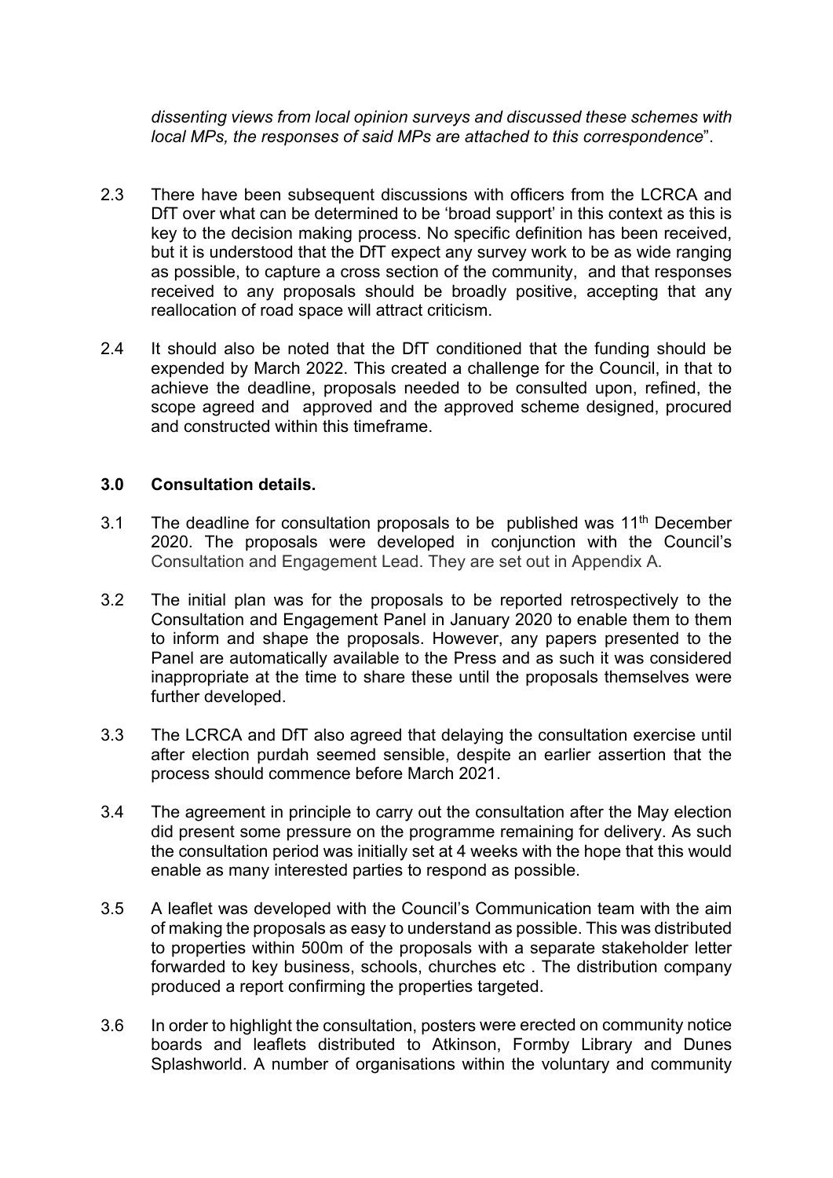*dissenting views from local opinion surveys and discussed these schemes with local MPs, the responses of said MPs are attached to this correspondence*".

2.3 There have been subsequent discussions with officers from the LCRCA and DfT over what can be determined to be 'broad support' in this context as this is key to the decision making process. No specific definition has been received, but it is understood that the DfT expect any survey work to be as wide ranging as possible, to capture a cross section of the community, and that responses received to any proposals should be broadly positive, accepting that any reallocation of road space will attract criticism.

2.4 It should also be noted that the DfT conditioned that the funding should be expended by March 2022. This created a challenge for the Council, in that to achieve the deadline, proposals needed to be consulted upon, refined, the scope agreed and approved and the approved scheme designed, procured and constructed within this timeframe.

### 3.0 Consultation details.

3.1 The deadline for consultation proposals to be published was 11th December 2020. The proposals were developed in conjunction with the Council's Consultation and Engagement Lead. They are set out in Appendix A.

3.2 The initial plan was for the proposals to be reported retrospectively to the Consultation and Engagement Panel in January 2020 to enable them to them to inform and shape the proposals. However, any papers presented to the Panel are automatically available to the Press and as such it was considered inappropriate at the time to share these until the proposals themselves were further developed.

3.3 The LCRCA and DfT also agreed that delaying the consultation exercise until after election purdah seemed sensible, despite an earlier assertion that the process should commence before March 2021.

3.4 The agreement in principle to carry out the consultation after the May election did present some pressure on the programme remaining for delivery. As such the consultation period was initially set at 4 weeks with the hope that this would enable as many interested parties to respond as possible.

3.5 A leaflet was developed with the Council's Communication team with the aim of making the proposals as easy to understand as possible. This was distributed to properties within 500m of the proposals with a separate stakeholder letter forwarded to key business, schools, churches etc . The distribution company produced a report confirming the properties targeted.

3.6 In order to highlight the consultation, posters were erected on community notice boards and leaflets distributed to Atkinson, Formby Library and Dunes Splashworld. A number of organisations within the voluntary and community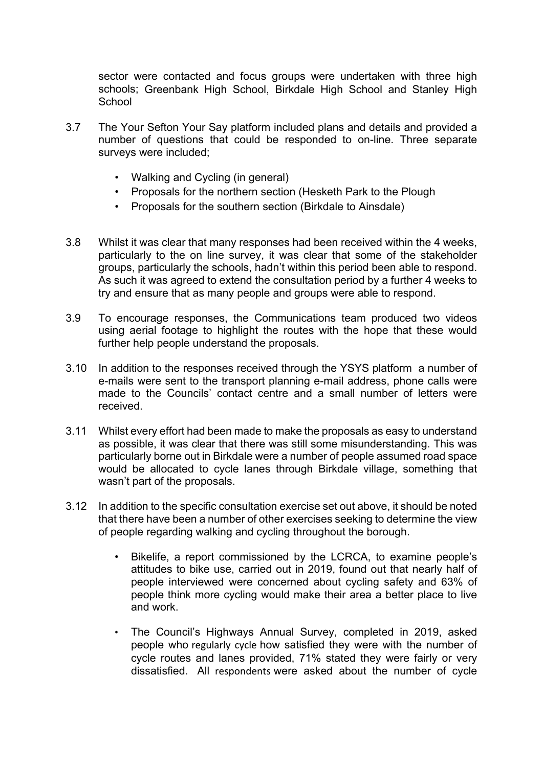sector were contacted and focus groups were undertaken with three high schools; Greenbank High School, Birkdale High School and Stanley High School

3.7 The Your Sefton Your Say platform included plans and details and provided a number of questions that could be responded to on-line. Three separate surveys were included;

- Walking and Cycling (in general)
- Proposals for the northern section (Hesketh Park to the Plough
- Proposals for the southern section (Birkdale to Ainsdale)

3.8 Whilst it was clear that many responses had been received within the 4 weeks, particularly to the on line survey, it was clear that some of the stakeholder groups, particularly the schools, hadn't within this period been able to respond. As such it was agreed to extend the consultation period by a further 4 weeks to try and ensure that as many people and groups were able to respond.

3.9 To encourage responses, the Communications team produced two videos using aerial footage to highlight the routes with the hope that these would further help people understand the proposals.

3.10 In addition to the responses received through the YSYS platform a number of e-mails were sent to the transport planning e-mail address, phone calls were made to the Councils' contact centre and a small number of letters were received.

3.11 Whilst every effort had been made to make the proposals as easy to understand as possible, it was clear that there was still some misunderstanding. This was particularly borne out in Birkdale were a number of people assumed road space would be allocated to cycle lanes through Birkdale village, something that wasn't part of the proposals.

3.12 In addition to the specific consultation exercise set out above, it should be noted that there have been a number of other exercises seeking to determine the view of people regarding walking and cycling throughout the borough.

- Bikelife, a report commissioned by the LCRCA, to examine people's attitudes to bike use, carried out in 2019, found out that nearly half of people interviewed were concerned about cycling safety and 63% of people think more cycling would make their area a better place to live and work.

- The Council's Highways Annual Survey, completed in 2019, asked people who regularly cycle how satisfied they were with the number of cycle routes and lanes provided, 71% stated they were fairly or very dissatisfied. All respondents were asked about the number of cycle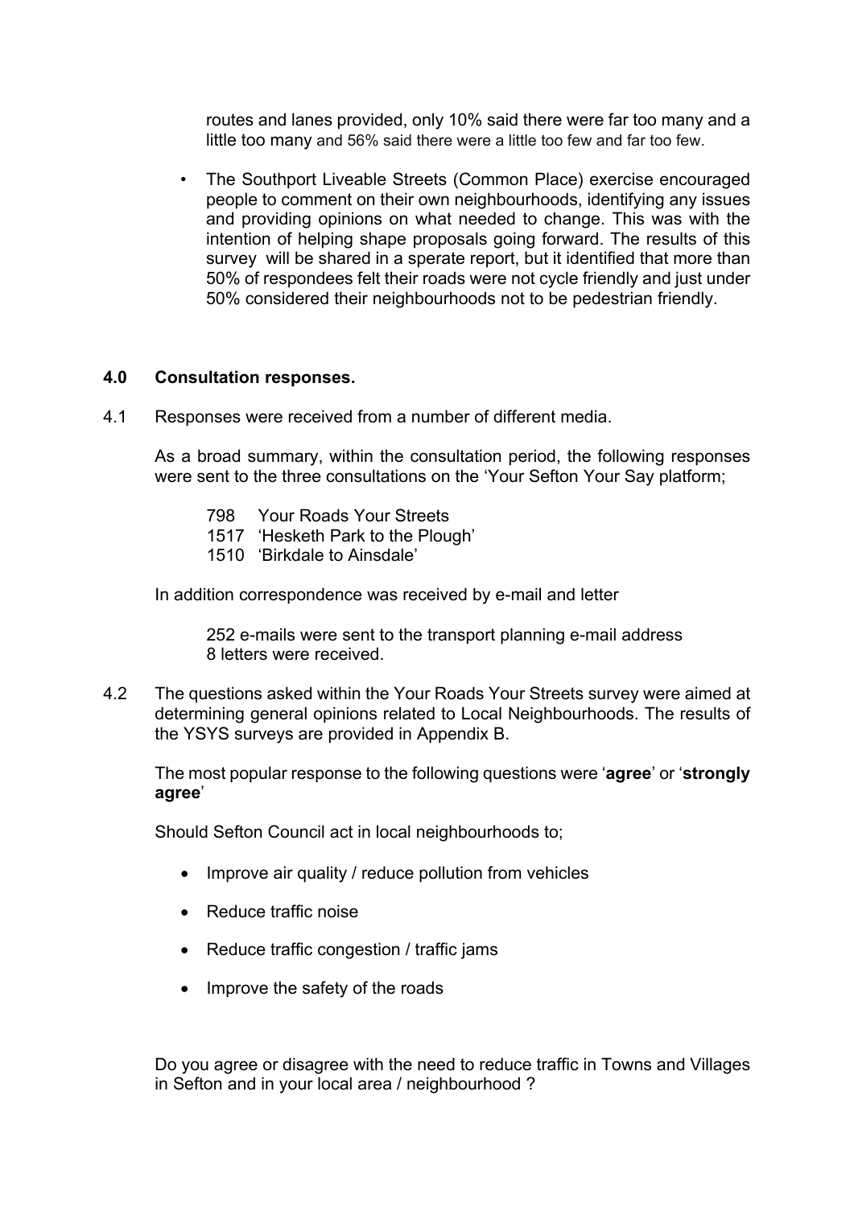routes and lanes provided, only 10% said there were far too many and a little too many and 56% said there were a little too few and far too few.

- The Southport Liveable Streets (Common Place) exercise encouraged people to comment on their own neighbourhoods, identifying any issues and providing opinions on what needed to change. This was with the intention of helping shape proposals going forward. The results of this survey will be shared in a sperate report, but it identified that more than 50% of respondees felt their roads were not cycle friendly and just under 50% considered their neighbourhoods not to be pedestrian friendly.

## 4.0 Consultation responses.

4.1 Responses were received from a number of different media.

As a broad summary, within the consultation period, the following responses were sent to the three consultations on the 'Your Sefton Your Say platform;

798 Your Roads Your Streets
1517 'Hesketh Park to the Plough'
1510 'Birkdale to Ainsdale'

In addition correspondence was received by e-mail and letter

252 e-mails were sent to the transport planning e-mail address
8 letters were received.

4.2 The questions asked within the Your Roads Your Streets survey were aimed at determining general opinions related to Local Neighbourhoods. The results of the YSYS surveys are provided in Appendix B.

The most popular response to the following questions were '**agree**' or '**strongly agree**'

Should Sefton Council act in local neighbourhoods to;

- Improve air quality / reduce pollution from vehicles
- Reduce traffic noise
- Reduce traffic congestion / traffic jams
- Improve the safety of the roads

Do you agree or disagree with the need to reduce traffic in Towns and Villages in Sefton and in your local area / neighbourhood ?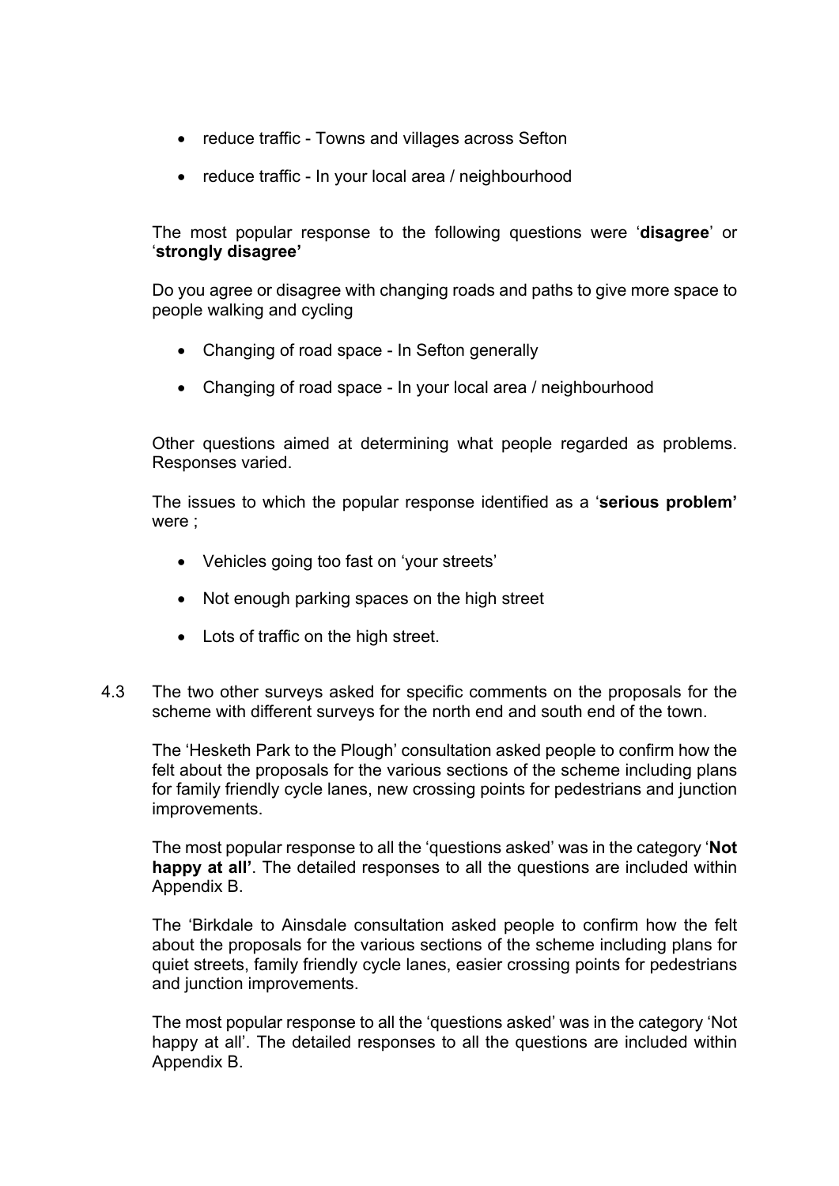- reduce traffic - Towns and villages across Sefton
- reduce traffic - In your local area / neighbourhood

The most popular response to the following questions were '**disagree**' or '**strongly disagree'**

Do you agree or disagree with changing roads and paths to give more space to people walking and cycling

- Changing of road space - In Sefton generally
- Changing of road space - In your local area / neighbourhood

Other questions aimed at determining what people regarded as problems. Responses varied.

The issues to which the popular response identified as a '**serious problem'** were ;

- Vehicles going too fast on 'your streets'
- Not enough parking spaces on the high street
- Lots of traffic on the high street.

4.3 The two other surveys asked for specific comments on the proposals for the scheme with different surveys for the north end and south end of the town.

The 'Hesketh Park to the Plough' consultation asked people to confirm how the felt about the proposals for the various sections of the scheme including plans for family friendly cycle lanes, new crossing points for pedestrians and junction improvements.

The most popular response to all the 'questions asked' was in the category '**Not happy at all'**. The detailed responses to all the questions are included within Appendix B.

The 'Birkdale to Ainsdale consultation asked people to confirm how the felt about the proposals for the various sections of the scheme including plans for quiet streets, family friendly cycle lanes, easier crossing points for pedestrians and junction improvements.

The most popular response to all the 'questions asked' was in the category 'Not happy at all'. The detailed responses to all the questions are included within Appendix B.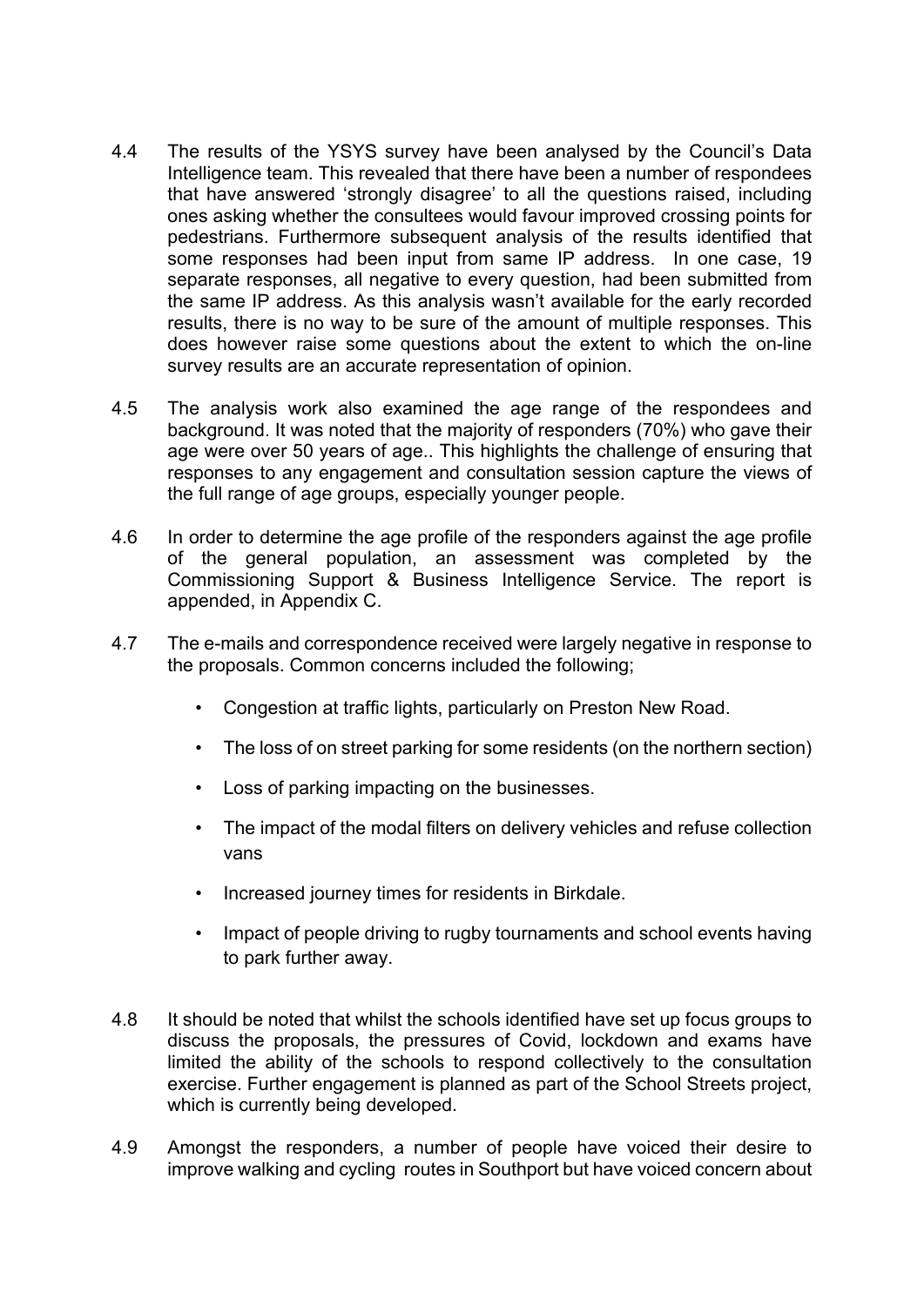4.4 The results of the YSYS survey have been analysed by the Council's Data Intelligence team. This revealed that there have been a number of respondees that have answered 'strongly disagree' to all the questions raised, including ones asking whether the consultees would favour improved crossing points for pedestrians. Furthermore subsequent analysis of the results identified that some responses had been input from same IP address. In one case, 19 separate responses, all negative to every question, had been submitted from the same IP address. As this analysis wasn't available for the early recorded results, there is no way to be sure of the amount of multiple responses. This does however raise some questions about the extent to which the on-line survey results are an accurate representation of opinion.

4.5 The analysis work also examined the age range of the respondees and background. It was noted that the majority of responders (70%) who gave their age were over 50 years of age.. This highlights the challenge of ensuring that responses to any engagement and consultation session capture the views of the full range of age groups, especially younger people.

4.6 In order to determine the age profile of the responders against the age profile of the general population, an assessment was completed by the Commissioning Support & Business Intelligence Service. The report is appended, in Appendix C.

4.7 The e-mails and correspondence received were largely negative in response to the proposals. Common concerns included the following;

- Congestion at traffic lights, particularly on Preston New Road.
- The loss of on street parking for some residents (on the northern section)
- Loss of parking impacting on the businesses.
- The impact of the modal filters on delivery vehicles and refuse collection vans
- Increased journey times for residents in Birkdale.
- Impact of people driving to rugby tournaments and school events having to park further away.

4.8 It should be noted that whilst the schools identified have set up focus groups to discuss the proposals, the pressures of Covid, lockdown and exams have limited the ability of the schools to respond collectively to the consultation exercise. Further engagement is planned as part of the School Streets project, which is currently being developed.

4.9 Amongst the responders, a number of people have voiced their desire to improve walking and cycling routes in Southport but have voiced concern about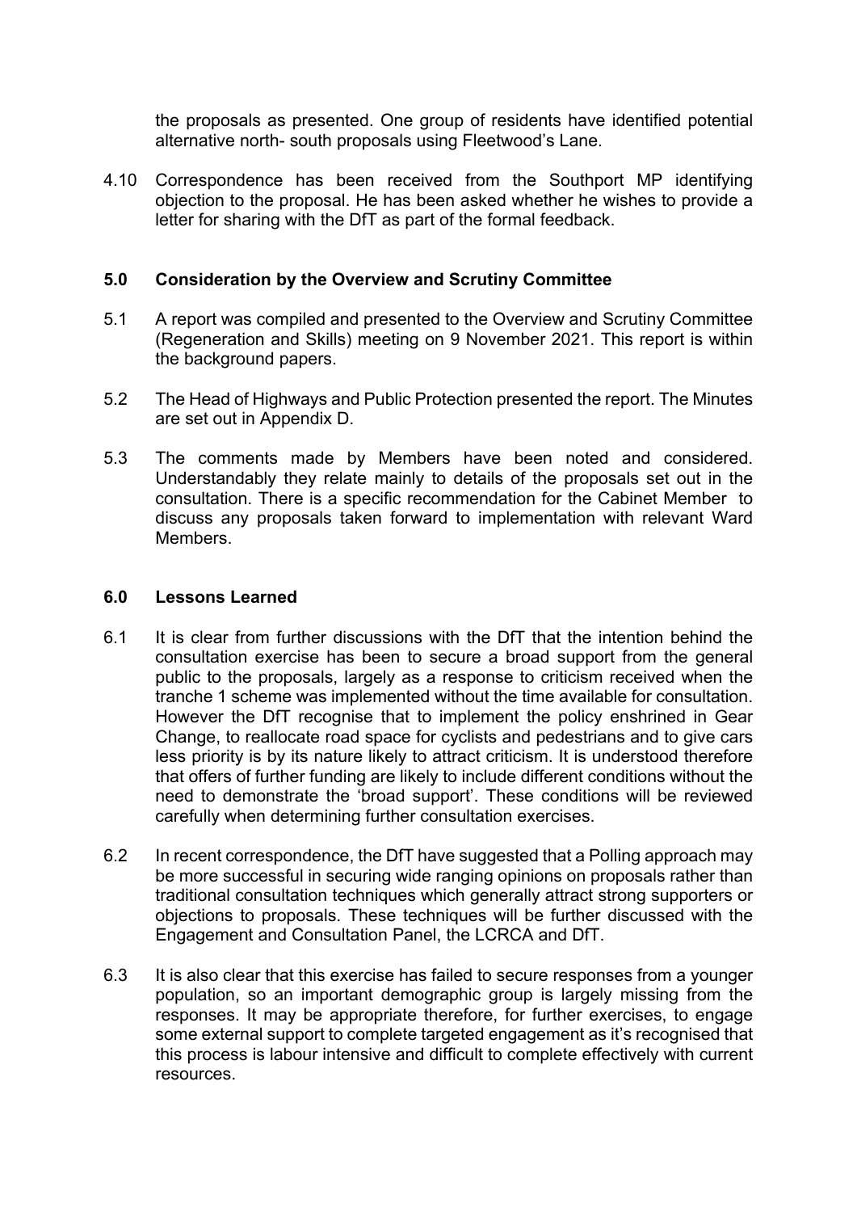the proposals as presented. One group of residents have identified potential alternative north- south proposals using Fleetwood's Lane.

4.10 Correspondence has been received from the Southport MP identifying objection to the proposal. He has been asked whether he wishes to provide a letter for sharing with the DfT as part of the formal feedback.

## 5.0 Consideration by the Overview and Scrutiny Committee

5.1 A report was compiled and presented to the Overview and Scrutiny Committee (Regeneration and Skills) meeting on 9 November 2021. This report is within the background papers.

5.2 The Head of Highways and Public Protection presented the report. The Minutes are set out in Appendix D.

5.3 The comments made by Members have been noted and considered. Understandably they relate mainly to details of the proposals set out in the consultation. There is a specific recommendation for the Cabinet Member to discuss any proposals taken forward to implementation with relevant Ward Members.

## 6.0 Lessons Learned

6.1 It is clear from further discussions with the DfT that the intention behind the consultation exercise has been to secure a broad support from the general public to the proposals, largely as a response to criticism received when the tranche 1 scheme was implemented without the time available for consultation. However the DfT recognise that to implement the policy enshrined in Gear Change, to reallocate road space for cyclists and pedestrians and to give cars less priority is by its nature likely to attract criticism. It is understood therefore that offers of further funding are likely to include different conditions without the need to demonstrate the 'broad support'. These conditions will be reviewed carefully when determining further consultation exercises.

6.2 In recent correspondence, the DfT have suggested that a Polling approach may be more successful in securing wide ranging opinions on proposals rather than traditional consultation techniques which generally attract strong supporters or objections to proposals. These techniques will be further discussed with the Engagement and Consultation Panel, the LCRCA and DfT.

6.3 It is also clear that this exercise has failed to secure responses from a younger population, so an important demographic group is largely missing from the responses. It may be appropriate therefore, for further exercises, to engage some external support to complete targeted engagement as it's recognised that this process is labour intensive and difficult to complete effectively with current resources.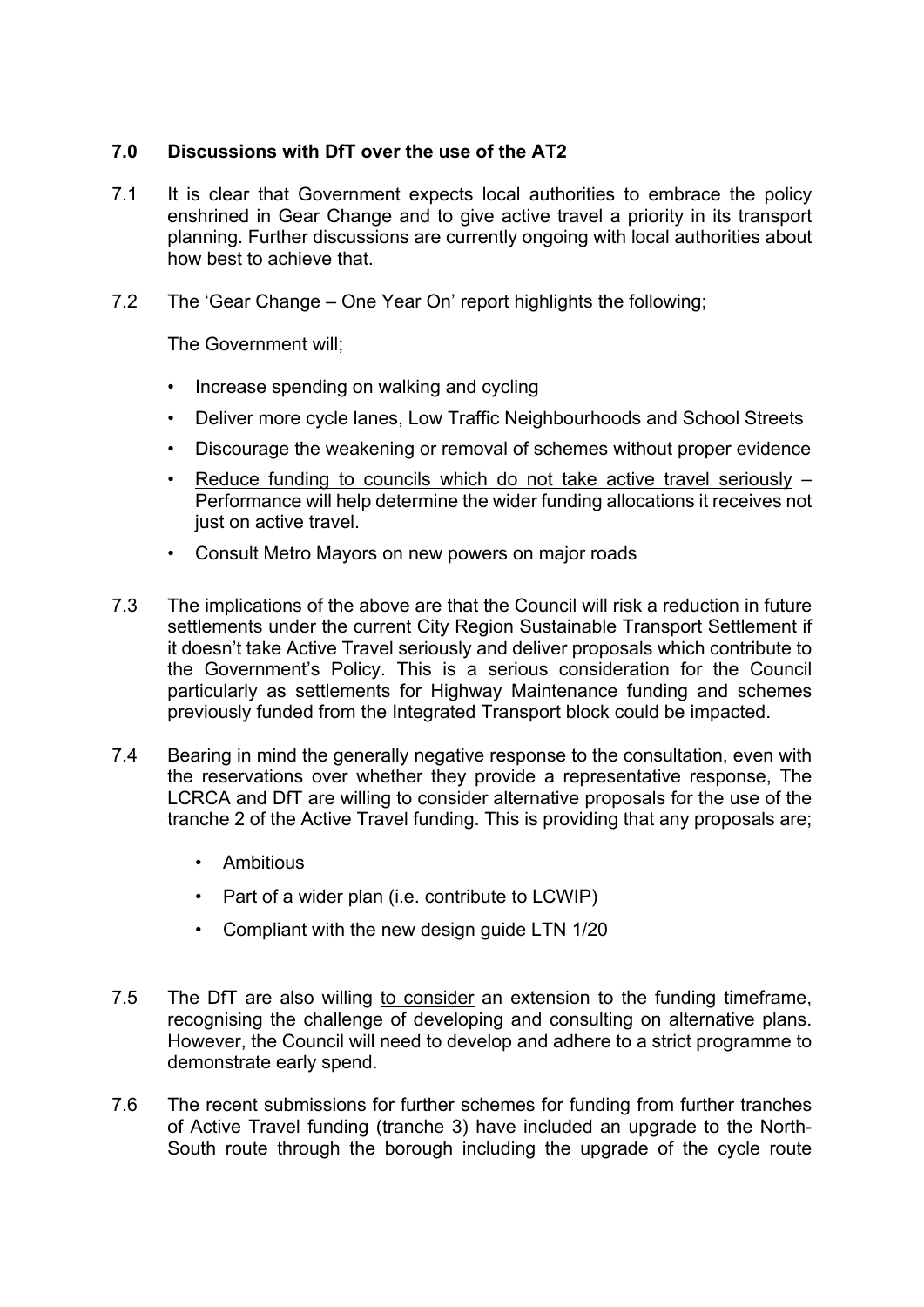## 7.0 Discussions with DfT over the use of the AT2

7.1 It is clear that Government expects local authorities to embrace the policy enshrined in Gear Change and to give active travel a priority in its transport planning. Further discussions are currently ongoing with local authorities about how best to achieve that.

7.2 The 'Gear Change – One Year On' report highlights the following;

The Government will;

- Increase spending on walking and cycling
- Deliver more cycle lanes, Low Traffic Neighbourhoods and School Streets
- Discourage the weakening or removal of schemes without proper evidence
- <u>Reduce funding to councils which do not take active travel seriously</u> – Performance will help determine the wider funding allocations it receives not just on active travel.
- Consult Metro Mayors on new powers on major roads

7.3 The implications of the above are that the Council will risk a reduction in future settlements under the current City Region Sustainable Transport Settlement if it doesn't take Active Travel seriously and deliver proposals which contribute to the Government's Policy. This is a serious consideration for the Council particularly as settlements for Highway Maintenance funding and schemes previously funded from the Integrated Transport block could be impacted.

7.4 Bearing in mind the generally negative response to the consultation, even with the reservations over whether they provide a representative response, The LCRCA and DfT are willing to consider alternative proposals for the use of the tranche 2 of the Active Travel funding. This is providing that any proposals are;

- Ambitious
- Part of a wider plan (i.e. contribute to LCWIP)
- Compliant with the new design guide LTN 1/20

7.5 The DfT are also willing <u>to consider</u> an extension to the funding timeframe, recognising the challenge of developing and consulting on alternative plans. However, the Council will need to develop and adhere to a strict programme to demonstrate early spend.

7.6 The recent submissions for further schemes for funding from further tranches of Active Travel funding (tranche 3) have included an upgrade to the North-South route through the borough including the upgrade of the cycle route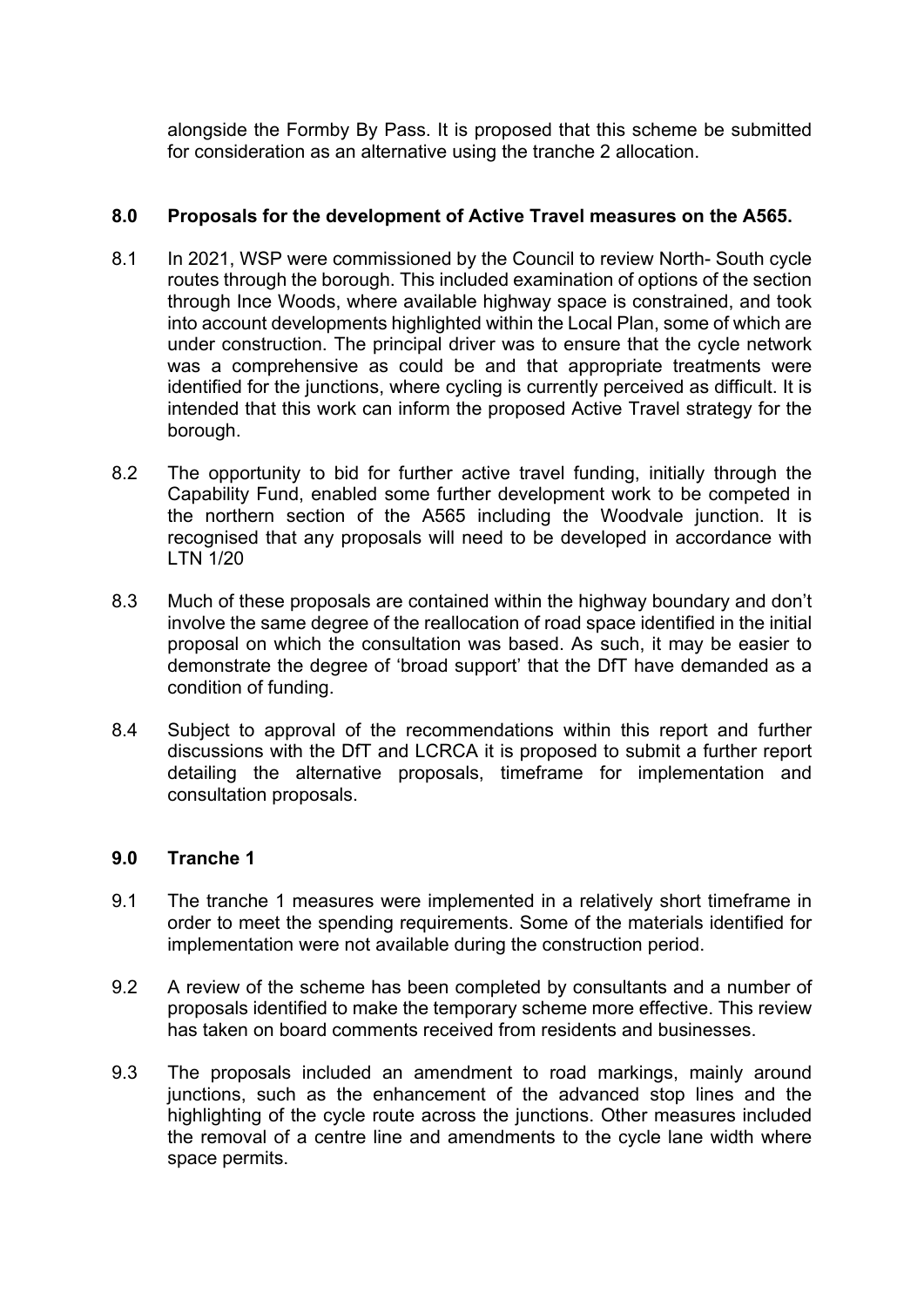alongside the Formby By Pass. It is proposed that this scheme be submitted for consideration as an alternative using the tranche 2 allocation.

## 8.0 Proposals for the development of Active Travel measures on the A565.

8.1 In 2021, WSP were commissioned by the Council to review North- South cycle routes through the borough. This included examination of options of the section through Ince Woods, where available highway space is constrained, and took into account developments highlighted within the Local Plan, some of which are under construction. The principal driver was to ensure that the cycle network was a comprehensive as could be and that appropriate treatments were identified for the junctions, where cycling is currently perceived as difficult. It is intended that this work can inform the proposed Active Travel strategy for the borough.

8.2 The opportunity to bid for further active travel funding, initially through the Capability Fund, enabled some further development work to be competed in the northern section of the A565 including the Woodvale junction. It is recognised that any proposals will need to be developed in accordance with LTN 1/20

8.3 Much of these proposals are contained within the highway boundary and don't involve the same degree of the reallocation of road space identified in the initial proposal on which the consultation was based. As such, it may be easier to demonstrate the degree of 'broad support' that the DfT have demanded as a condition of funding.

8.4 Subject to approval of the recommendations within this report and further discussions with the DfT and LCRCA it is proposed to submit a further report detailing the alternative proposals, timeframe for implementation and consultation proposals.

## 9.0 Tranche 1

9.1 The tranche 1 measures were implemented in a relatively short timeframe in order to meet the spending requirements. Some of the materials identified for implementation were not available during the construction period.

9.2 A review of the scheme has been completed by consultants and a number of proposals identified to make the temporary scheme more effective. This review has taken on board comments received from residents and businesses.

9.3 The proposals included an amendment to road markings, mainly around junctions, such as the enhancement of the advanced stop lines and the highlighting of the cycle route across the junctions. Other measures included the removal of a centre line and amendments to the cycle lane width where space permits.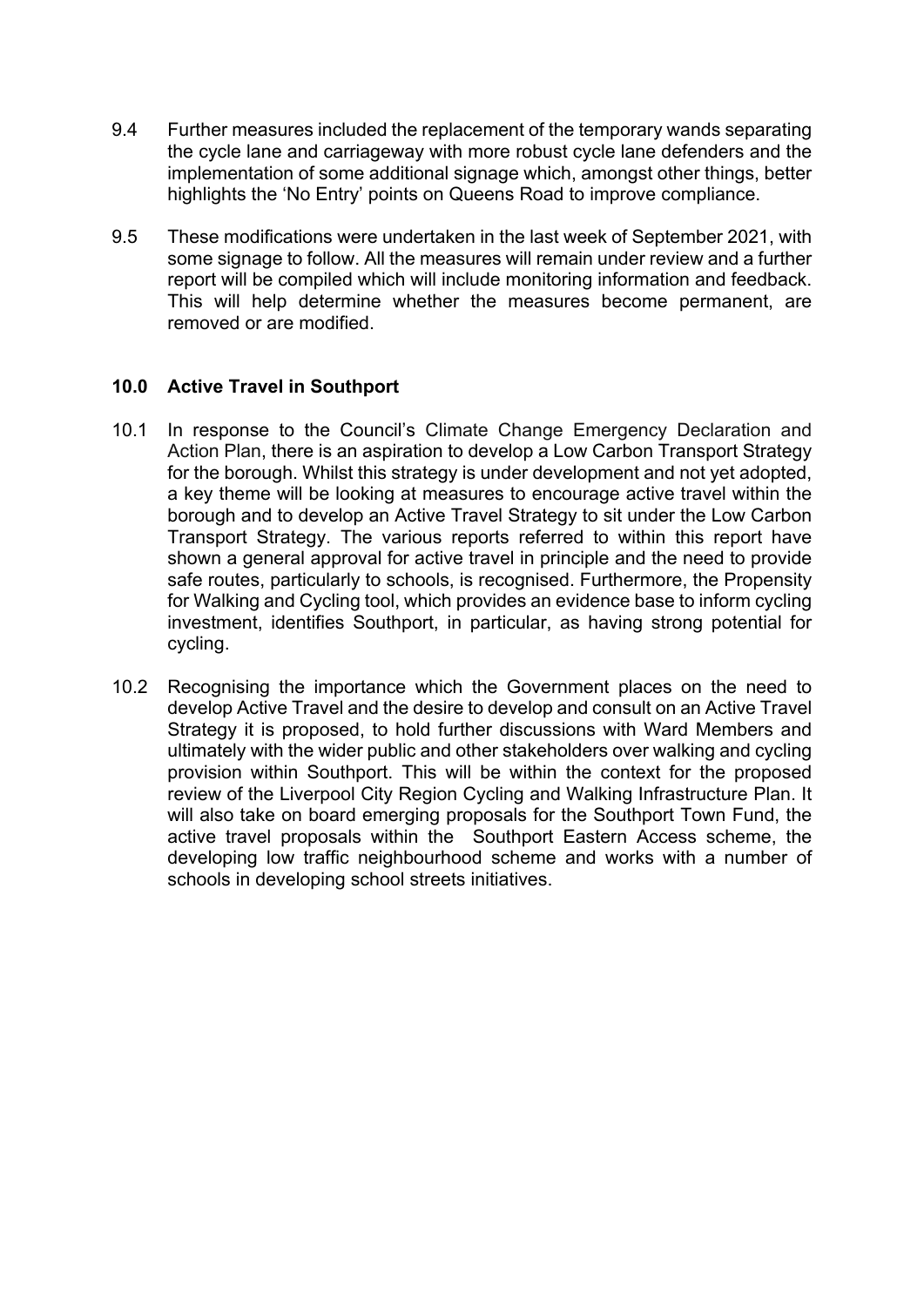9.4 Further measures included the replacement of the temporary wands separating the cycle lane and carriageway with more robust cycle lane defenders and the implementation of some additional signage which, amongst other things, better highlights the 'No Entry' points on Queens Road to improve compliance.

9.5 These modifications were undertaken in the last week of September 2021, with some signage to follow. All the measures will remain under review and a further report will be compiled which will include monitoring information and feedback. This will help determine whether the measures become permanent, are removed or are modified.

## 10.0 Active Travel in Southport

10.1 In response to the Council's Climate Change Emergency Declaration and Action Plan, there is an aspiration to develop a Low Carbon Transport Strategy for the borough. Whilst this strategy is under development and not yet adopted, a key theme will be looking at measures to encourage active travel within the borough and to develop an Active Travel Strategy to sit under the Low Carbon Transport Strategy. The various reports referred to within this report have shown a general approval for active travel in principle and the need to provide safe routes, particularly to schools, is recognised. Furthermore, the Propensity for Walking and Cycling tool, which provides an evidence base to inform cycling investment, identifies Southport, in particular, as having strong potential for cycling.

10.2 Recognising the importance which the Government places on the need to develop Active Travel and the desire to develop and consult on an Active Travel Strategy it is proposed, to hold further discussions with Ward Members and ultimately with the wider public and other stakeholders over walking and cycling provision within Southport. This will be within the context for the proposed review of the Liverpool City Region Cycling and Walking Infrastructure Plan. It will also take on board emerging proposals for the Southport Town Fund, the active travel proposals within the Southport Eastern Access scheme, the developing low traffic neighbourhood scheme and works with a number of schools in developing school streets initiatives.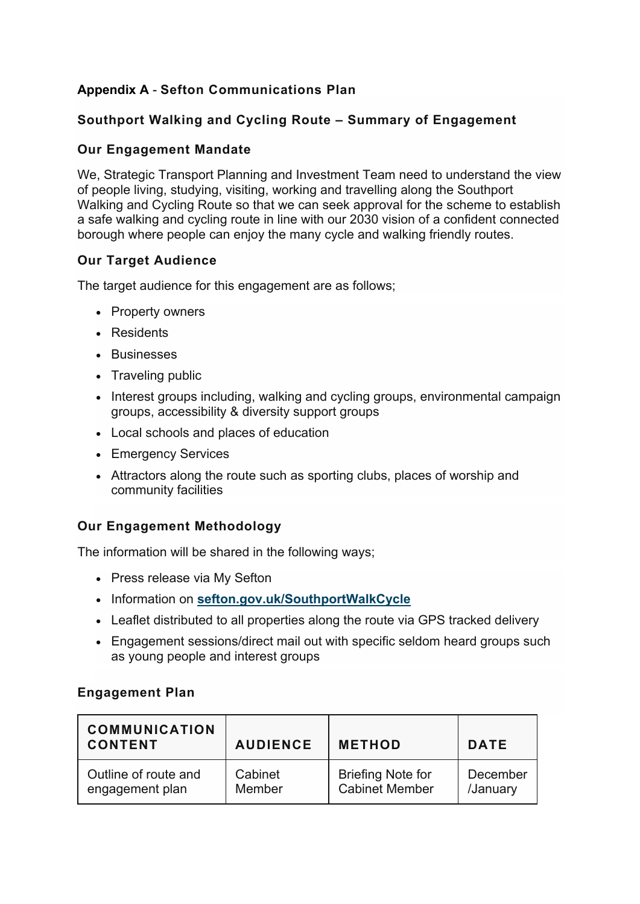## Appendix A - Sefton Communications Plan

### Southport Walking and Cycling Route – Summary of Engagement

### Our Engagement Mandate

We, Strategic Transport Planning and Investment Team need to understand the view of people living, studying, visiting, working and travelling along the Southport Walking and Cycling Route so that we can seek approval for the scheme to establish a safe walking and cycling route in line with our 2030 vision of a confident connected borough where people can enjoy the many cycle and walking friendly routes.

### Our Target Audience

The target audience for this engagement are as follows;

- Property owners
- Residents
- Businesses
- Traveling public
- Interest groups including, walking and cycling groups, environmental campaign groups, accessibility & diversity support groups
- Local schools and places of education
- Emergency Services
- Attractors along the route such as sporting clubs, places of worship and community facilities

### Our Engagement Methodology

The information will be shared in the following ways;

- Press release via My Sefton
- Information on **sefton.gov.uk/SouthportWalkCycle**
- Leaflet distributed to all properties along the route via GPS tracked delivery
- Engagement sessions/direct mail out with specific seldom heard groups such as young people and interest groups

### Engagement Plan

| COMMUNICATION CONTENT | AUDIENCE | METHOD | DATE |
|---|---|---|---|
| Outline of route and engagement plan | Cabinet Member | Briefing Note for Cabinet Member | December /January |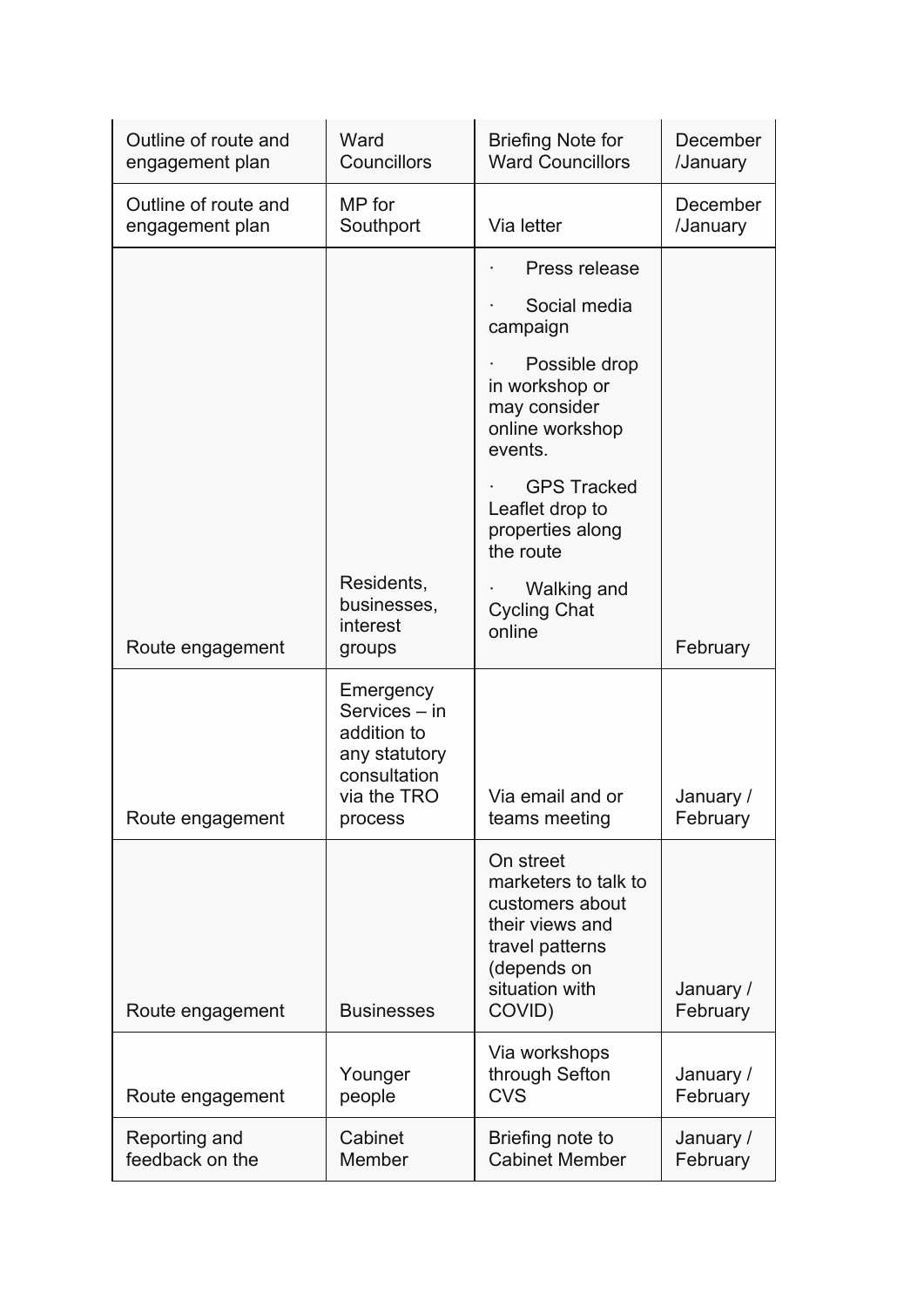| | | | |
|---|---|---|---|
| Outline of route and engagement plan | Ward Councillors | Briefing Note for Ward Councillors | December /January |
| Outline of route and engagement plan | MP for Southport | Via letter | December /January |
| Route engagement | Residents, businesses, interest groups | · Press release<br>· Social media campaign<br>· Possible drop in workshop or may consider online workshop events.<br>· GPS Tracked Leaflet drop to properties along the route<br>· Walking and Cycling Chat online | February |
| Route engagement | Emergency Services – in addition to any statutory consultation via the TRO process | Via email and or teams meeting | January / February |
| Route engagement | Businesses | On street marketers to talk to customers about their views and travel patterns (depends on situation with COVID) | January / February |
| Route engagement | Younger people | Via workshops through Sefton CVS | January / February |
| Reporting and feedback on the | Cabinet Member | Briefing note to Cabinet Member | January / February |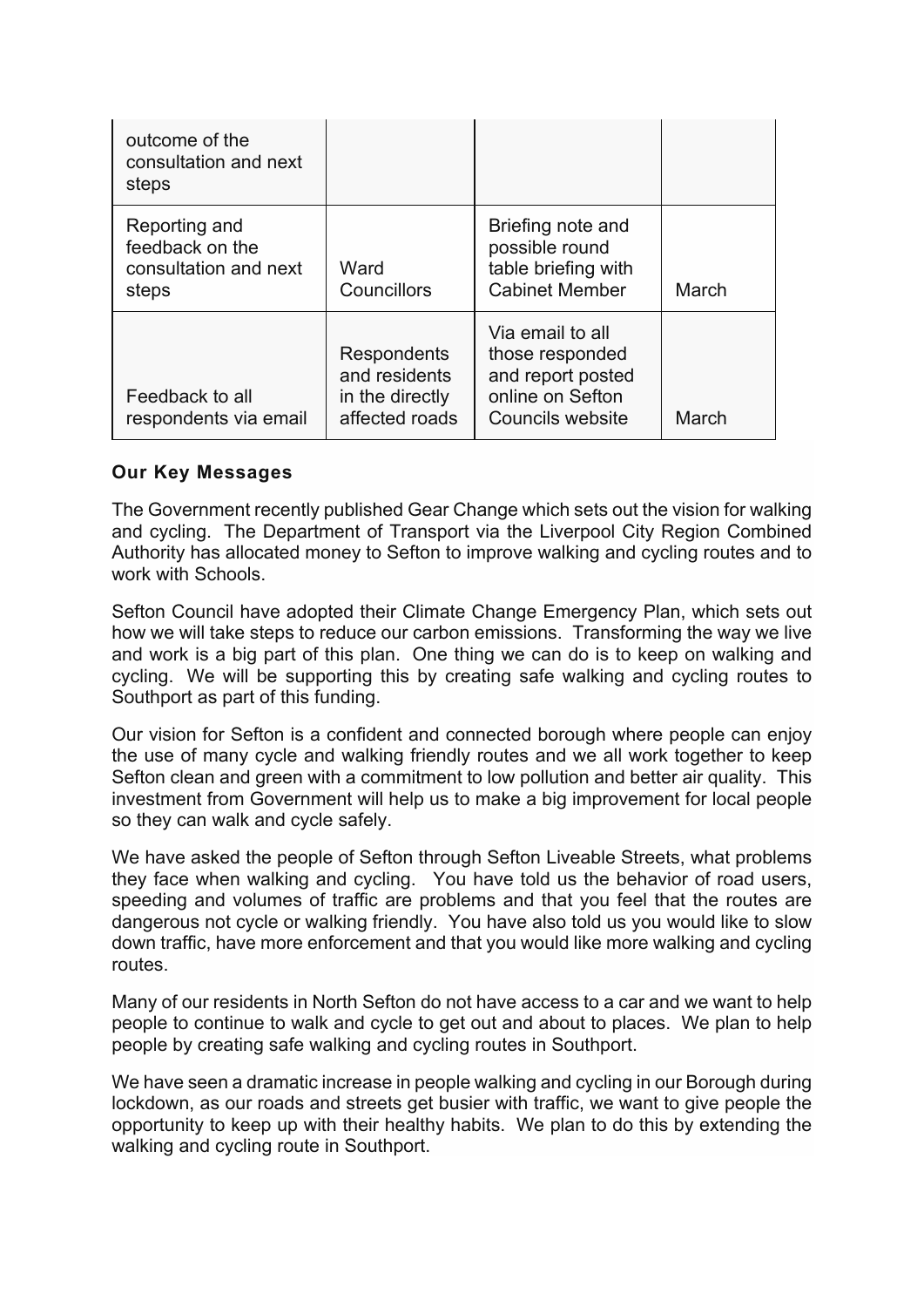| outcome of the consultation and next steps | | | |
| --- | --- | --- | --- |
| Reporting and feedback on the consultation and next steps | Ward Councillors | Briefing note and possible round table briefing with Cabinet Member | March |
| Feedback to all respondents via email | Respondents and residents in the directly affected roads | Via email to all those responded and report posted online on Sefton Councils website | March |

**Our Key Messages**

The Government recently published Gear Change which sets out the vision for walking and cycling. The Department of Transport via the Liverpool City Region Combined Authority has allocated money to Sefton to improve walking and cycling routes and to work with Schools.

Sefton Council have adopted their Climate Change Emergency Plan, which sets out how we will take steps to reduce our carbon emissions. Transforming the way we live and work is a big part of this plan. One thing we can do is to keep on walking and cycling. We will be supporting this by creating safe walking and cycling routes to Southport as part of this funding.

Our vision for Sefton is a confident and connected borough where people can enjoy the use of many cycle and walking friendly routes and we all work together to keep Sefton clean and green with a commitment to low pollution and better air quality. This investment from Government will help us to make a big improvement for local people so they can walk and cycle safely.

We have asked the people of Sefton through Sefton Liveable Streets, what problems they face when walking and cycling. You have told us the behavior of road users, speeding and volumes of traffic are problems and that you feel that the routes are dangerous not cycle or walking friendly. You have also told us you would like to slow down traffic, have more enforcement and that you would like more walking and cycling routes.

Many of our residents in North Sefton do not have access to a car and we want to help people to continue to walk and cycle to get out and about to places. We plan to help people by creating safe walking and cycling routes in Southport.

We have seen a dramatic increase in people walking and cycling in our Borough during lockdown, as our roads and streets get busier with traffic, we want to give people the opportunity to keep up with their healthy habits. We plan to do this by extending the walking and cycling route in Southport.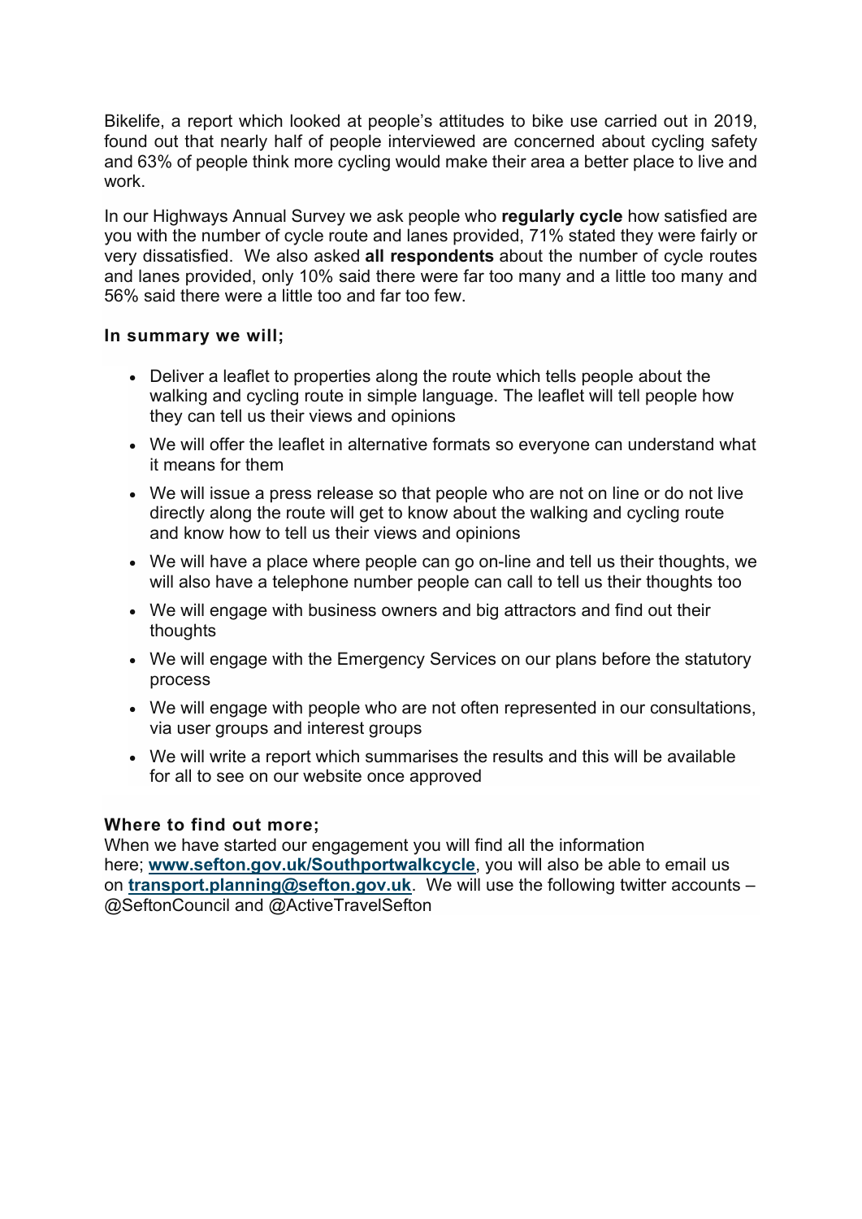Bikelife, a report which looked at people's attitudes to bike use carried out in 2019, found out that nearly half of people interviewed are concerned about cycling safety and 63% of people think more cycling would make their area a better place to live and work.

In our Highways Annual Survey we ask people who **regularly cycle** how satisfied are you with the number of cycle route and lanes provided, 71% stated they were fairly or very dissatisfied. We also asked **all respondents** about the number of cycle routes and lanes provided, only 10% said there were far too many and a little too many and 56% said there were a little too and far too few.

**In summary we will;**

- Deliver a leaflet to properties along the route which tells people about the walking and cycling route in simple language. The leaflet will tell people how they can tell us their views and opinions
- We will offer the leaflet in alternative formats so everyone can understand what it means for them
- We will issue a press release so that people who are not on line or do not live directly along the route will get to know about the walking and cycling route and know how to tell us their views and opinions
- We will have a place where people can go on-line and tell us their thoughts, we will also have a telephone number people can call to tell us their thoughts too
- We will engage with business owners and big attractors and find out their thoughts
- We will engage with the Emergency Services on our plans before the statutory process
- We will engage with people who are not often represented in our consultations, via user groups and interest groups
- We will write a report which summarises the results and this will be available for all to see on our website once approved

**Where to find out more;**
When we have started our engagement you will find all the information here; **www.sefton.gov.uk/Southportwalkcycle**, you will also be able to email us on **transport.planning@sefton.gov.uk**. We will use the following twitter accounts – @SeftonCouncil and @ActiveTravelSefton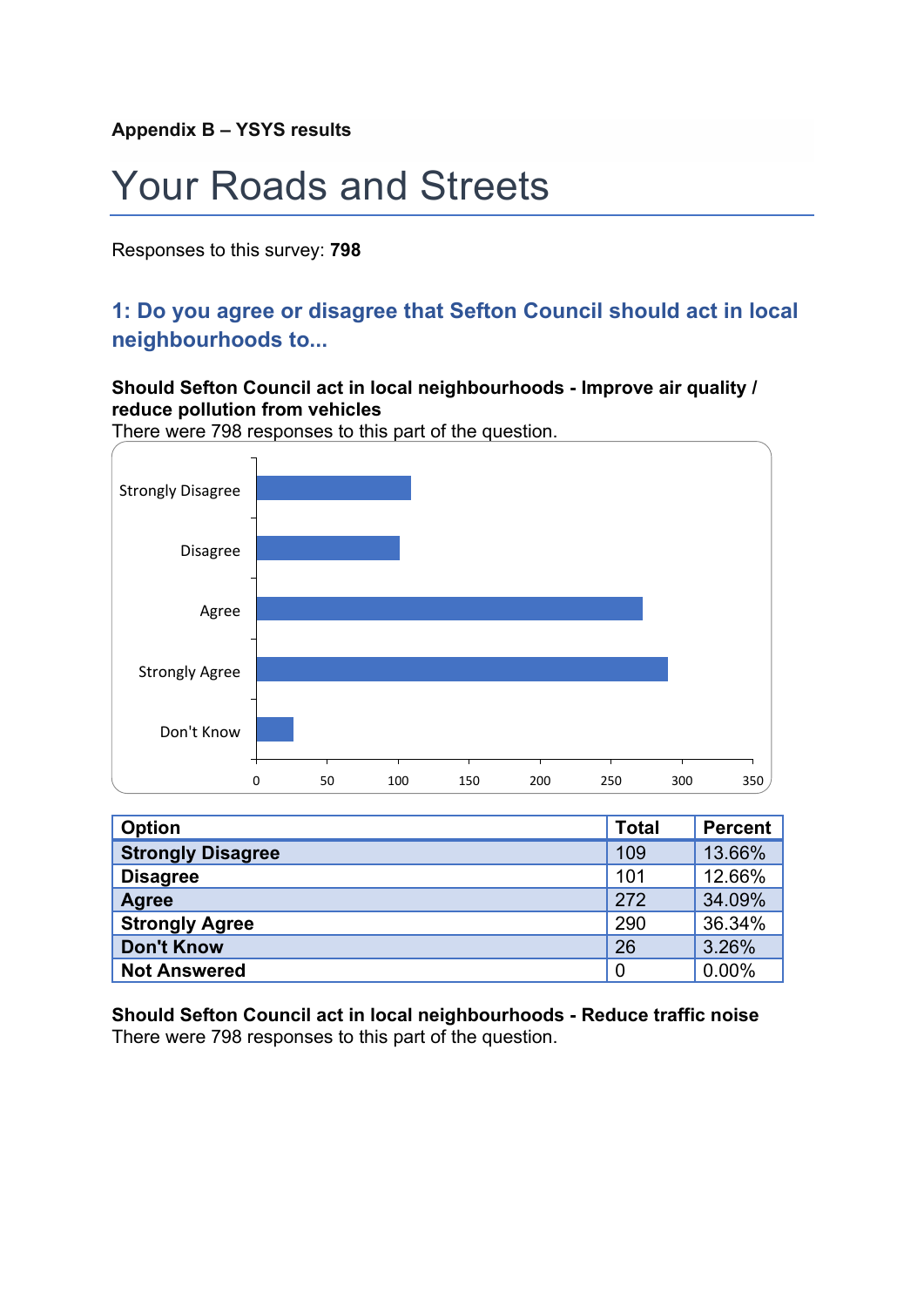**Appendix B – YSYS results**

# Your Roads and Streets

Responses to this survey: **798**

## 1: Do you agree or disagree that Sefton Council should act in local neighbourhoods to...

**Should Sefton Council act in local neighbourhoods - Improve air quality / reduce pollution from vehicles**

There were 798 responses to this part of the question.

| Option | Total | Percent |
|---|---|---|
| **Strongly Disagree** | 109 | 13.66% |
| **Disagree** | 101 | 12.66% |
| **Agree** | 272 | 34.09% |
| **Strongly Agree** | 290 | 36.34% |
| **Don't Know** | 26 | 3.26% |
| **Not Answered** | 0 | 0.00% |

**Should Sefton Council act in local neighbourhoods - Reduce traffic noise**

There were 798 responses to this part of the question.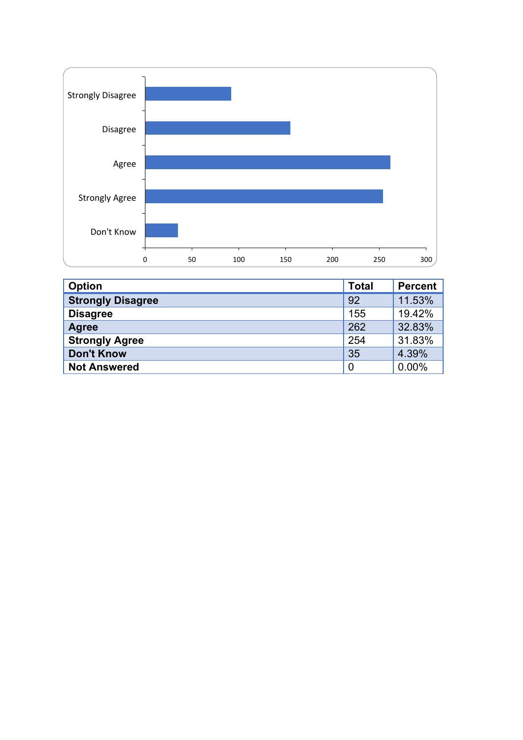| Option | Total | Percent |
|---|---|---|
| **Strongly Disagree** | 92 | 11.53% |
| **Disagree** | 155 | 19.42% |
| **Agree** | 262 | 32.83% |
| **Strongly Agree** | 254 | 31.83% |
| **Don't Know** | 35 | 4.39% |
| **Not Answered** | 0 | 0.00% |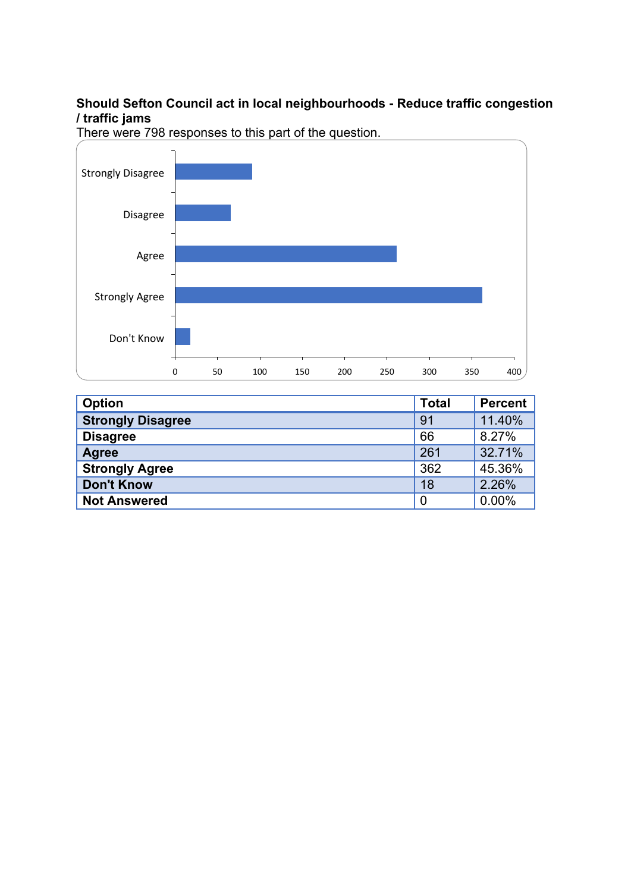**Should Sefton Council act in local neighbourhoods - Reduce traffic congestion / traffic jams**

There were 798 responses to this part of the question.

| Option | Total | Percent |
|---|---|---|
| **Strongly Disagree** | 91 | 11.40% |
| **Disagree** | 66 | 8.27% |
| **Agree** | 261 | 32.71% |
| **Strongly Agree** | 362 | 45.36% |
| **Don't Know** | 18 | 2.26% |
| **Not Answered** | 0 | 0.00% |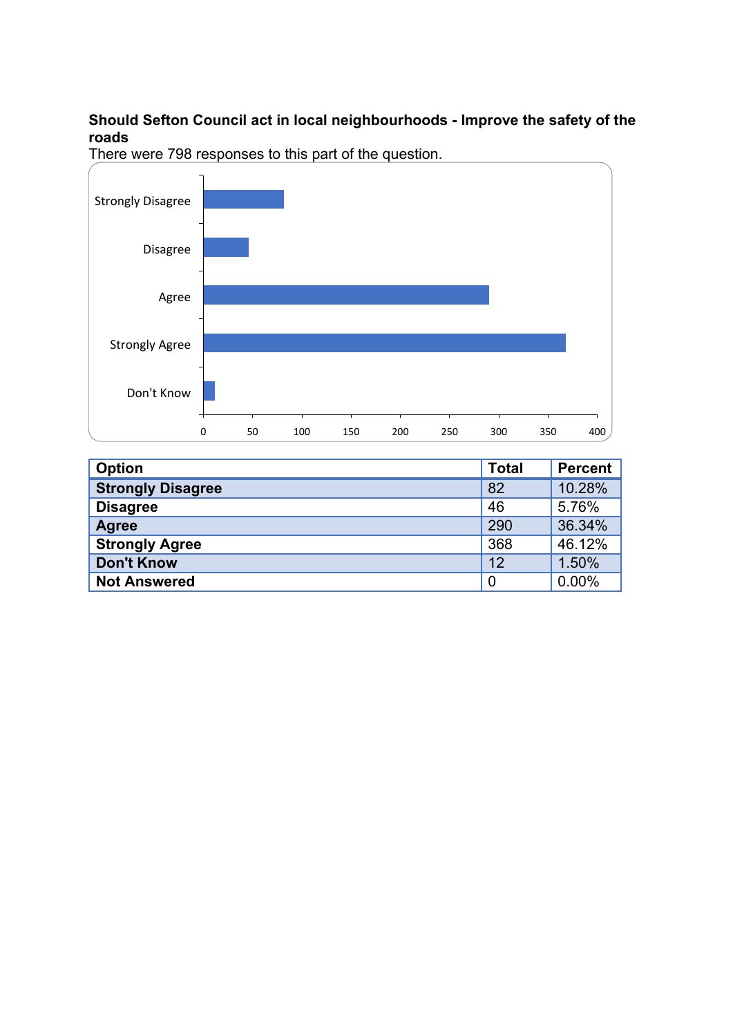**Should Sefton Council act in local neighbourhoods - Improve the safety of the roads**

There were 798 responses to this part of the question.

| Option | Total | Percent |
|---|---|---|
| **Strongly Disagree** | 82 | 10.28% |
| **Disagree** | 46 | 5.76% |
| **Agree** | 290 | 36.34% |
| **Strongly Agree** | 368 | 46.12% |
| **Don't Know** | 12 | 1.50% |
| **Not Answered** | 0 | 0.00% |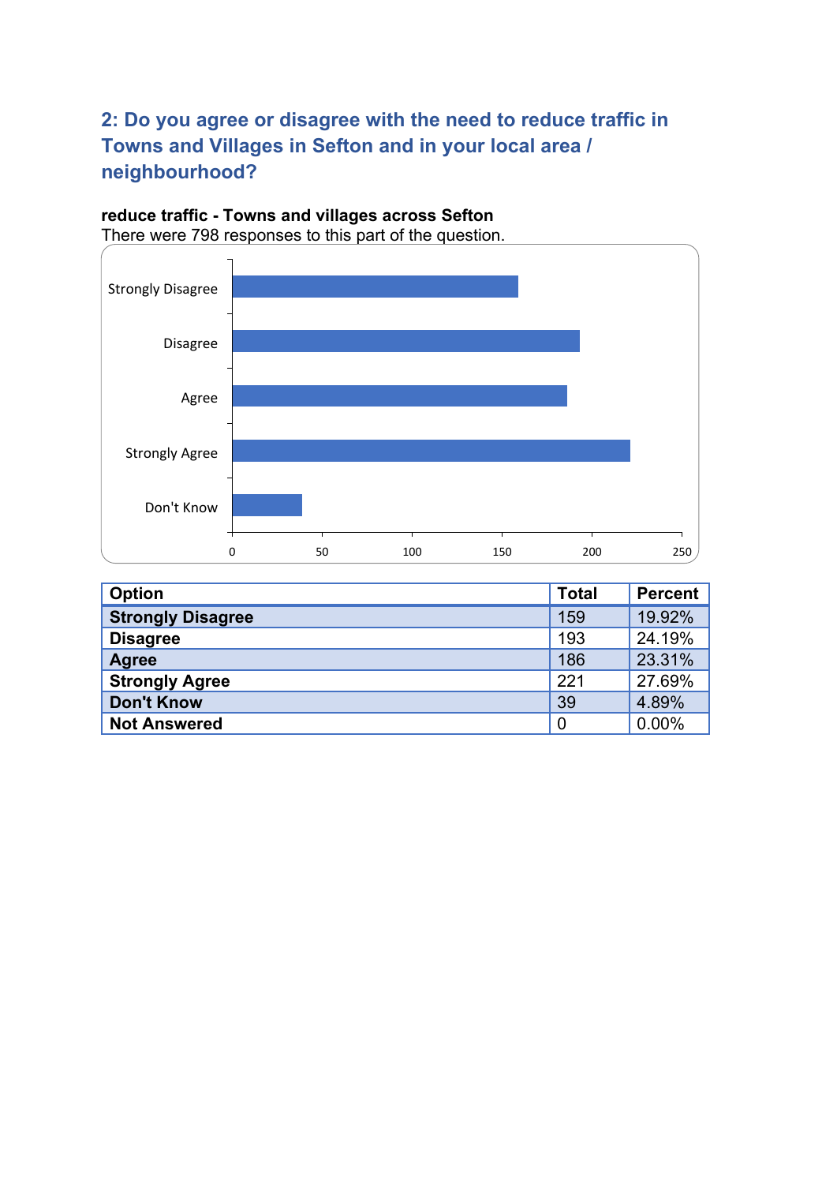## 2: Do you agree or disagree with the need to reduce traffic in Towns and Villages in Sefton and in your local area / neighbourhood?

**reduce traffic - Towns and villages across Sefton**

There were 798 responses to this part of the question.

| Option | Total | Percent |
|---|---|---|
| **Strongly Disagree** | 159 | 19.92% |
| **Disagree** | 193 | 24.19% |
| **Agree** | 186 | 23.31% |
| **Strongly Agree** | 221 | 27.69% |
| **Don't Know** | 39 | 4.89% |
| **Not Answered** | 0 | 0.00% |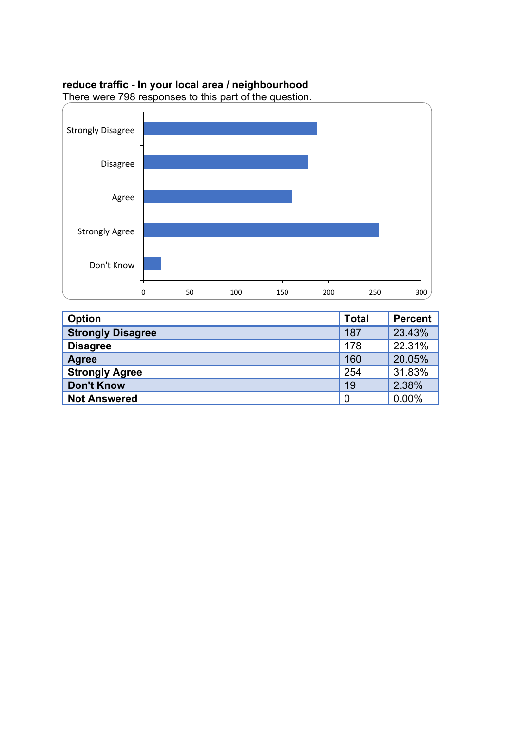**reduce traffic - In your local area / neighbourhood**

There were 798 responses to this part of the question.

| Option | Total | Percent |
|---|---|---|
| **Strongly Disagree** | 187 | 23.43% |
| **Disagree** | 178 | 22.31% |
| **Agree** | 160 | 20.05% |
| **Strongly Agree** | 254 | 31.83% |
| **Don't Know** | 19 | 2.38% |
| **Not Answered** | 0 | 0.00% |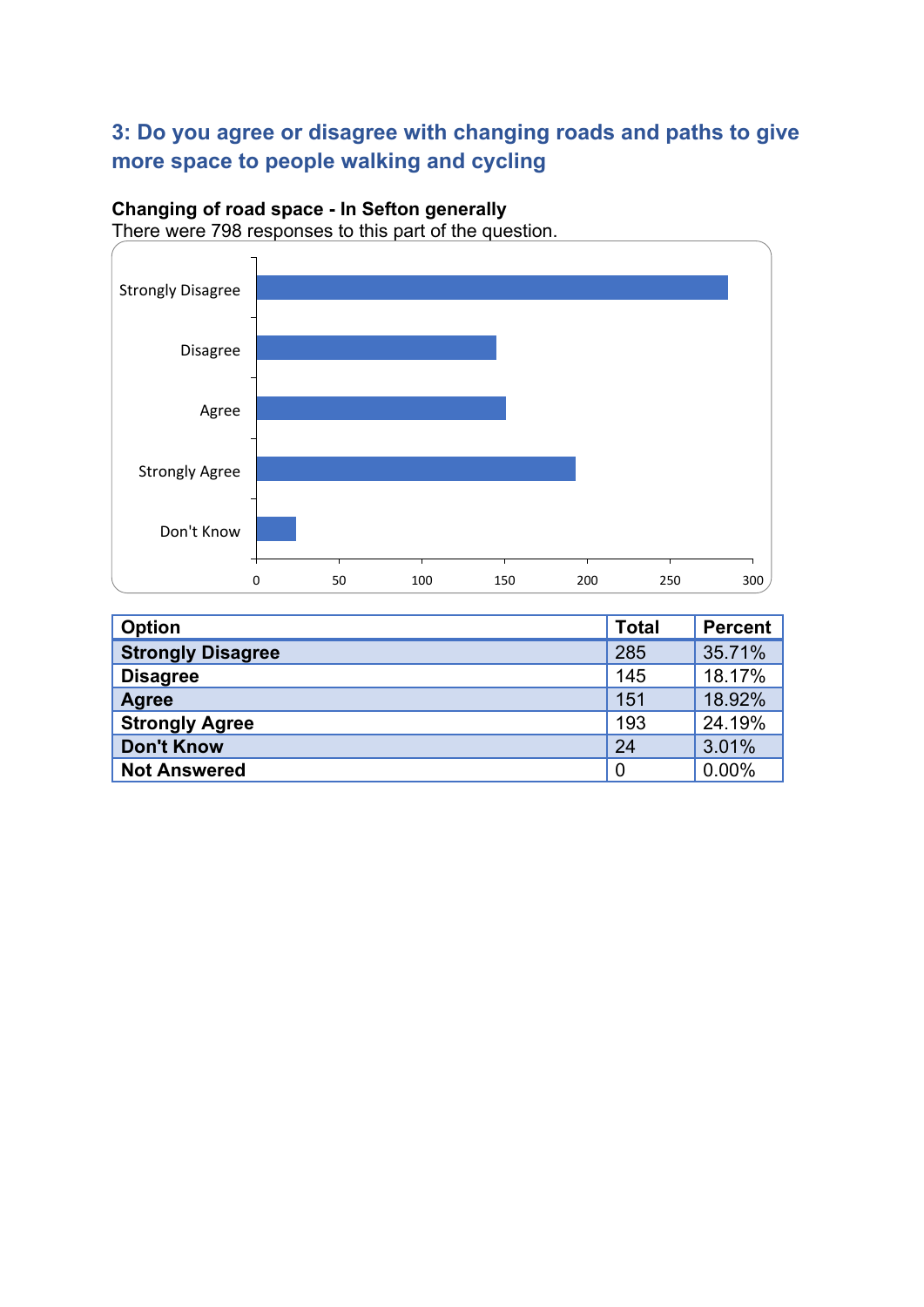## 3: Do you agree or disagree with changing roads and paths to give more space to people walking and cycling

**Changing of road space - In Sefton generally**

There were 798 responses to this part of the question.

| Option | Total | Percent |
|---|---|---|
| **Strongly Disagree** | 285 | 35.71% |
| **Disagree** | 145 | 18.17% |
| **Agree** | 151 | 18.92% |
| **Strongly Agree** | 193 | 24.19% |
| **Don't Know** | 24 | 3.01% |
| **Not Answered** | 0 | 0.00% |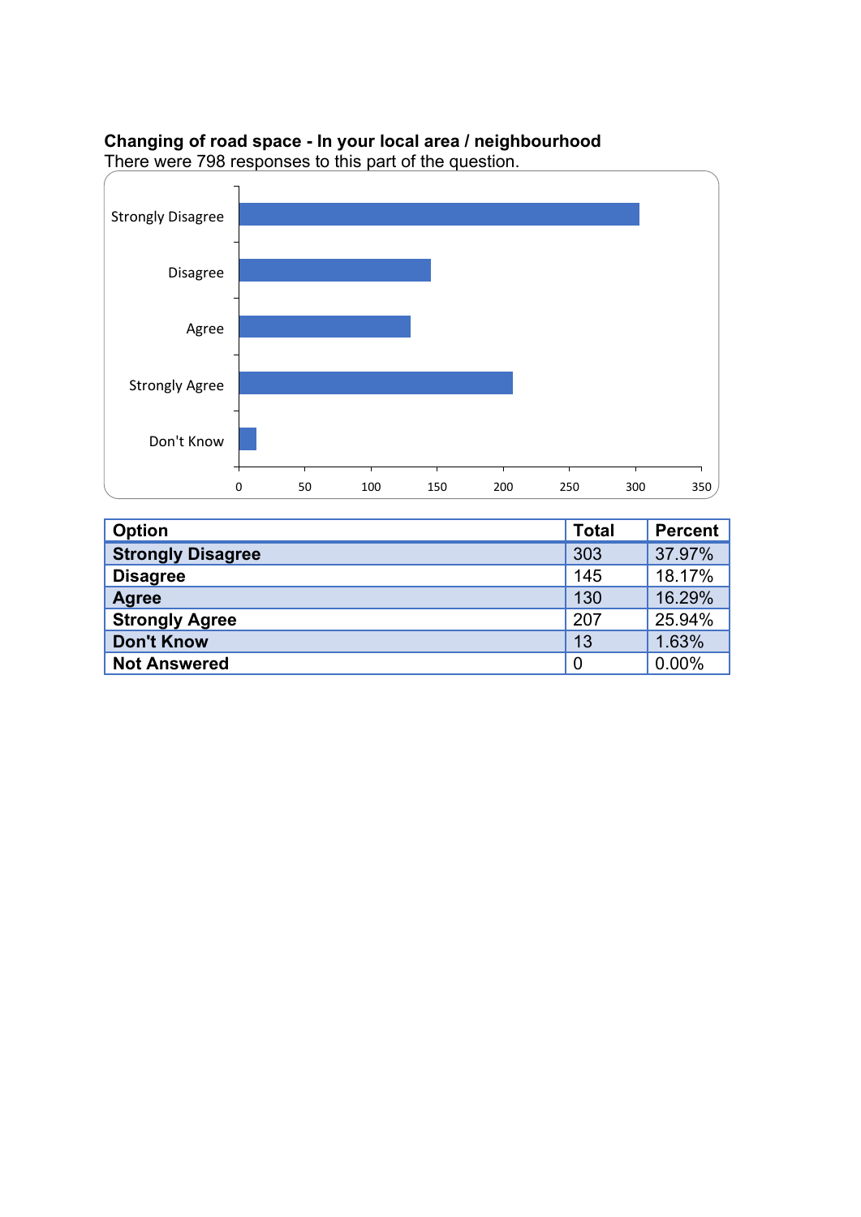**Changing of road space - In your local area / neighbourhood**
There were 798 responses to this part of the question.

| Option | Total | Percent |
|---|---|---|
| **Strongly Disagree** | 303 | 37.97% |
| **Disagree** | 145 | 18.17% |
| **Agree** | 130 | 16.29% |
| **Strongly Agree** | 207 | 25.94% |
| **Don't Know** | 13 | 1.63% |
| **Not Answered** | 0 | 0.00% |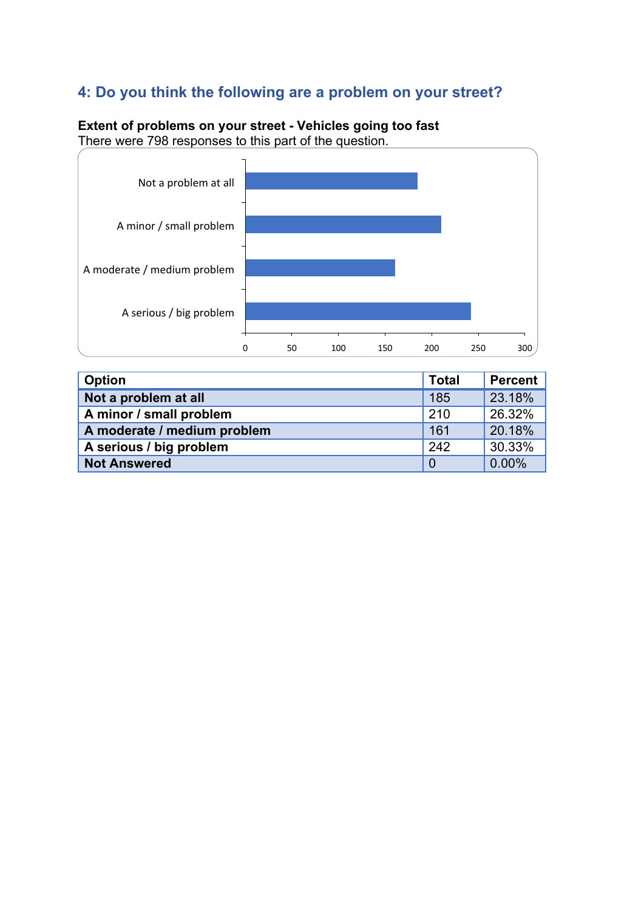## 4: Do you think the following are a problem on your street?

**Extent of problems on your street - Vehicles going too fast**

There were 798 responses to this part of the question.

| Option | Total | Percent |
|---|---|---|
| **Not a problem at all** | 185 | 23.18% |
| **A minor / small problem** | 210 | 26.32% |
| **A moderate / medium problem** | 161 | 20.18% |
| **A serious / big problem** | 242 | 30.33% |
| **Not Answered** | 0 | 0.00% |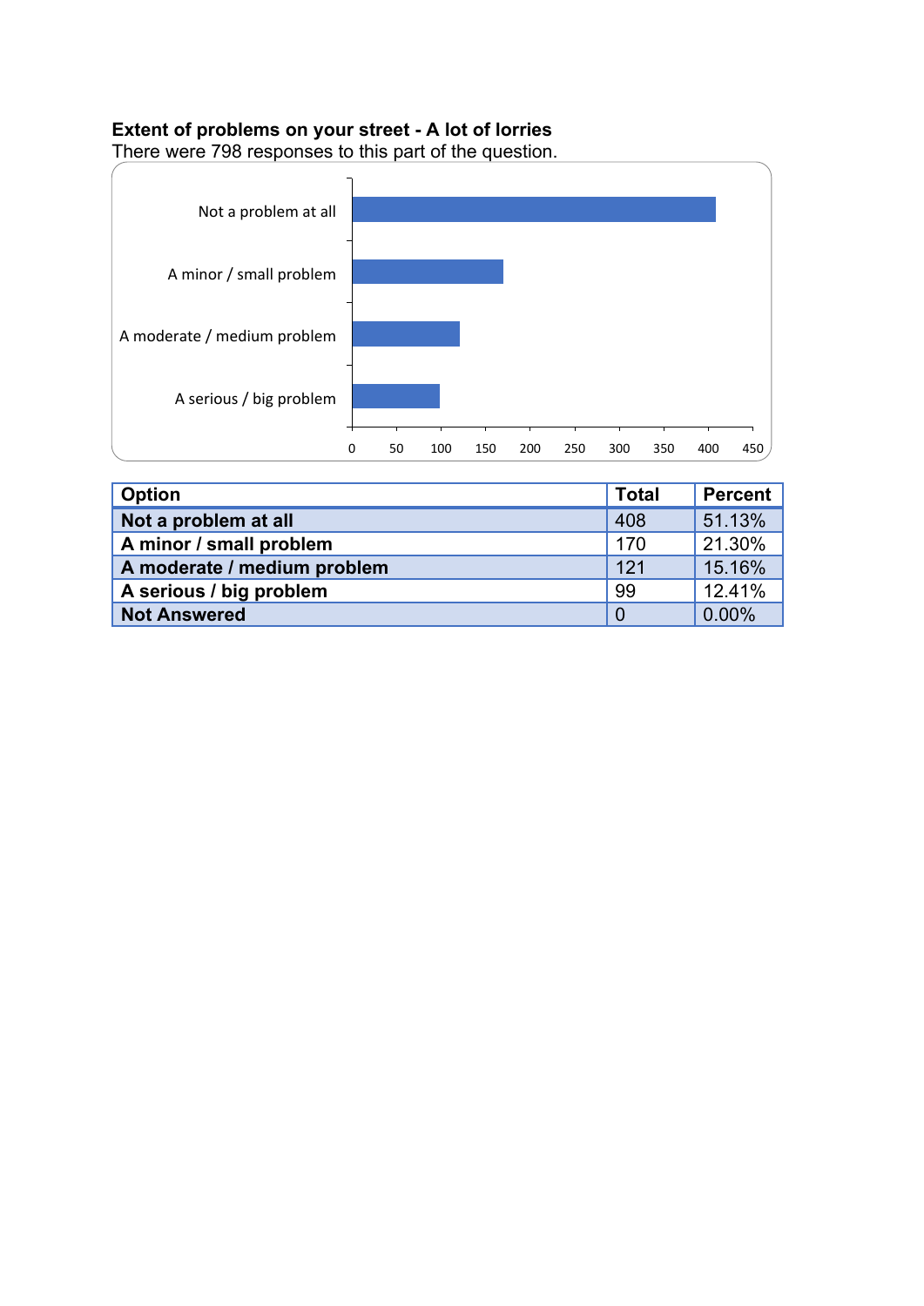**Extent of problems on your street - A lot of lorries**

There were 798 responses to this part of the question.

| Option | Total | Percent |
|---|---|---|
| Not a problem at all | 408 | 51.13% |
| A minor / small problem | 170 | 21.30% |
| A moderate / medium problem | 121 | 15.16% |
| A serious / big problem | 99 | 12.41% |
| Not Answered | 0 | 0.00% |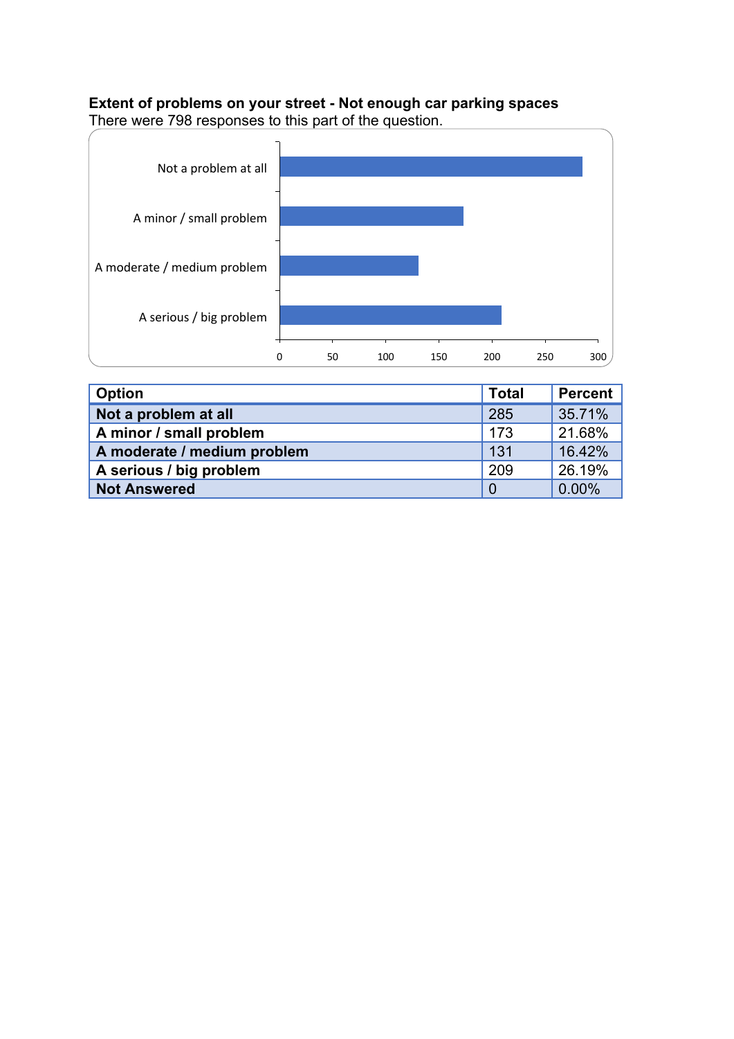**Extent of problems on your street - Not enough car parking spaces**

There were 798 responses to this part of the question.

| Option | Total | Percent |
| --- | --- | --- |
| **Not a problem at all** | 285 | 35.71% |
| **A minor / small problem** | 173 | 21.68% |
| **A moderate / medium problem** | 131 | 16.42% |
| **A serious / big problem** | 209 | 26.19% |
| **Not Answered** | 0 | 0.00% |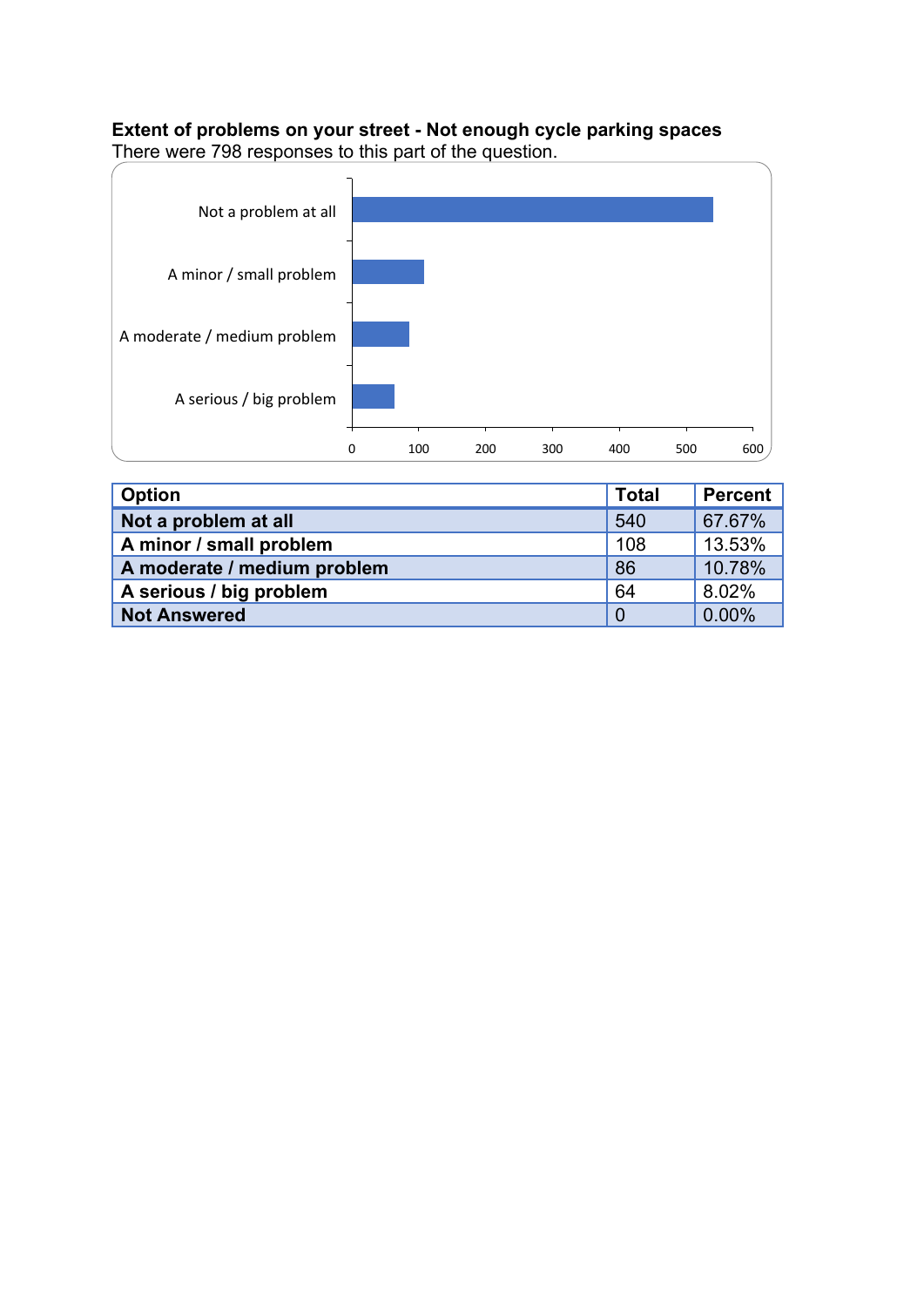**Extent of problems on your street - Not enough cycle parking spaces**
There were 798 responses to this part of the question.

| Option | Total | Percent |
|---|---|---|
| Not a problem at all | 540 | 67.67% |
| A minor / small problem | 108 | 13.53% |
| A moderate / medium problem | 86 | 10.78% |
| A serious / big problem | 64 | 8.02% |
| Not Answered | 0 | 0.00% |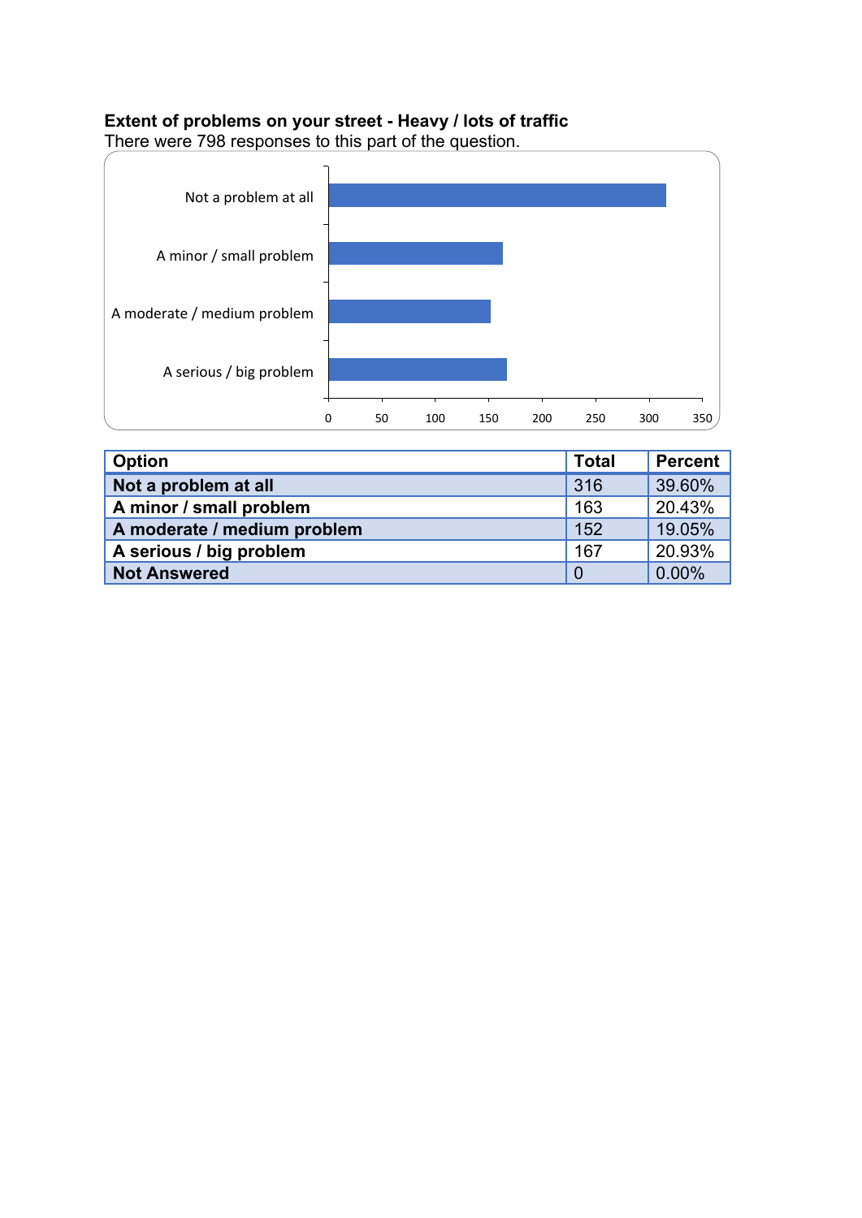**Extent of problems on your street - Heavy / lots of traffic**

There were 798 responses to this part of the question.

| Option | Total | Percent |
|---|---|---|
| Not a problem at all | 316 | 39.60% |
| A minor / small problem | 163 | 20.43% |
| A moderate / medium problem | 152 | 19.05% |
| A serious / big problem | 167 | 20.93% |
| Not Answered | 0 | 0.00% |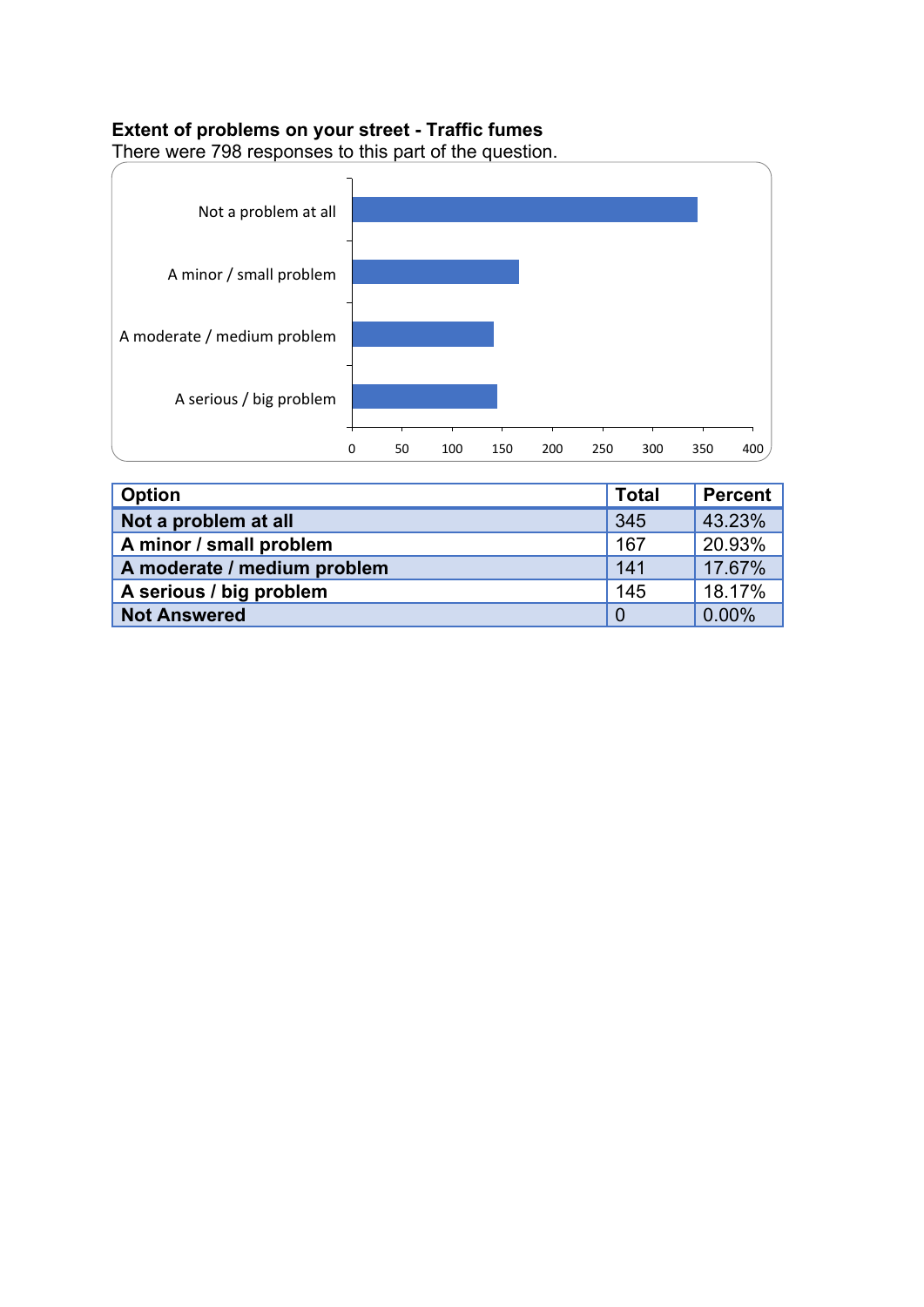**Extent of problems on your street - Traffic fumes**

There were 798 responses to this part of the question.

| Option | Total | Percent |
|---|---|---|
| Not a problem at all | 345 | 43.23% |
| A minor / small problem | 167 | 20.93% |
| A moderate / medium problem | 141 | 17.67% |
| A serious / big problem | 145 | 18.17% |
| Not Answered | 0 | 0.00% |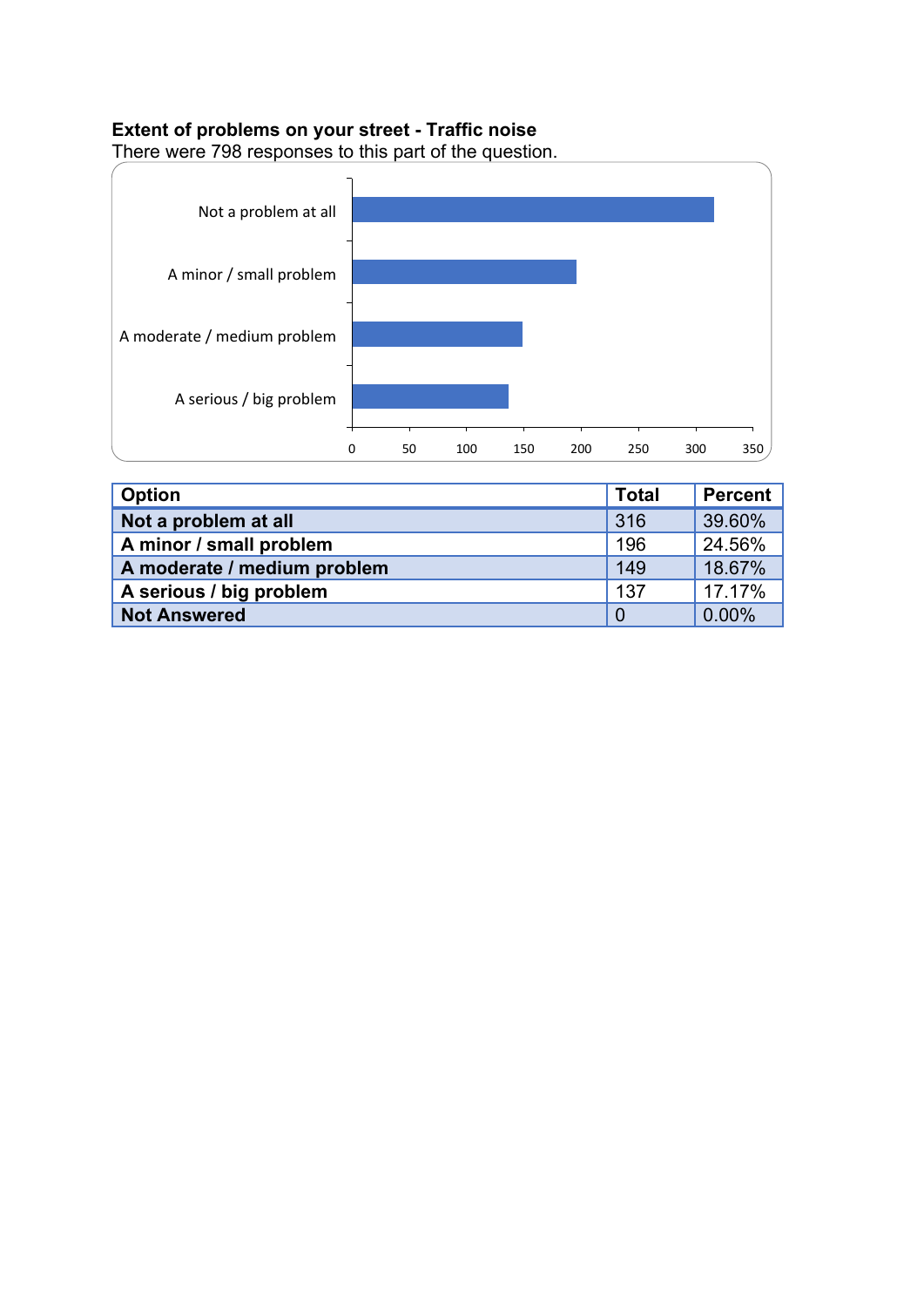**Extent of problems on your street - Traffic noise**

There were 798 responses to this part of the question.

| Option | Total | Percent |
|---|---|---|
| Not a problem at all | 316 | 39.60% |
| A minor / small problem | 196 | 24.56% |
| A moderate / medium problem | 149 | 18.67% |
| A serious / big problem | 137 | 17.17% |
| Not Answered | 0 | 0.00% |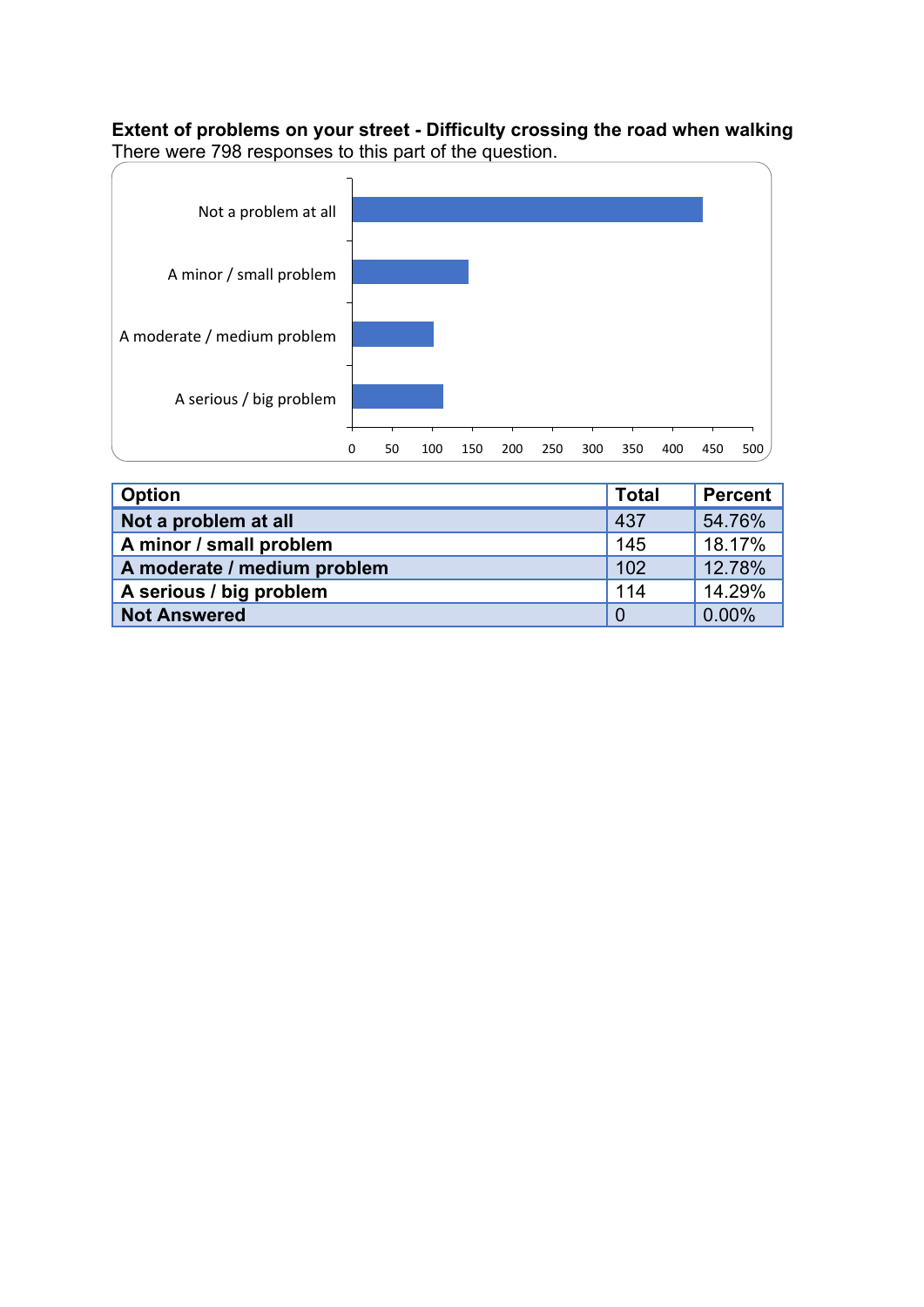**Extent of problems on your street - Difficulty crossing the road when walking**
There were 798 responses to this part of the question.

| Option | Total | Percent |
|---|---|---|
| Not a problem at all | 437 | 54.76% |
| A minor / small problem | 145 | 18.17% |
| A moderate / medium problem | 102 | 12.78% |
| A serious / big problem | 114 | 14.29% |
| Not Answered | 0 | 0.00% |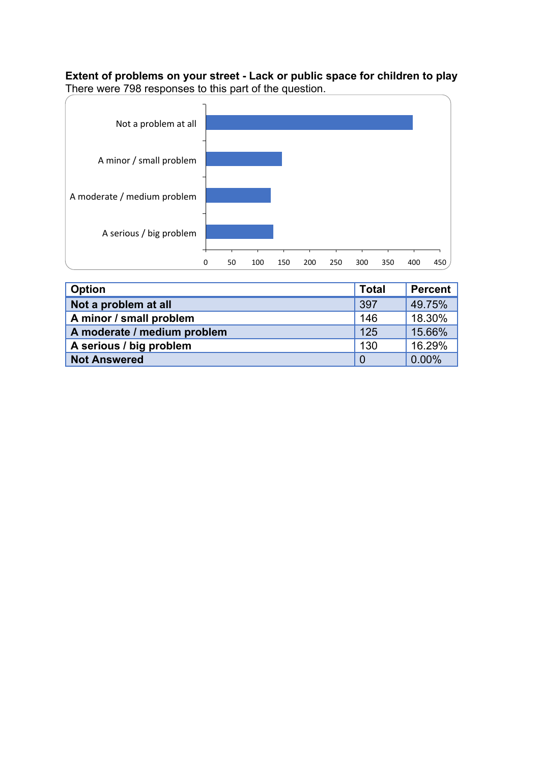**Extent of problems on your street - Lack or public space for children to play**

There were 798 responses to this part of the question.

| Option | Total | Percent |
|---|---|---|
| Not a problem at all | 397 | 49.75% |
| A minor / small problem | 146 | 18.30% |
| A moderate / medium problem | 125 | 15.66% |
| A serious / big problem | 130 | 16.29% |
| Not Answered | 0 | 0.00% |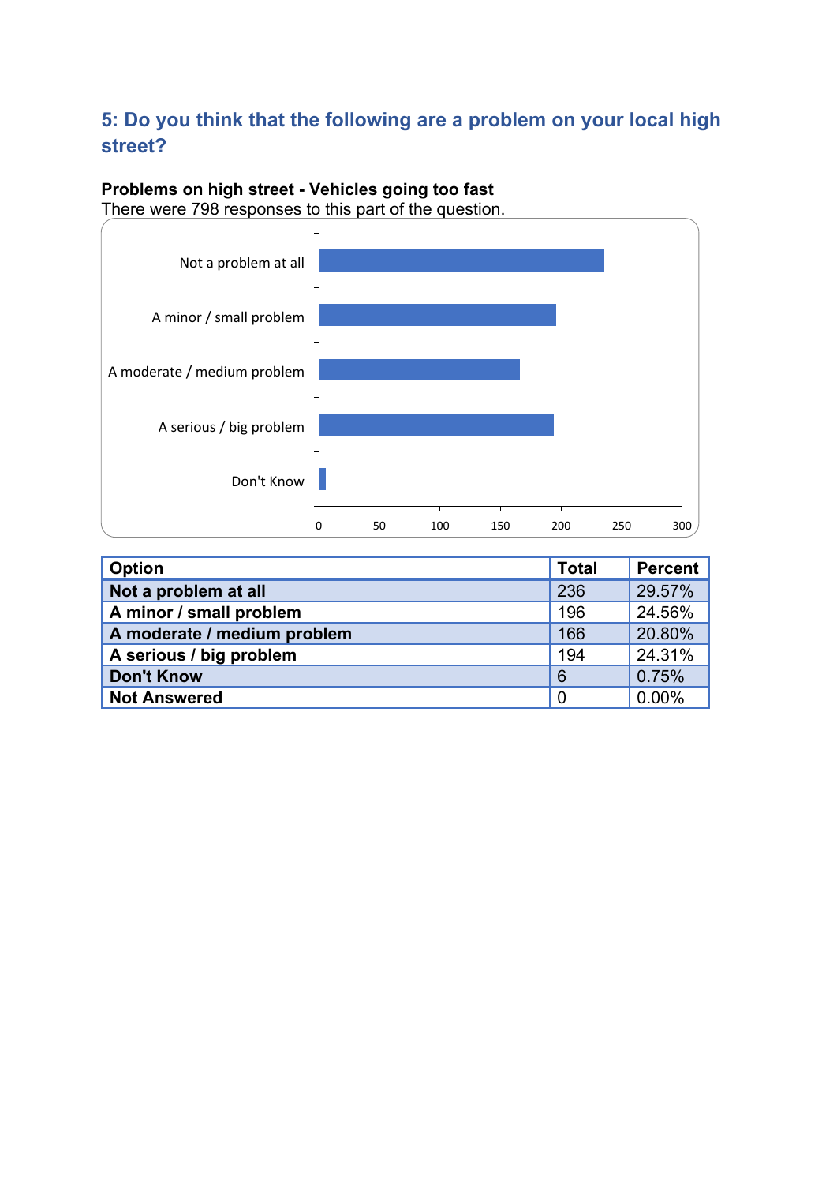## 5: Do you think that the following are a problem on your local high street?

**Problems on high street - Vehicles going too fast**
There were 798 responses to this part of the question.

| Option | Total | Percent |
|---|---|---|
| Not a problem at all | 236 | 29.57% |
| A minor / small problem | 196 | 24.56% |
| A moderate / medium problem | 166 | 20.80% |
| A serious / big problem | 194 | 24.31% |
| Don't Know | 6 | 0.75% |
| Not Answered | 0 | 0.00% |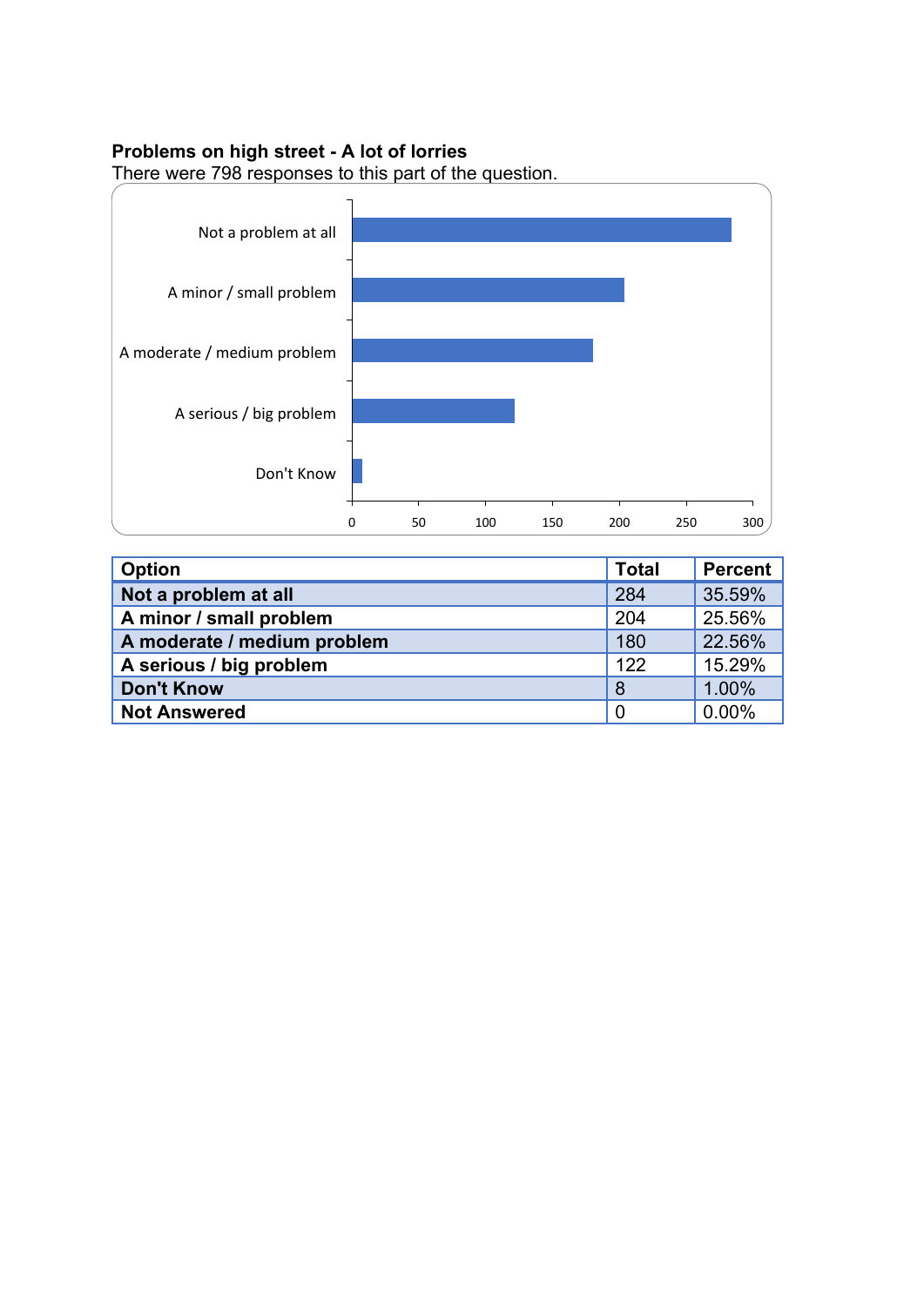**Problems on high street - A lot of lorries**

There were 798 responses to this part of the question.

| Option | Total | Percent |
|---|---|---|
| Not a problem at all | 284 | 35.59% |
| A minor / small problem | 204 | 25.56% |
| A moderate / medium problem | 180 | 22.56% |
| A serious / big problem | 122 | 15.29% |
| Don't Know | 8 | 1.00% |
| Not Answered | 0 | 0.00% |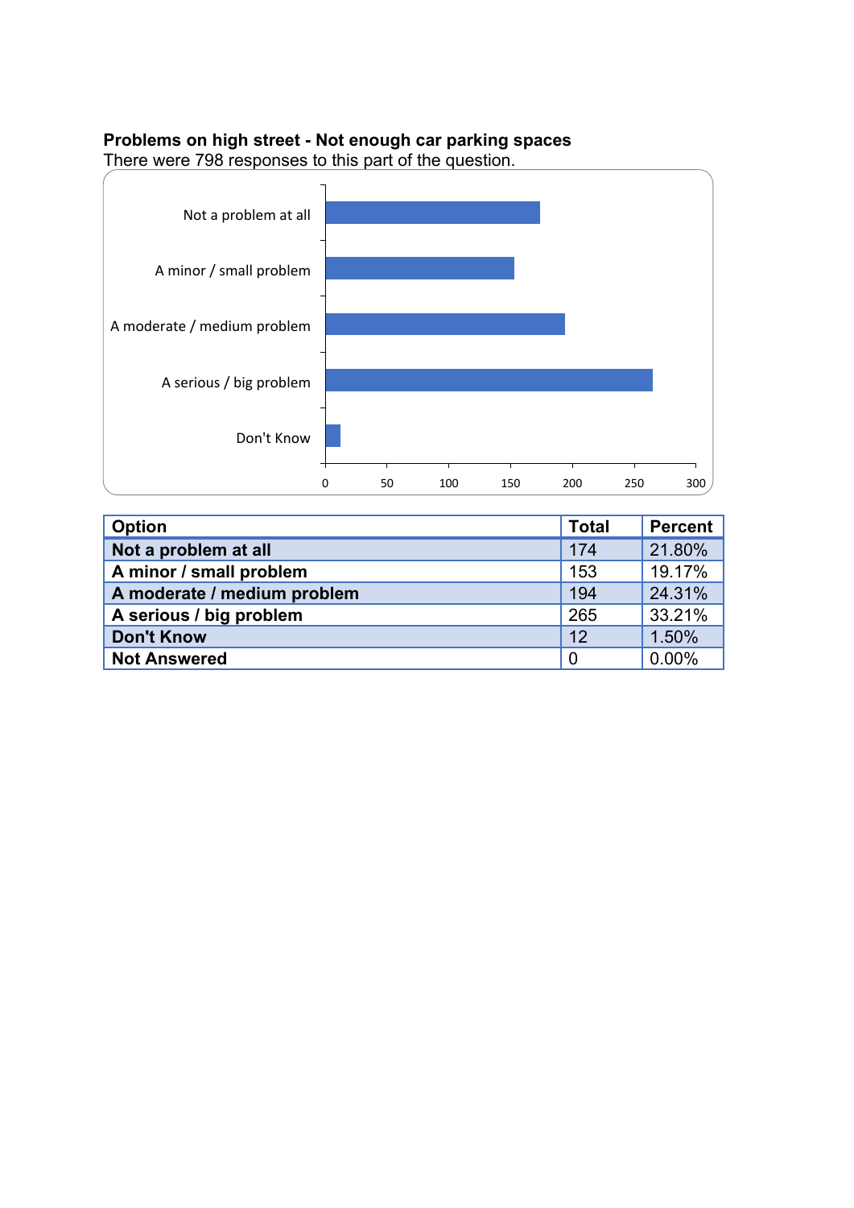**Problems on high street - Not enough car parking spaces**

There were 798 responses to this part of the question.

| Option | Total | Percent |
|---|---|---|
| **Not a problem at all** | 174 | 21.80% |
| **A minor / small problem** | 153 | 19.17% |
| **A moderate / medium problem** | 194 | 24.31% |
| **A serious / big problem** | 265 | 33.21% |
| **Don't Know** | 12 | 1.50% |
| **Not Answered** | 0 | 0.00% |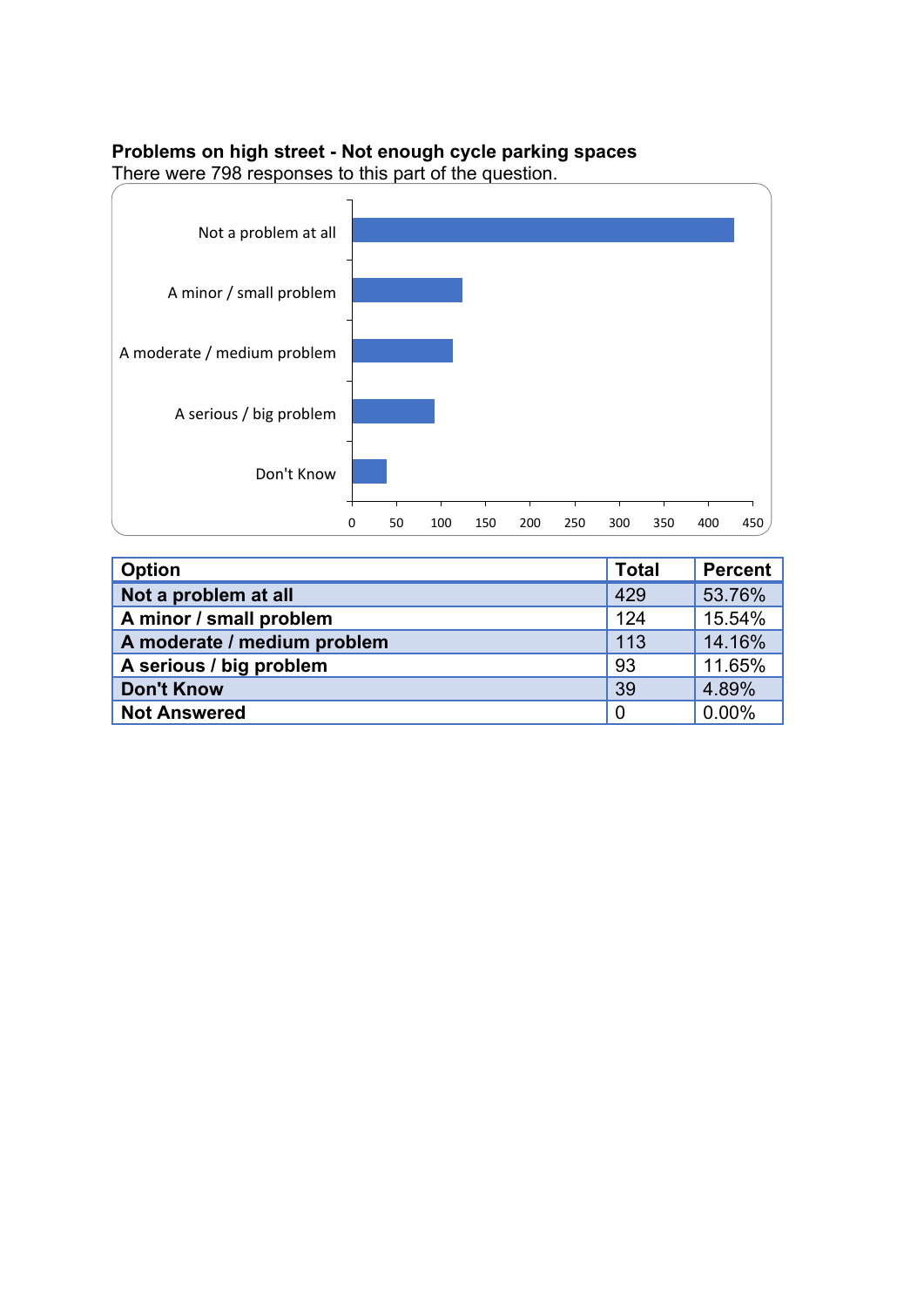**Problems on high street - Not enough cycle parking spaces**

There were 798 responses to this part of the question.

| Option | Total | Percent |
|---|---|---|
| Not a problem at all | 429 | 53.76% |
| A minor / small problem | 124 | 15.54% |
| A moderate / medium problem | 113 | 14.16% |
| A serious / big problem | 93 | 11.65% |
| Don't Know | 39 | 4.89% |
| Not Answered | 0 | 0.00% |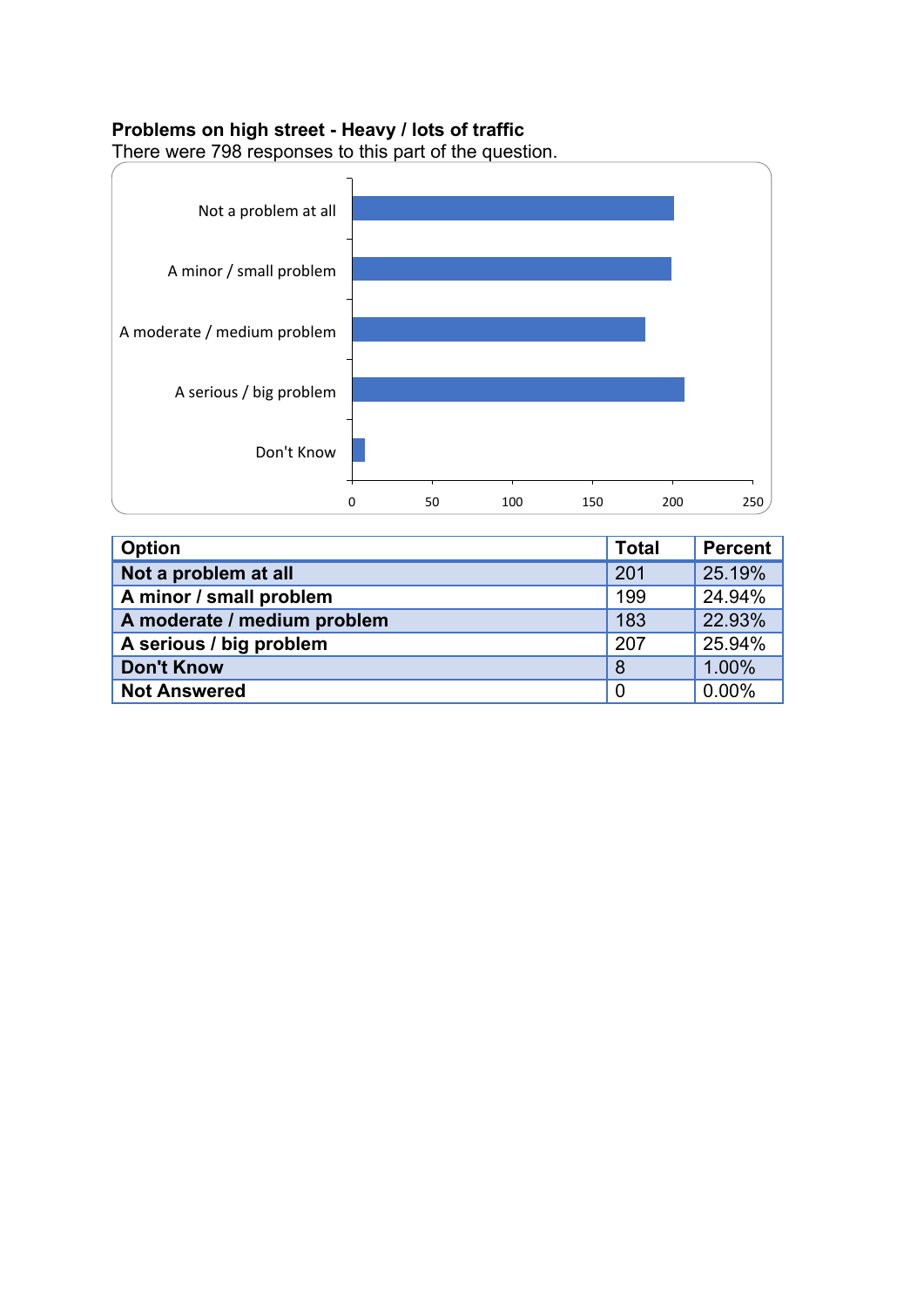**Problems on high street - Heavy / lots of traffic**

There were 798 responses to this part of the question.

| Option | Total | Percent |
|---|---|---|
| **Not a problem at all** | 201 | 25.19% |
| **A minor / small problem** | 199 | 24.94% |
| **A moderate / medium problem** | 183 | 22.93% |
| **A serious / big problem** | 207 | 25.94% |
| **Don't Know** | 8 | 1.00% |
| **Not Answered** | 0 | 0.00% |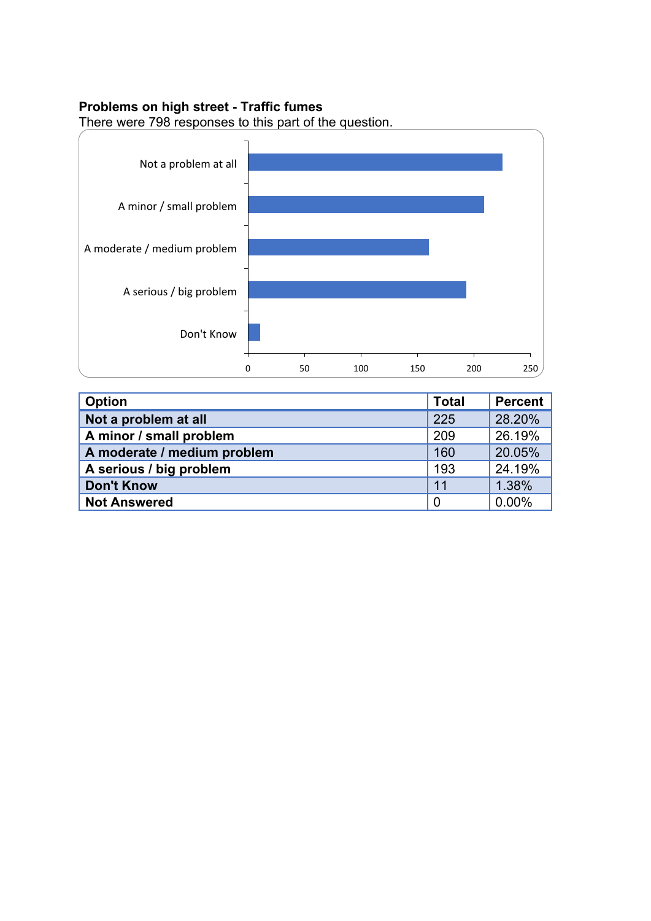**Problems on high street - Traffic fumes**

There were 798 responses to this part of the question.

| Option | Total | Percent |
|---|---|---|
| Not a problem at all | 225 | 28.20% |
| A minor / small problem | 209 | 26.19% |
| A moderate / medium problem | 160 | 20.05% |
| A serious / big problem | 193 | 24.19% |
| Don't Know | 11 | 1.38% |
| Not Answered | 0 | 0.00% |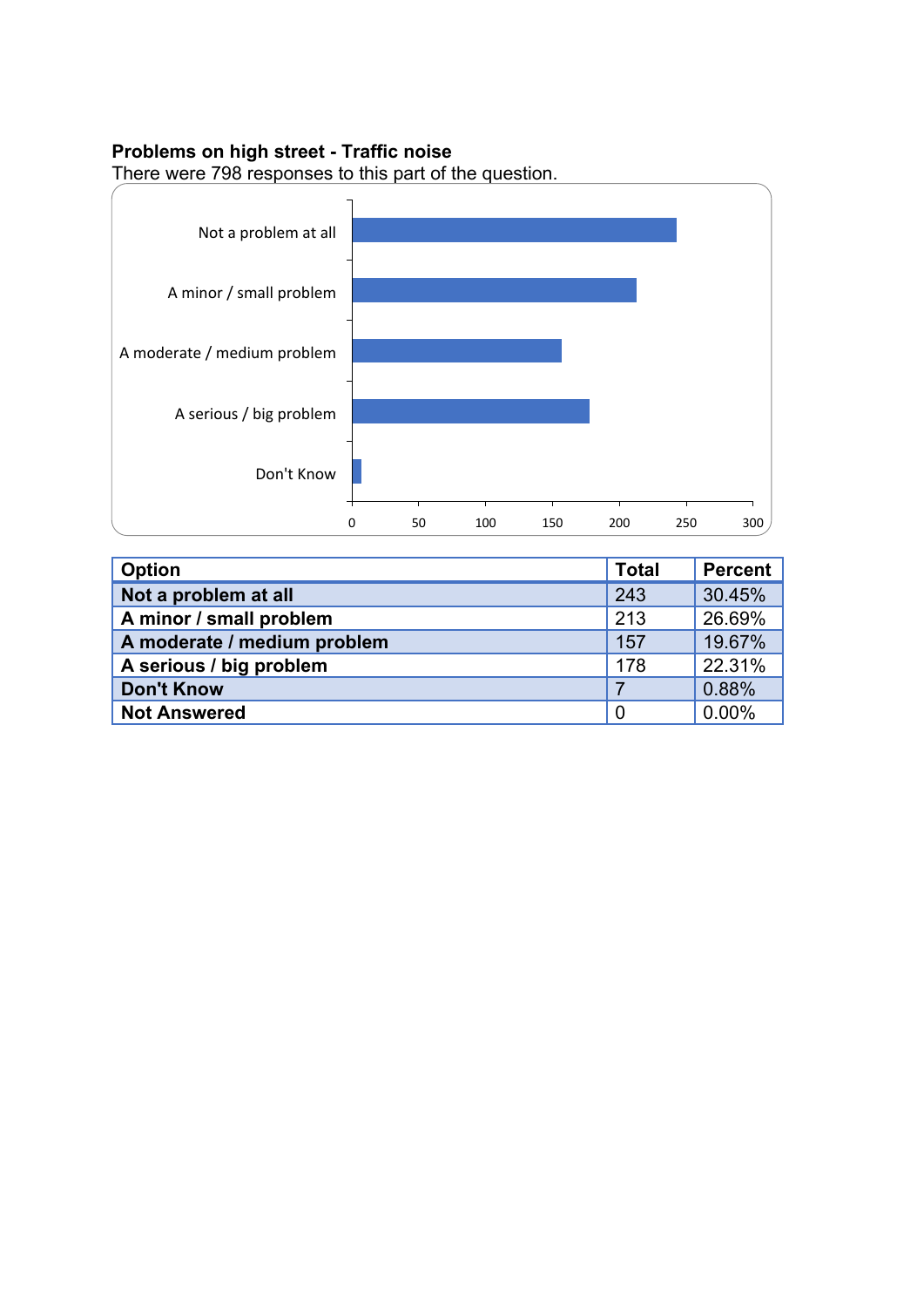**Problems on high street - Traffic noise**

There were 798 responses to this part of the question.

| Option | Total | Percent |
|---|---|---|
| **Not a problem at all** | 243 | 30.45% |
| **A minor / small problem** | 213 | 26.69% |
| **A moderate / medium problem** | 157 | 19.67% |
| **A serious / big problem** | 178 | 22.31% |
| **Don't Know** | 7 | 0.88% |
| **Not Answered** | 0 | 0.00% |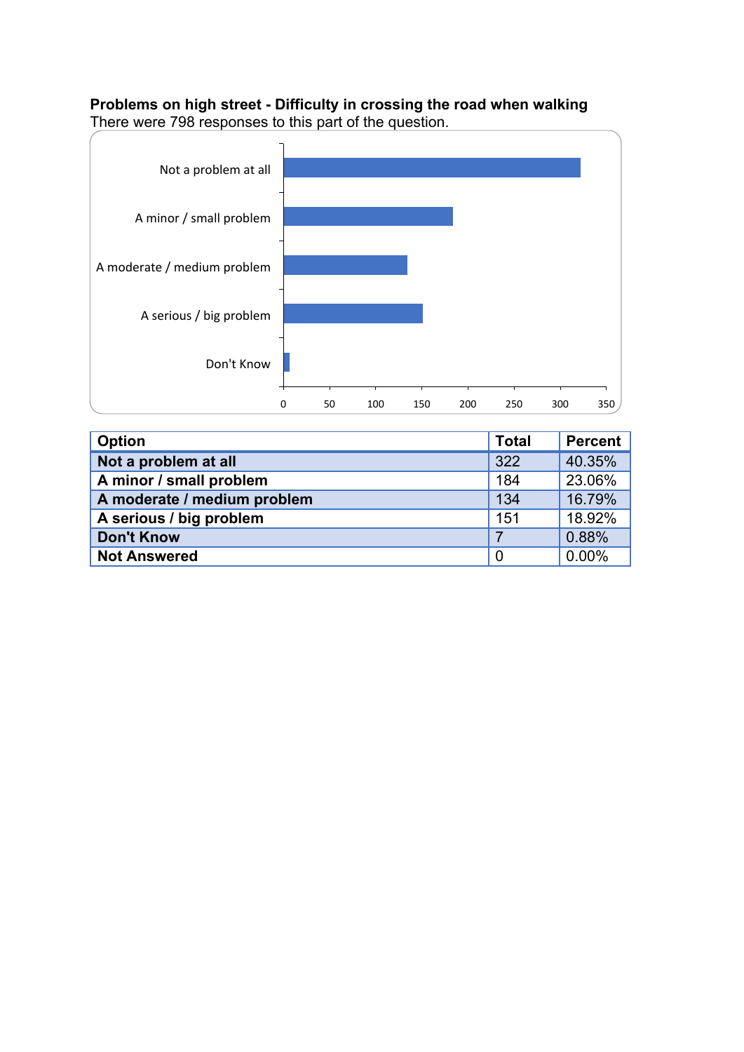**Problems on high street - Difficulty in crossing the road when walking**

There were 798 responses to this part of the question.

| Option | Total | Percent |
|---|---|---|
| **Not a problem at all** | 322 | 40.35% |
| **A minor / small problem** | 184 | 23.06% |
| **A moderate / medium problem** | 134 | 16.79% |
| **A serious / big problem** | 151 | 18.92% |
| **Don't Know** | 7 | 0.88% |
| **Not Answered** | 0 | 0.00% |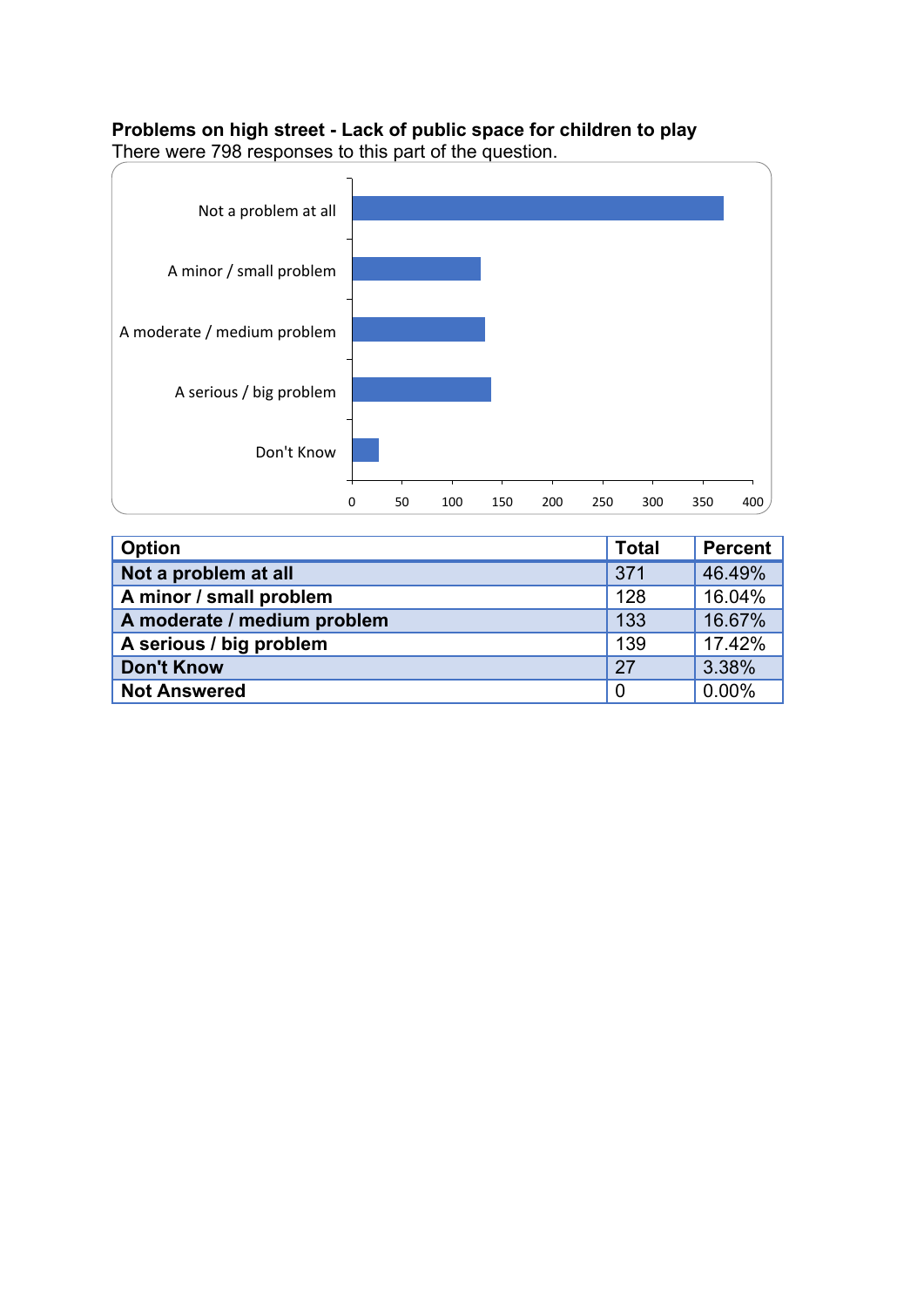**Problems on high street - Lack of public space for children to play**

There were 798 responses to this part of the question.

| Option | Total | Percent |
|---|---|---|
| **Not a problem at all** | 371 | 46.49% |
| **A minor / small problem** | 128 | 16.04% |
| **A moderate / medium problem** | 133 | 16.67% |
| **A serious / big problem** | 139 | 17.42% |
| **Don't Know** | 27 | 3.38% |
| **Not Answered** | 0 | 0.00% |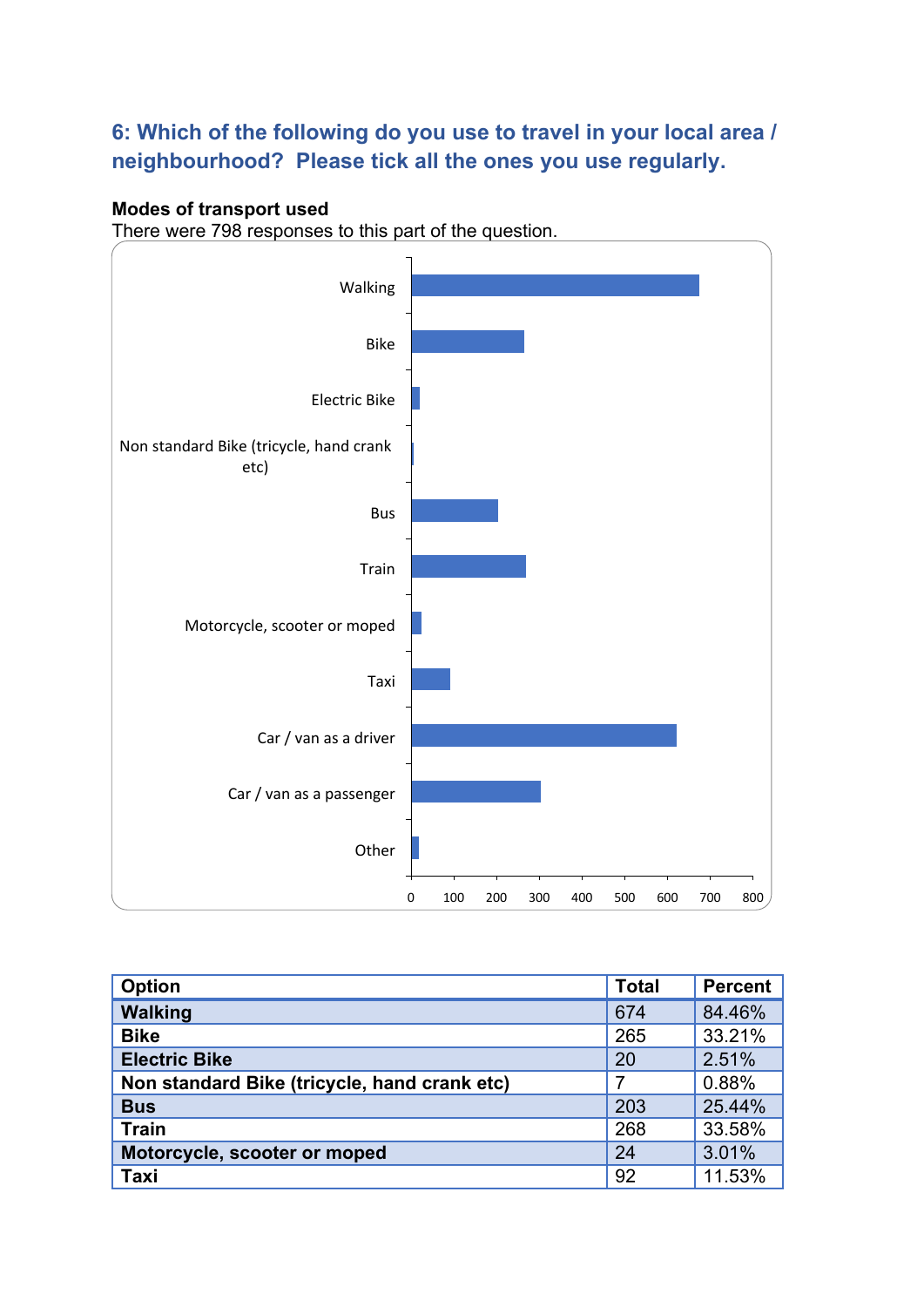## 6: Which of the following do you use to travel in your local area / neighbourhood? Please tick all the ones you use regularly.

**Modes of transport used**

There were 798 responses to this part of the question.

| Option | Total | Percent |
|---|---|---|
| Walking | 674 | 84.46% |
| Bike | 265 | 33.21% |
| Electric Bike | 20 | 2.51% |
| Non standard Bike (tricycle, hand crank etc) | 7 | 0.88% |
| Bus | 203 | 25.44% |
| Train | 268 | 33.58% |
| Motorcycle, scooter or moped | 24 | 3.01% |
| Taxi | 92 | 11.53% |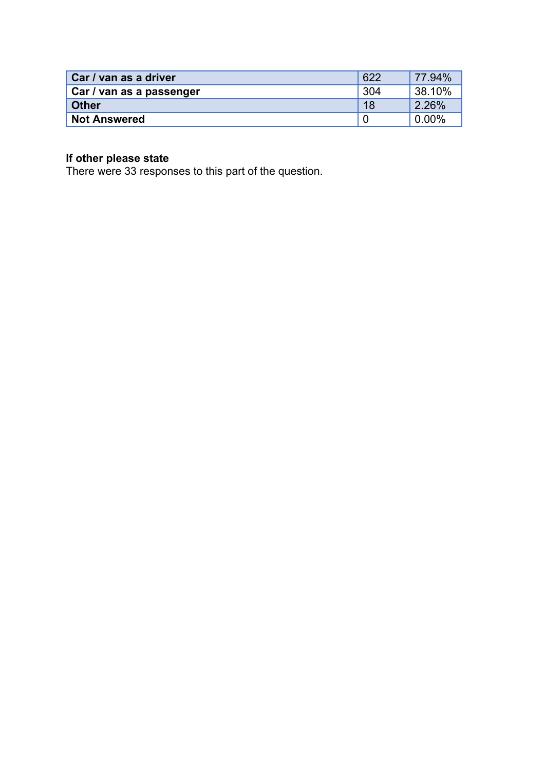| | | |
|---|---|---|
| **Car / van as a driver** | 622 | 77.94% |
| **Car / van as a passenger** | 304 | 38.10% |
| **Other** | 18 | 2.26% |
| **Not Answered** | 0 | 0.00% |

**If other please state**
There were 33 responses to this part of the question.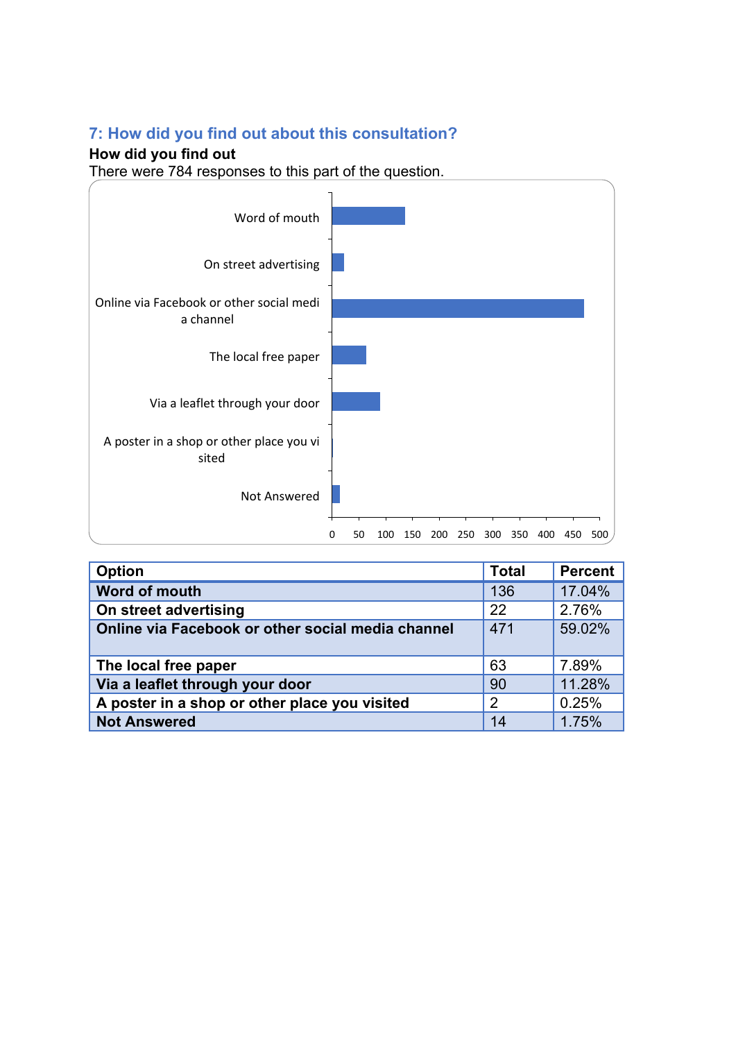## 7: How did you find out about this consultation?

**How did you find out**

There were 784 responses to this part of the question.

| Option | Total | Percent |
|---|---|---|
| Word of mouth | 136 | 17.04% |
| On street advertising | 22 | 2.76% |
| Online via Facebook or other social media channel | 471 | 59.02% |
| The local free paper | 63 | 7.89% |
| Via a leaflet through your door | 90 | 11.28% |
| A poster in a shop or other place you visited | 2 | 0.25% |
| Not Answered | 14 | 1.75% |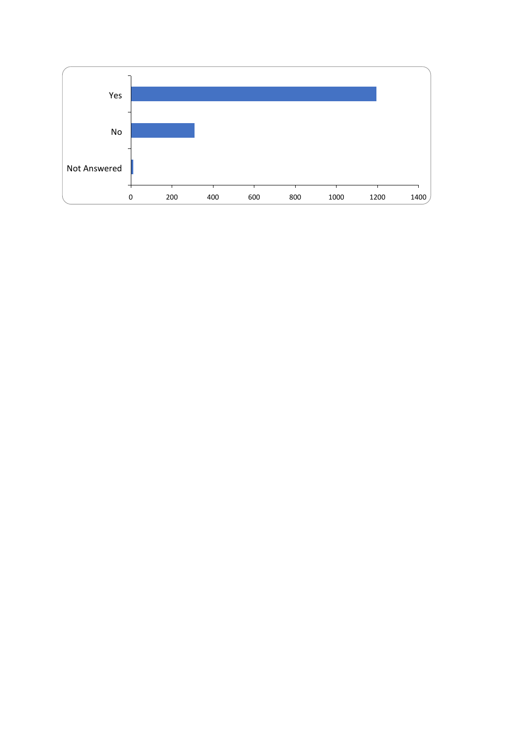Yes

No

Not Answered

0 200 400 600 800 1000 1200 1400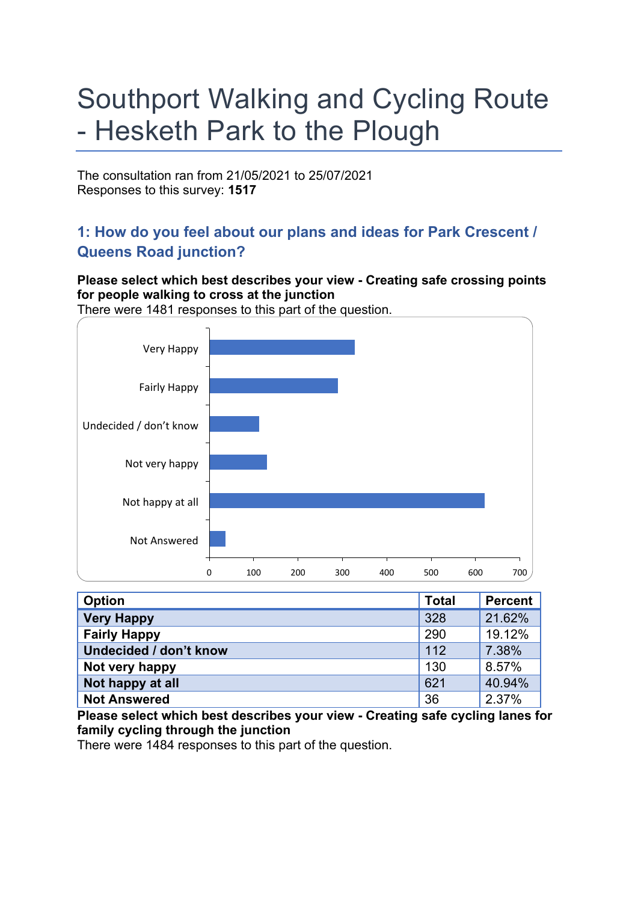# Southport Walking and Cycling Route - Hesketh Park to the Plough

The consultation ran from 21/05/2021 to 25/07/2021
Responses to this survey: **1517**

## 1: How do you feel about our plans and ideas for Park Crescent / Queens Road junction?

**Please select which best describes your view - Creating safe crossing points for people walking to cross at the junction**
There were 1481 responses to this part of the question.

| Option | Total | Percent |
|---|---|---|
| **Very Happy** | 328 | 21.62% |
| **Fairly Happy** | 290 | 19.12% |
| **Undecided / don't know** | 112 | 7.38% |
| **Not very happy** | 130 | 8.57% |
| **Not happy at all** | 621 | 40.94% |
| **Not Answered** | 36 | 2.37% |

**Please select which best describes your view - Creating safe cycling lanes for family cycling through the junction**
There were 1484 responses to this part of the question.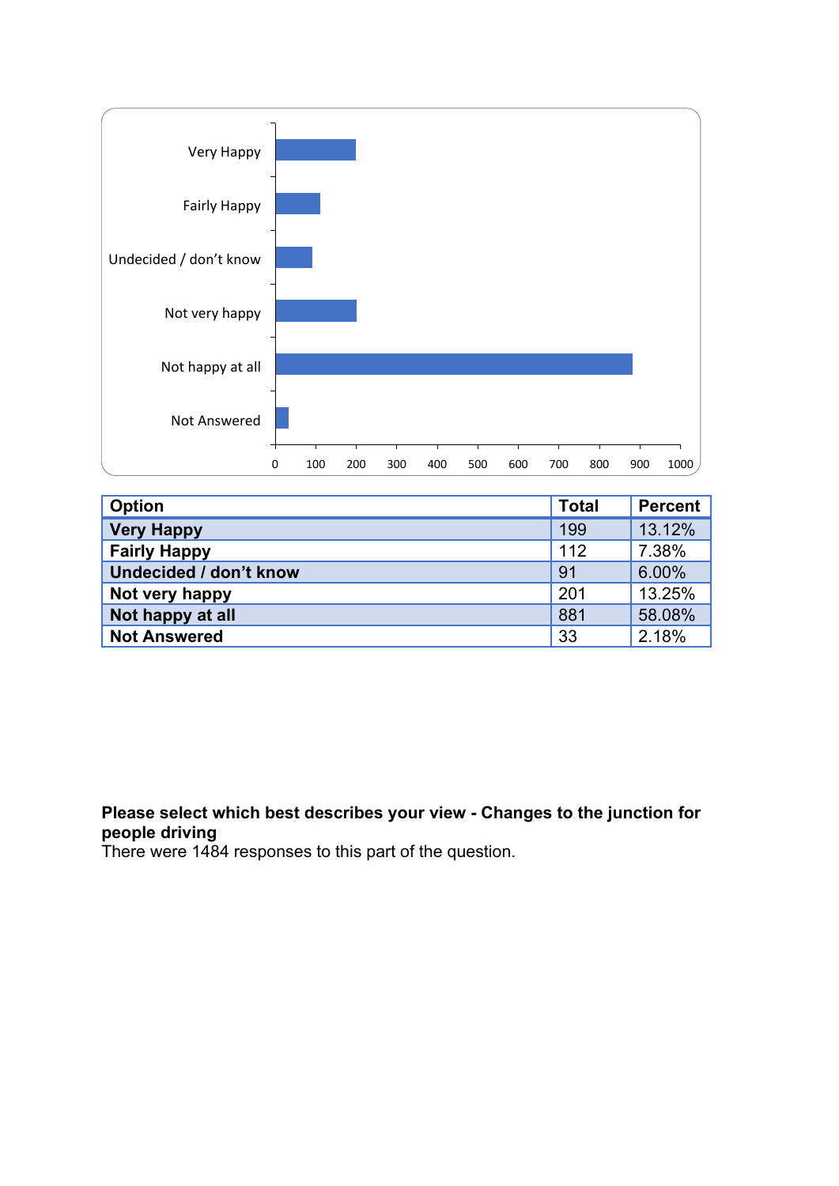| Option | Total | Percent |
|---|---|---|
| **Very Happy** | 199 | 13.12% |
| **Fairly Happy** | 112 | 7.38% |
| **Undecided / don't know** | 91 | 6.00% |
| **Not very happy** | 201 | 13.25% |
| **Not happy at all** | 881 | 58.08% |
| **Not Answered** | 33 | 2.18% |

**Please select which best describes your view - Changes to the junction for people driving**

There were 1484 responses to this part of the question.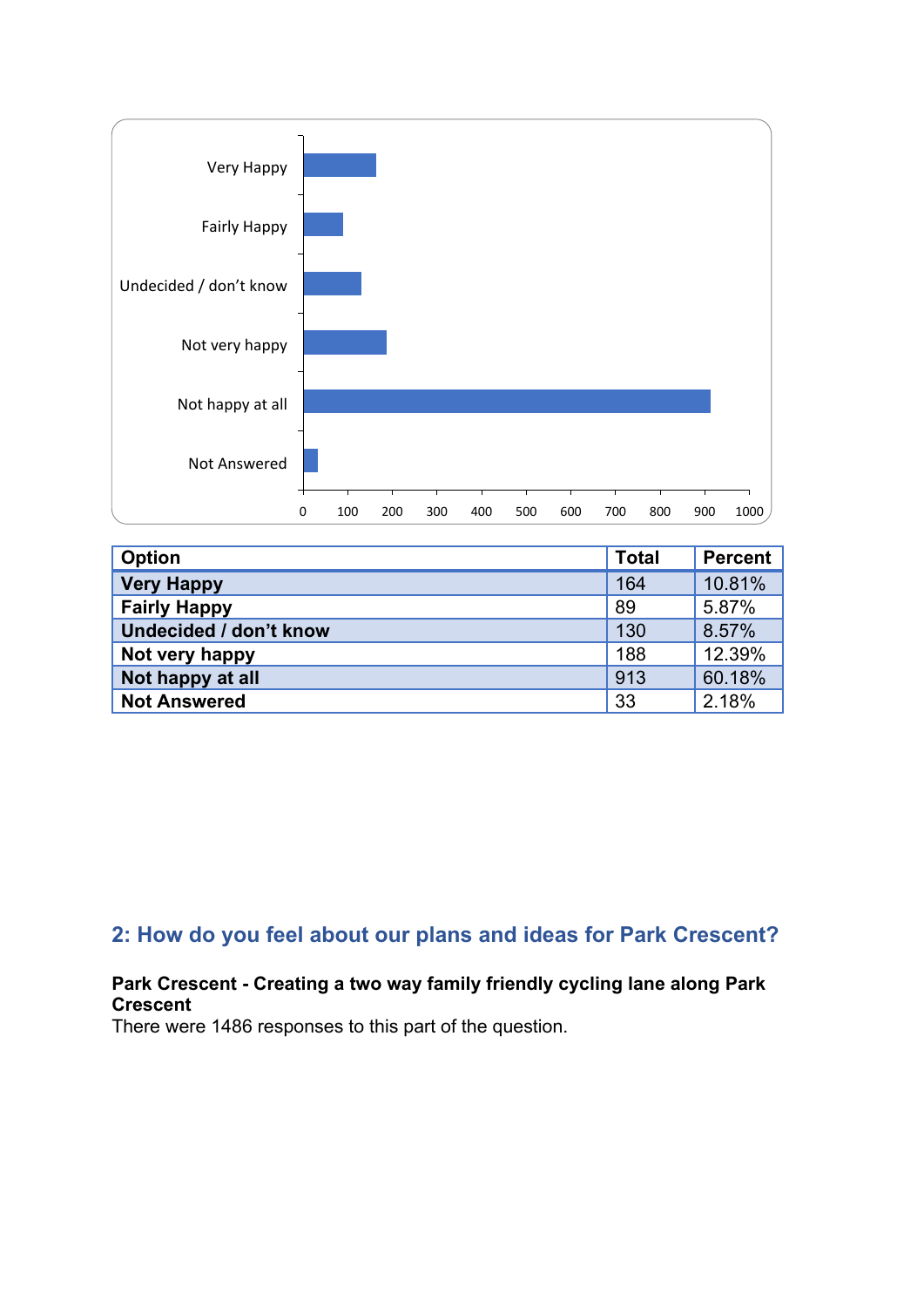| Option | Total | Percent |
|---|---|---|
| **Very Happy** | 164 | 10.81% |
| **Fairly Happy** | 89 | 5.87% |
| **Undecided / don't know** | 130 | 8.57% |
| **Not very happy** | 188 | 12.39% |
| **Not happy at all** | 913 | 60.18% |
| **Not Answered** | 33 | 2.18% |

## 2: How do you feel about our plans and ideas for Park Crescent?

**Park Crescent - Creating a two way family friendly cycling lane along Park Crescent**

There were 1486 responses to this part of the question.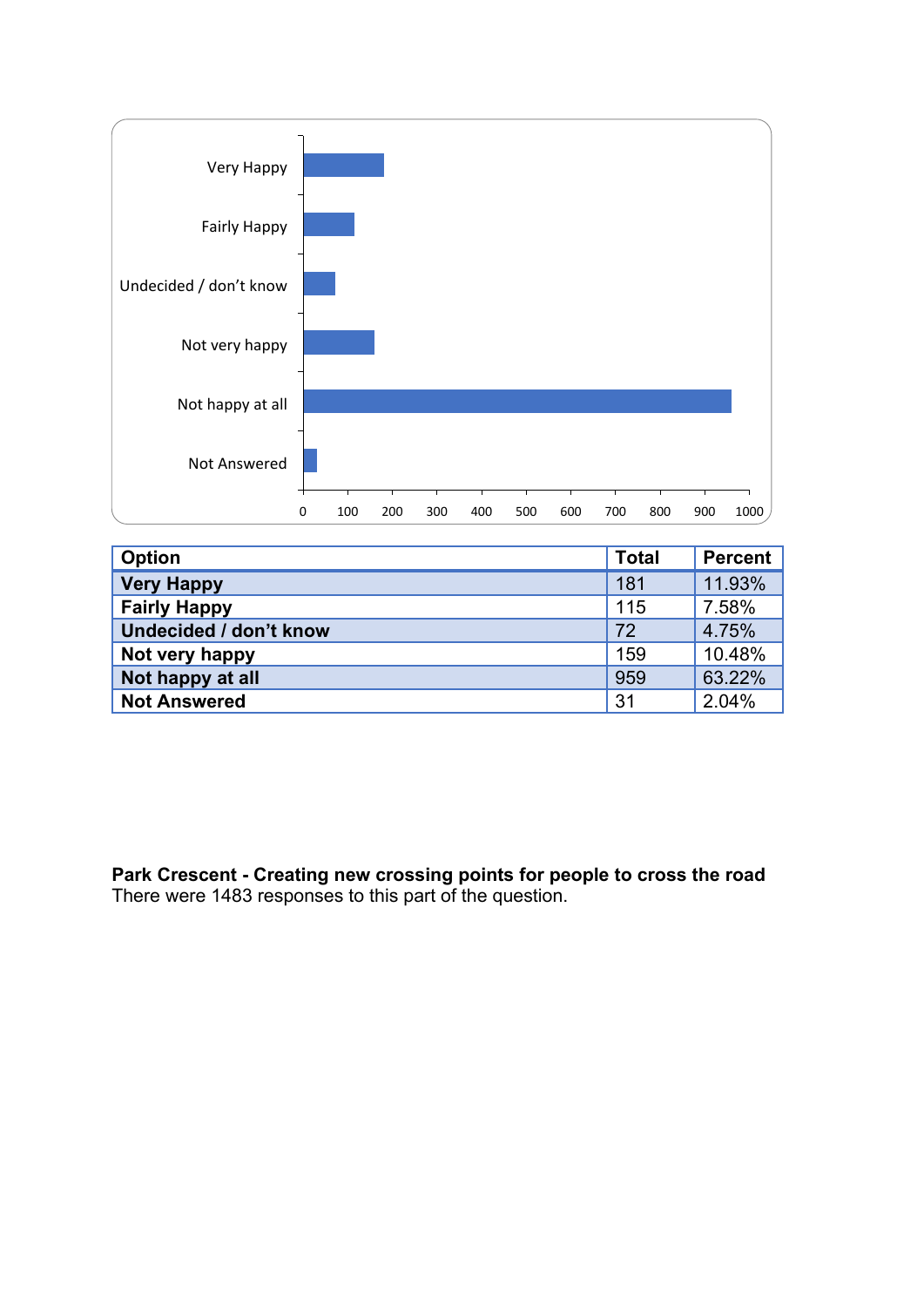| Option | Total | Percent |
| --- | --- | --- |
| **Very Happy** | 181 | 11.93% |
| **Fairly Happy** | 115 | 7.58% |
| **Undecided / don't know** | 72 | 4.75% |
| **Not very happy** | 159 | 10.48% |
| **Not happy at all** | 959 | 63.22% |
| **Not Answered** | 31 | 2.04% |

**Park Crescent - Creating new crossing points for people to cross the road**
There were 1483 responses to this part of the question.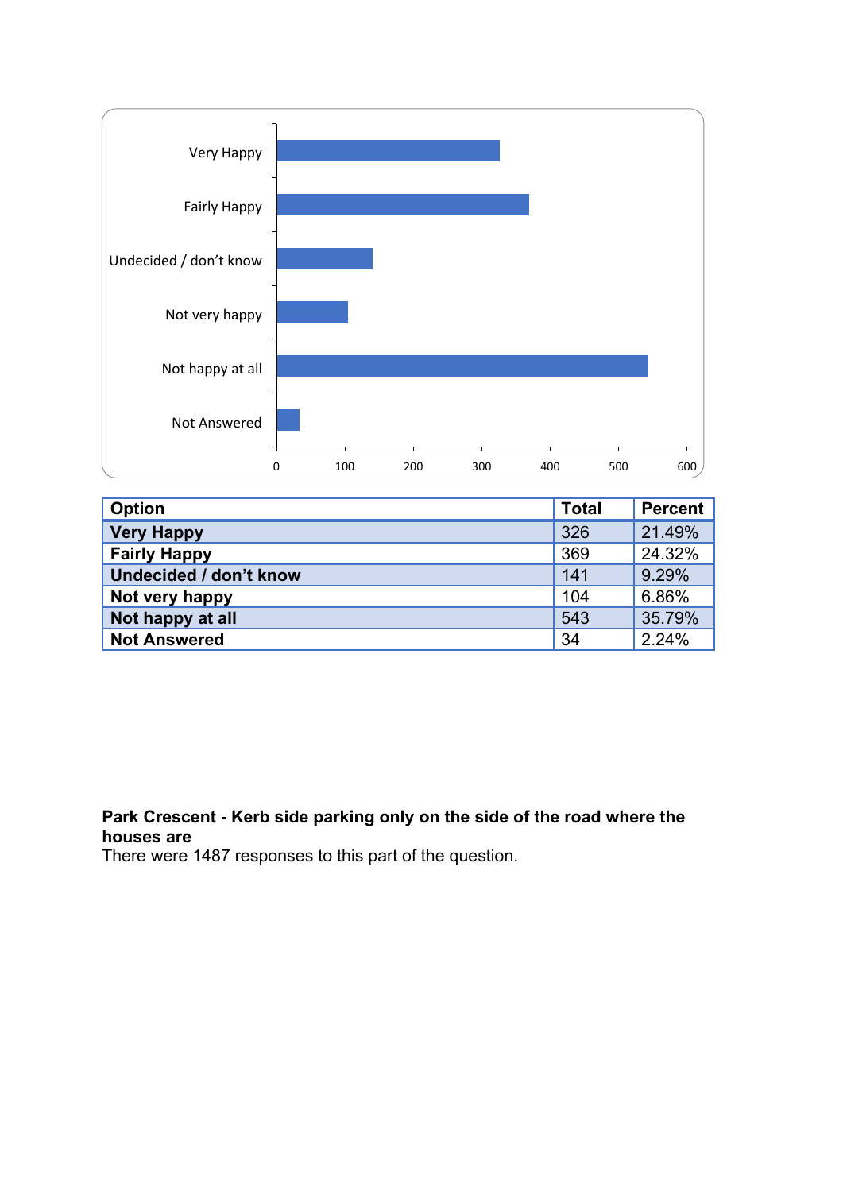| Option | Total | Percent |
|---|---|---|
| **Very Happy** | 326 | 21.49% |
| **Fairly Happy** | 369 | 24.32% |
| **Undecided / don't know** | 141 | 9.29% |
| **Not very happy** | 104 | 6.86% |
| **Not happy at all** | 543 | 35.79% |
| **Not Answered** | 34 | 2.24% |

**Park Crescent - Kerb side parking only on the side of the road where the houses are**

There were 1487 responses to this part of the question.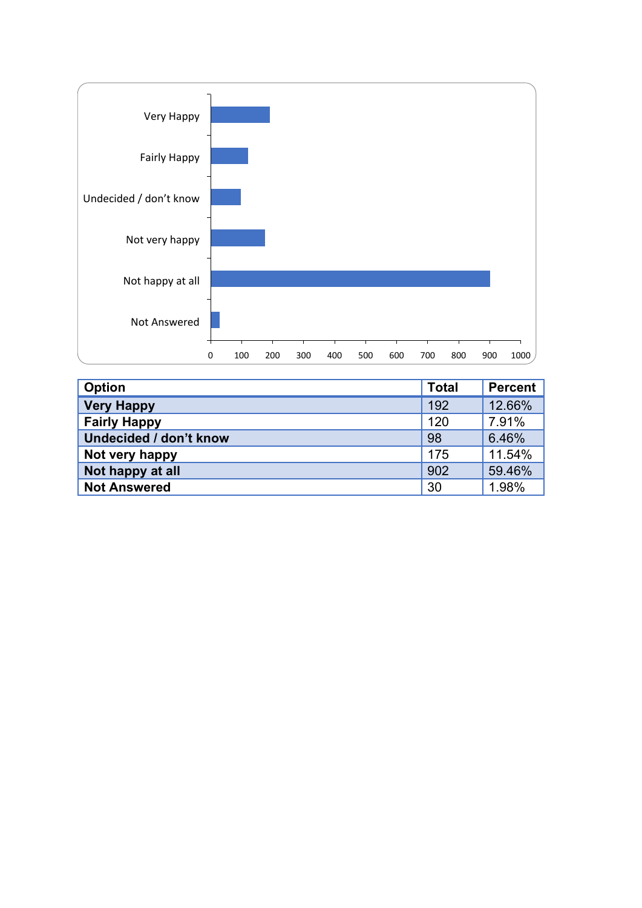| Option | Total | Percent |
|---|---|---|
| **Very Happy** | 192 | 12.66% |
| **Fairly Happy** | 120 | 7.91% |
| **Undecided / don't know** | 98 | 6.46% |
| **Not very happy** | 175 | 11.54% |
| **Not happy at all** | 902 | 59.46% |
| **Not Answered** | 30 | 1.98% |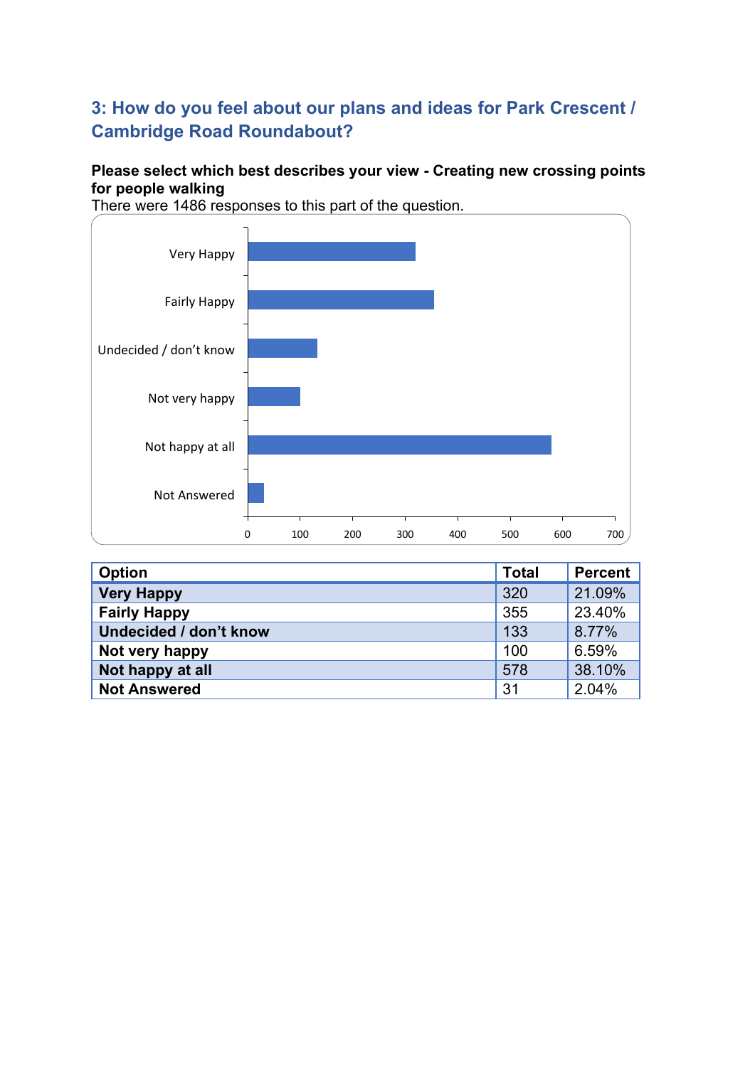## 3: How do you feel about our plans and ideas for Park Crescent / Cambridge Road Roundabout?

**Please select which best describes your view - Creating new crossing points for people walking**

There were 1486 responses to this part of the question.

| Option | Total | Percent |
|---|---|---|
| **Very Happy** | 320 | 21.09% |
| **Fairly Happy** | 355 | 23.40% |
| **Undecided / don't know** | 133 | 8.77% |
| **Not very happy** | 100 | 6.59% |
| **Not happy at all** | 578 | 38.10% |
| **Not Answered** | 31 | 2.04% |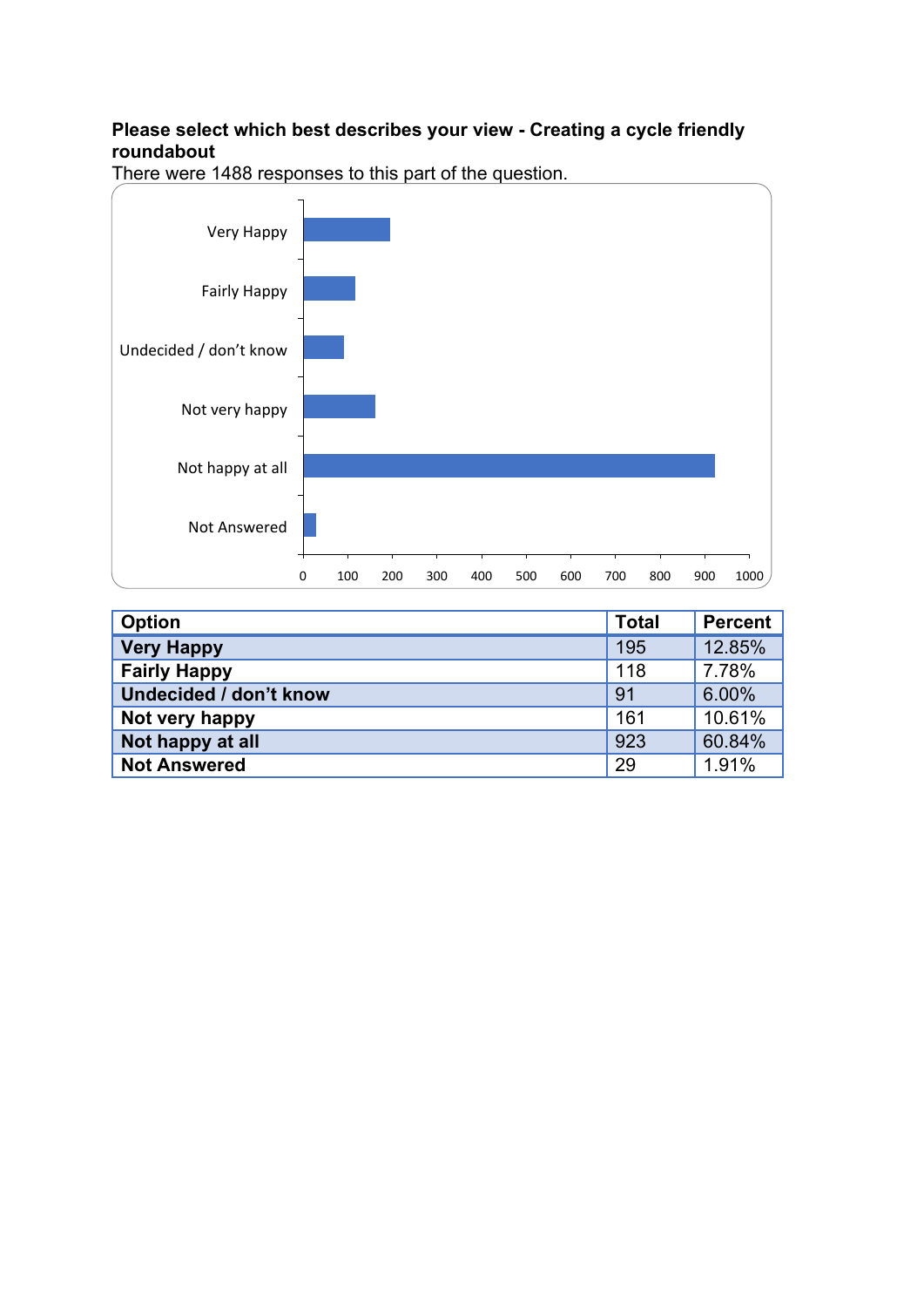**Please select which best describes your view - Creating a cycle friendly roundabout**

There were 1488 responses to this part of the question.

| Option | Total | Percent |
|---|---|---|
| **Very Happy** | 195 | 12.85% |
| **Fairly Happy** | 118 | 7.78% |
| **Undecided / don't know** | 91 | 6.00% |
| **Not very happy** | 161 | 10.61% |
| **Not happy at all** | 923 | 60.84% |
| **Not Answered** | 29 | 1.91% |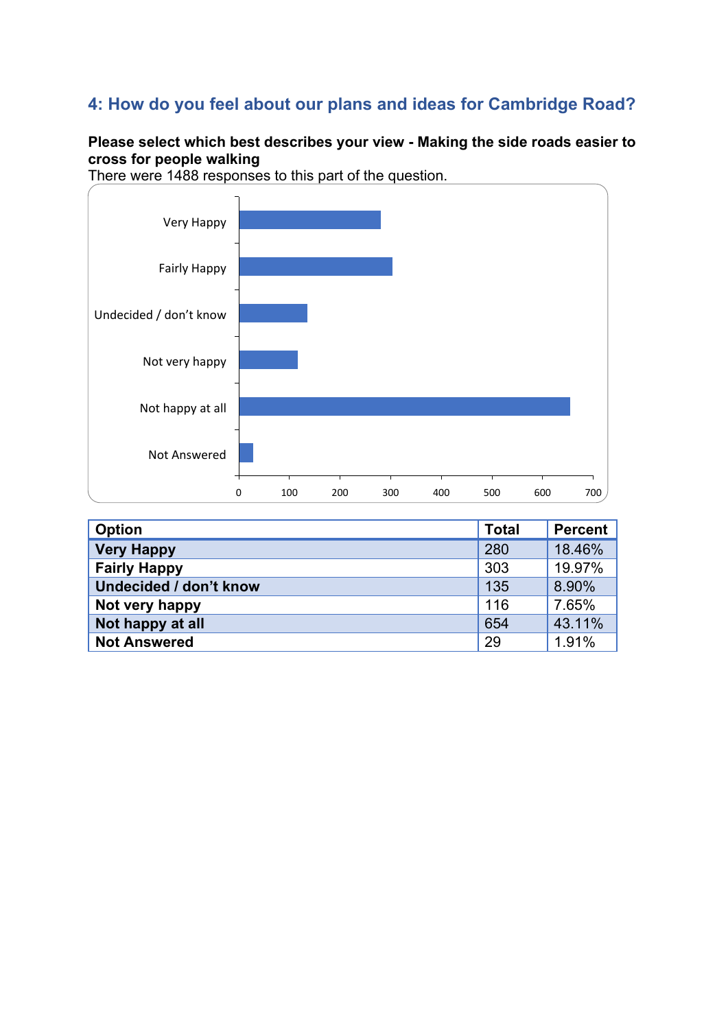## 4: How do you feel about our plans and ideas for Cambridge Road?

**Please select which best describes your view - Making the side roads easier to cross for people walking**

There were 1488 responses to this part of the question.

| Option | Total | Percent |
|---|---|---|
| **Very Happy** | 280 | 18.46% |
| **Fairly Happy** | 303 | 19.97% |
| **Undecided / don't know** | 135 | 8.90% |
| **Not very happy** | 116 | 7.65% |
| **Not happy at all** | 654 | 43.11% |
| **Not Answered** | 29 | 1.91% |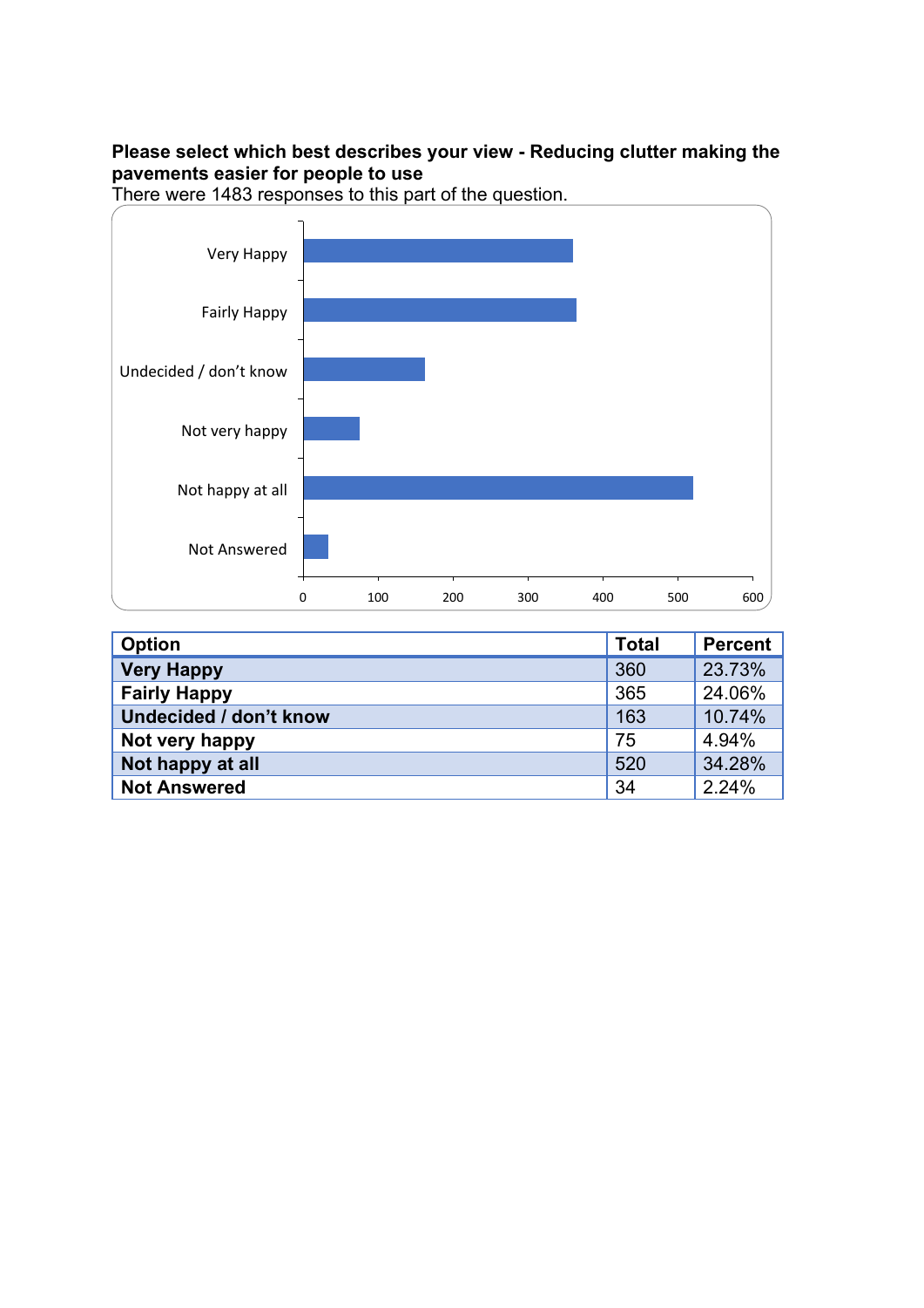**Please select which best describes your view - Reducing clutter making the pavements easier for people to use**

There were 1483 responses to this part of the question.

| Option | Total | Percent |
|---|---|---|
| Very Happy | 360 | 23.73% |
| Fairly Happy | 365 | 24.06% |
| Undecided / don’t know | 163 | 10.74% |
| Not very happy | 75 | 4.94% |
| Not happy at all | 520 | 34.28% |
| Not Answered | 34 | 2.24% |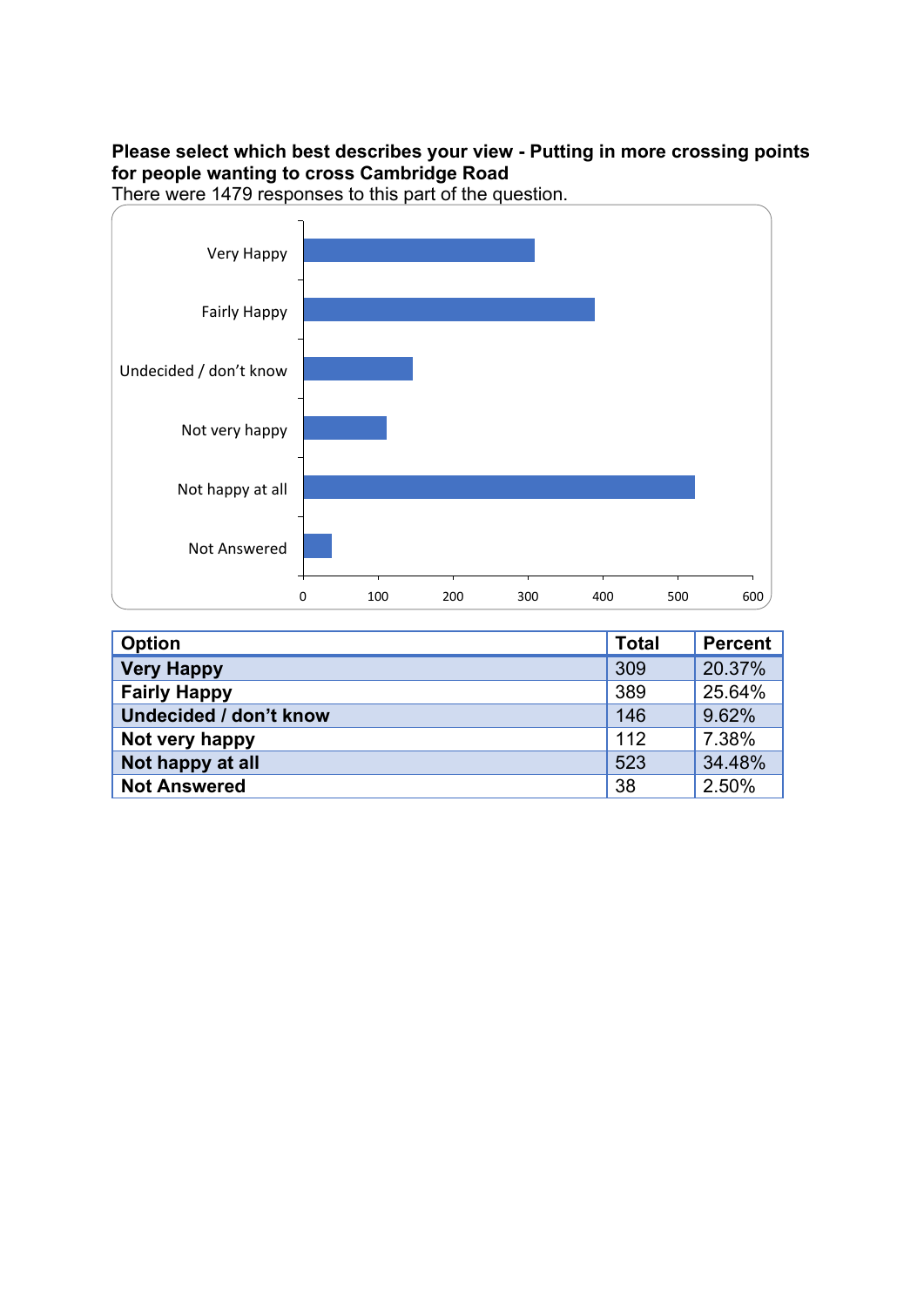**Please select which best describes your view - Putting in more crossing points for people wanting to cross Cambridge Road**

There were 1479 responses to this part of the question.

| Option | Total | Percent |
|---|---|---|
| **Very Happy** | 309 | 20.37% |
| **Fairly Happy** | 389 | 25.64% |
| **Undecided / don't know** | 146 | 9.62% |
| **Not very happy** | 112 | 7.38% |
| **Not happy at all** | 523 | 34.48% |
| **Not Answered** | 38 | 2.50% |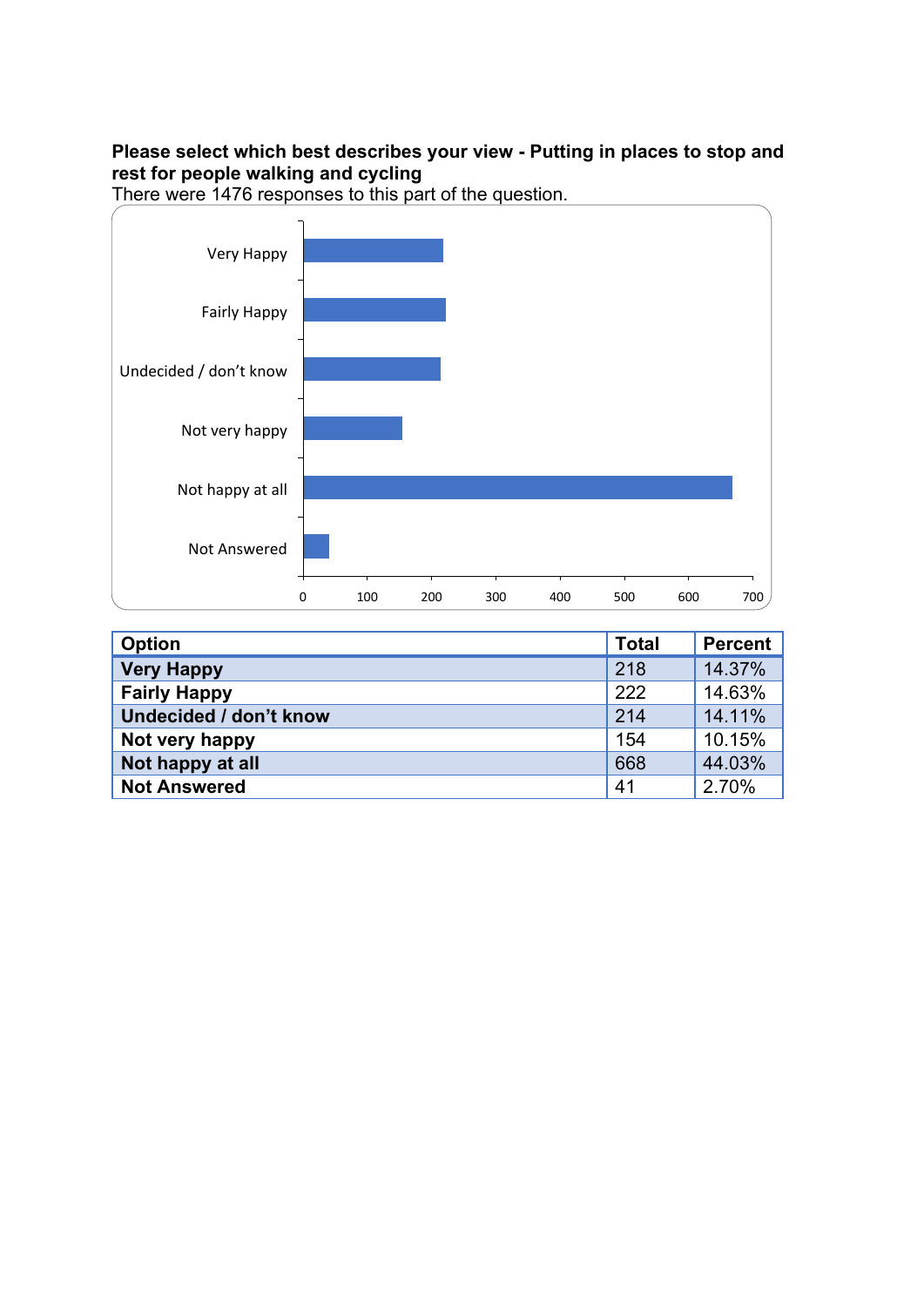**Please select which best describes your view - Putting in places to stop and rest for people walking and cycling**

There were 1476 responses to this part of the question.

| Option | Total | Percent |
|---|---|---|
| Very Happy | 218 | 14.37% |
| Fairly Happy | 222 | 14.63% |
| Undecided / don't know | 214 | 14.11% |
| Not very happy | 154 | 10.15% |
| Not happy at all | 668 | 44.03% |
| Not Answered | 41 | 2.70% |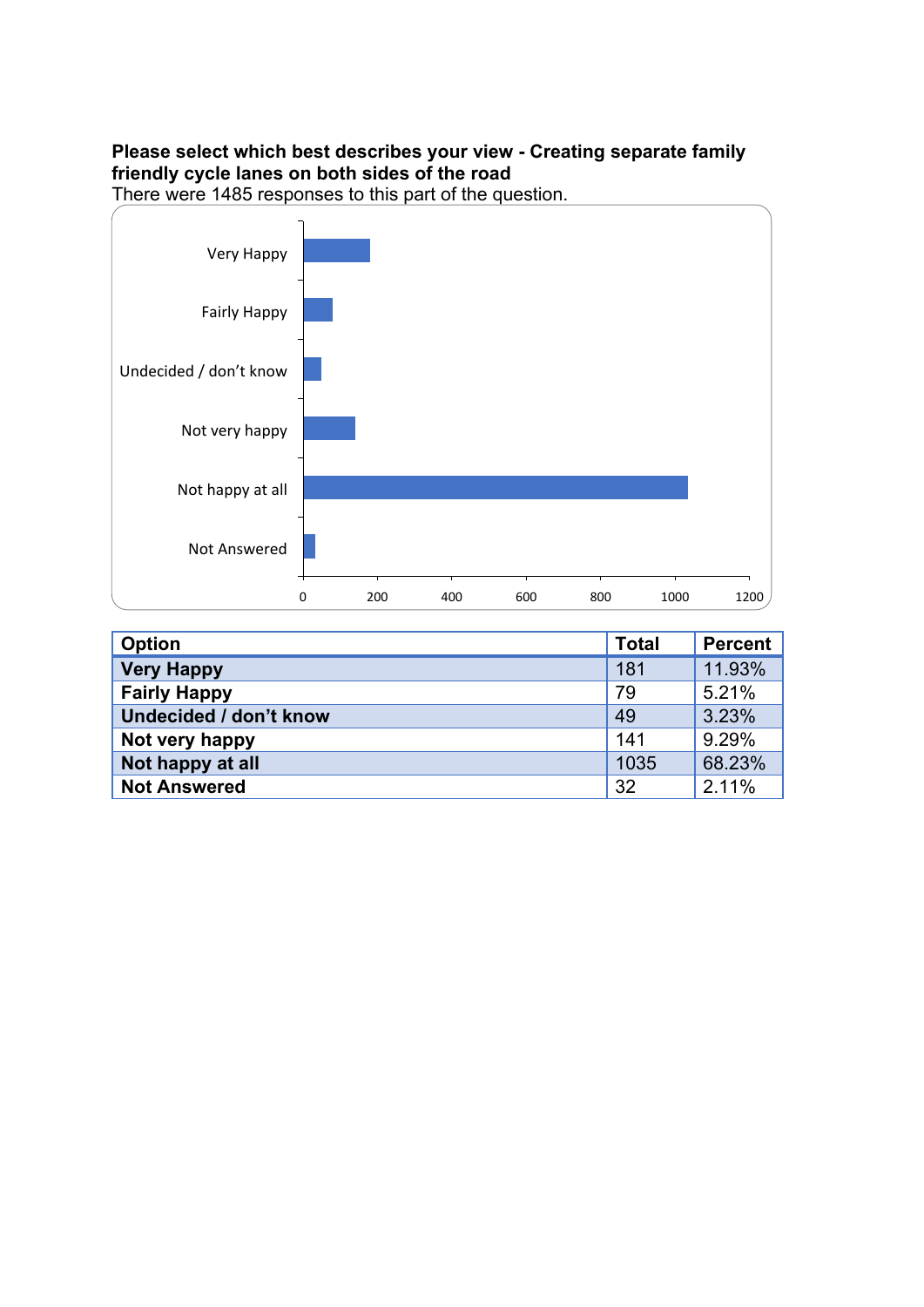**Please select which best describes your view - Creating separate family friendly cycle lanes on both sides of the road**

There were 1485 responses to this part of the question.

| Option | Total | Percent |
|---|---|---|
| **Very Happy** | 181 | 11.93% |
| **Fairly Happy** | 79 | 5.21% |
| **Undecided / don't know** | 49 | 3.23% |
| **Not very happy** | 141 | 9.29% |
| **Not happy at all** | 1035 | 68.23% |
| **Not Answered** | 32 | 2.11% |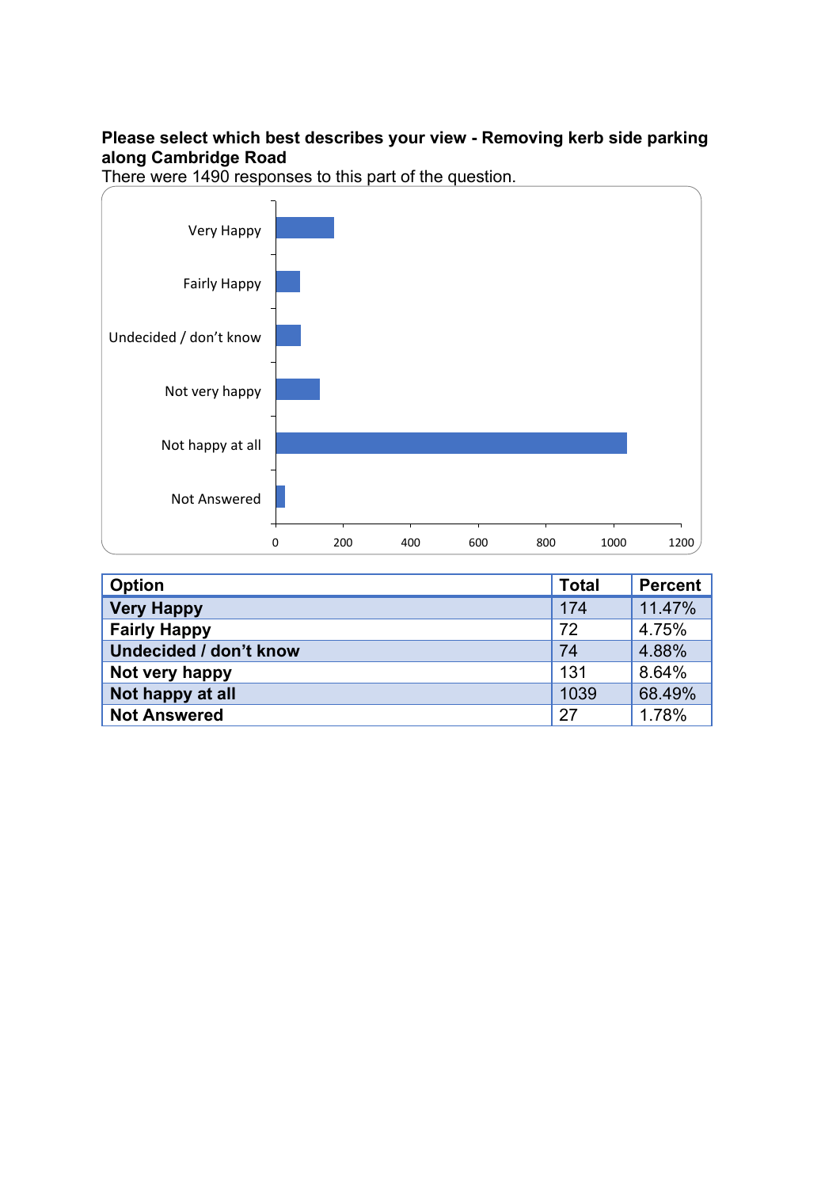**Please select which best describes your view - Removing kerb side parking along Cambridge Road**

There were 1490 responses to this part of the question.

| Option | Total | Percent |
| --- | --- | --- |
| **Very Happy** | 174 | 11.47% |
| **Fairly Happy** | 72 | 4.75% |
| **Undecided / don't know** | 74 | 4.88% |
| **Not very happy** | 131 | 8.64% |
| **Not happy at all** | 1039 | 68.49% |
| **Not Answered** | 27 | 1.78% |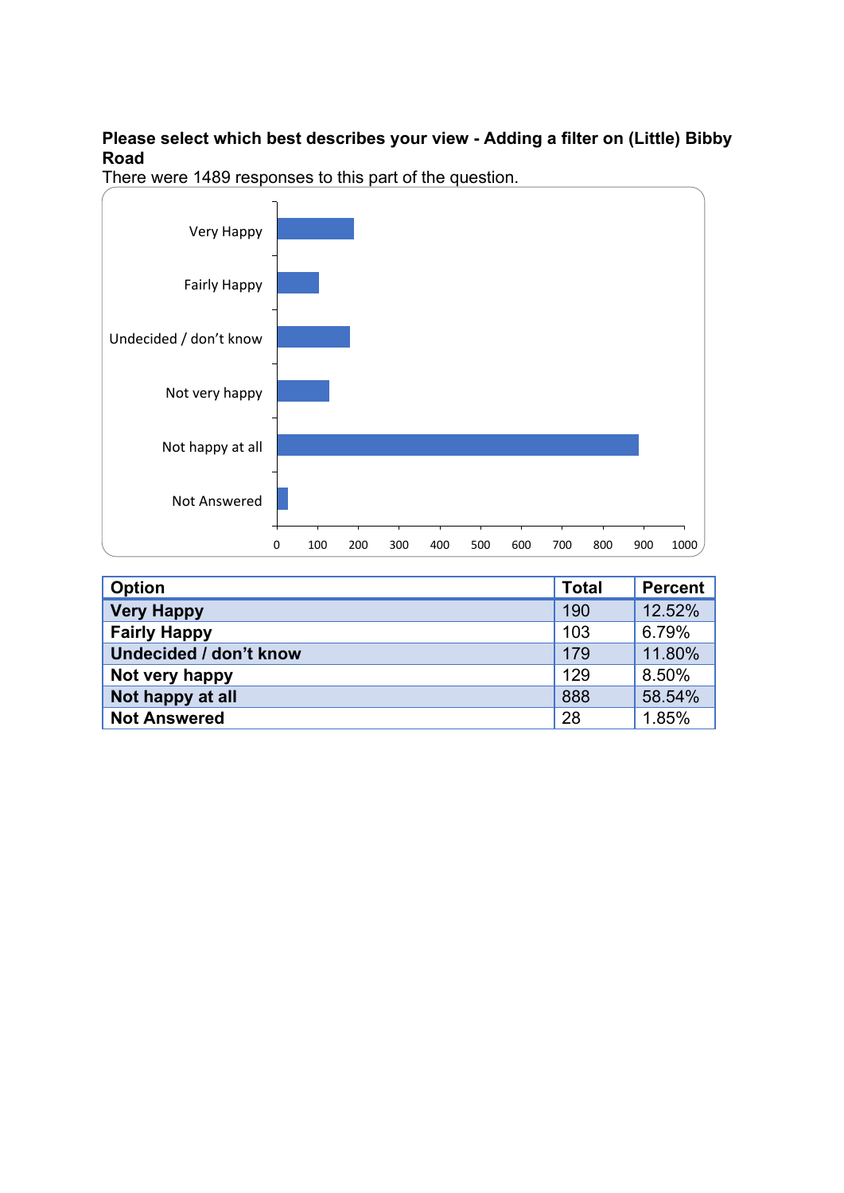**Please select which best describes your view - Adding a filter on (Little) Bibby Road**

There were 1489 responses to this part of the question.

| Option | Total | Percent |
|---|---|---|
| Very Happy | 190 | 12.52% |
| Fairly Happy | 103 | 6.79% |
| Undecided / don't know | 179 | 11.80% |
| Not very happy | 129 | 8.50% |
| Not happy at all | 888 | 58.54% |
| Not Answered | 28 | 1.85% |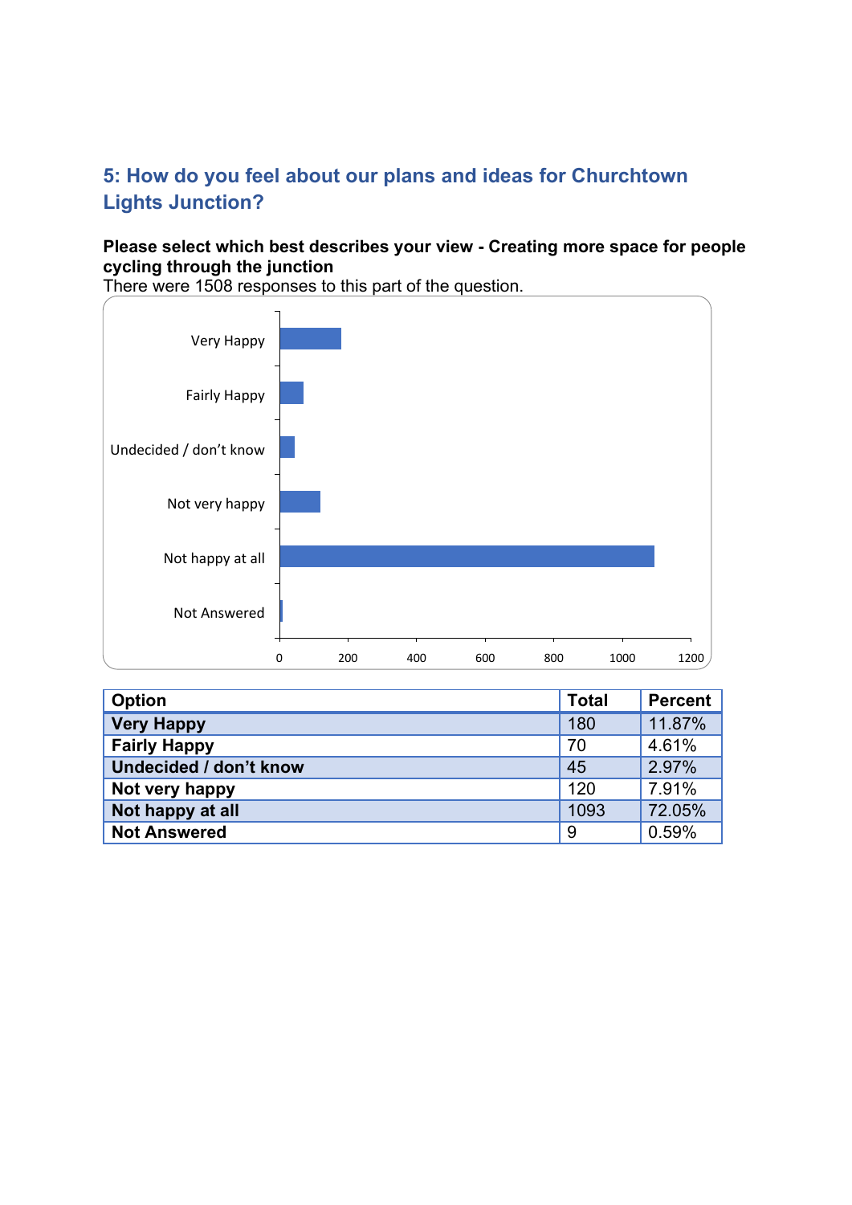## 5: How do you feel about our plans and ideas for Churchtown Lights Junction?

**Please select which best describes your view - Creating more space for people cycling through the junction**

There were 1508 responses to this part of the question.

| Option | Total | Percent |
|---|---|---|
| **Very Happy** | 180 | 11.87% |
| **Fairly Happy** | 70 | 4.61% |
| **Undecided / don't know** | 45 | 2.97% |
| **Not very happy** | 120 | 7.91% |
| **Not happy at all** | 1093 | 72.05% |
| **Not Answered** | 9 | 0.59% |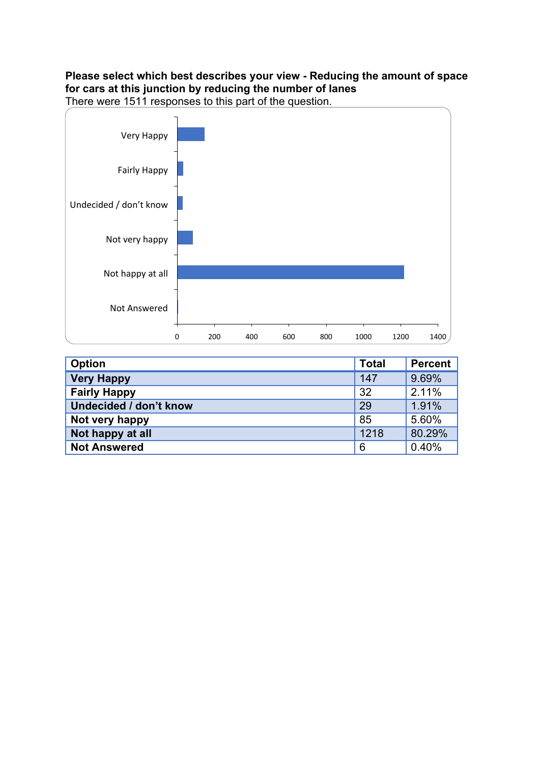**Please select which best describes your view - Reducing the amount of space for cars at this junction by reducing the number of lanes**

There were 1511 responses to this part of the question.

| Option | Total | Percent |
|---|---|---|
| **Very Happy** | 147 | 9.69% |
| **Fairly Happy** | 32 | 2.11% |
| **Undecided / don't know** | 29 | 1.91% |
| **Not very happy** | 85 | 5.60% |
| **Not happy at all** | 1218 | 80.29% |
| **Not Answered** | 6 | 0.40% |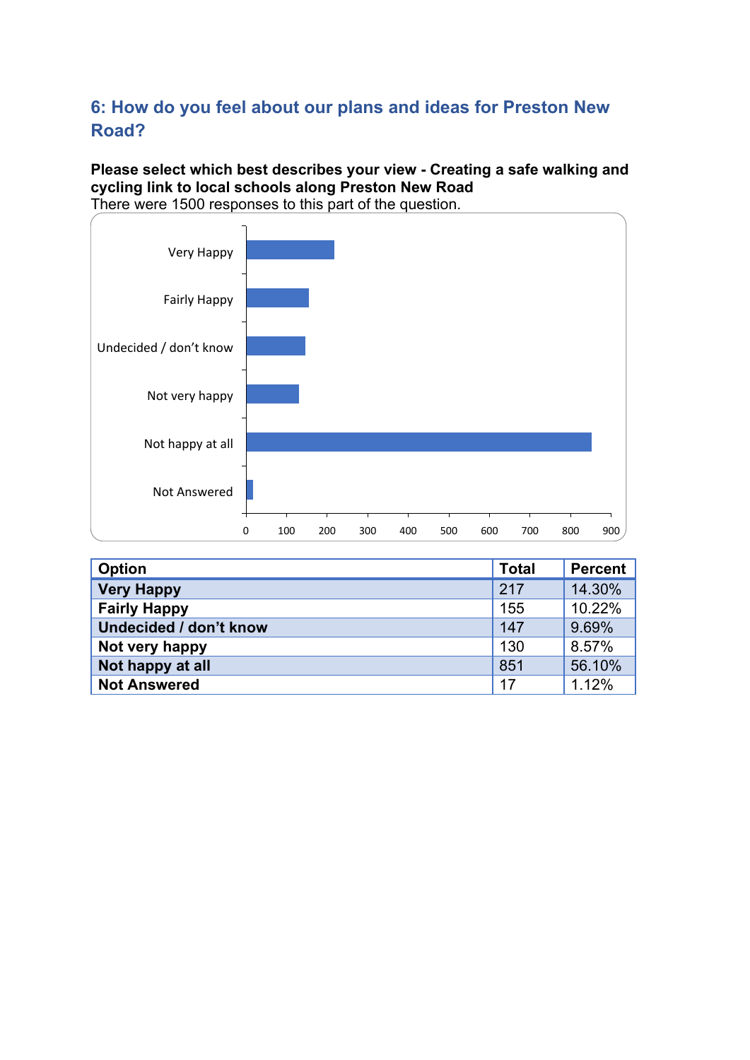## 6: How do you feel about our plans and ideas for Preston New Road?

**Please select which best describes your view - Creating a safe walking and cycling link to local schools along Preston New Road**

There were 1500 responses to this part of the question.

| Option | Total | Percent |
|---|---|---|
| **Very Happy** | 217 | 14.30% |
| **Fairly Happy** | 155 | 10.22% |
| **Undecided / don't know** | 147 | 9.69% |
| **Not very happy** | 130 | 8.57% |
| **Not happy at all** | 851 | 56.10% |
| **Not Answered** | 17 | 1.12% |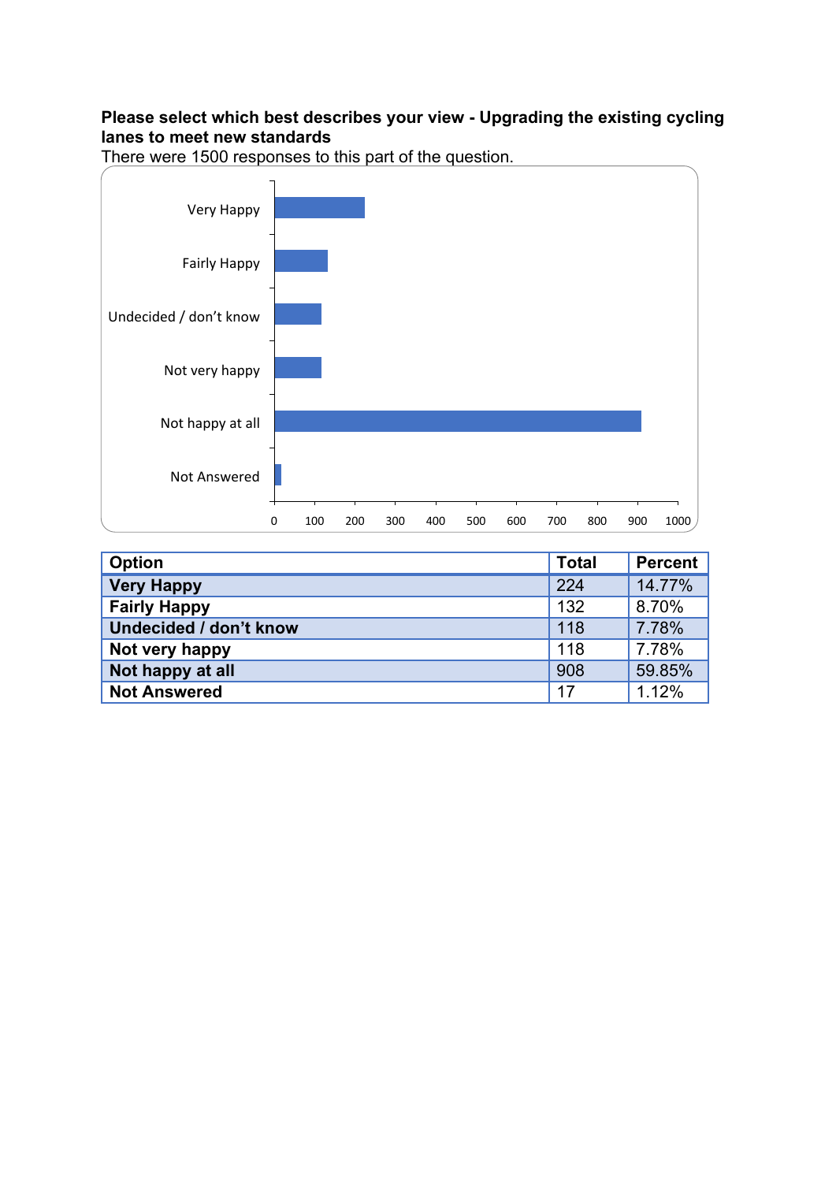**Please select which best describes your view - Upgrading the existing cycling lanes to meet new standards**

There were 1500 responses to this part of the question.

| Option | Total | Percent |
|---|---|---|
| Very Happy | 224 | 14.77% |
| Fairly Happy | 132 | 8.70% |
| Undecided / don't know | 118 | 7.78% |
| Not very happy | 118 | 7.78% |
| Not happy at all | 908 | 59.85% |
| Not Answered | 17 | 1.12% |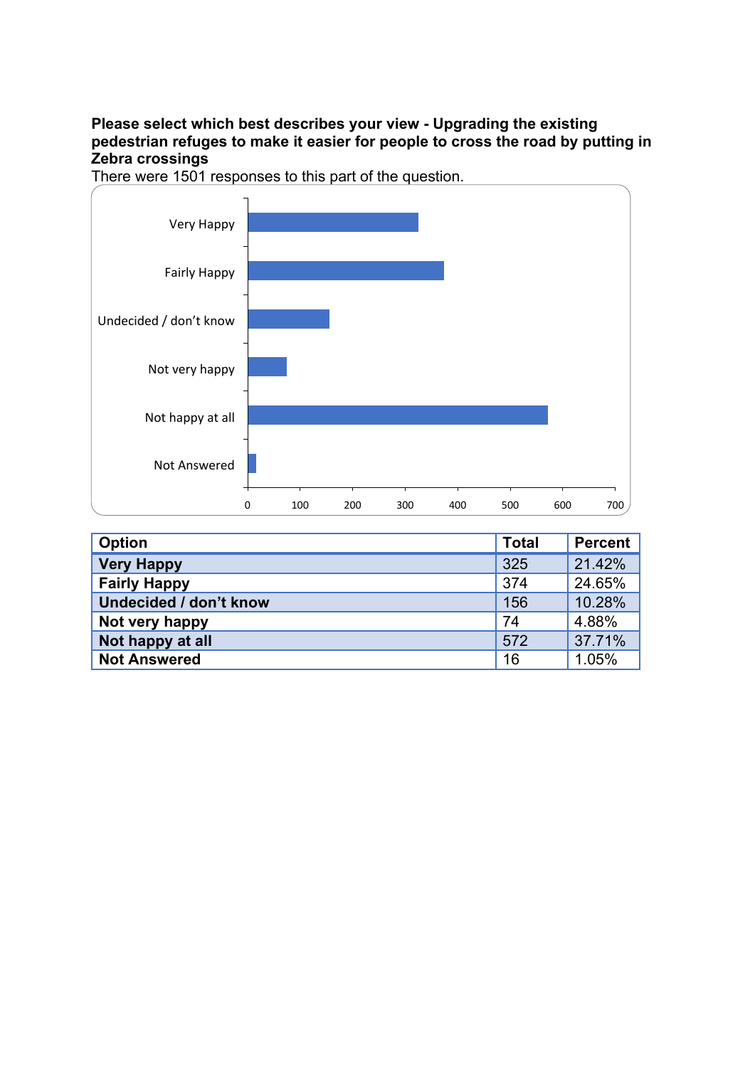**Please select which best describes your view - Upgrading the existing pedestrian refuges to make it easier for people to cross the road by putting in Zebra crossings**

There were 1501 responses to this part of the question.

| Option | Total | Percent |
|---|---|---|
| **Very Happy** | 325 | 21.42% |
| **Fairly Happy** | 374 | 24.65% |
| **Undecided / don't know** | 156 | 10.28% |
| **Not very happy** | 74 | 4.88% |
| **Not happy at all** | 572 | 37.71% |
| **Not Answered** | 16 | 1.05% |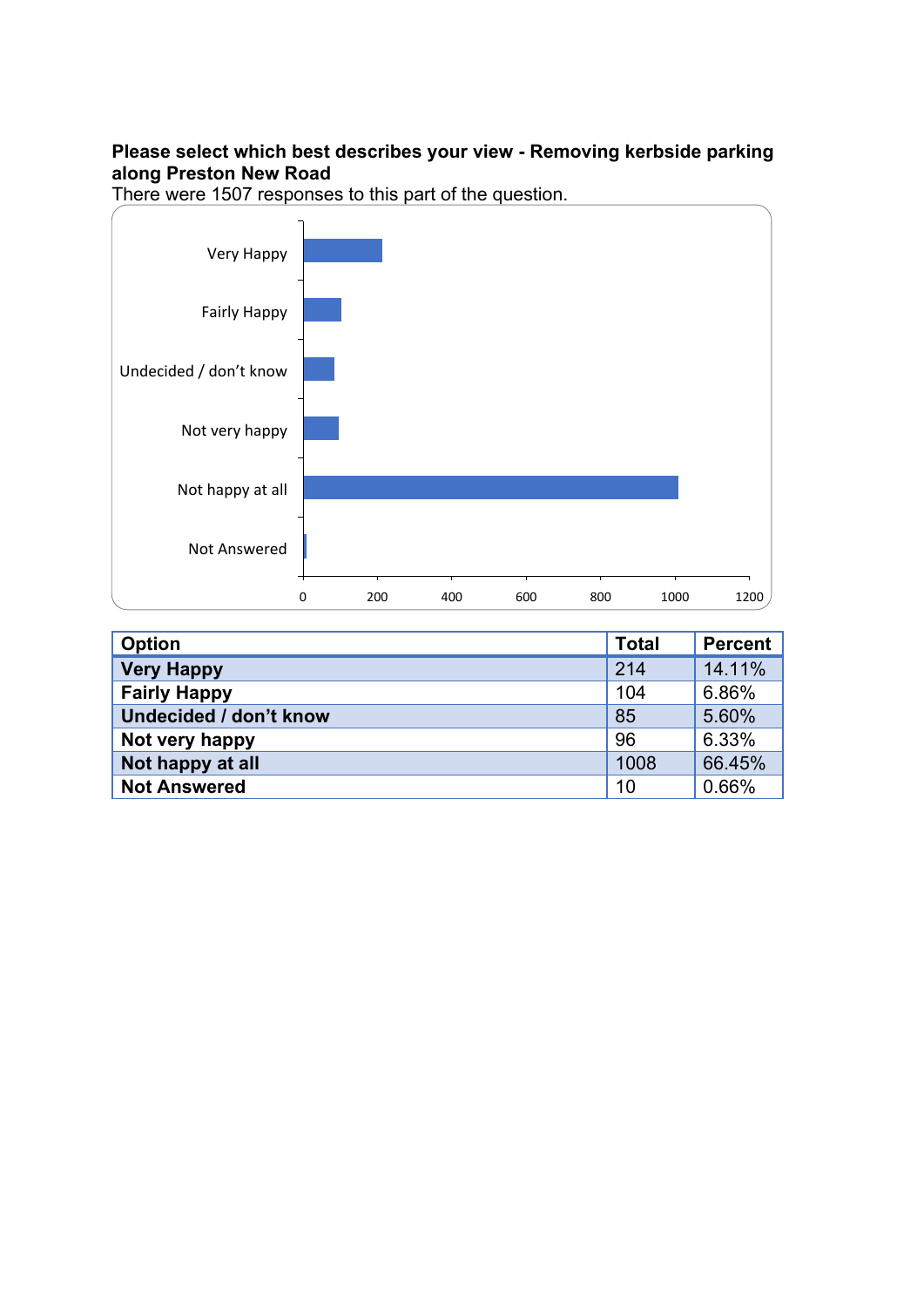**Please select which best describes your view - Removing kerbside parking along Preston New Road**

There were 1507 responses to this part of the question.

| Option | Total | Percent |
|---|---|---|
| Very Happy | 214 | 14.11% |
| Fairly Happy | 104 | 6.86% |
| Undecided / don't know | 85 | 5.60% |
| Not very happy | 96 | 6.33% |
| Not happy at all | 1008 | 66.45% |
| Not Answered | 10 | 0.66% |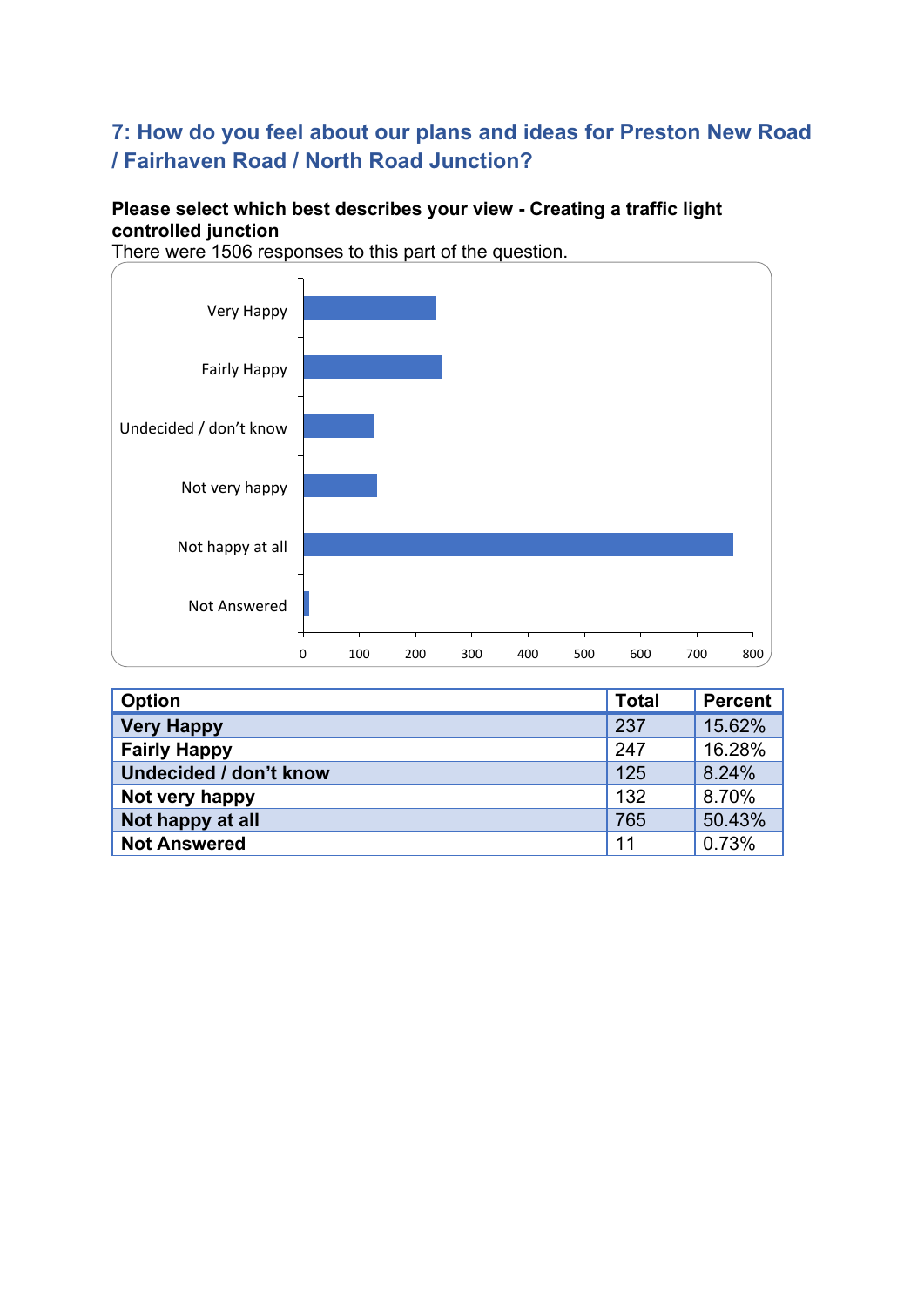## 7: How do you feel about our plans and ideas for Preston New Road / Fairhaven Road / North Road Junction?

**Please select which best describes your view - Creating a traffic light controlled junction**

There were 1506 responses to this part of the question.

| Option | Total | Percent |
|---|---|---|
| Very Happy | 237 | 15.62% |
| Fairly Happy | 247 | 16.28% |
| Undecided / don't know | 125 | 8.24% |
| Not very happy | 132 | 8.70% |
| Not happy at all | 765 | 50.43% |
| Not Answered | 11 | 0.73% |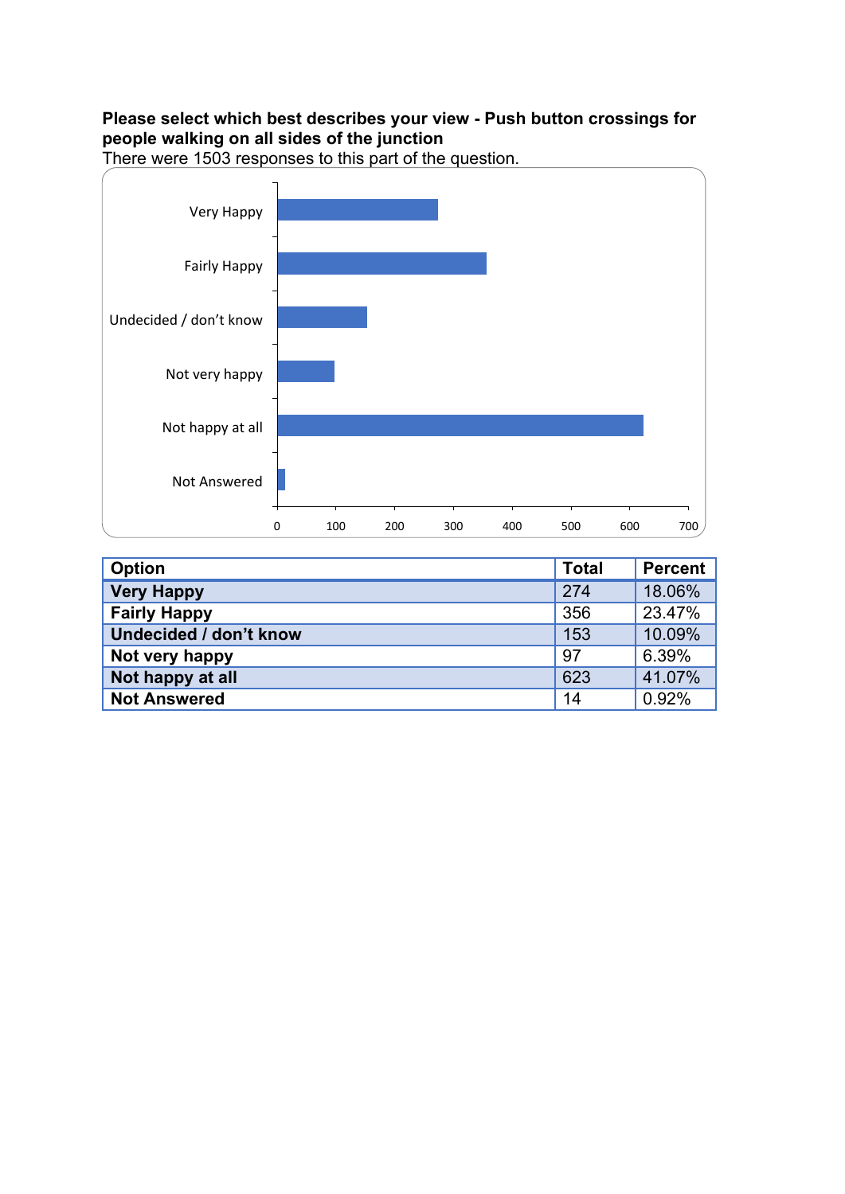**Please select which best describes your view - Push button crossings for people walking on all sides of the junction**

There were 1503 responses to this part of the question.

| Option | Total | Percent |
|---|---|---|
| Very Happy | 274 | 18.06% |
| Fairly Happy | 356 | 23.47% |
| Undecided / don't know | 153 | 10.09% |
| Not very happy | 97 | 6.39% |
| Not happy at all | 623 | 41.07% |
| Not Answered | 14 | 0.92% |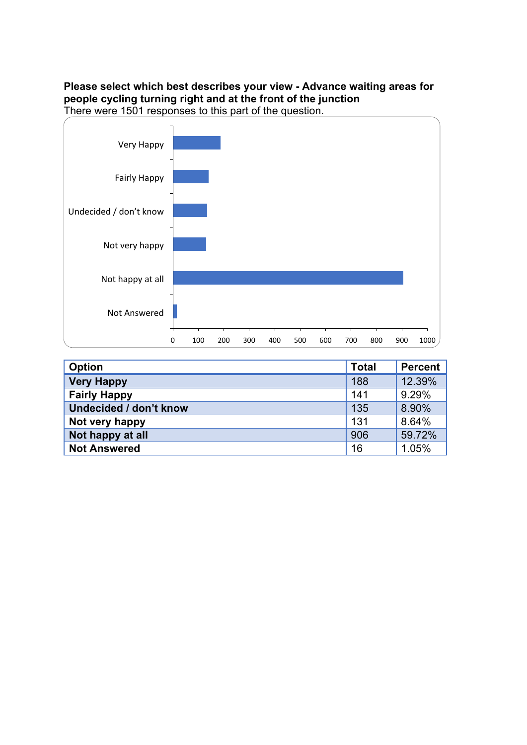**Please select which best describes your view - Advance waiting areas for people cycling turning right and at the front of the junction**

There were 1501 responses to this part of the question.

| Option | Total | Percent |
|---|---|---|
| **Very Happy** | 188 | 12.39% |
| **Fairly Happy** | 141 | 9.29% |
| **Undecided / don't know** | 135 | 8.90% |
| **Not very happy** | 131 | 8.64% |
| **Not happy at all** | 906 | 59.72% |
| **Not Answered** | 16 | 1.05% |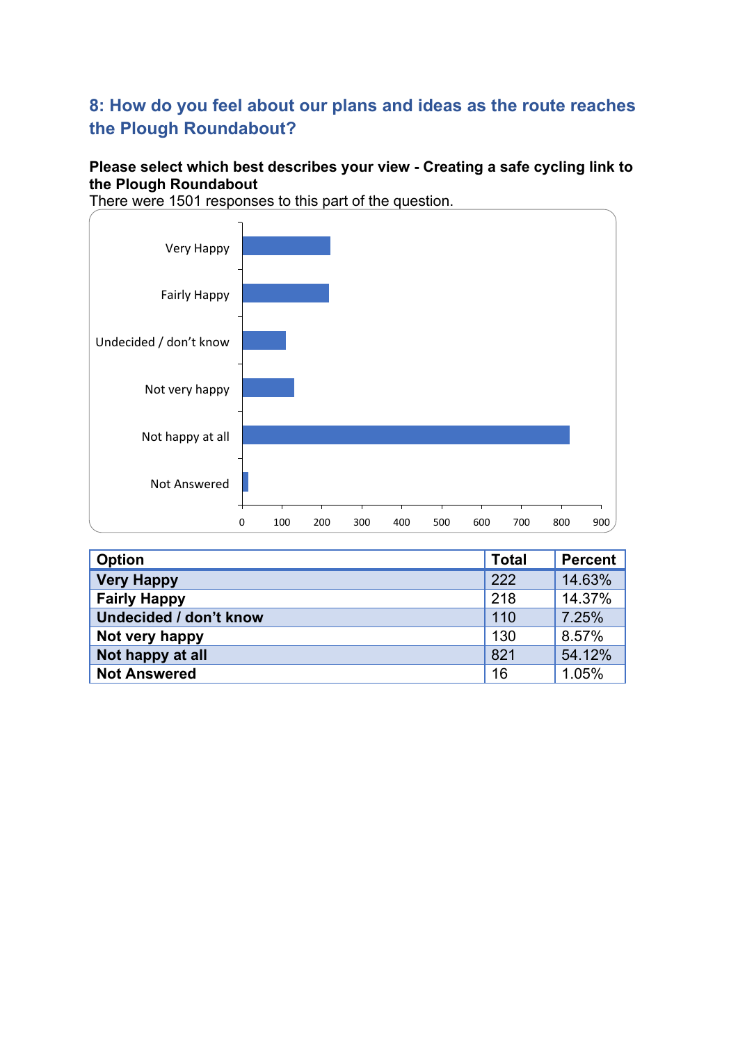## 8: How do you feel about our plans and ideas as the route reaches the Plough Roundabout?

**Please select which best describes your view - Creating a safe cycling link to the Plough Roundabout**

There were 1501 responses to this part of the question.

| Option | Total | Percent |
|---|---|---|
| **Very Happy** | 222 | 14.63% |
| **Fairly Happy** | 218 | 14.37% |
| **Undecided / don't know** | 110 | 7.25% |
| **Not very happy** | 130 | 8.57% |
| **Not happy at all** | 821 | 54.12% |
| **Not Answered** | 16 | 1.05% |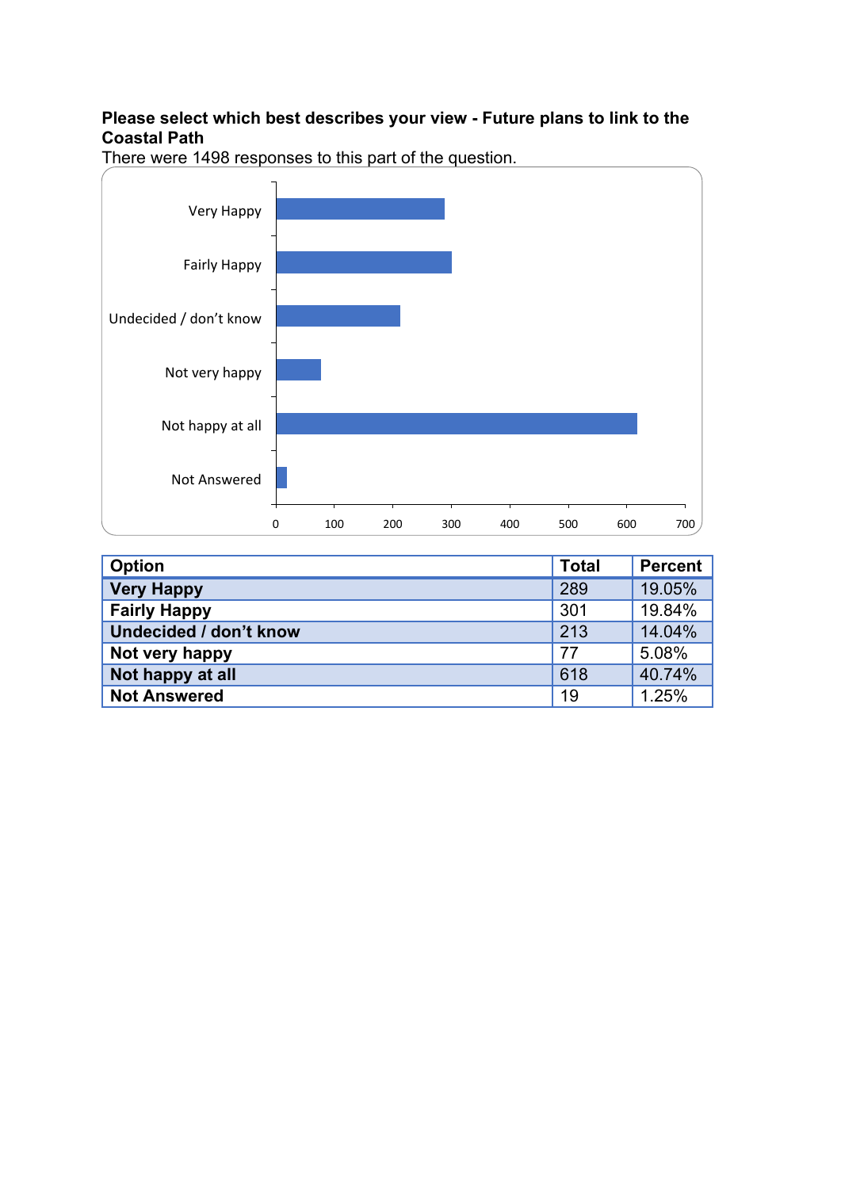**Please select which best describes your view - Future plans to link to the Coastal Path**

There were 1498 responses to this part of the question.

| Option | Total | Percent |
|---|---|---|
| **Very Happy** | 289 | 19.05% |
| **Fairly Happy** | 301 | 19.84% |
| **Undecided / don't know** | 213 | 14.04% |
| **Not very happy** | 77 | 5.08% |
| **Not happy at all** | 618 | 40.74% |
| **Not Answered** | 19 | 1.25% |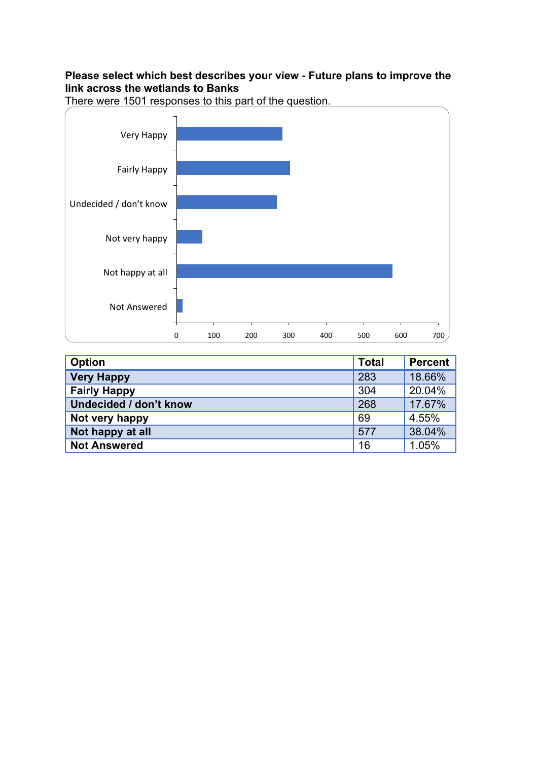**Please select which best describes your view - Future plans to improve the link across the wetlands to Banks**

There were 1501 responses to this part of the question.

| Option | Total | Percent |
|---|---|---|
| Very Happy | 283 | 18.66% |
| Fairly Happy | 304 | 20.04% |
| Undecided / don't know | 268 | 17.67% |
| Not very happy | 69 | 4.55% |
| Not happy at all | 577 | 38.04% |
| Not Answered | 16 | 1.05% |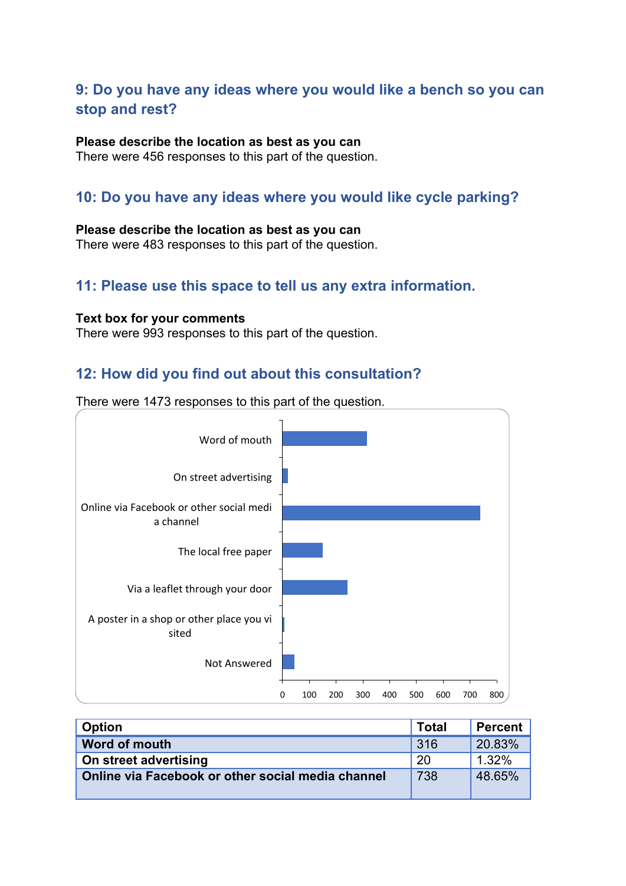## 9: Do you have any ideas where you would like a bench so you can stop and rest?

**Please describe the location as best as you can**
There were 456 responses to this part of the question.

## 10: Do you have any ideas where you would like cycle parking?

**Please describe the location as best as you can**
There were 483 responses to this part of the question.

## 11: Please use this space to tell us any extra information.

**Text box for your comments**
There were 993 responses to this part of the question.

## 12: How did you find out about this consultation?

There were 1473 responses to this part of the question.

| Option | Total | Percent |
|---|---|---|
| **Word of mouth** | 316 | 20.83% |
| **On street advertising** | 20 | 1.32% |
| **Online via Facebook or other social media channel** | 738 | 48.65% |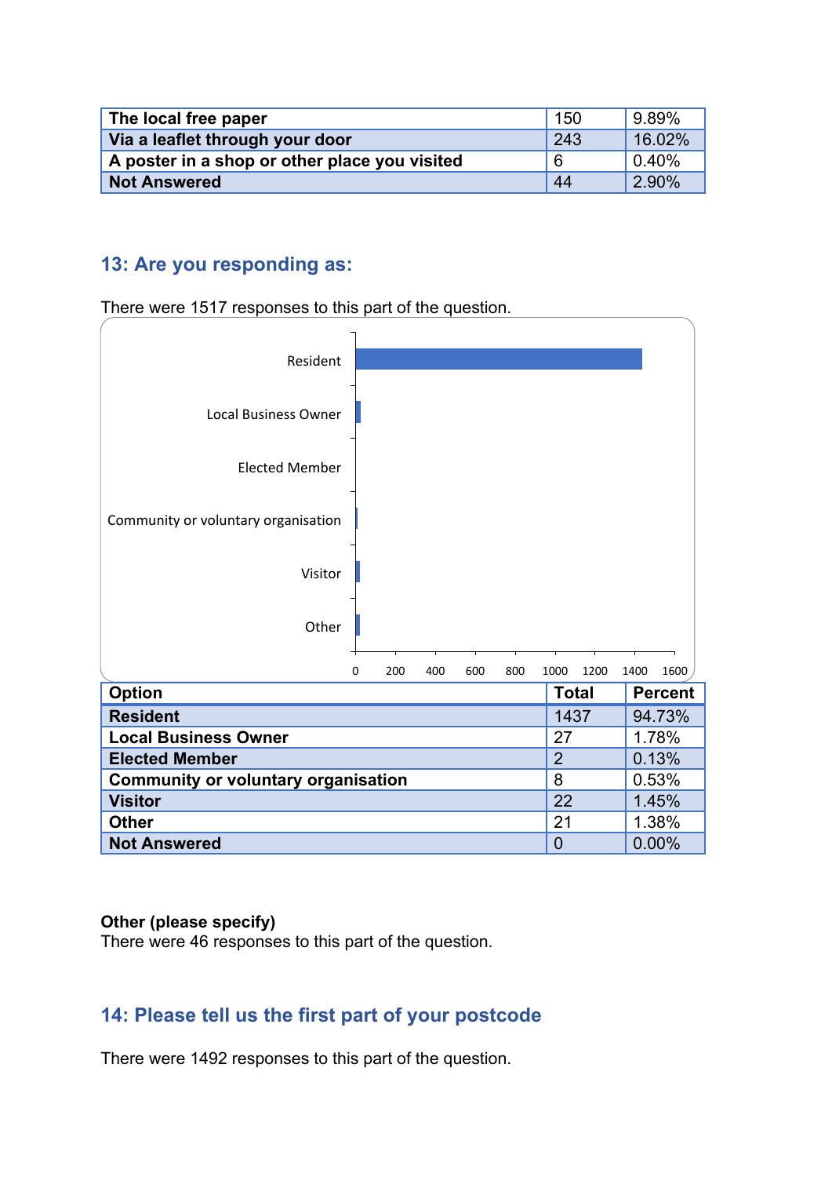| The local free paper | 150 | 9.89% |
|---|---|---|
| Via a leaflet through your door | 243 | 16.02% |
| A poster in a shop or other place you visited | 6 | 0.40% |
| Not Answered | 44 | 2.90% |

## 13: Are you responding as:

There were 1517 responses to this part of the question.

| Option | Total | Percent |
|---|---|---|
| Resident | 1437 | 94.73% |
| Local Business Owner | 27 | 1.78% |
| Elected Member | 2 | 0.13% |
| Community or voluntary organisation | 8 | 0.53% |
| Visitor | 22 | 1.45% |
| Other | 21 | 1.38% |
| Not Answered | 0 | 0.00% |

**Other (please specify)**
There were 46 responses to this part of the question.

## 14: Please tell us the first part of your postcode

There were 1492 responses to this part of the question.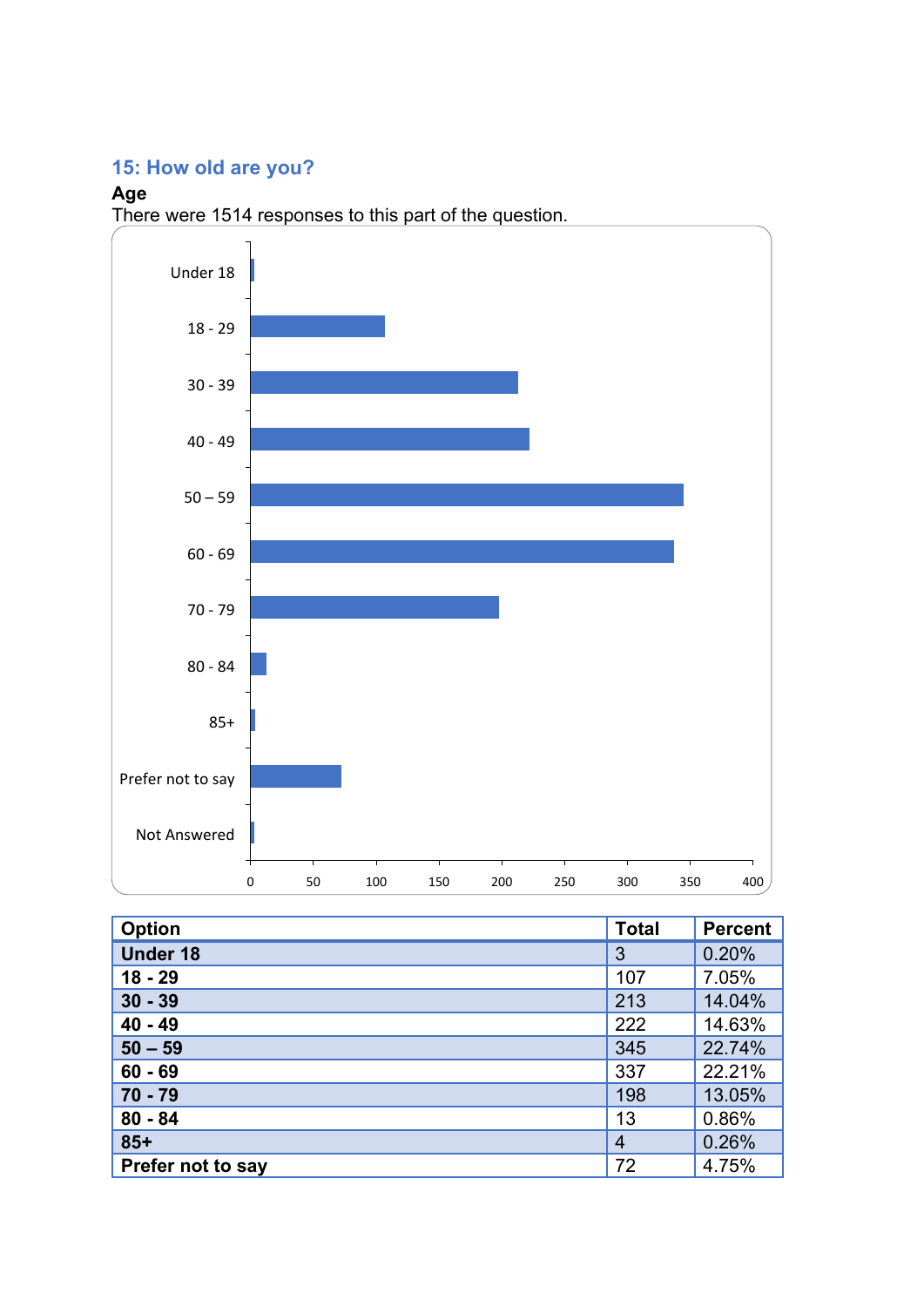## 15: How old are you?

**Age**

There were 1514 responses to this part of the question.

| Option | Total | Percent |
|---|---|---|
| **Under 18** | 3 | 0.20% |
| **18 - 29** | 107 | 7.05% |
| **30 - 39** | 213 | 14.04% |
| **40 - 49** | 222 | 14.63% |
| **50 – 59** | 345 | 22.74% |
| **60 - 69** | 337 | 22.21% |
| **70 - 79** | 198 | 13.05% |
| **80 - 84** | 13 | 0.86% |
| **85+** | 4 | 0.26% |
| **Prefer not to say** | 72 | 4.75% |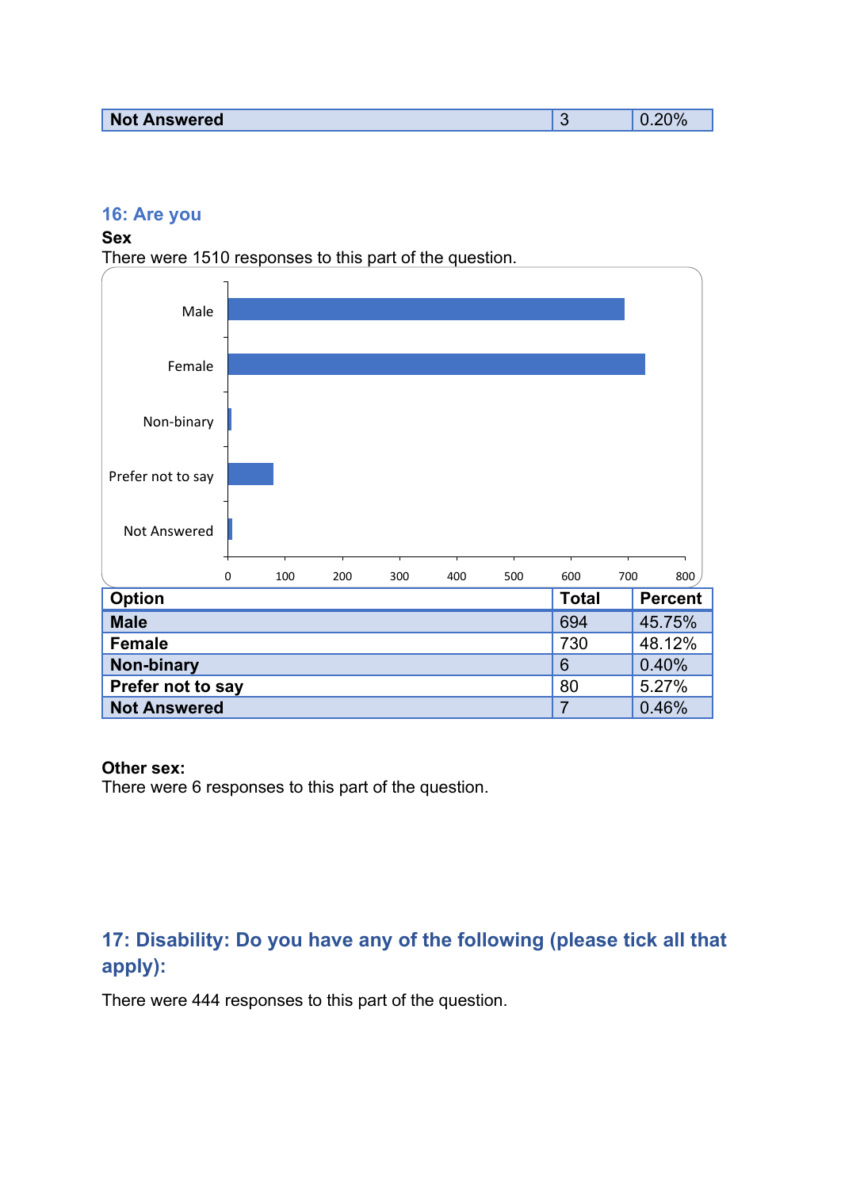| Not Answered | 3 | 0.20% |
|---|---|---|

## 16: Are you

**Sex**

There were 1510 responses to this part of the question.

| Option | Total | Percent |
|---|---|---|
| **Male** | 694 | 45.75% |
| **Female** | 730 | 48.12% |
| **Non-binary** | 6 | 0.40% |
| **Prefer not to say** | 80 | 5.27% |
| **Not Answered** | 7 | 0.46% |

**Other sex:**

There were 6 responses to this part of the question.

## 17: Disability: Do you have any of the following (please tick all that apply):

There were 444 responses to this part of the question.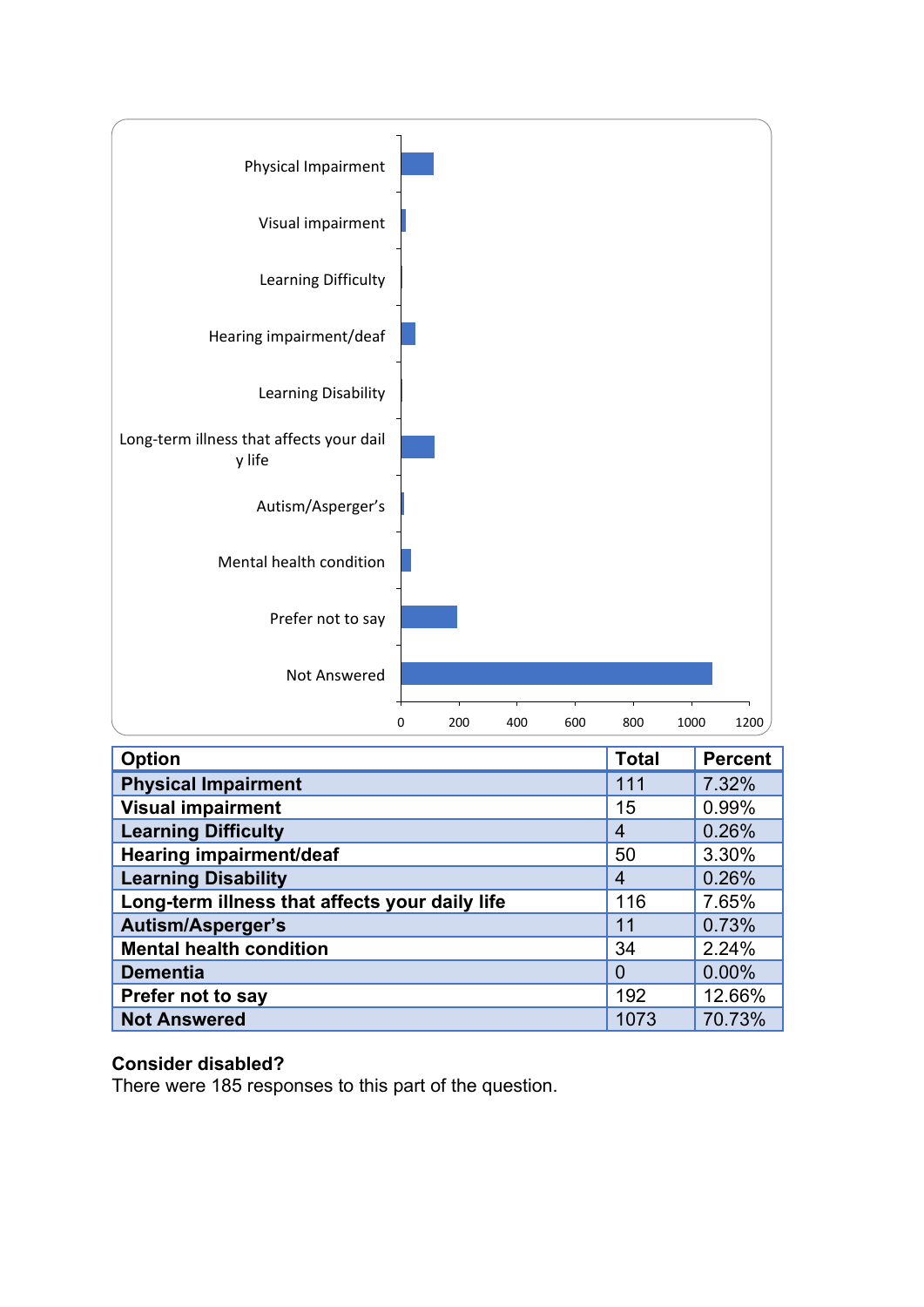| Option | Total | Percent |
|---|---|---|
| **Physical Impairment** | 111 | 7.32% |
| **Visual impairment** | 15 | 0.99% |
| **Learning Difficulty** | 4 | 0.26% |
| **Hearing impairment/deaf** | 50 | 3.30% |
| **Learning Disability** | 4 | 0.26% |
| **Long-term illness that affects your daily life** | 116 | 7.65% |
| **Autism/Asperger's** | 11 | 0.73% |
| **Mental health condition** | 34 | 2.24% |
| **Dementia** | 0 | 0.00% |
| **Prefer not to say** | 192 | 12.66% |
| **Not Answered** | 1073 | 70.73% |

**Consider disabled?**

There were 185 responses to this part of the question.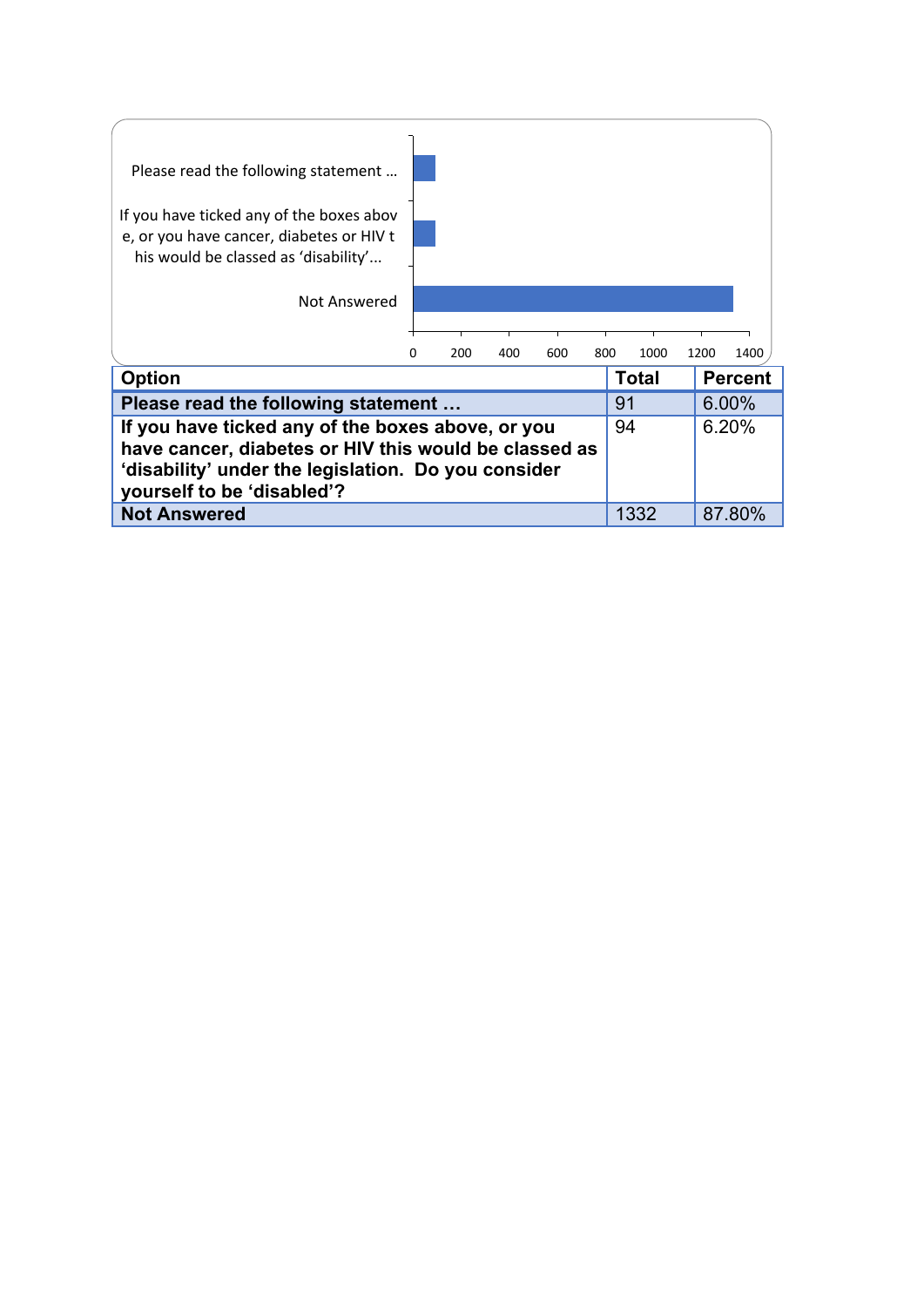| Option | Total | Percent |
|---|---|---|
| **Please read the following statement …** | 91 | 6.00% |
| **If you have ticked any of the boxes above, or you have cancer, diabetes or HIV this would be classed as ‘disability’ under the legislation.  Do you consider yourself to be ‘disabled’?** | 94 | 6.20% |
| **Not Answered** | 1332 | 87.80% |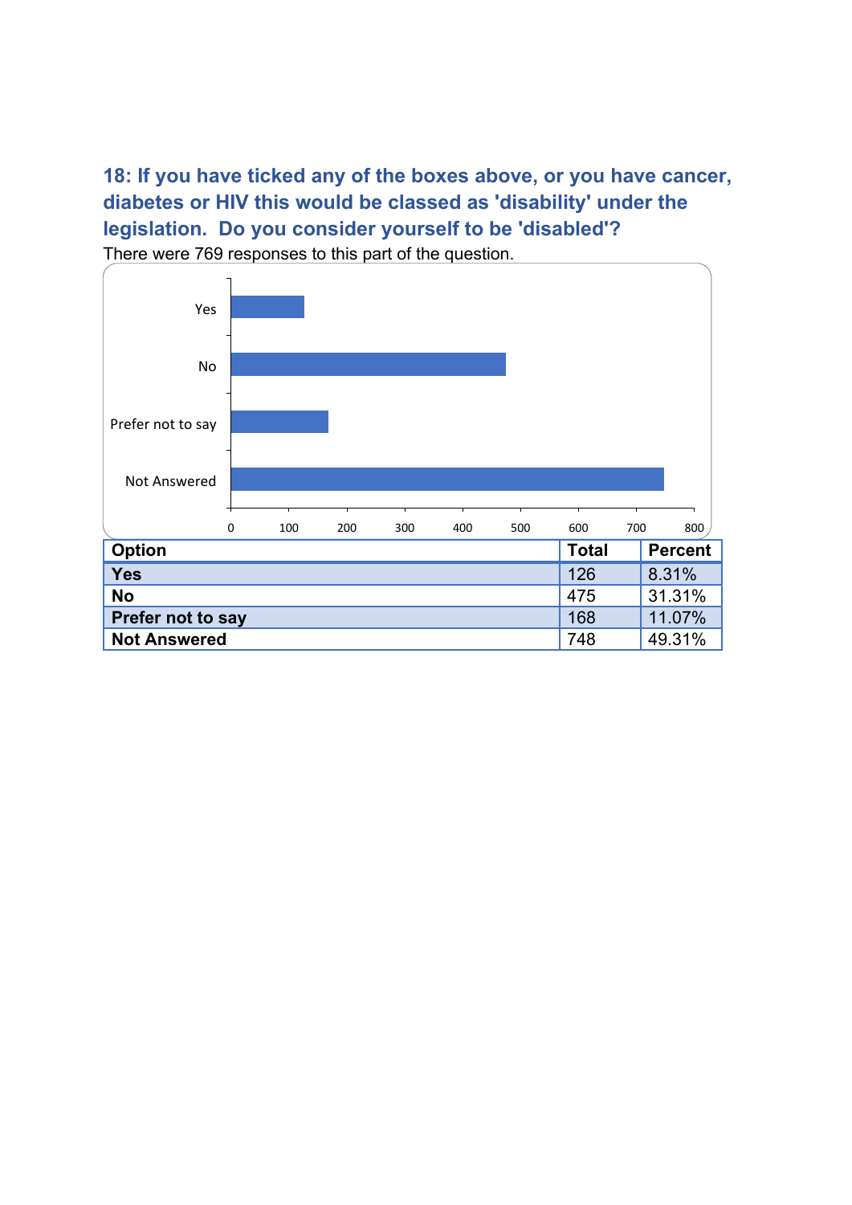### 18: If you have ticked any of the boxes above, or you have cancer, diabetes or HIV this would be classed as 'disability' under the legislation. Do you consider yourself to be 'disabled'?

There were 769 responses to this part of the question.

| Option | Total | Percent |
|---|---|---|
| **Yes** | 126 | 8.31% |
| **No** | 475 | 31.31% |
| **Prefer not to say** | 168 | 11.07% |
| **Not Answered** | 748 | 49.31% |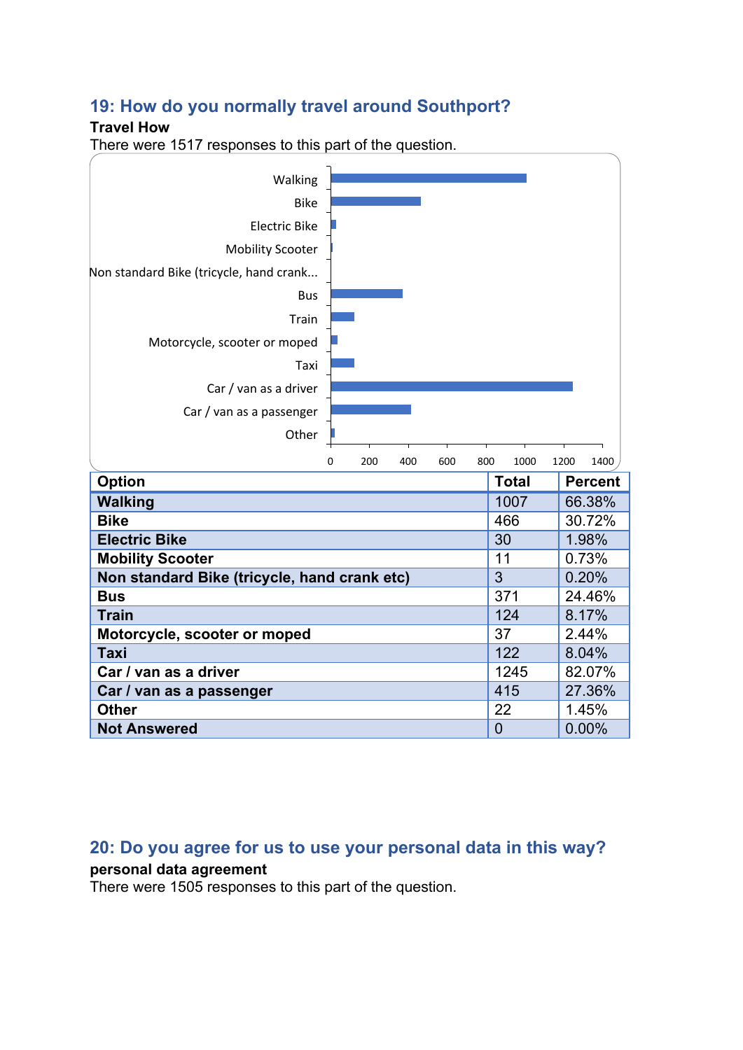## 19: How do you normally travel around Southport?

**Travel How**

There were 1517 responses to this part of the question.

| Option | Total | Percent |
|---|---|---|
| **Walking** | 1007 | 66.38% |
| **Bike** | 466 | 30.72% |
| **Electric Bike** | 30 | 1.98% |
| **Mobility Scooter** | 11 | 0.73% |
| **Non standard Bike (tricycle, hand crank etc)** | 3 | 0.20% |
| **Bus** | 371 | 24.46% |
| **Train** | 124 | 8.17% |
| **Motorcycle, scooter or moped** | 37 | 2.44% |
| **Taxi** | 122 | 8.04% |
| **Car / van as a driver** | 1245 | 82.07% |
| **Car / van as a passenger** | 415 | 27.36% |
| **Other** | 22 | 1.45% |
| **Not Answered** | 0 | 0.00% |

## 20: Do you agree for us to use your personal data in this way?

**personal data agreement**

There were 1505 responses to this part of the question.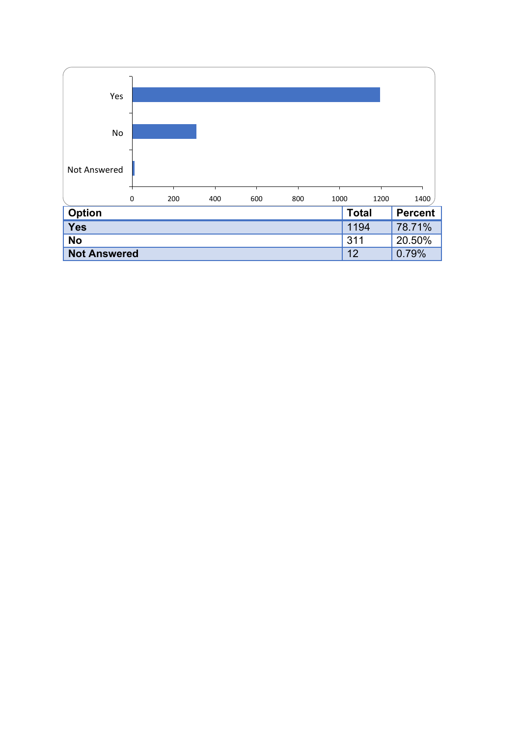| Option | Total | Percent |
| --- | --- | --- |
| **Yes** | 1194 | 78.71% |
| **No** | 311 | 20.50% |
| **Not Answered** | 12 | 0.79% |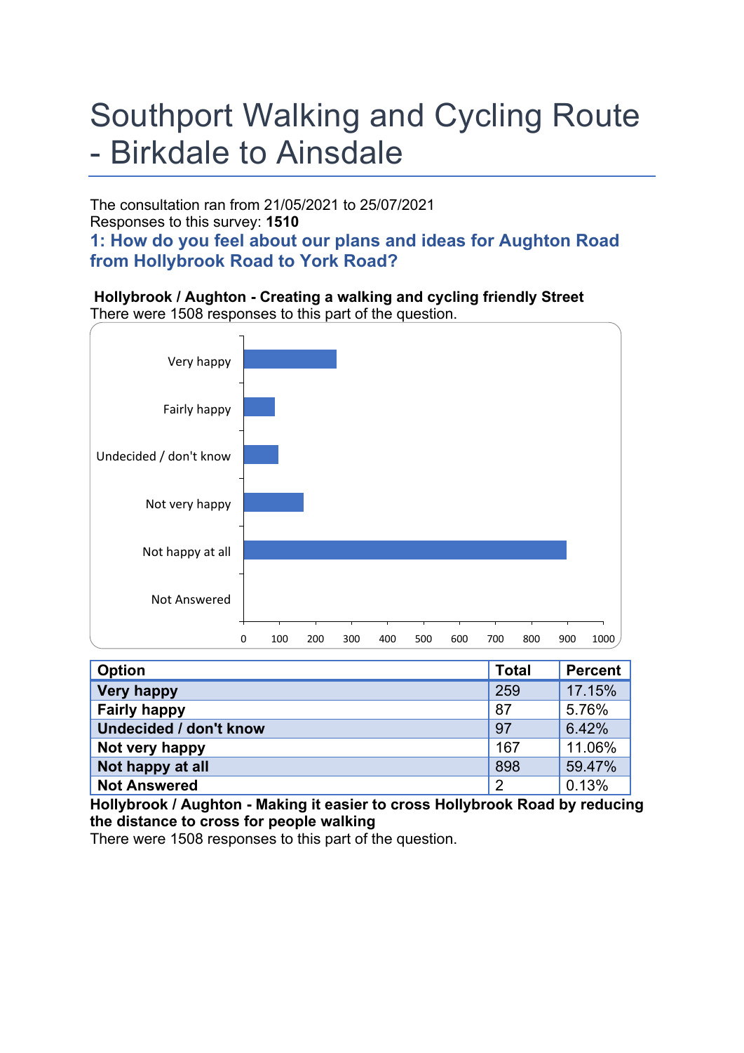# Southport Walking and Cycling Route - Birkdale to Ainsdale

The consultation ran from 21/05/2021 to 25/07/2021
Responses to this survey: **1510**

## 1: How do you feel about our plans and ideas for Aughton Road from Hollybrook Road to York Road?

**Hollybrook / Aughton - Creating a walking and cycling friendly Street**
There were 1508 responses to this part of the question.

| Option | Total | Percent |
|---|---|---|
| Very happy | 259 | 17.15% |
| Fairly happy | 87 | 5.76% |
| Undecided / don't know | 97 | 6.42% |
| Not very happy | 167 | 11.06% |
| Not happy at all | 898 | 59.47% |
| Not Answered | 2 | 0.13% |

**Hollybrook / Aughton - Making it easier to cross Hollybrook Road by reducing the distance to cross for people walking**
There were 1508 responses to this part of the question.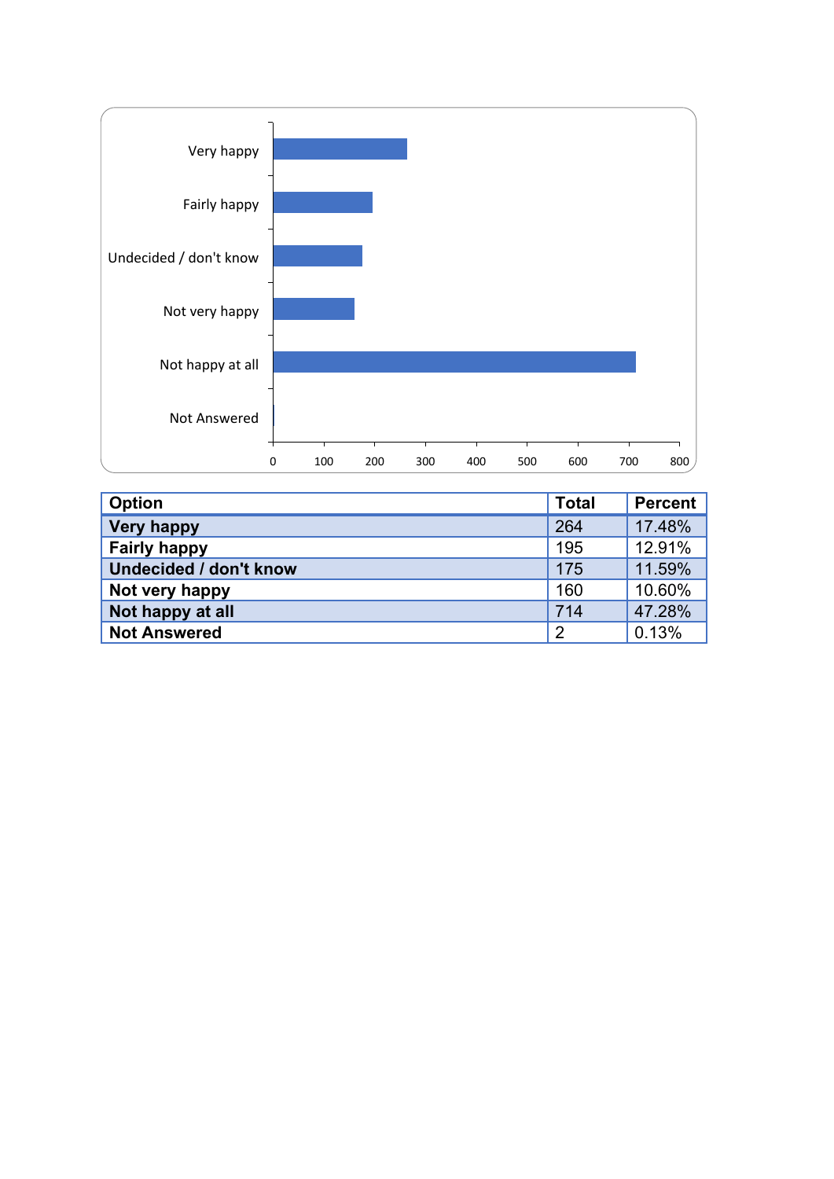| Option | Total | Percent |
|---|---|---|
| **Very happy** | 264 | 17.48% |
| **Fairly happy** | 195 | 12.91% |
| **Undecided / don't know** | 175 | 11.59% |
| **Not very happy** | 160 | 10.60% |
| **Not happy at all** | 714 | 47.28% |
| **Not Answered** | 2 | 0.13% |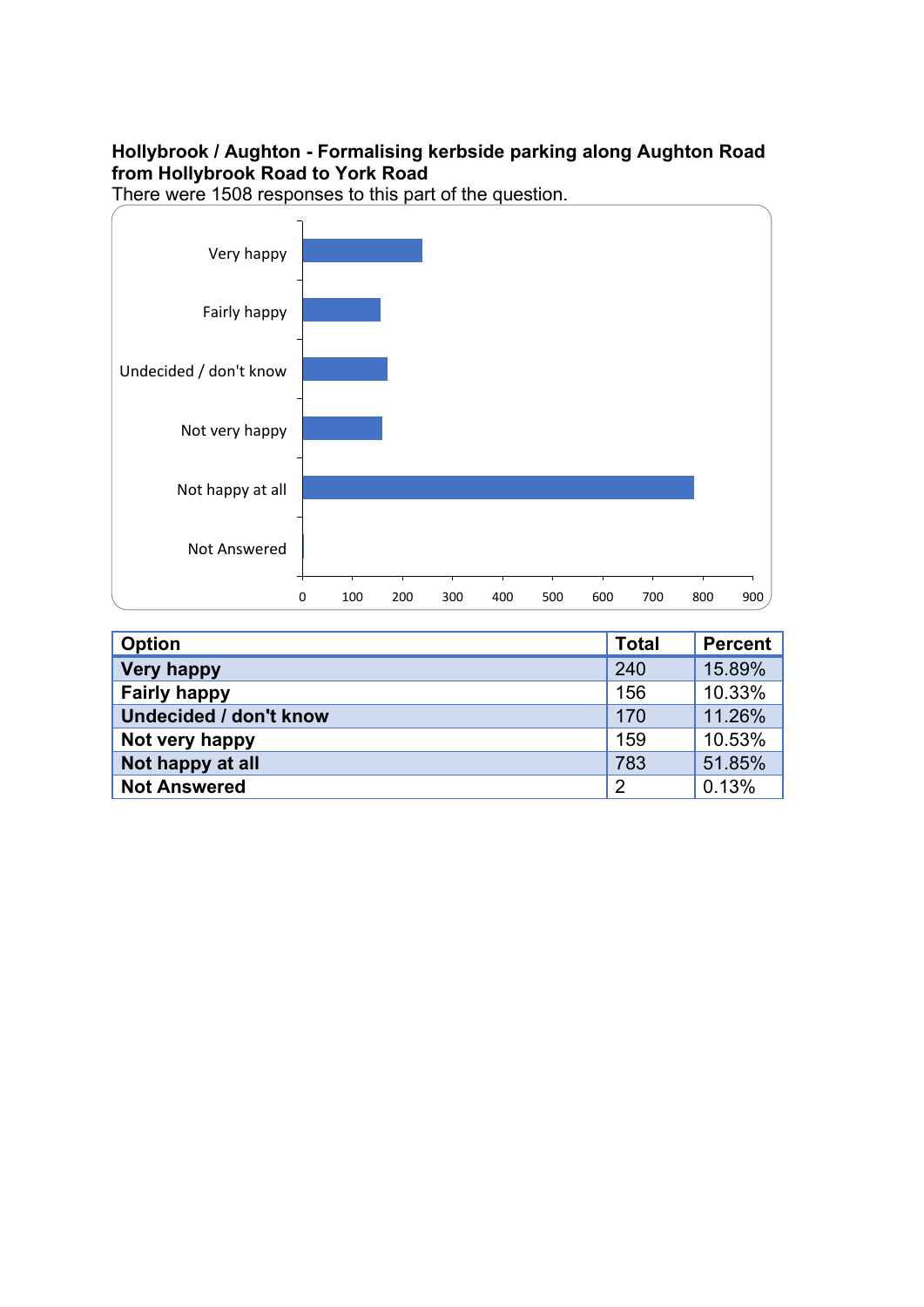**Hollybrook / Aughton - Formalising kerbside parking along Aughton Road from Hollybrook Road to York Road**

There were 1508 responses to this part of the question.

| Option | Total | Percent |
|---|---|---|
| Very happy | 240 | 15.89% |
| Fairly happy | 156 | 10.33% |
| Undecided / don't know | 170 | 11.26% |
| Not very happy | 159 | 10.53% |
| Not happy at all | 783 | 51.85% |
| Not Answered | 2 | 0.13% |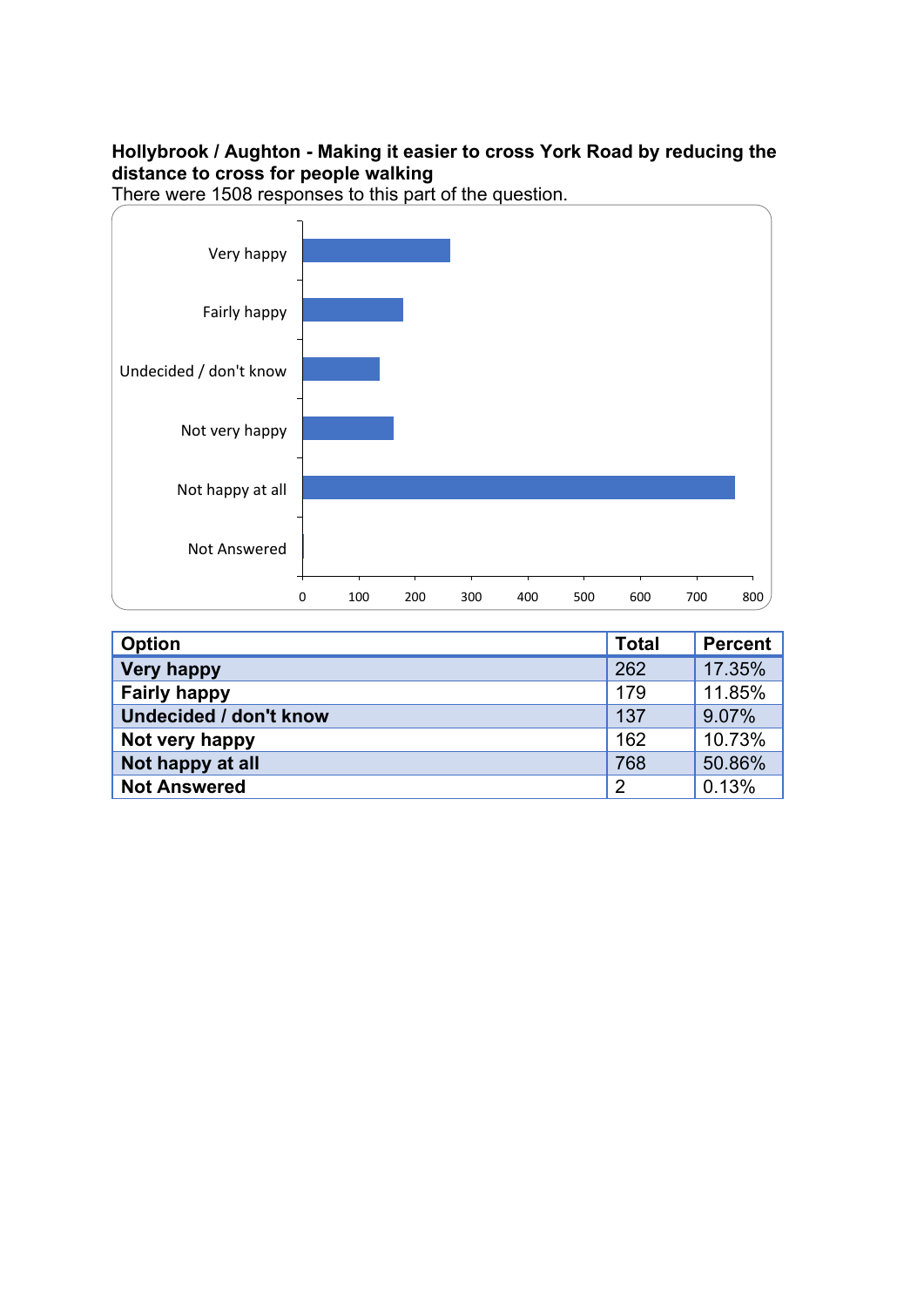**Hollybrook / Aughton - Making it easier to cross York Road by reducing the distance to cross for people walking**

There were 1508 responses to this part of the question.

| Option | Total | Percent |
|---|---|---|
| Very happy | 262 | 17.35% |
| Fairly happy | 179 | 11.85% |
| Undecided / don't know | 137 | 9.07% |
| Not very happy | 162 | 10.73% |
| Not happy at all | 768 | 50.86% |
| Not Answered | 2 | 0.13% |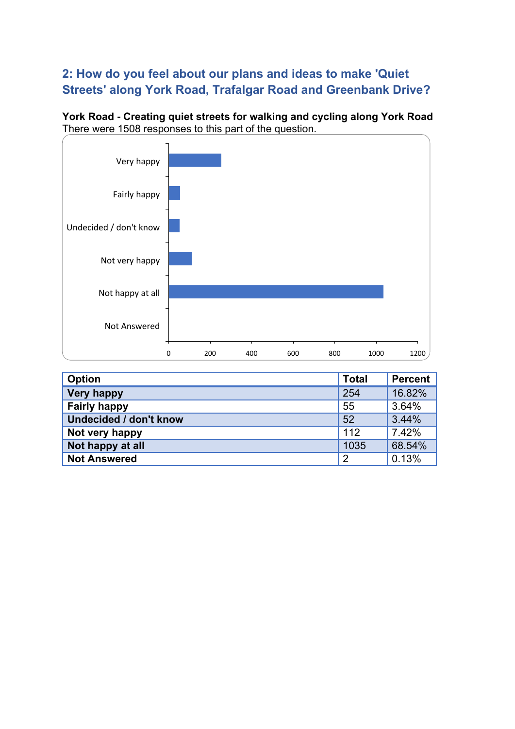## 2: How do you feel about our plans and ideas to make 'Quiet Streets' along York Road, Trafalgar Road and Greenbank Drive?

**York Road - Creating quiet streets for walking and cycling along York Road**
There were 1508 responses to this part of the question.

| Option | Total | Percent |
|---|---|---|
| Very happy | 254 | 16.82% |
| Fairly happy | 55 | 3.64% |
| Undecided / don't know | 52 | 3.44% |
| Not very happy | 112 | 7.42% |
| Not happy at all | 1035 | 68.54% |
| Not Answered | 2 | 0.13% |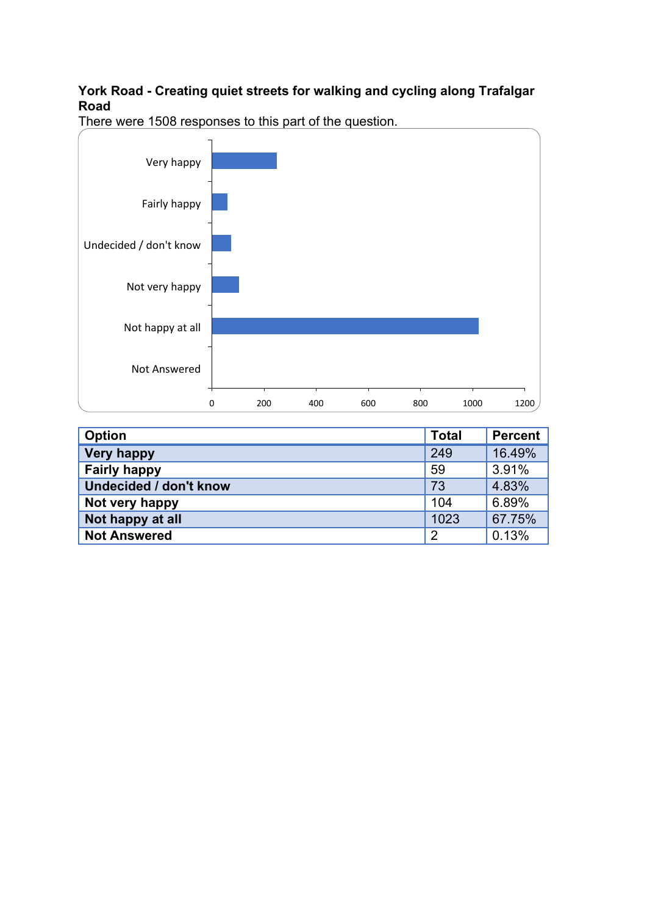**York Road - Creating quiet streets for walking and cycling along Trafalgar Road**

There were 1508 responses to this part of the question.

| Option | Total | Percent |
|---|---|---|
| Very happy | 249 | 16.49% |
| Fairly happy | 59 | 3.91% |
| Undecided / don't know | 73 | 4.83% |
| Not very happy | 104 | 6.89% |
| Not happy at all | 1023 | 67.75% |
| Not Answered | 2 | 0.13% |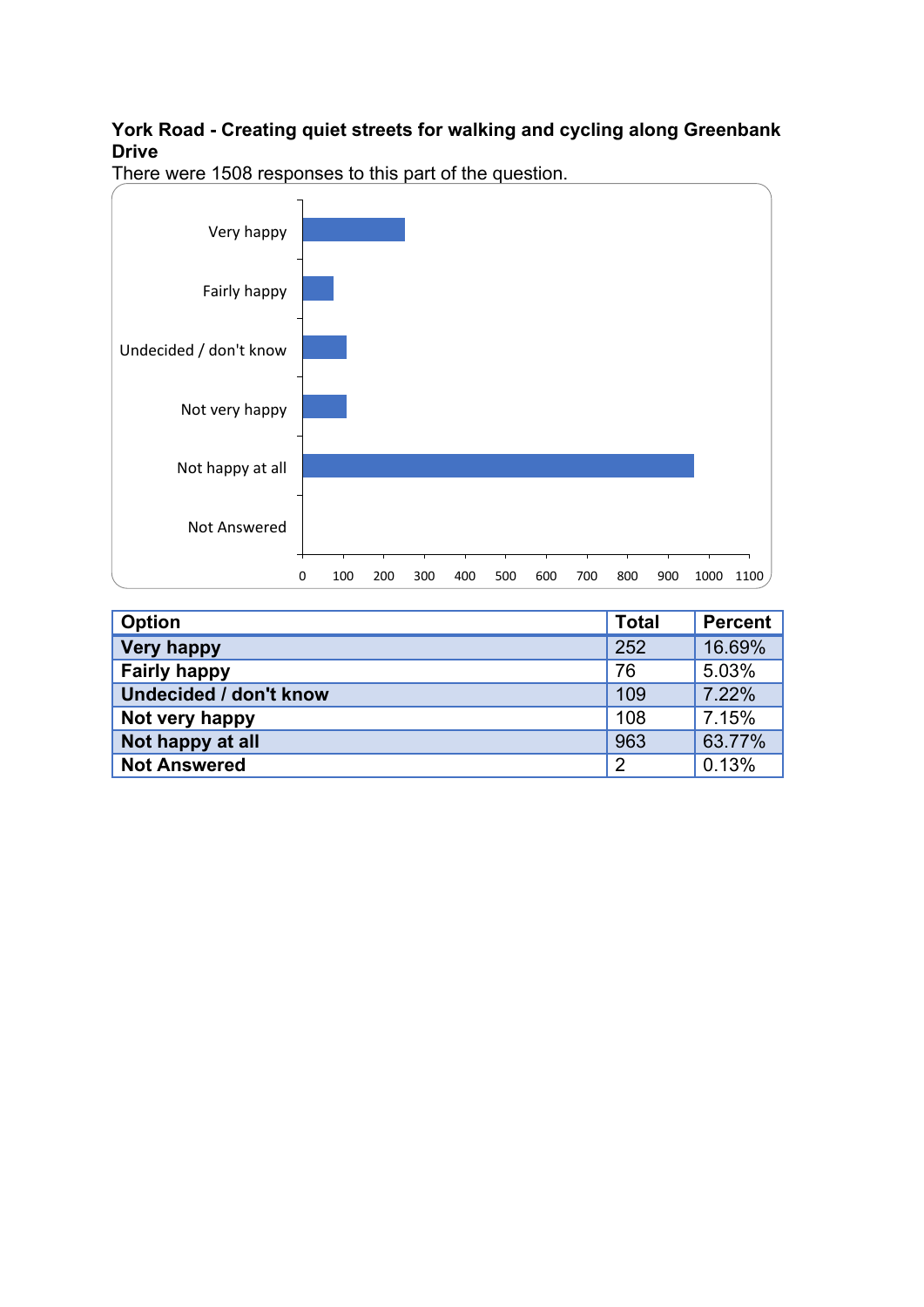**York Road - Creating quiet streets for walking and cycling along Greenbank Drive**

There were 1508 responses to this part of the question.

| Option | Total | Percent |
|---|---|---|
| Very happy | 252 | 16.69% |
| Fairly happy | 76 | 5.03% |
| Undecided / don't know | 109 | 7.22% |
| Not very happy | 108 | 7.15% |
| Not happy at all | 963 | 63.77% |
| Not Answered | 2 | 0.13% |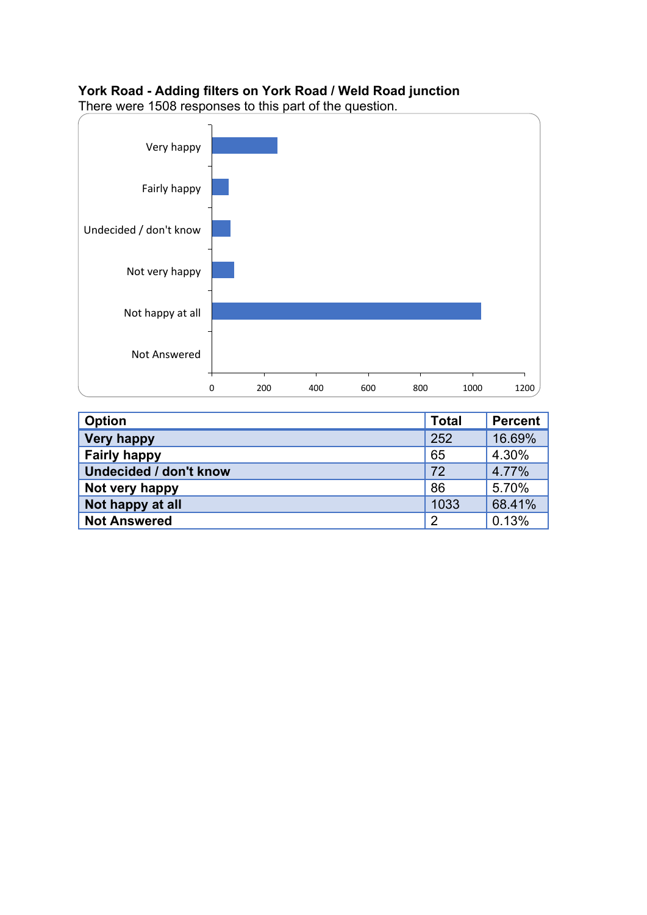**York Road - Adding filters on York Road / Weld Road junction**

There were 1508 responses to this part of the question.

| Option | Total | Percent |
|---|---|---|
| Very happy | 252 | 16.69% |
| Fairly happy | 65 | 4.30% |
| Undecided / don't know | 72 | 4.77% |
| Not very happy | 86 | 5.70% |
| Not happy at all | 1033 | 68.41% |
| Not Answered | 2 | 0.13% |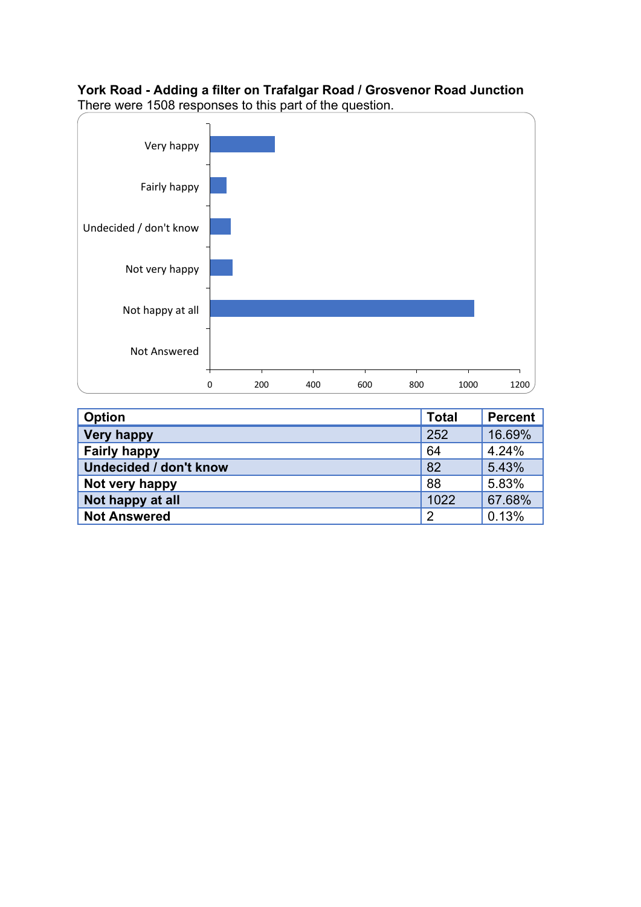**York Road - Adding a filter on Trafalgar Road / Grosvenor Road Junction**

There were 1508 responses to this part of the question.

| Option | Total | Percent |
|---|---|---|
| **Very happy** | 252 | 16.69% |
| **Fairly happy** | 64 | 4.24% |
| **Undecided / don't know** | 82 | 5.43% |
| **Not very happy** | 88 | 5.83% |
| **Not happy at all** | 1022 | 67.68% |
| **Not Answered** | 2 | 0.13% |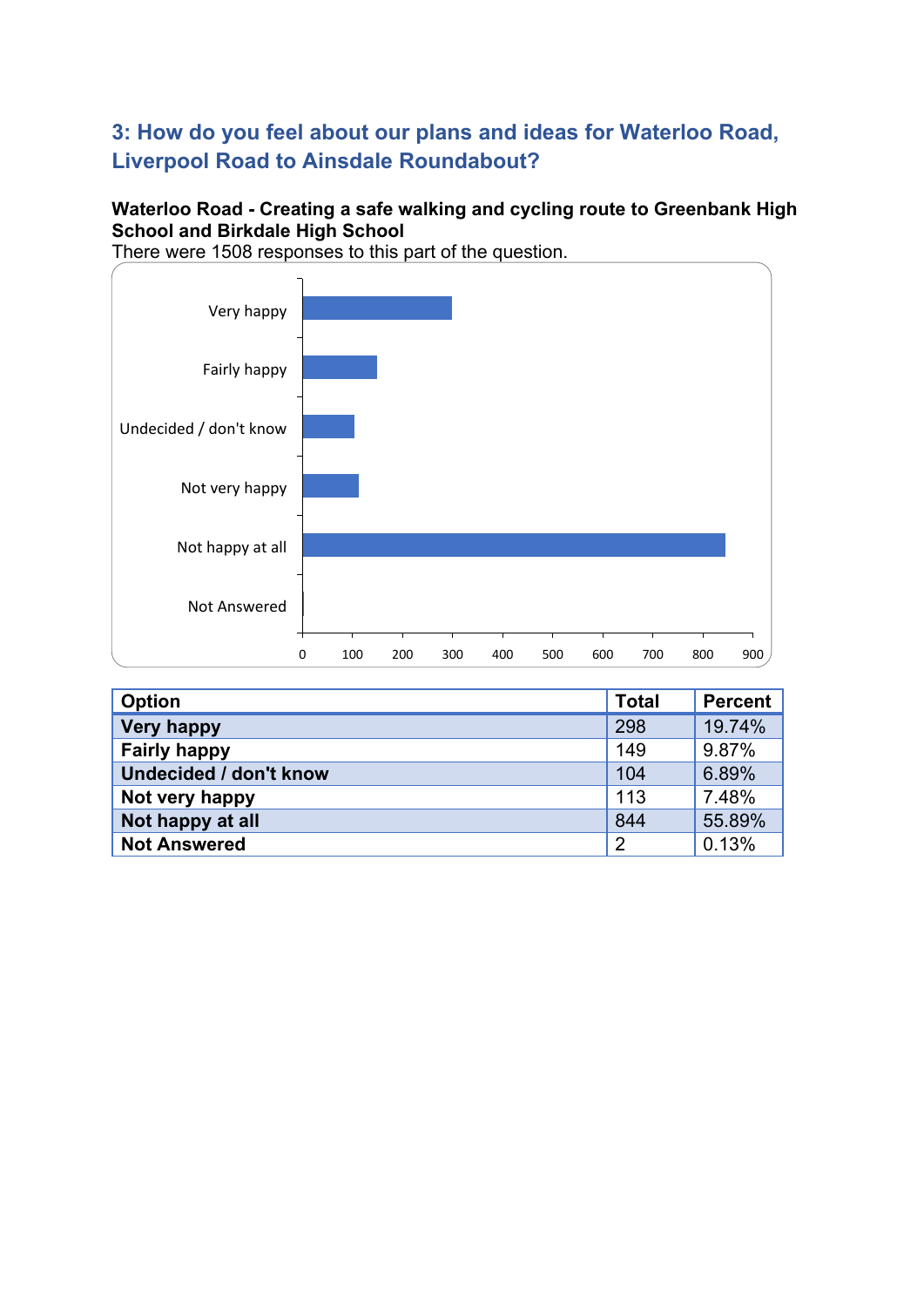## 3: How do you feel about our plans and ideas for Waterloo Road, Liverpool Road to Ainsdale Roundabout?

**Waterloo Road - Creating a safe walking and cycling route to Greenbank High School and Birkdale High School**

There were 1508 responses to this part of the question.

| Option | Total | Percent |
|---|---|---|
| **Very happy** | 298 | 19.74% |
| **Fairly happy** | 149 | 9.87% |
| **Undecided / don't know** | 104 | 6.89% |
| **Not very happy** | 113 | 7.48% |
| **Not happy at all** | 844 | 55.89% |
| **Not Answered** | 2 | 0.13% |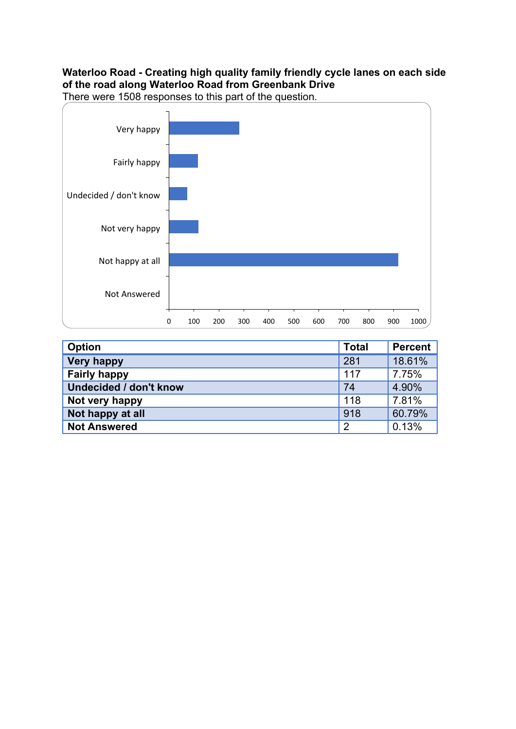**Waterloo Road - Creating high quality family friendly cycle lanes on each side of the road along Waterloo Road from Greenbank Drive**

There were 1508 responses to this part of the question.

| Option | Total | Percent |
|---|---|---|
| Very happy | 281 | 18.61% |
| Fairly happy | 117 | 7.75% |
| Undecided / don't know | 74 | 4.90% |
| Not very happy | 118 | 7.81% |
| Not happy at all | 918 | 60.79% |
| Not Answered | 2 | 0.13% |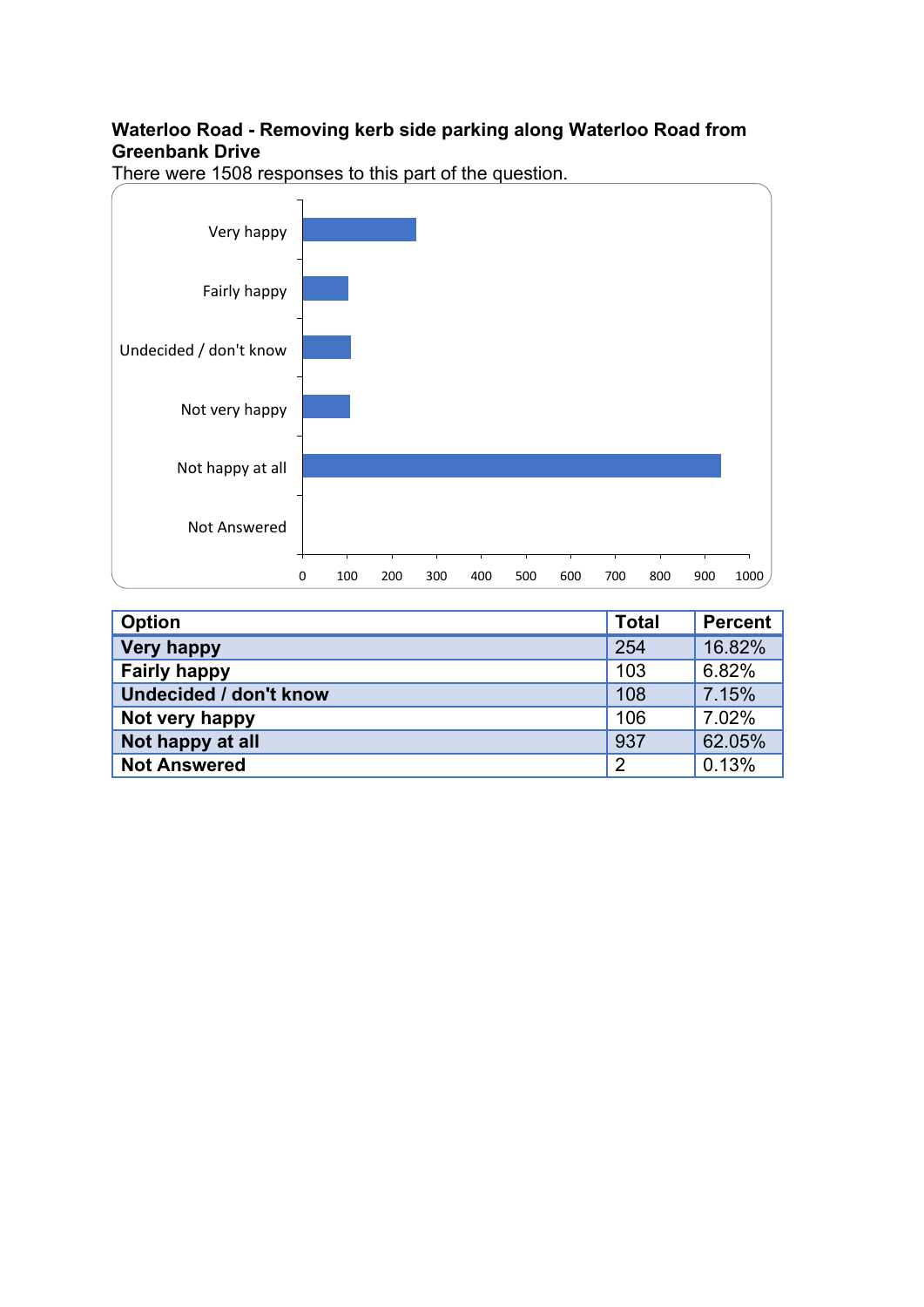**Waterloo Road - Removing kerb side parking along Waterloo Road from Greenbank Drive**

There were 1508 responses to this part of the question.

| Option | Total | Percent |
|---|---|---|
| Very happy | 254 | 16.82% |
| Fairly happy | 103 | 6.82% |
| Undecided / don't know | 108 | 7.15% |
| Not very happy | 106 | 7.02% |
| Not happy at all | 937 | 62.05% |
| Not Answered | 2 | 0.13% |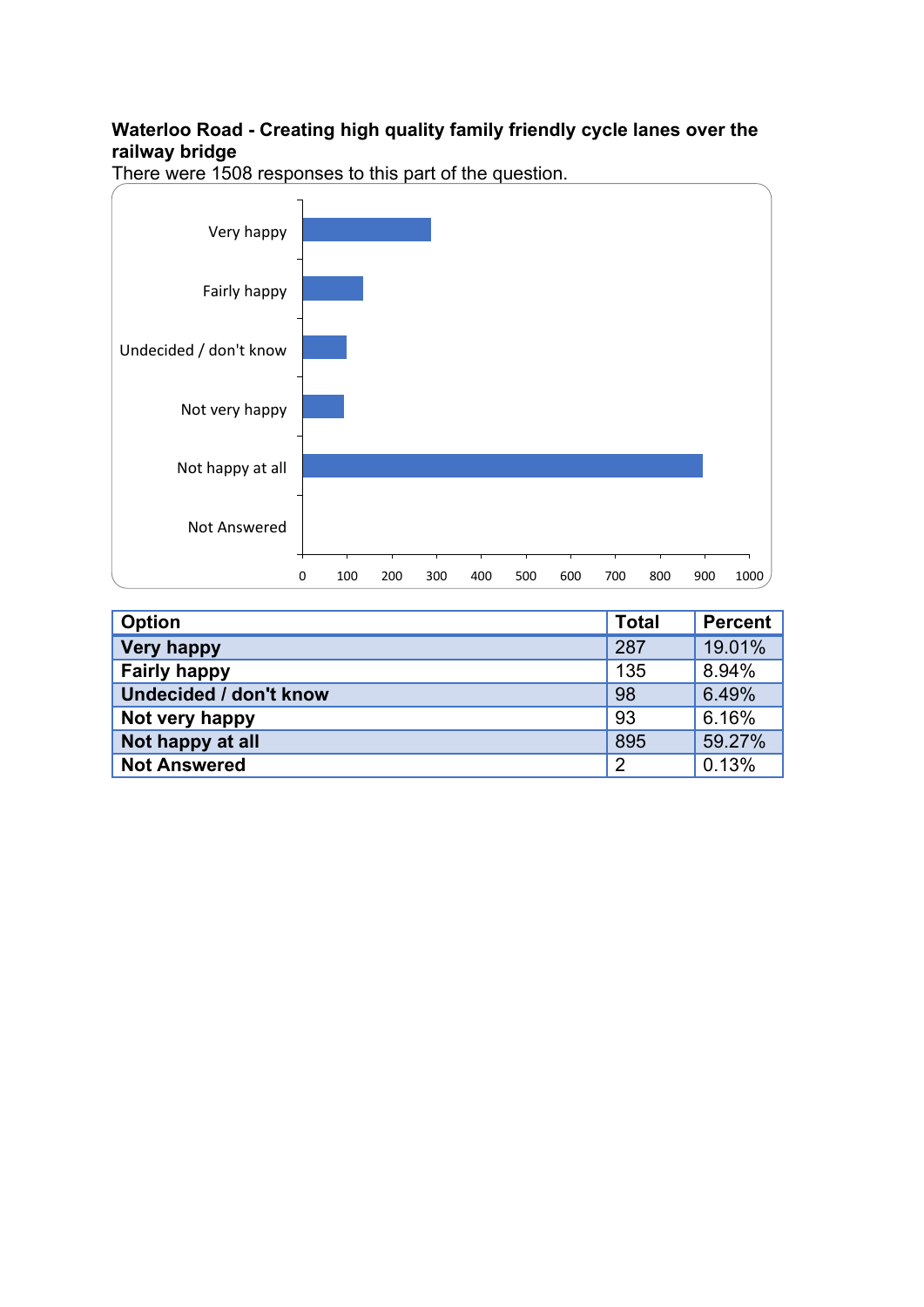**Waterloo Road - Creating high quality family friendly cycle lanes over the railway bridge**

There were 1508 responses to this part of the question.

| Option | Total | Percent |
|---|---|---|
| Very happy | 287 | 19.01% |
| Fairly happy | 135 | 8.94% |
| Undecided / don't know | 98 | 6.49% |
| Not very happy | 93 | 6.16% |
| Not happy at all | 895 | 59.27% |
| Not Answered | 2 | 0.13% |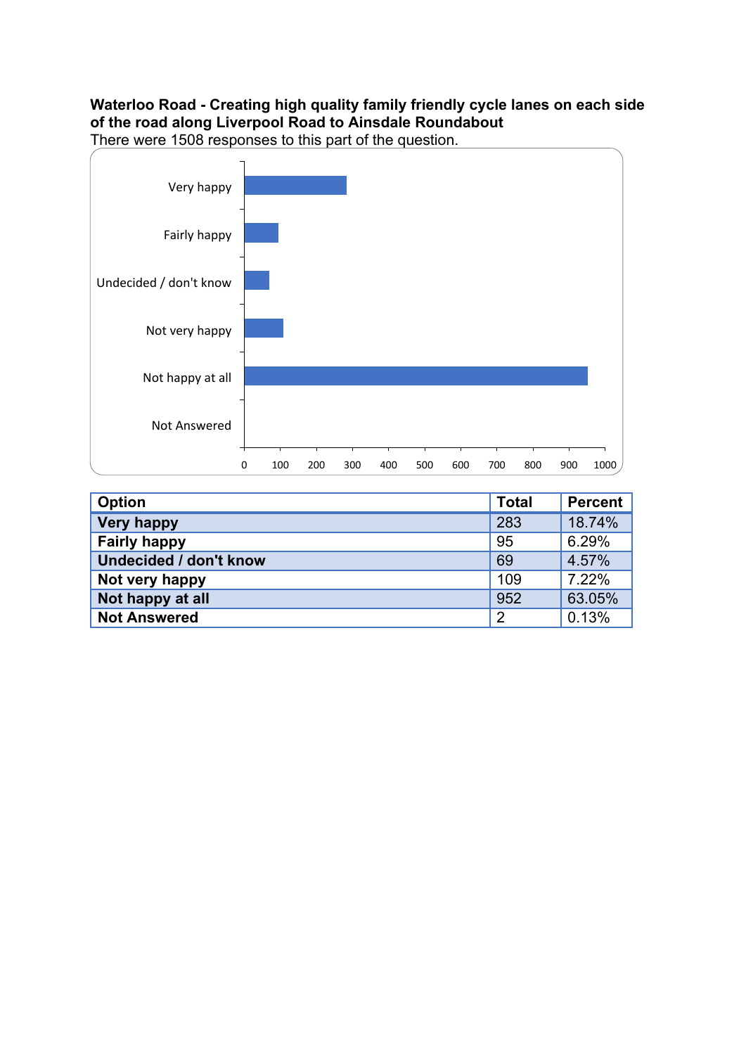**Waterloo Road - Creating high quality family friendly cycle lanes on each side of the road along Liverpool Road to Ainsdale Roundabout**

There were 1508 responses to this part of the question.

| Option | Total | Percent |
| --- | --- | --- |
| Very happy | 283 | 18.74% |
| Fairly happy | 95 | 6.29% |
| Undecided / don't know | 69 | 4.57% |
| Not very happy | 109 | 7.22% |
| Not happy at all | 952 | 63.05% |
| Not Answered | 2 | 0.13% |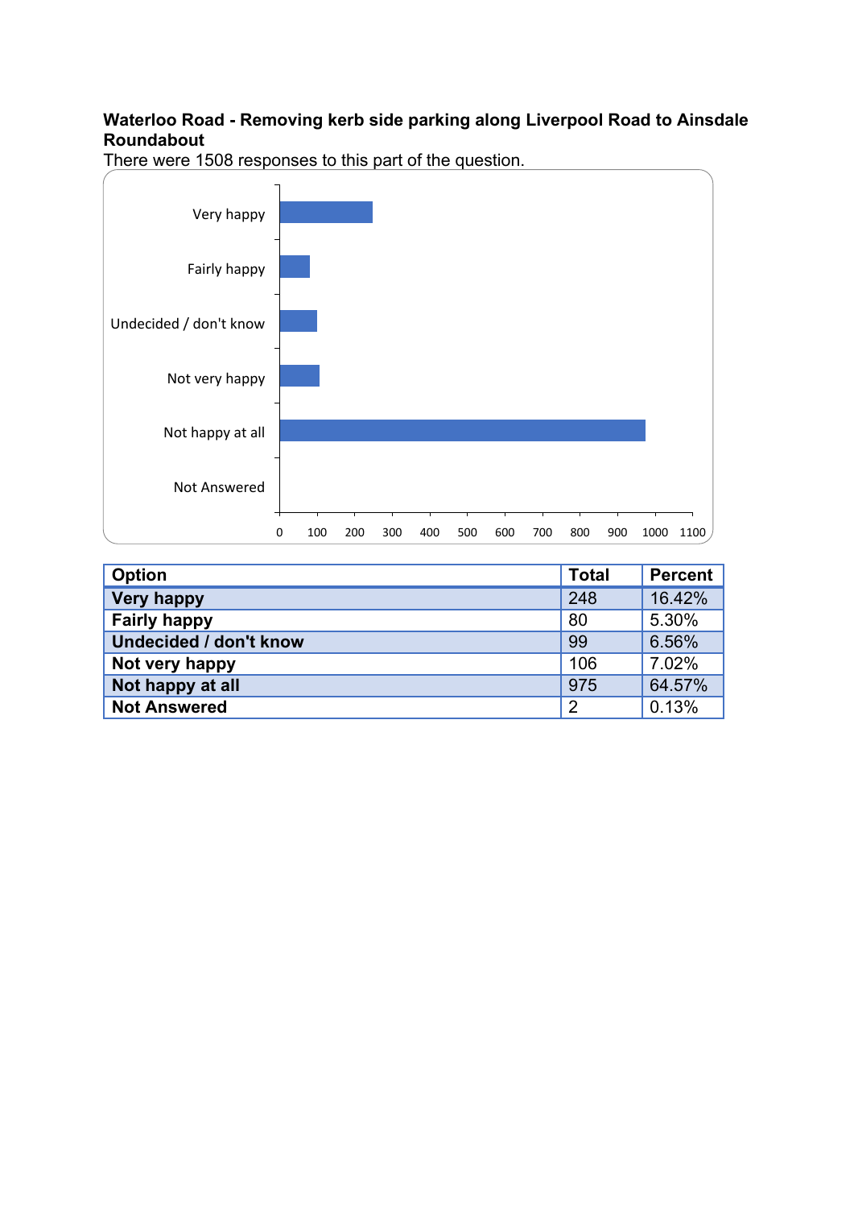**Waterloo Road - Removing kerb side parking along Liverpool Road to Ainsdale Roundabout**

There were 1508 responses to this part of the question.

| Option | Total | Percent |
|---|---|---|
| Very happy | 248 | 16.42% |
| Fairly happy | 80 | 5.30% |
| Undecided / don't know | 99 | 6.56% |
| Not very happy | 106 | 7.02% |
| Not happy at all | 975 | 64.57% |
| Not Answered | 2 | 0.13% |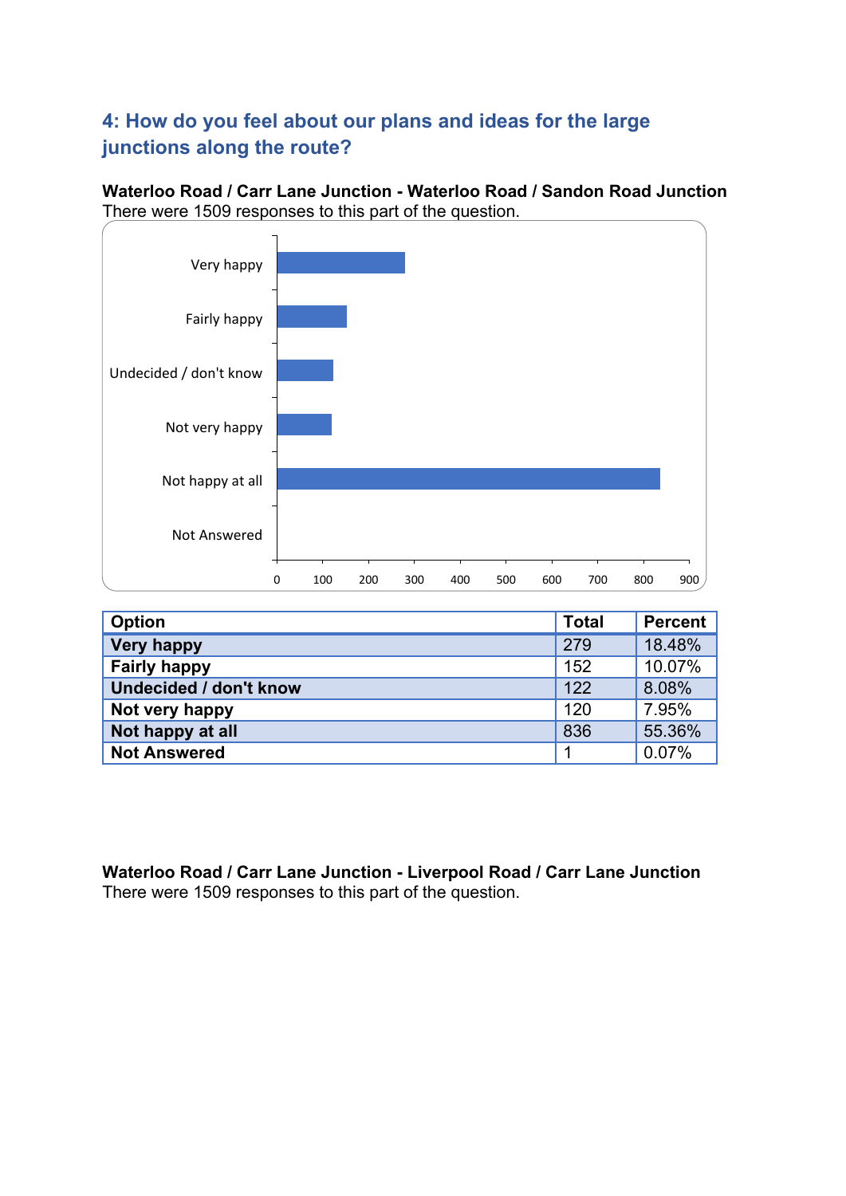## 4: How do you feel about our plans and ideas for the large junctions along the route?

**Waterloo Road / Carr Lane Junction - Waterloo Road / Sandon Road Junction**
There were 1509 responses to this part of the question.

| Option | Total | Percent |
|---|---|---|
| **Very happy** | 279 | 18.48% |
| **Fairly happy** | 152 | 10.07% |
| **Undecided / don't know** | 122 | 8.08% |
| **Not very happy** | 120 | 7.95% |
| **Not happy at all** | 836 | 55.36% |
| **Not Answered** | 1 | 0.07% |

**Waterloo Road / Carr Lane Junction - Liverpool Road / Carr Lane Junction**
There were 1509 responses to this part of the question.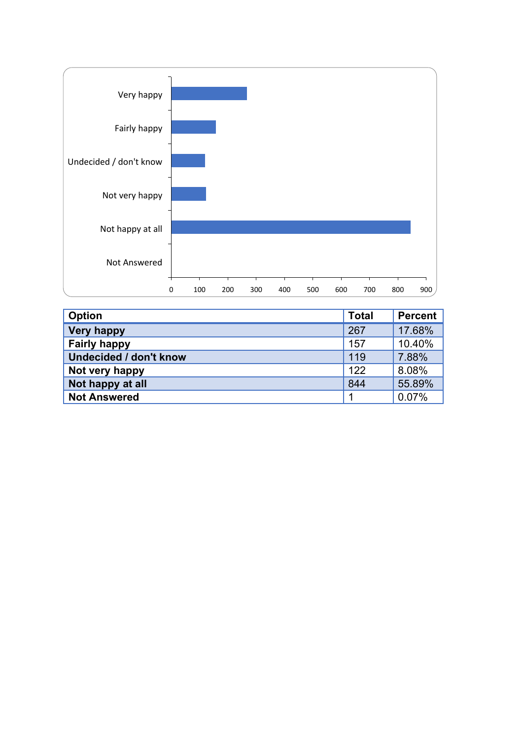| Option | Total | Percent |
|---|---|---|
| **Very happy** | 267 | 17.68% |
| **Fairly happy** | 157 | 10.40% |
| **Undecided / don't know** | 119 | 7.88% |
| **Not very happy** | 122 | 8.08% |
| **Not happy at all** | 844 | 55.89% |
| **Not Answered** | 1 | 0.07% |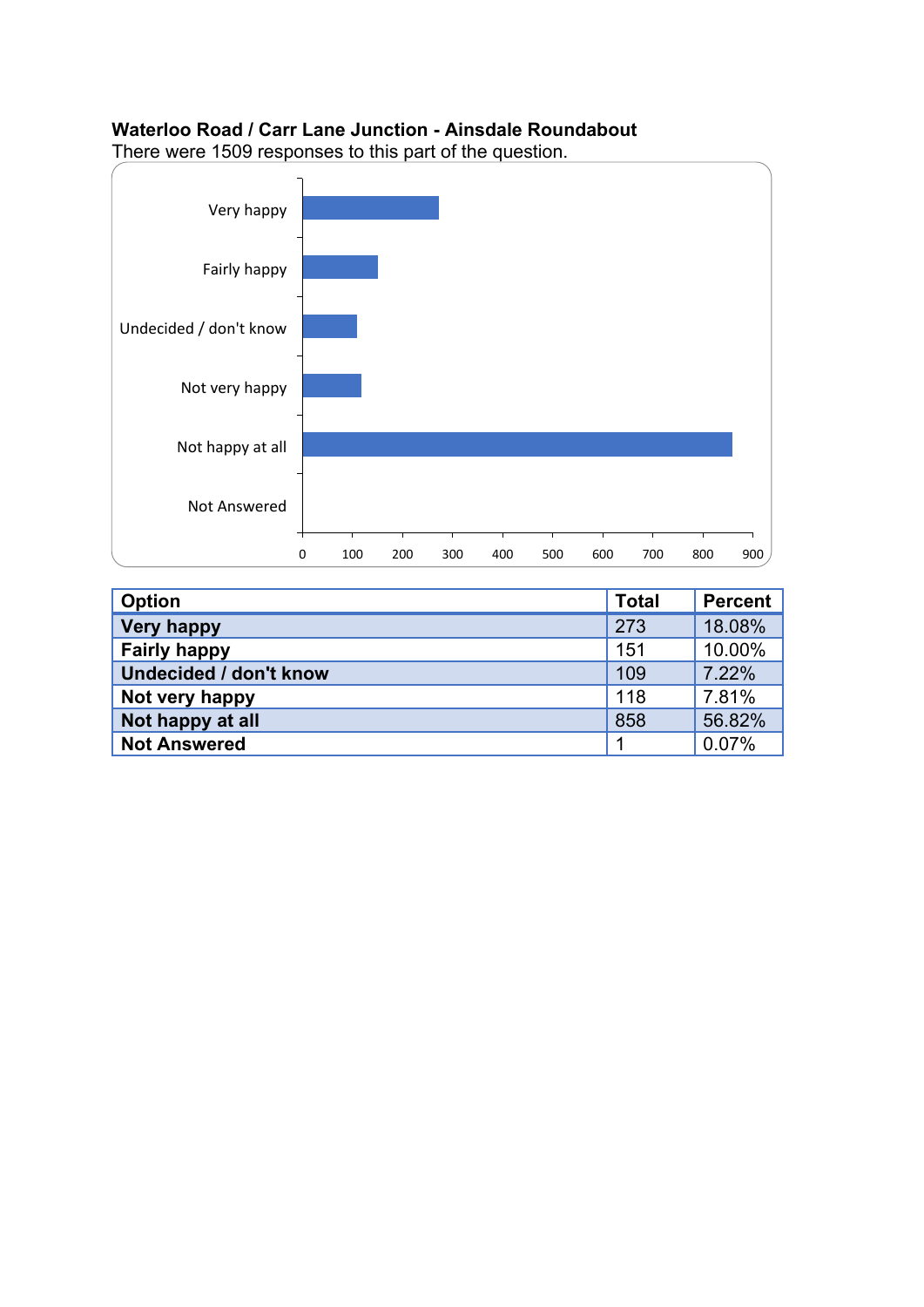**Waterloo Road / Carr Lane Junction - Ainsdale Roundabout**

There were 1509 responses to this part of the question.

| Option | Total | Percent |
|---|---|---|
| Very happy | 273 | 18.08% |
| Fairly happy | 151 | 10.00% |
| Undecided / don't know | 109 | 7.22% |
| Not very happy | 118 | 7.81% |
| Not happy at all | 858 | 56.82% |
| Not Answered | 1 | 0.07% |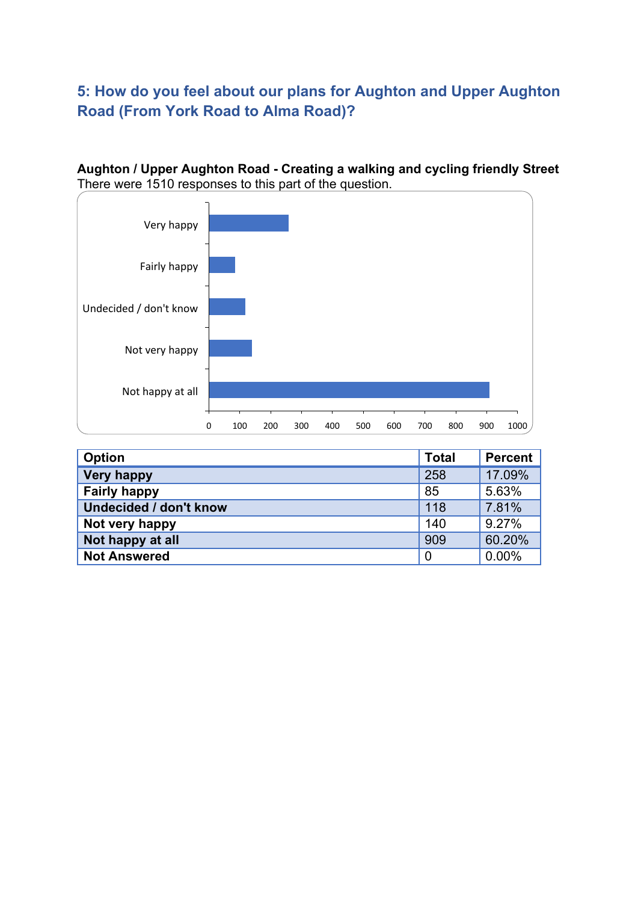## 5: How do you feel about our plans for Aughton and Upper Aughton Road (From York Road to Alma Road)?

**Aughton / Upper Aughton Road - Creating a walking and cycling friendly Street**
There were 1510 responses to this part of the question.

| Option | Total | Percent |
|---|---|---|
| **Very happy** | 258 | 17.09% |
| **Fairly happy** | 85 | 5.63% |
| **Undecided / don't know** | 118 | 7.81% |
| **Not very happy** | 140 | 9.27% |
| **Not happy at all** | 909 | 60.20% |
| **Not Answered** | 0 | 0.00% |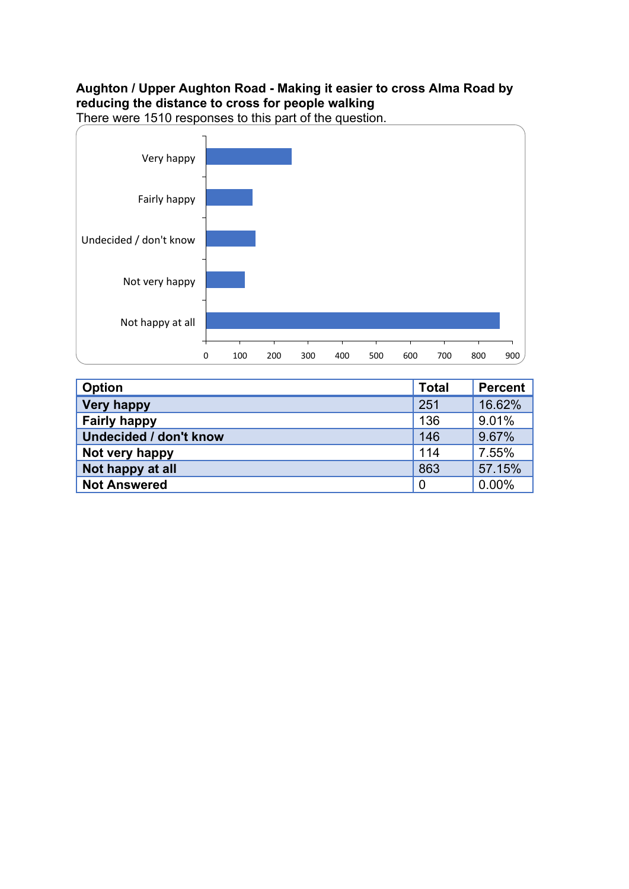**Aughton / Upper Aughton Road - Making it easier to cross Alma Road by reducing the distance to cross for people walking**

There were 1510 responses to this part of the question.

| Option | Total | Percent |
|---|---|---|
| **Very happy** | 251 | 16.62% |
| **Fairly happy** | 136 | 9.01% |
| **Undecided / don't know** | 146 | 9.67% |
| **Not very happy** | 114 | 7.55% |
| **Not happy at all** | 863 | 57.15% |
| **Not Answered** | 0 | 0.00% |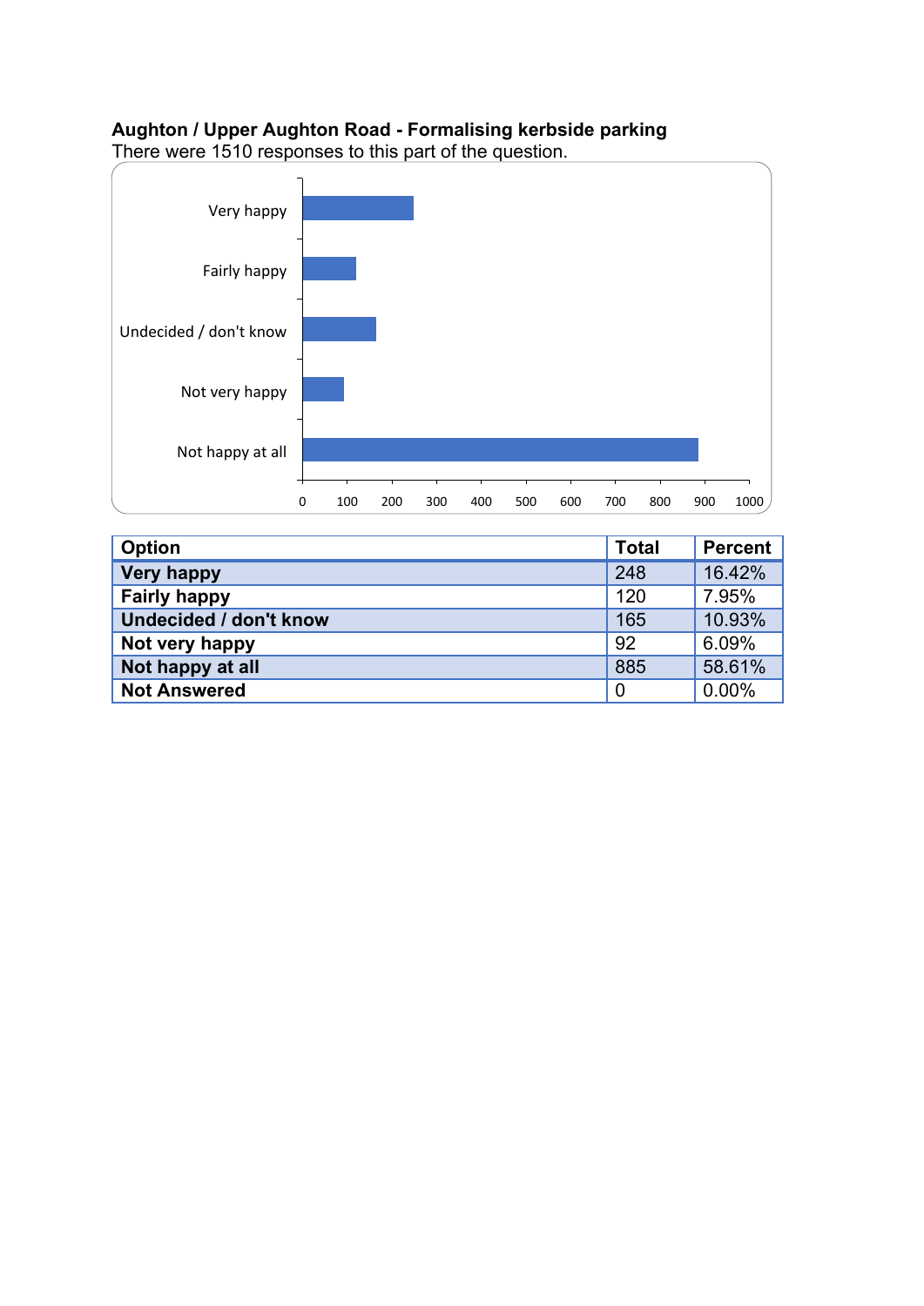**Aughton / Upper Aughton Road - Formalising kerbside parking**

There were 1510 responses to this part of the question.

| Option | Total | Percent |
|---|---|---|
| Very happy | 248 | 16.42% |
| Fairly happy | 120 | 7.95% |
| Undecided / don't know | 165 | 10.93% |
| Not very happy | 92 | 6.09% |
| Not happy at all | 885 | 58.61% |
| Not Answered | 0 | 0.00% |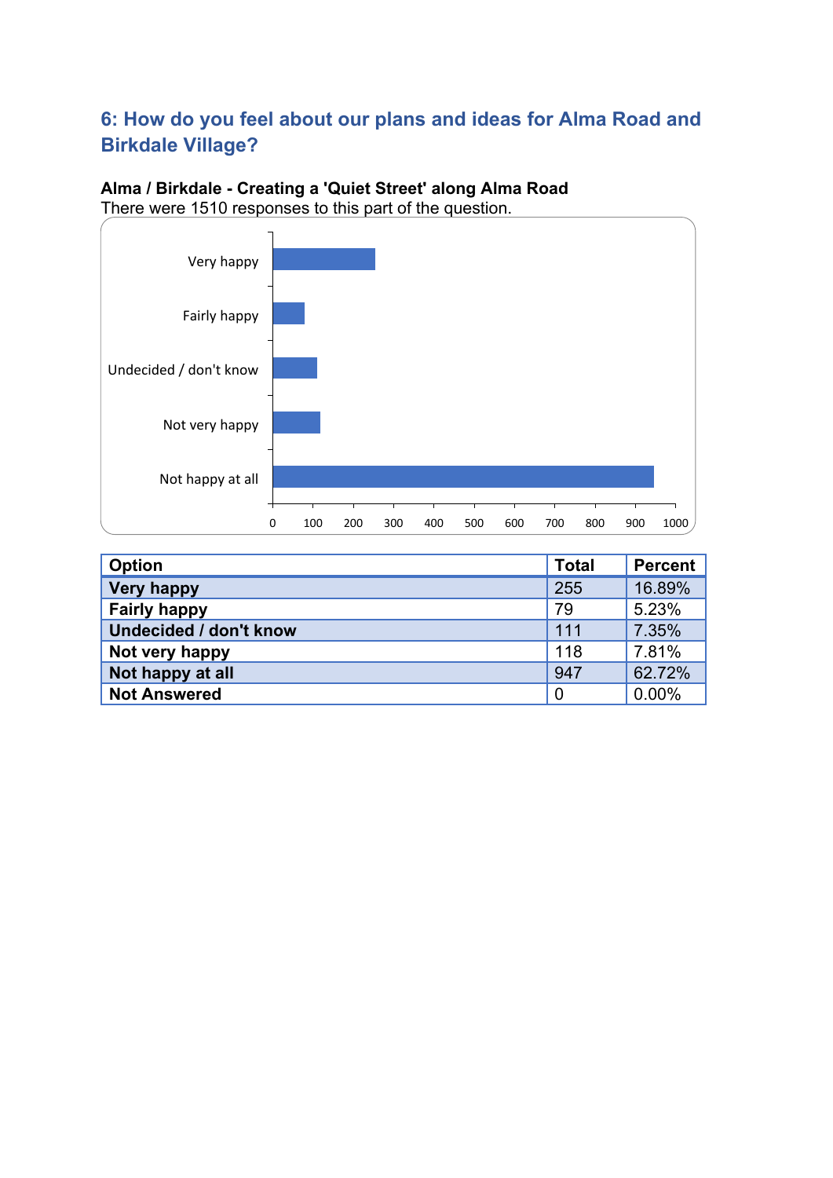## 6: How do you feel about our plans and ideas for Alma Road and Birkdale Village?

**Alma / Birkdale - Creating a 'Quiet Street' along Alma Road**

There were 1510 responses to this part of the question.

| Option | Total | Percent |
|---|---|---|
| **Very happy** | 255 | 16.89% |
| **Fairly happy** | 79 | 5.23% |
| **Undecided / don't know** | 111 | 7.35% |
| **Not very happy** | 118 | 7.81% |
| **Not happy at all** | 947 | 62.72% |
| **Not Answered** | 0 | 0.00% |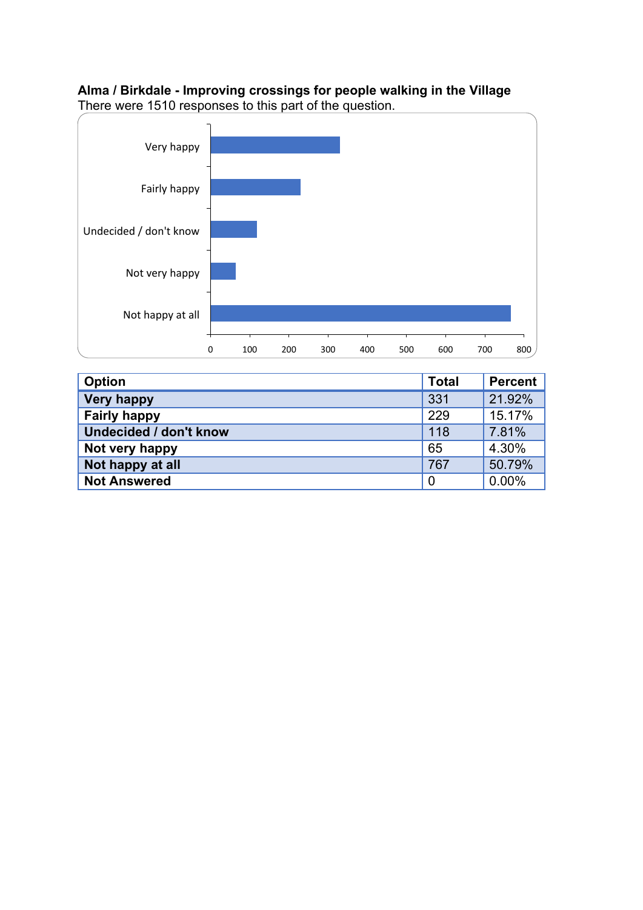**Alma / Birkdale - Improving crossings for people walking in the Village**

There were 1510 responses to this part of the question.

| Option | Total | Percent |
|---|---|---|
| Very happy | 331 | 21.92% |
| Fairly happy | 229 | 15.17% |
| Undecided / don't know | 118 | 7.81% |
| Not very happy | 65 | 4.30% |
| Not happy at all | 767 | 50.79% |
| Not Answered | 0 | 0.00% |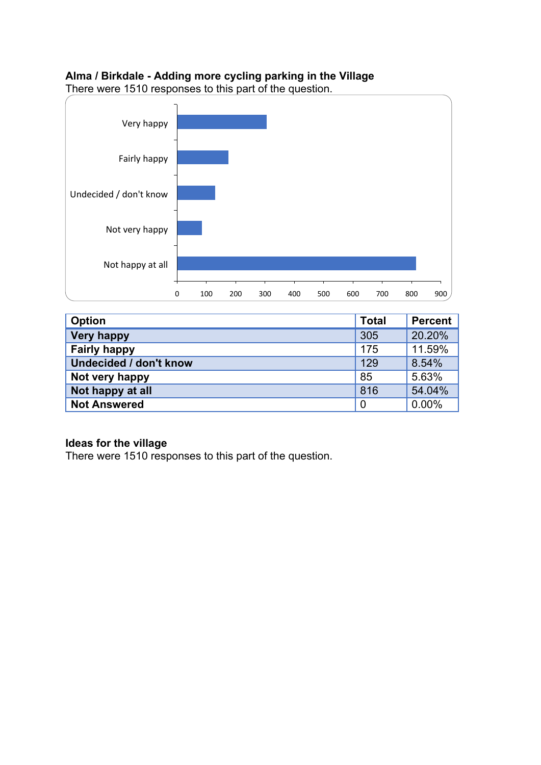**Alma / Birkdale - Adding more cycling parking in the Village**

There were 1510 responses to this part of the question.

| Option | Total | Percent |
|---|---|---|
| **Very happy** | 305 | 20.20% |
| **Fairly happy** | 175 | 11.59% |
| **Undecided / don't know** | 129 | 8.54% |
| **Not very happy** | 85 | 5.63% |
| **Not happy at all** | 816 | 54.04% |
| **Not Answered** | 0 | 0.00% |

**Ideas for the village**

There were 1510 responses to this part of the question.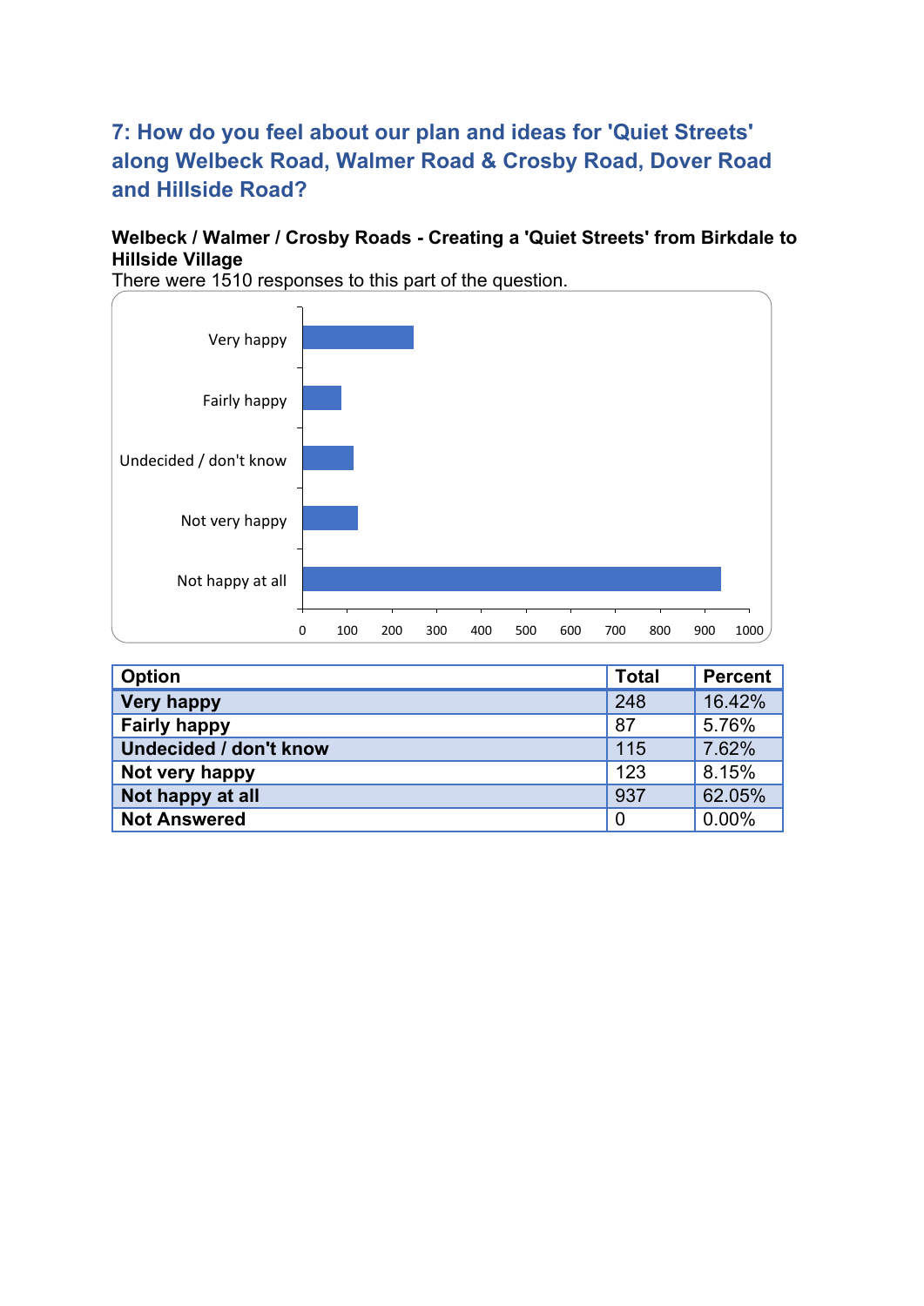## 7: How do you feel about our plan and ideas for 'Quiet Streets' along Welbeck Road, Walmer Road & Crosby Road, Dover Road and Hillside Road?

**Welbeck / Walmer / Crosby Roads - Creating a 'Quiet Streets' from Birkdale to Hillside Village**

There were 1510 responses to this part of the question.

| Option | Total | Percent |
|---|---|---|
| **Very happy** | 248 | 16.42% |
| **Fairly happy** | 87 | 5.76% |
| **Undecided / don't know** | 115 | 7.62% |
| **Not very happy** | 123 | 8.15% |
| **Not happy at all** | 937 | 62.05% |
| **Not Answered** | 0 | 0.00% |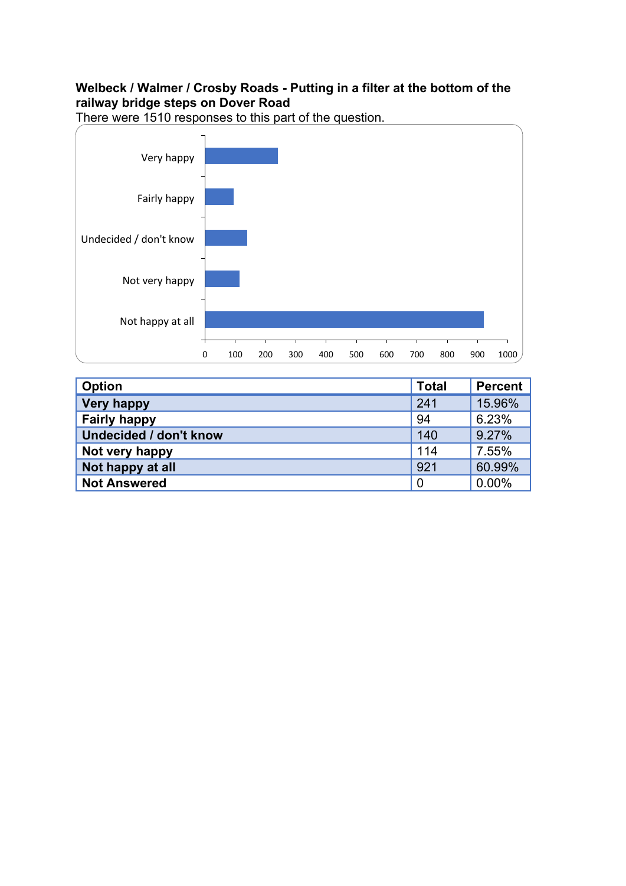**Welbeck / Walmer / Crosby Roads - Putting in a filter at the bottom of the railway bridge steps on Dover Road**

There were 1510 responses to this part of the question.

| Option | Total | Percent |
|---|---|---|
| Very happy | 241 | 15.96% |
| Fairly happy | 94 | 6.23% |
| Undecided / don't know | 140 | 9.27% |
| Not very happy | 114 | 7.55% |
| Not happy at all | 921 | 60.99% |
| Not Answered | 0 | 0.00% |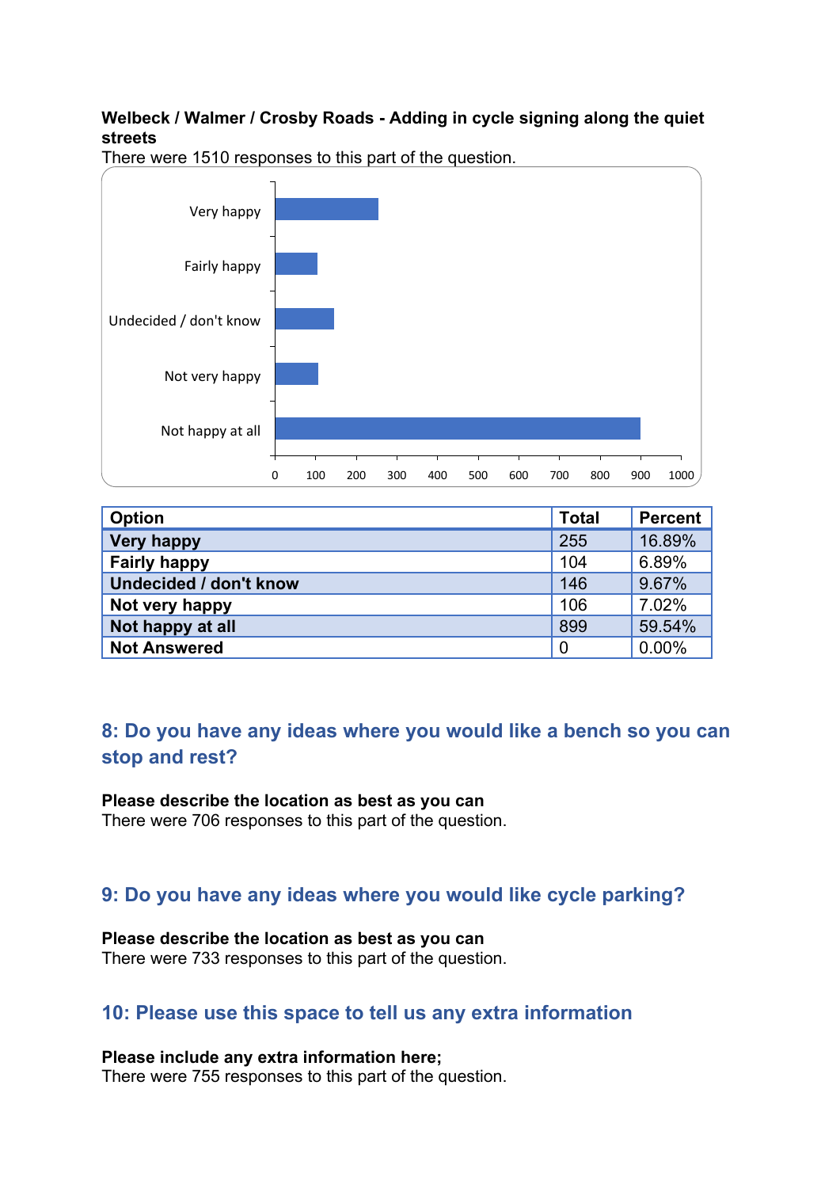**Welbeck / Walmer / Crosby Roads - Adding in cycle signing along the quiet streets**

There were 1510 responses to this part of the question.

| Option | Total | Percent |
|---|---|---|
| **Very happy** | 255 | 16.89% |
| **Fairly happy** | 104 | 6.89% |
| **Undecided / don't know** | 146 | 9.67% |
| **Not very happy** | 106 | 7.02% |
| **Not happy at all** | 899 | 59.54% |
| **Not Answered** | 0 | 0.00% |

## 8: Do you have any ideas where you would like a bench so you can stop and rest?

**Please describe the location as best as you can**

There were 706 responses to this part of the question.

## 9: Do you have any ideas where you would like cycle parking?

**Please describe the location as best as you can**

There were 733 responses to this part of the question.

## 10: Please use this space to tell us any extra information

**Please include any extra information here;**

There were 755 responses to this part of the question.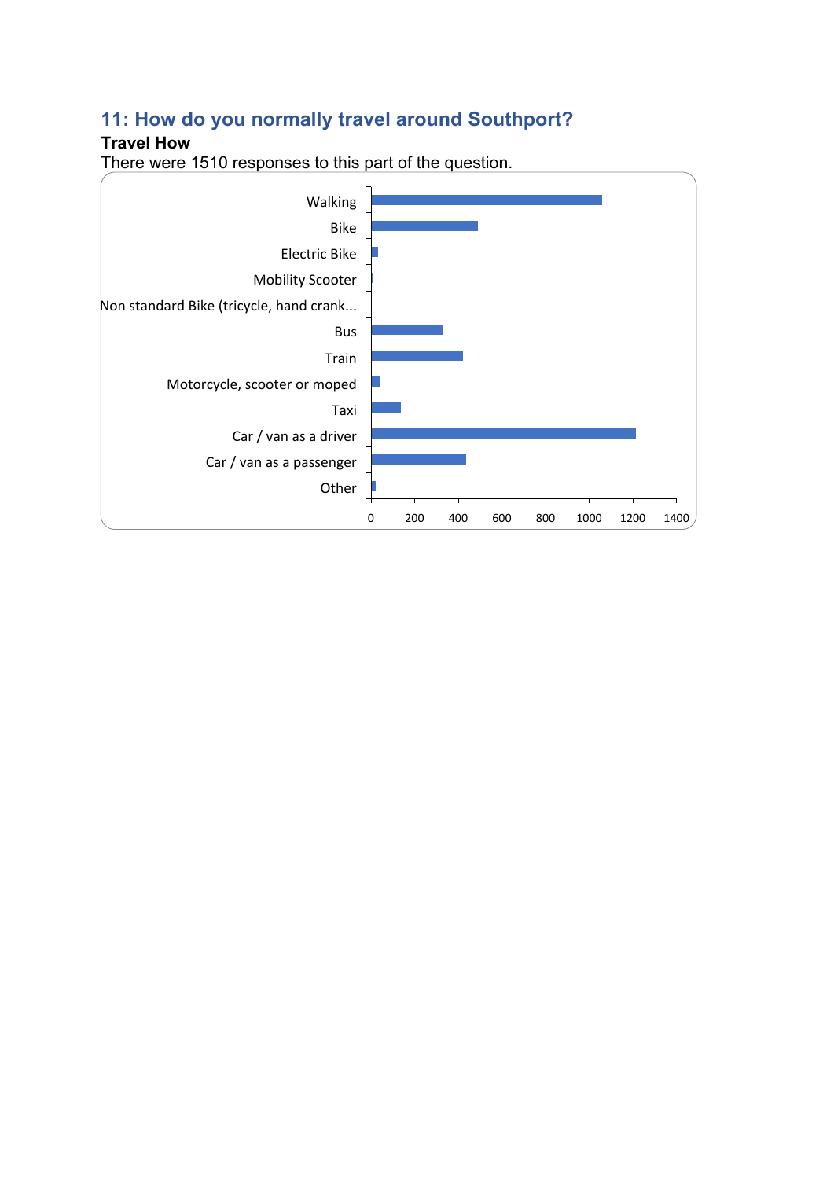## 11: How do you normally travel around Southport?

**Travel How**

There were 1510 responses to this part of the question.

Walking
Bike
Electric Bike
Mobility Scooter
Non standard Bike (tricycle, hand crank...
Bus
Train
Motorcycle, scooter or moped
Taxi
Car / van as a driver
Car / van as a passenger
Other

0 200 400 600 800 1000 1200 1400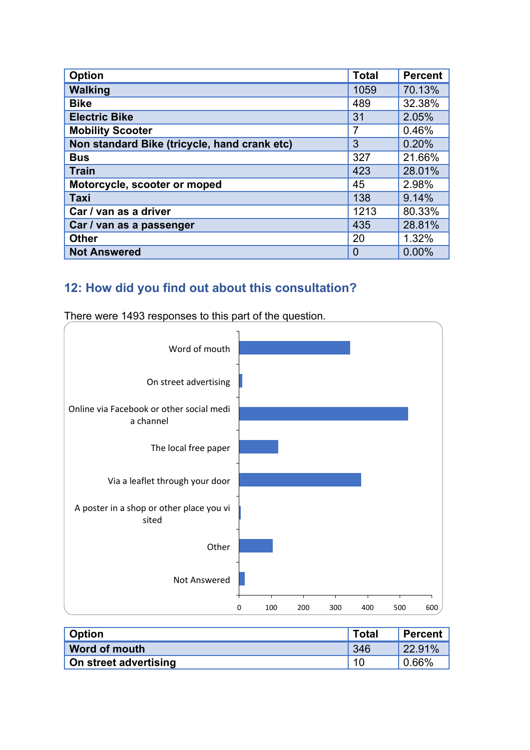| Option | Total | Percent |
|---|---|---|
| **Walking** | 1059 | 70.13% |
| **Bike** | 489 | 32.38% |
| **Electric Bike** | 31 | 2.05% |
| **Mobility Scooter** | 7 | 0.46% |
| **Non standard Bike (tricycle, hand crank etc)** | 3 | 0.20% |
| **Bus** | 327 | 21.66% |
| **Train** | 423 | 28.01% |
| **Motorcycle, scooter or moped** | 45 | 2.98% |
| **Taxi** | 138 | 9.14% |
| **Car / van as a driver** | 1213 | 80.33% |
| **Car / van as a passenger** | 435 | 28.81% |
| **Other** | 20 | 1.32% |
| **Not Answered** | 0 | 0.00% |

## 12: How did you find out about this consultation?

There were 1493 responses to this part of the question.

Word of mouth
On street advertising
Online via Facebook or other social media channel
The local free paper
Via a leaflet through your door
A poster in a shop or other place you visited
Other
Not Answered

0 100 200 300 400 500 600

| Option | Total | Percent |
|---|---|---|
| **Word of mouth** | 346 | 22.91% |
| **On street advertising** | 10 | 0.66% |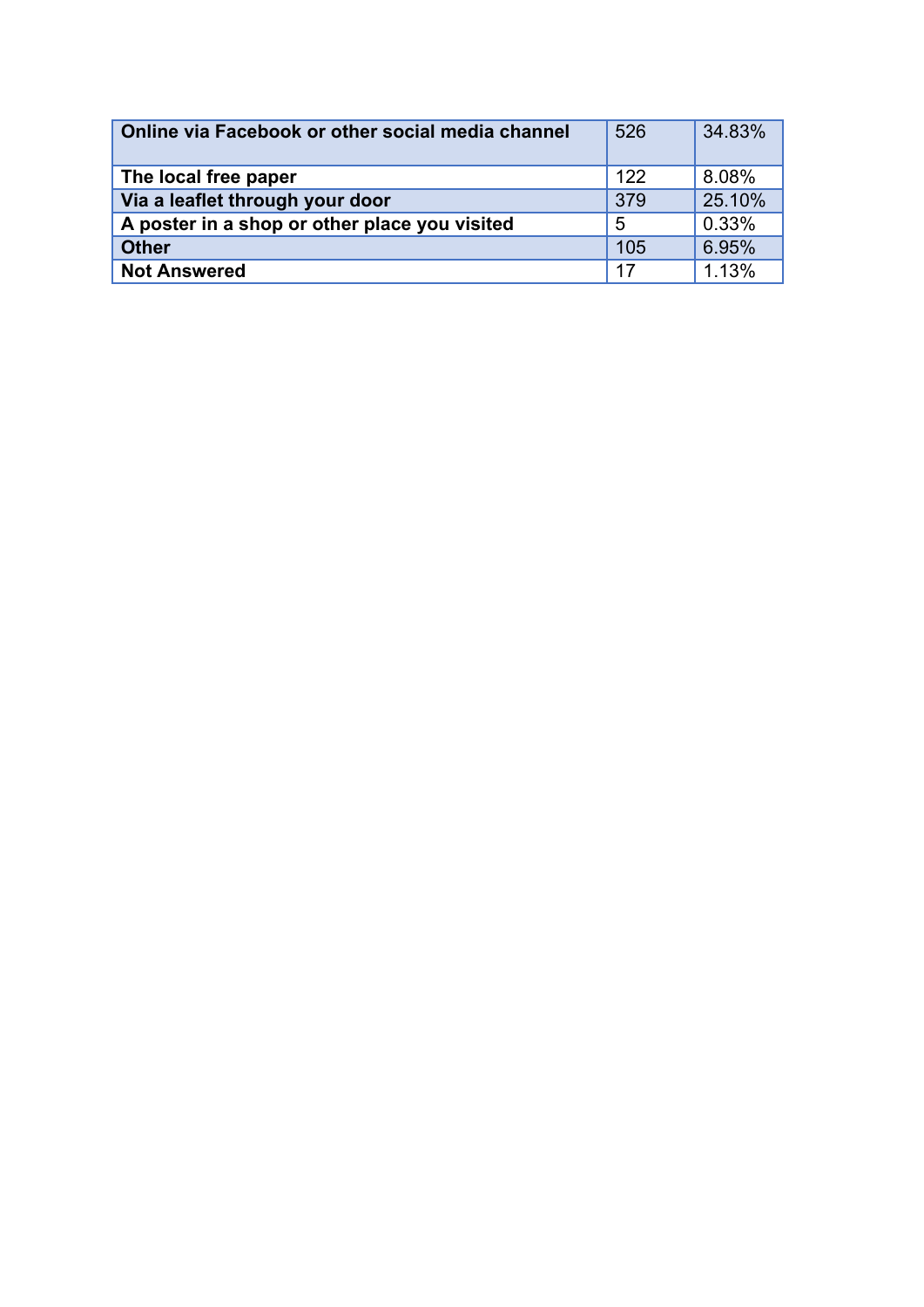| Online via Facebook or other social media channel | 526 | 34.83% |
|---|---|---|
| The local free paper | 122 | 8.08% |
| Via a leaflet through your door | 379 | 25.10% |
| A poster in a shop or other place you visited | 5 | 0.33% |
| Other | 105 | 6.95% |
| Not Answered | 17 | 1.13% |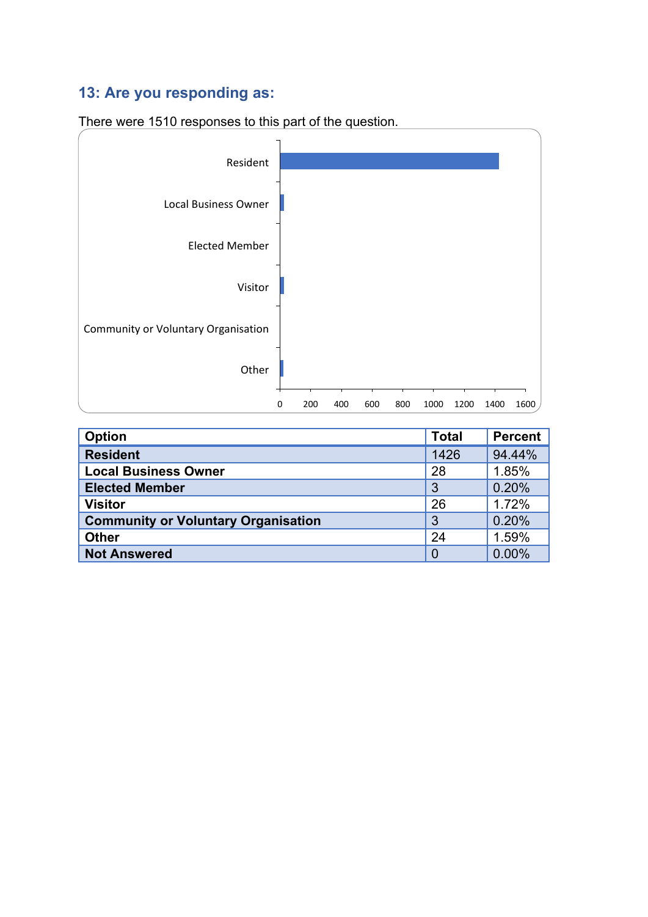## 13: Are you responding as:

There were 1510 responses to this part of the question.

| Option | Total | Percent |
|---|---|---|
| **Resident** | 1426 | 94.44% |
| **Local Business Owner** | 28 | 1.85% |
| **Elected Member** | 3 | 0.20% |
| **Visitor** | 26 | 1.72% |
| **Community or Voluntary Organisation** | 3 | 0.20% |
| **Other** | 24 | 1.59% |
| **Not Answered** | 0 | 0.00% |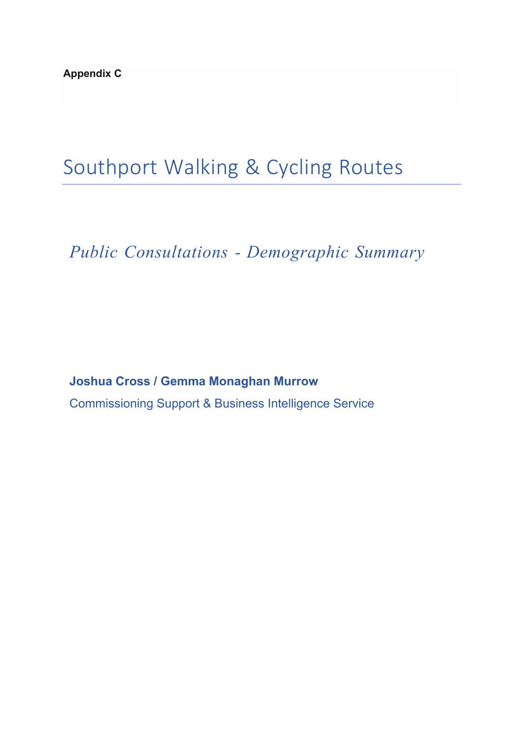**Appendix C**

# Southport Walking & Cycling Routes

## *Public Consultations - Demographic Summary*

**Joshua Cross / Gemma Monaghan Murrow**

Commissioning Support & Business Intelligence Service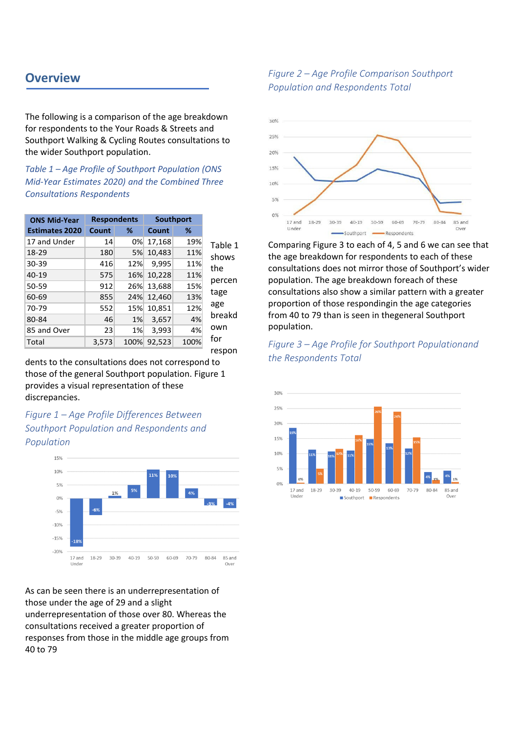## Overview

The following is a comparison of the age breakdown for respondents to the Your Roads & Streets and Southport Walking & Cycling Routes consultations to the wider Southport population.

*Table 1 – Age Profile of Southport Population (ONS Mid-Year Estimates 2020) and the Combined Three Consultations Respondents*

| ONS Mid-Year Estimates 2020 | Respondents | | Southport | |
|---|---|---|---|---|
| | Count | % | Count | % |
| 17 and Under | 14 | 0% | 17,168 | 19% |
| 18-29 | 180 | 5% | 10,483 | 11% |
| 30-39 | 416 | 12% | 9,995 | 11% |
| 40-19 | 575 | 16% | 10,228 | 11% |
| 50-59 | 912 | 26% | 13,688 | 15% |
| 60-69 | 855 | 24% | 12,460 | 13% |
| 70-79 | 552 | 15% | 10,851 | 12% |
| 80-84 | 46 | 1% | 3,657 | 4% |
| 85 and Over | 23 | 1% | 3,993 | 4% |
| Total | 3,573 | 100% | 92,523 | 100% |

Table 1 shows the percentage age breakdown for respondents to the consultations does not correspond to those of the general Southport population. Figure 1 provides a visual representation of these discrepancies.

*Figure 1 – Age Profile Differences Between Southport Population and Respondents and Population*

As can be seen there is an underrepresentation of those under the age of 29 and a slight underrepresentation of those over 80. Whereas the consultations received a greater proportion of responses from those in the middle age groups from 40 to 79

*Figure 2 – Age Profile Comparison Southport Population and Respondents Total*

Comparing Figure 3 to each of 4, 5 and 6 we can see that the age breakdown for respondents to each of these consultations does not mirror those of Southport's wider population. The age breakdown foreach of these consultations also show a similar pattern with a greater proportion of those respondingin the age categories from 40 to 79 than is seen in thegeneral Southport population.

*Figure 3 – Age Profile for Southport Populationand the Respondents Total*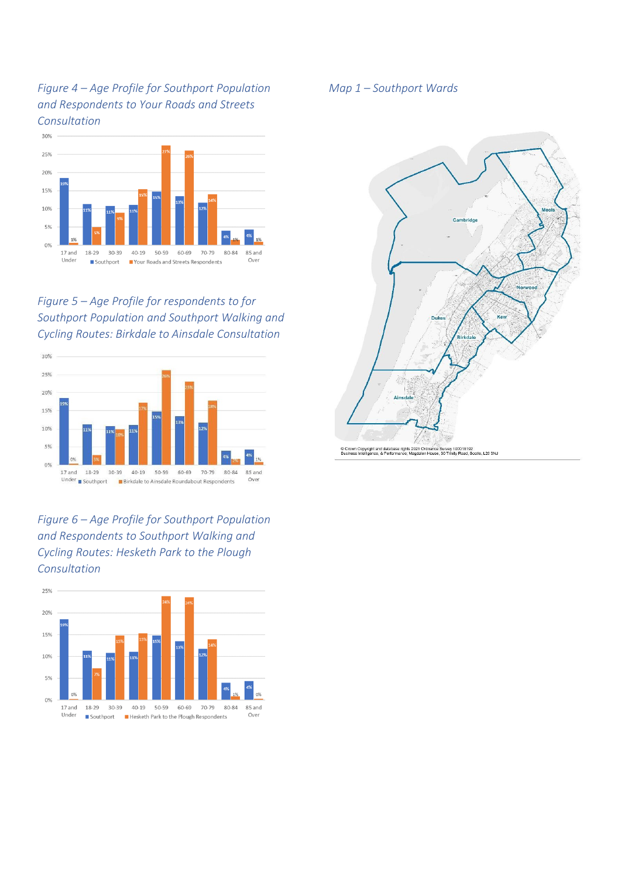*Figure 4 – Age Profile for Southport Population and Respondents to Your Roads and Streets Consultation*

| Age | Southport | Your Roads and Streets Respondents |
|---|---|---|
| 17 and Under | 19% | 1% |
| 18-29 | 11% | 5% |
| 30-39 | 11% | 9% |
| 40-19 | 11% | 15% |
| 50-59 | 15% | 27% |
| 60-69 | 13% | 26% |
| 70-79 | 12% | 14% |
| 80-84 | 4% | 1% |
| 85 and Over | 4% | 1% |

*Figure 5 – Age Profile for respondents to for Southport Population and Southport Walking and Cycling Routes: Birkdale to Ainsdale Consultation*

| Age | Southport | Birkdale to Ainsdale Roundabout Respondents |
|---|---|---|
| 17 and Under | 19% | 0% |
| 18-29 | 11% | 3% |
| 30-39 | 11% | 10% |
| 40-19 | 11% | 17% |
| 50-59 | 15% | 26% |
| 60-69 | 13% | 23% |
| 70-79 | 12% | 18% |
| 80-84 | 4% | 2% |
| 85 and Over | 4% | 1% |

*Figure 6 – Age Profile for Southport Population and Respondents to Southport Walking and Cycling Routes: Hesketh Park to the Plough Consultation*

| Age | Southport | Hesketh Park to the Plough Respondents |
|---|---|---|
| 17 and Under | 19% | 0% |
| 18-29 | 11% | 7% |
| 30-39 | 11% | 15% |
| 40-19 | 11% | 15% |
| 50-59 | 15% | 24% |
| 60-69 | 13% | 24% |
| 70-79 | 12% | 14% |
| 80-84 | 4% | 1% |
| 85 and Over | 4% | 0% |

*Map 1 – Southport Wards*

Meols, Cambridge, Norwood, Kew, Dukes, Birkdale, Ainsdale

© Crown Copyright and database rights 2021 Ordnance Survey 100018192
Business Intelligence, & Performance; Magdalen House, 30 Trinity Road, Bootle, L20 3NJ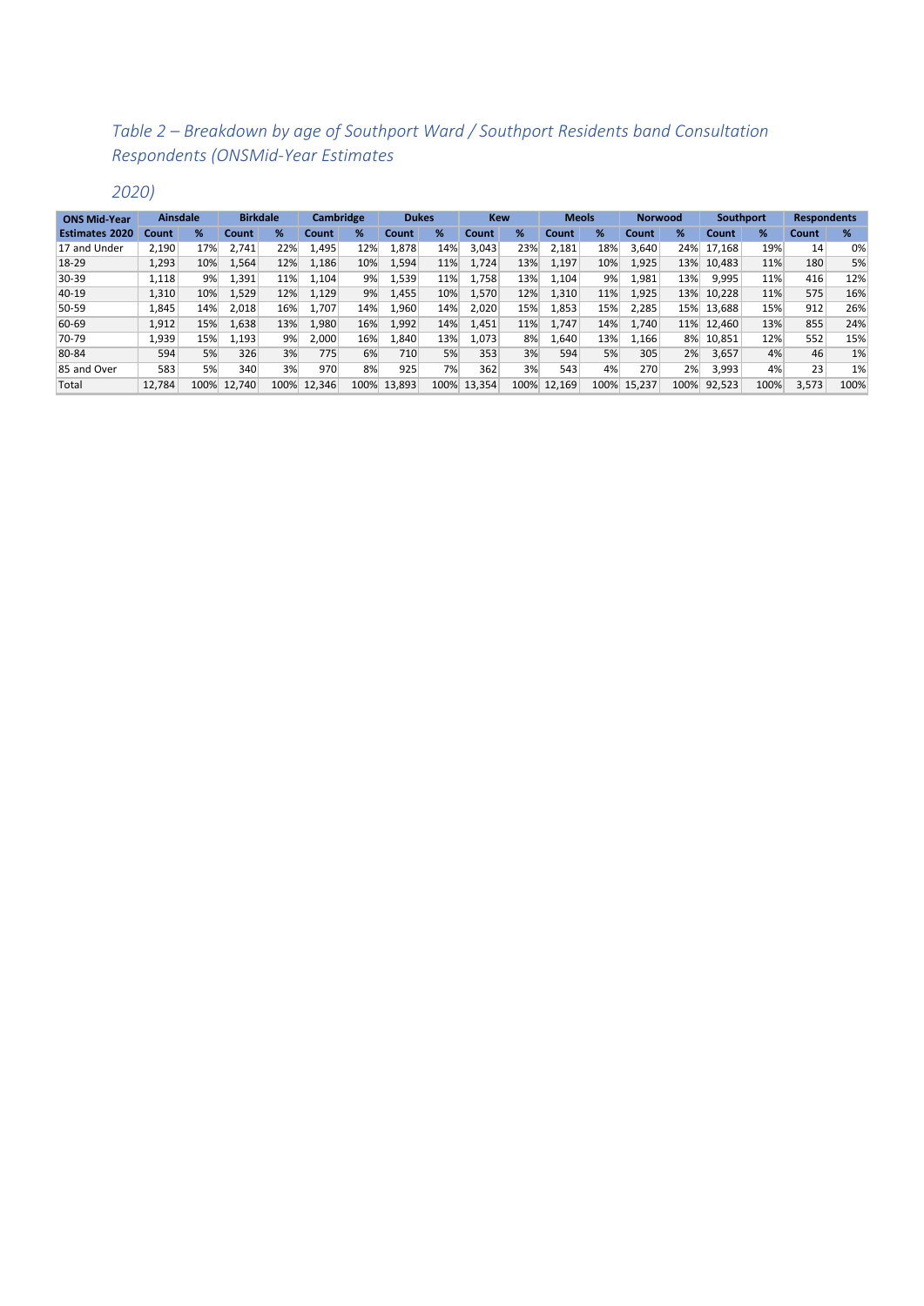*Table 2 – Breakdown by age of Southport Ward / Southport Residents band Consultation Respondents (ONSMid-Year Estimates*

*2020)*

| ONS Mid-Year | Ainsdale | | Birkdale | | Cambridge | | Dukes | | Kew | | Meols | | Norwood | | Southport | | Respondents | |
|---|---|---|---|---|---|---|---|---|---|---|---|---|---|---|---|---|---|---|
| **Estimates 2020** | **Count** | **%** | **Count** | **%** | **Count** | **%** | **Count** | **%** | **Count** | **%** | **Count** | **%** | **Count** | **%** | **Count** | **%** | **Count** | **%** |
| 17 and Under | 2,190 | 17% | 2,741 | 22% | 1,495 | 12% | 1,878 | 14% | 3,043 | 23% | 2,181 | 18% | 3,640 | 24% | 17,168 | 19% | 14 | 0% |
| 18-29 | 1,293 | 10% | 1,564 | 12% | 1,186 | 10% | 1,594 | 11% | 1,724 | 13% | 1,197 | 10% | 1,925 | 13% | 10,483 | 11% | 180 | 5% |
| 30-39 | 1,118 | 9% | 1,391 | 11% | 1,104 | 9% | 1,539 | 11% | 1,758 | 13% | 1,104 | 9% | 1,981 | 13% | 9,995 | 11% | 416 | 12% |
| 40-19 | 1,310 | 10% | 1,529 | 12% | 1,129 | 9% | 1,455 | 10% | 1,570 | 12% | 1,310 | 11% | 1,925 | 13% | 10,228 | 11% | 575 | 16% |
| 50-59 | 1,845 | 14% | 2,018 | 16% | 1,707 | 14% | 1,960 | 14% | 2,020 | 15% | 1,853 | 15% | 2,285 | 15% | 13,688 | 15% | 912 | 26% |
| 60-69 | 1,912 | 15% | 1,638 | 13% | 1,980 | 16% | 1,992 | 14% | 1,451 | 11% | 1,747 | 14% | 1,740 | 11% | 12,460 | 13% | 855 | 24% |
| 70-79 | 1,939 | 15% | 1,193 | 9% | 2,000 | 16% | 1,840 | 13% | 1,073 | 8% | 1,640 | 13% | 1,166 | 8% | 10,851 | 12% | 552 | 15% |
| 80-84 | 594 | 5% | 326 | 3% | 775 | 6% | 710 | 5% | 353 | 3% | 594 | 5% | 305 | 2% | 3,657 | 4% | 46 | 1% |
| 85 and Over | 583 | 5% | 340 | 3% | 970 | 8% | 925 | 7% | 362 | 3% | 543 | 4% | 270 | 2% | 3,993 | 4% | 23 | 1% |
| Total | 12,784 | 100% | 12,740 | 100% | 12,346 | 100% | 13,893 | 100% | 13,354 | 100% | 12,169 | 100% | 15,237 | 100% | 92,523 | 100% | 3,573 | 100% |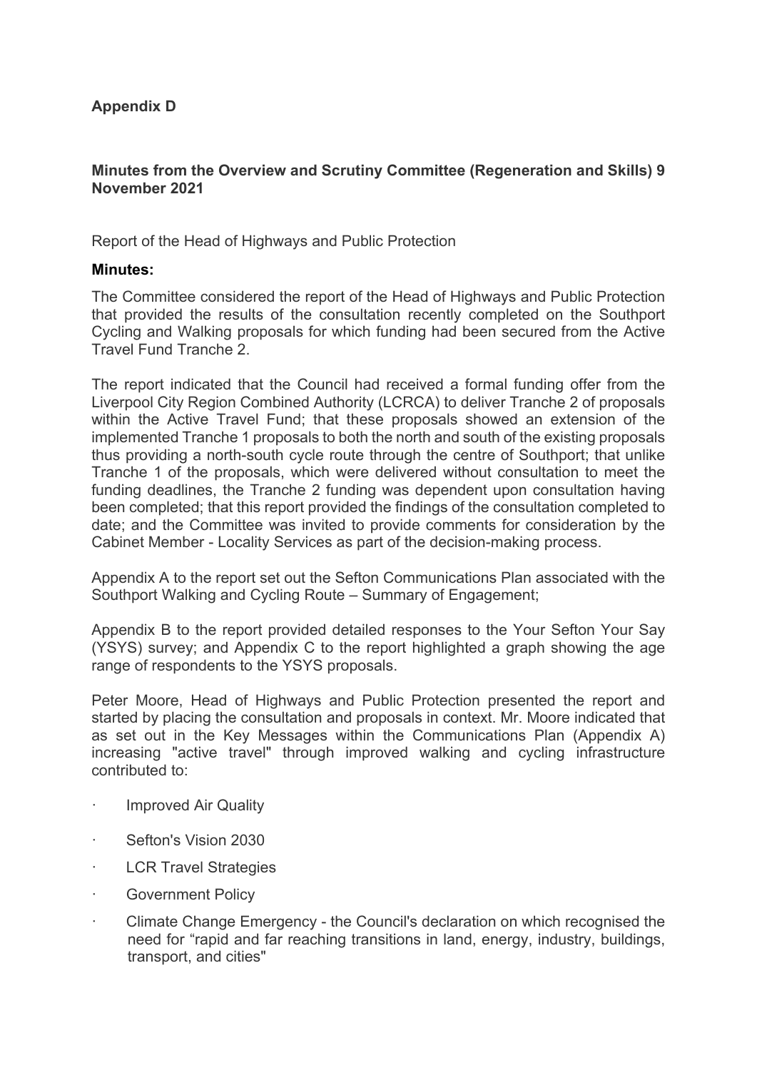**Appendix D**

**Minutes from the Overview and Scrutiny Committee (Regeneration and Skills) 9 November 2021**

Report of the Head of Highways and Public Protection

**Minutes:**

The Committee considered the report of the Head of Highways and Public Protection that provided the results of the consultation recently completed on the Southport Cycling and Walking proposals for which funding had been secured from the Active Travel Fund Tranche 2.

The report indicated that the Council had received a formal funding offer from the Liverpool City Region Combined Authority (LCRCA) to deliver Tranche 2 of proposals within the Active Travel Fund; that these proposals showed an extension of the implemented Tranche 1 proposals to both the north and south of the existing proposals thus providing a north-south cycle route through the centre of Southport; that unlike Tranche 1 of the proposals, which were delivered without consultation to meet the funding deadlines, the Tranche 2 funding was dependent upon consultation having been completed; that this report provided the findings of the consultation completed to date; and the Committee was invited to provide comments for consideration by the Cabinet Member - Locality Services as part of the decision-making process.

Appendix A to the report set out the Sefton Communications Plan associated with the Southport Walking and Cycling Route – Summary of Engagement;

Appendix B to the report provided detailed responses to the Your Sefton Your Say (YSYS) survey; and Appendix C to the report highlighted a graph showing the age range of respondents to the YSYS proposals.

Peter Moore, Head of Highways and Public Protection presented the report and started by placing the consultation and proposals in context. Mr. Moore indicated that as set out in the Key Messages within the Communications Plan (Appendix A) increasing "active travel" through improved walking and cycling infrastructure contributed to:

- Improved Air Quality
- Sefton's Vision 2030
- LCR Travel Strategies
- Government Policy
- Climate Change Emergency - the Council's declaration on which recognised the need for "rapid and far reaching transitions in land, energy, industry, buildings, transport, and cities"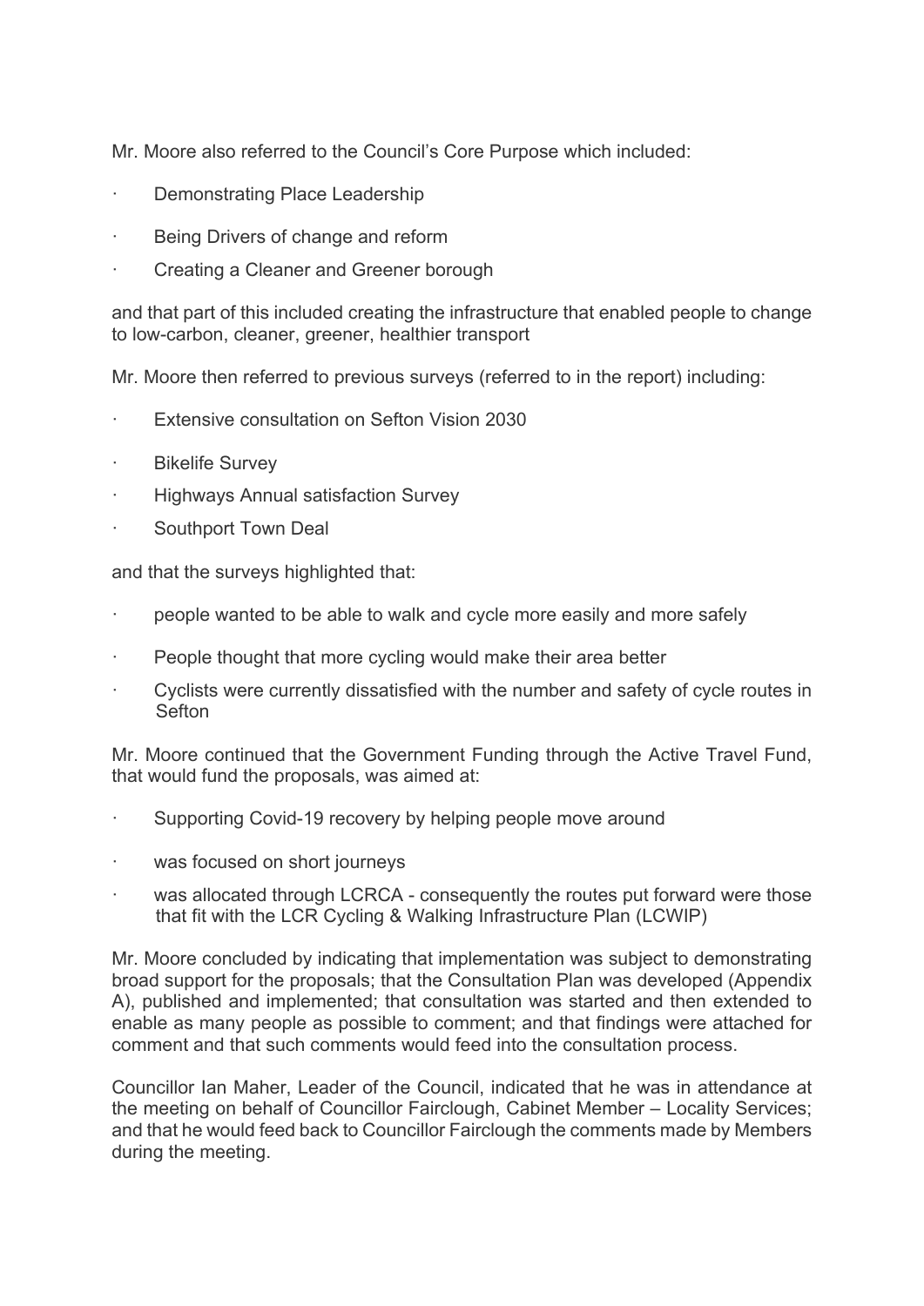Mr. Moore also referred to the Council's Core Purpose which included:

- Demonstrating Place Leadership
- Being Drivers of change and reform
- Creating a Cleaner and Greener borough

and that part of this included creating the infrastructure that enabled people to change to low-carbon, cleaner, greener, healthier transport

Mr. Moore then referred to previous surveys (referred to in the report) including:

- Extensive consultation on Sefton Vision 2030
- Bikelife Survey
- Highways Annual satisfaction Survey
- Southport Town Deal

and that the surveys highlighted that:

- people wanted to be able to walk and cycle more easily and more safely
- People thought that more cycling would make their area better
- Cyclists were currently dissatisfied with the number and safety of cycle routes in Sefton

Mr. Moore continued that the Government Funding through the Active Travel Fund, that would fund the proposals, was aimed at:

- Supporting Covid-19 recovery by helping people move around
- was focused on short journeys
- was allocated through LCRCA - consequently the routes put forward were those that fit with the LCR Cycling & Walking Infrastructure Plan (LCWIP)

Mr. Moore concluded by indicating that implementation was subject to demonstrating broad support for the proposals; that the Consultation Plan was developed (Appendix A), published and implemented; that consultation was started and then extended to enable as many people as possible to comment; and that findings were attached for comment and that such comments would feed into the consultation process.

Councillor Ian Maher, Leader of the Council, indicated that he was in attendance at the meeting on behalf of Councillor Fairclough, Cabinet Member – Locality Services; and that he would feed back to Councillor Fairclough the comments made by Members during the meeting.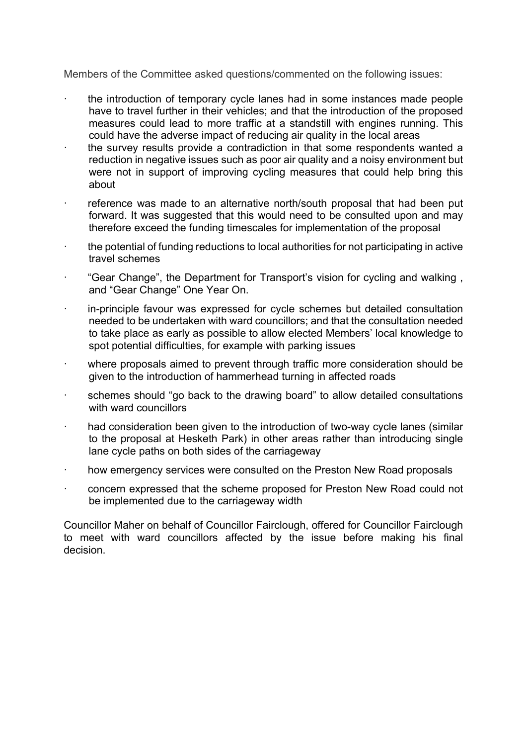Members of the Committee asked questions/commented on the following issues:

- the introduction of temporary cycle lanes had in some instances made people have to travel further in their vehicles; and that the introduction of the proposed measures could lead to more traffic at a standstill with engines running. This could have the adverse impact of reducing air quality in the local areas
- the survey results provide a contradiction in that some respondents wanted a reduction in negative issues such as poor air quality and a noisy environment but were not in support of improving cycling measures that could help bring this about
- reference was made to an alternative north/south proposal that had been put forward. It was suggested that this would need to be consulted upon and may therefore exceed the funding timescales for implementation of the proposal
- the potential of funding reductions to local authorities for not participating in active travel schemes
- "Gear Change", the Department for Transport's vision for cycling and walking , and "Gear Change" One Year On.
- in-principle favour was expressed for cycle schemes but detailed consultation needed to be undertaken with ward councillors; and that the consultation needed to take place as early as possible to allow elected Members' local knowledge to spot potential difficulties, for example with parking issues
- where proposals aimed to prevent through traffic more consideration should be given to the introduction of hammerhead turning in affected roads
- schemes should "go back to the drawing board" to allow detailed consultations with ward councillors
- had consideration been given to the introduction of two-way cycle lanes (similar to the proposal at Hesketh Park) in other areas rather than introducing single lane cycle paths on both sides of the carriageway
- how emergency services were consulted on the Preston New Road proposals
- concern expressed that the scheme proposed for Preston New Road could not be implemented due to the carriageway width

Councillor Maher on behalf of Councillor Fairclough, offered for Councillor Fairclough to meet with ward councillors affected by the issue before making his final decision.